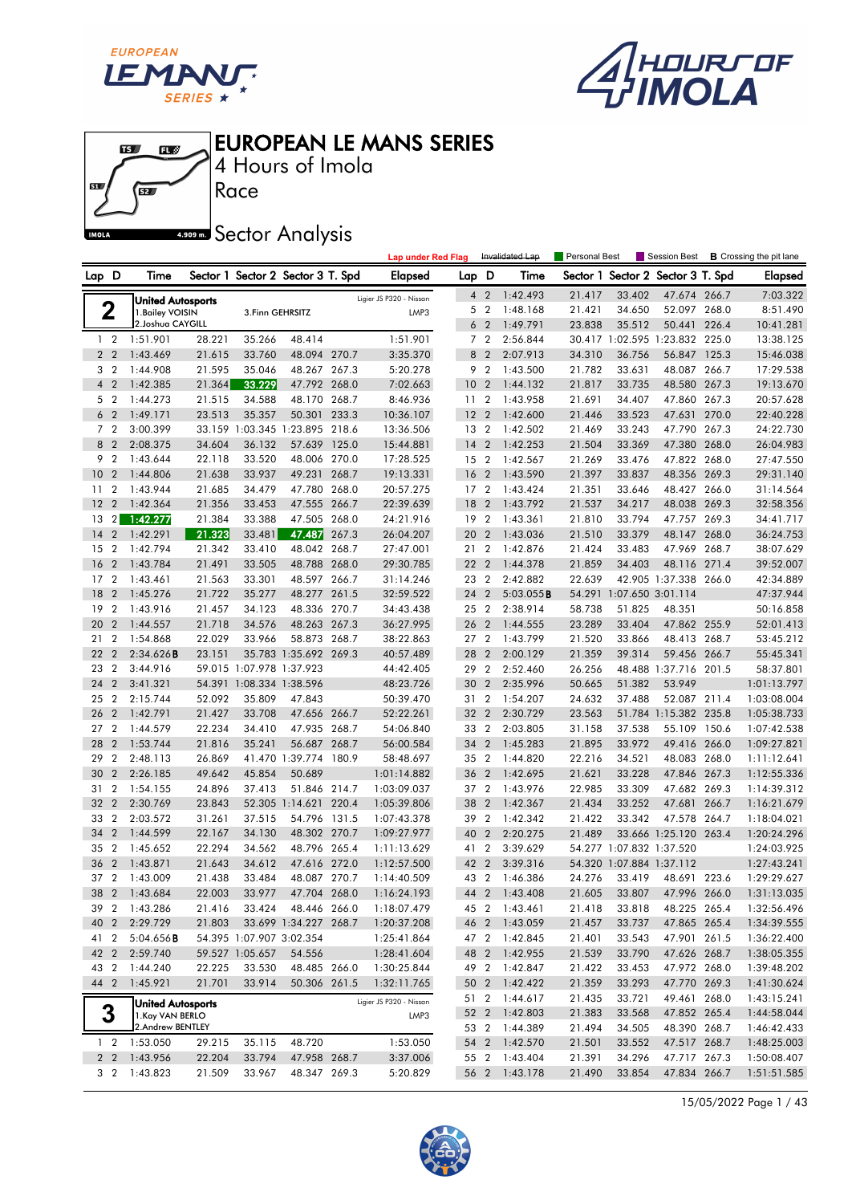# EUROPEAN LE MANS SERIES

4 Hours of Imola

Race

## Sector Analysis

Lap under Red Flag | Invalidated Lap | Personal Best | Session Best | B Crossing the pit lane

**2** — United Autosports — Ligier JS P320 - Nissan — LMP3
1. Bailey VOISIN
2. Joshua CAYGILL
3. Finn GEHRSITZ

| Lap | D | Time | Sector 1 | Sector 2 | Sector 3 | T. Spd | Elapsed |
|---|---|---|---|---|---|---|---|
| 1 | 2 | 1:51.901 | 28.221 | 35.266 | 48.414 | | 1:51.901 |
| 2 | 2 | 1:43.469 | 21.615 | 33.760 | 48.094 | 270.7 | 3:35.370 |
| 3 | 2 | 1:44.908 | 21.595 | 35.046 | 48.267 | 267.3 | 5:20.278 |
| 4 | 2 | 1:42.385 | 21.364 | 33.229 | 47.792 | 268.0 | 7:02.663 |
| 5 | 2 | 1:44.273 | 21.515 | 34.588 | 48.170 | 268.7 | 8:46.936 |
| 6 | 2 | 1:49.171 | 23.513 | 35.357 | 50.301 | 233.3 | 10:36.107 |
| 7 | 2 | 3:00.399 | 33.159 | 1:03.345 | 1:23.895 | 218.6 | 13:36.506 |
| 8 | 2 | 2:08.375 | 34.604 | 36.132 | 57.639 | 125.0 | 15:44.881 |
| 9 | 2 | 1:43.644 | 22.118 | 33.520 | 48.006 | 270.0 | 17:28.525 |
| 10 | 2 | 1:44.806 | 21.638 | 33.937 | 49.231 | 268.7 | 19:13.331 |
| 11 | 2 | 1:43.944 | 21.685 | 34.479 | 47.780 | 268.0 | 20:57.275 |
| 12 | 2 | 1:42.364 | 21.356 | 33.453 | 47.555 | 266.7 | 22:39.639 |
| 13 | 2 | 1:42.277 | 21.384 | 33.388 | 47.505 | 268.0 | 24:21.916 |
| 14 | 2 | 1:42.291 | 21.323 | 33.481 | 47.487 | 267.3 | 26:04.207 |
| 15 | 2 | 1:42.794 | 21.342 | 33.410 | 48.042 | 268.7 | 27:47.001 |
| 16 | 2 | 1:43.784 | 21.491 | 33.505 | 48.788 | 268.0 | 29:30.785 |
| 17 | 2 | 1:43.461 | 21.563 | 33.301 | 48.597 | 266.7 | 31:14.246 |
| 18 | 2 | 1:45.276 | 21.722 | 35.277 | 48.277 | 261.5 | 32:59.522 |
| 19 | 2 | 1:43.916 | 21.457 | 34.123 | 48.336 | 270.7 | 34:43.438 |
| 20 | 2 | 1:44.557 | 21.718 | 34.576 | 48.263 | 267.3 | 36:27.995 |
| 21 | 2 | 1:54.868 | 22.029 | 33.966 | 58.873 | 268.7 | 38:22.863 |
| 22 | 2 | 2:34.626 B | 23.151 | 35.783 | 1:35.692 | 269.3 | 40:57.489 |
| 23 | 2 | 3:44.916 | 59.015 | 1:07.978 | 1:37.923 | | 44:42.405 |
| 24 | 2 | 3:41.321 | 54.391 | 1:08.334 | 1:38.596 | | 48:23.726 |
| 25 | 2 | 2:15.744 | 52.092 | 35.809 | 47.843 | | 50:39.470 |
| 26 | 2 | 1:42.791 | 21.427 | 33.708 | 47.656 | 266.7 | 52:22.261 |
| 27 | 2 | 1:44.579 | 22.234 | 34.410 | 47.935 | 268.7 | 54:06.840 |
| 28 | 2 | 1:53.744 | 21.816 | 35.241 | 56.687 | 268.7 | 56:00.584 |
| 29 | 2 | 2:48.113 | 26.869 | 41.470 | 1:39.774 | 180.9 | 58:48.697 |
| 30 | 2 | 2:26.185 | 49.642 | 45.854 | 50.689 | | 1:01:14.882 |
| 31 | 2 | 1:54.155 | 24.896 | 37.413 | 51.846 | 214.7 | 1:03:09.037 |
| 32 | 2 | 2:30.769 | 23.843 | 52.305 | 1:14.621 | 220.4 | 1:05:39.806 |
| 33 | 2 | 2:03.572 | 31.261 | 37.515 | 54.796 | 131.5 | 1:07:43.378 |
| 34 | 2 | 1:44.599 | 22.167 | 34.130 | 48.302 | 270.7 | 1:09:27.977 |
| 35 | 2 | 1:45.652 | 22.294 | 34.562 | 48.796 | 265.4 | 1:11:13.629 |
| 36 | 2 | 1:43.871 | 21.643 | 34.612 | 47.616 | 272.0 | 1:12:57.500 |
| 37 | 2 | 1:43.009 | 21.438 | 33.484 | 48.087 | 270.7 | 1:14:40.509 |
| 38 | 2 | 1:43.684 | 22.003 | 33.977 | 47.704 | 268.0 | 1:16:24.193 |
| 39 | 2 | 1:43.286 | 21.416 | 33.424 | 48.446 | 266.0 | 1:18:07.479 |
| 40 | 2 | 2:29.729 | 21.803 | 33.699 | 1:34.227 | 268.7 | 1:20:37.208 |
| 41 | 2 | 5:04.656 B | 54.395 | 1:07.907 | 3:02.354 | | 1:25:41.864 |
| 42 | 2 | 2:59.740 | 59.527 | 1:05.657 | 54.556 | | 1:28:41.604 |
| 43 | 2 | 1:44.240 | 22.225 | 33.530 | 48.485 | 266.0 | 1:30:25.844 |
| 44 | 2 | 1:45.921 | 21.701 | 33.914 | 50.306 | 261.5 | 1:32:11.765 |

**3** — United Autosports — Ligier JS P320 - Nissan — LMP3
1. Kay VAN BERLO
2. Andrew BENTLEY

| Lap | D | Time | Sector 1 | Sector 2 | Sector 3 | T. Spd | Elapsed |
|---|---|---|---|---|---|---|---|
| 1 | 2 | 1:53.050 | 29.215 | 35.115 | 48.720 | | 1:53.050 |
| 2 | 2 | 1:43.956 | 22.204 | 33.794 | 47.958 | 268.7 | 3:37.006 |
| 3 | 2 | 1:43.823 | 21.509 | 33.967 | 48.347 | 269.3 | 5:20.829 |
| 4 | 2 | 1:42.493 | 21.417 | 33.402 | 47.674 | 266.7 | 7:03.322 |
| 5 | 2 | 1:48.168 | 21.421 | 34.650 | 52.097 | 268.0 | 8:51.490 |
| 6 | 2 | 1:49.791 | 23.838 | 35.512 | 50.441 | 226.4 | 10:41.281 |
| 7 | 2 | 2:56.844 | 30.417 | 1:02.595 | 1:23.832 | 225.0 | 13:38.125 |
| 8 | 2 | 2:07.913 | 34.310 | 36.756 | 56.847 | 125.3 | 15:46.038 |
| 9 | 2 | 1:43.500 | 21.782 | 33.631 | 48.087 | 266.7 | 17:29.538 |
| 10 | 2 | 1:44.132 | 21.817 | 33.735 | 48.580 | 267.3 | 19:13.670 |
| 11 | 2 | 1:43.958 | 21.691 | 34.407 | 47.860 | 267.3 | 20:57.628 |
| 12 | 2 | 1:42.600 | 21.446 | 33.523 | 47.631 | 270.0 | 22:40.228 |
| 13 | 2 | 1:42.502 | 21.469 | 33.243 | 47.790 | 267.3 | 24:22.730 |
| 14 | 2 | 1:42.253 | 21.504 | 33.369 | 47.380 | 268.0 | 26:04.983 |
| 15 | 2 | 1:42.567 | 21.269 | 33.476 | 47.822 | 268.0 | 27:47.550 |
| 16 | 2 | 1:43.590 | 21.397 | 33.837 | 48.356 | 269.3 | 29:31.140 |
| 17 | 2 | 1:43.424 | 21.351 | 33.646 | 48.427 | 266.0 | 31:14.564 |
| 18 | 2 | 1:43.792 | 21.537 | 34.217 | 48.038 | 269.3 | 32:58.356 |
| 19 | 2 | 1:43.361 | 21.810 | 33.794 | 47.757 | 269.3 | 34:41.717 |
| 20 | 2 | 1:43.036 | 21.510 | 33.379 | 48.147 | 268.0 | 36:24.753 |
| 21 | 2 | 1:42.876 | 21.424 | 33.483 | 47.969 | 268.7 | 38:07.629 |
| 22 | 2 | 1:44.378 | 21.859 | 34.403 | 48.116 | 271.4 | 39:52.007 |
| 23 | 2 | 2:42.882 | 22.639 | 42.905 | 1:37.338 | 266.0 | 42:34.889 |
| 24 | 2 | 5:03.055 B | 54.291 | 1:07.650 | 3:01.114 | | 47:37.944 |
| 25 | 2 | 2:38.914 | 58.738 | 51.825 | 48.351 | | 50:16.858 |
| 26 | 2 | 1:44.555 | 23.289 | 33.404 | 47.862 | 255.9 | 52:01.413 |
| 27 | 2 | 1:43.799 | 21.520 | 33.866 | 48.413 | 268.7 | 53:45.212 |
| 28 | 2 | 2:00.129 | 21.359 | 39.314 | 59.456 | 266.7 | 55:45.341 |
| 29 | 2 | 2:52.460 | 26.256 | 48.488 | 1:37.716 | 201.5 | 58:37.801 |
| 30 | 2 | 2:35.996 | 50.665 | 51.382 | 53.949 | | 1:01:13.797 |
| 31 | 2 | 1:54.207 | 24.632 | 37.488 | 52.087 | 211.4 | 1:03:08.004 |
| 32 | 2 | 2:30.729 | 23.563 | 51.784 | 1:15.382 | 235.8 | 1:05:38.733 |
| 33 | 2 | 2:03.805 | 31.158 | 37.538 | 55.109 | 150.6 | 1:07:42.538 |
| 34 | 2 | 1:45.283 | 22.765 | 33.972 | 49.416 | 266.0 | 1:09:27.821 |
| 35 | 2 | 1:44.820 | 22.216 | 34.521 | 48.083 | 268.0 | 1:11:12.641 |
| 36 | 2 | 1:42.695 | 21.621 | 33.228 | 47.846 | 267.3 | 1:12:55.336 |
| 37 | 2 | 1:43.976 | 22.985 | 33.309 | 47.682 | 269.3 | 1:14:39.312 |
| 38 | 2 | 1:42.367 | 21.434 | 33.252 | 47.681 | 266.7 | 1:16:21.679 |
| 39 | 2 | 1:42.342 | 21.422 | 33.342 | 47.578 | 264.7 | 1:18:04.021 |
| 40 | 2 | 2:20.275 | 21.489 | 33.666 | 1:25.120 | 263.4 | 1:20:24.296 |
| 41 | 2 | 3:39.629 | 54.277 | 1:07.832 | 1:37.520 | | 1:24:03.925 |
| 42 | 2 | 3:39.316 | 54.320 | 1:07.884 | 1:37.112 | | 1:27:43.241 |
| 43 | 2 | 1:46.386 | 24.276 | 33.419 | 48.691 | 223.6 | 1:29:29.627 |
| 44 | 2 | 1:43.408 | 21.605 | 33.807 | 47.996 | 266.0 | 1:31:13.035 |
| 45 | 2 | 1:43.461 | 21.418 | 33.818 | 48.225 | 265.4 | 1:32:56.496 |
| 46 | 2 | 1:43.059 | 21.457 | 33.737 | 47.865 | 265.4 | 1:34:39.555 |
| 47 | 2 | 1:42.845 | 21.401 | 33.543 | 47.901 | 261.5 | 1:36:22.400 |
| 48 | 2 | 1:42.955 | 21.539 | 33.790 | 47.626 | 268.7 | 1:38:05.355 |
| 49 | 2 | 1:42.847 | 21.422 | 33.453 | 47.972 | 268.0 | 1:39:48.202 |
| 50 | 2 | 1:42.422 | 21.359 | 33.293 | 47.770 | 269.3 | 1:41:30.624 |
| 51 | 2 | 1:44.617 | 21.435 | 33.721 | 49.461 | 268.0 | 1:43:15.241 |
| 52 | 2 | 1:42.803 | 21.383 | 33.568 | 47.852 | 265.4 | 1:44:58.044 |
| 53 | 2 | 1:44.389 | 21.494 | 34.505 | 48.390 | 268.7 | 1:46:42.433 |
| 54 | 2 | 1:42.570 | 21.501 | 33.552 | 47.517 | 268.7 | 1:48:25.003 |
| 55 | 2 | 1:43.404 | 21.391 | 34.296 | 47.717 | 267.3 | 1:50:08.407 |
| 56 | 2 | 1:43.178 | 21.490 | 33.854 | 47.834 | 266.7 | 1:51:51.585 |

15/05/2022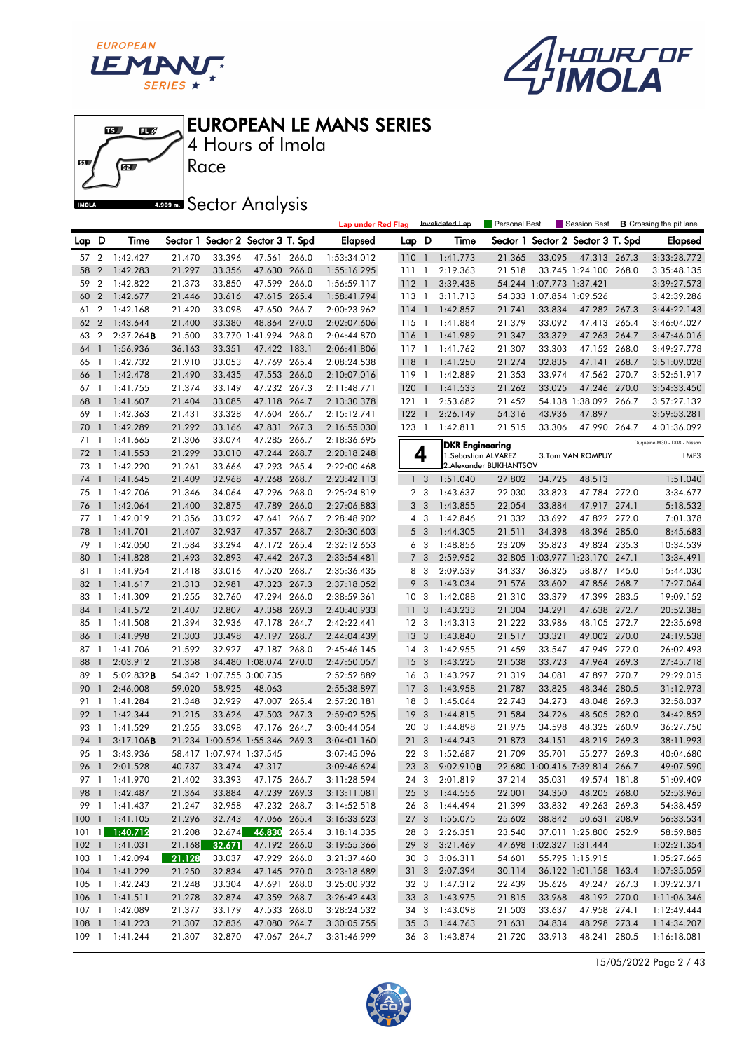# EUROPEAN LE MANS SERIES

4 Hours of Imola

Race

## Sector Analysis

Lap under Red Flag | Invalidated Lap | Personal Best | Session Best | **B** Crossing the pit lane

| Lap | D | Time | Sector 1 | Sector 2 | Sector 3 | T. Spd | Elapsed |
|---|---|---|---|---|---|---|---|
| 57 | 2 | 1:42.427 | 21.470 | 33.396 | 47.561 | 266.0 | 1:53:34.012 |
| 58 | 2 | 1:42.283 | 21.297 | 33.356 | 47.630 | 266.0 | 1:55:16.295 |
| 59 | 2 | 1:42.822 | 21.373 | 33.850 | 47.599 | 266.0 | 1:56:59.117 |
| 60 | 2 | 1:42.677 | 21.446 | 33.616 | 47.615 | 265.4 | 1:58:41.794 |
| 61 | 2 | 1:42.168 | 21.420 | 33.098 | 47.650 | 266.7 | 2:00:23.962 |
| 62 | 2 | 1:43.644 | 21.400 | 33.380 | 48.864 | 270.0 | 2:02:07.606 |
| 63 | 2 | 2:37.264**B** | 21.500 | 33.770 | 1:41.994 | 268.0 | 2:04:44.870 |
| 64 | 1 | 1:56.936 | 36.163 | 33.351 | 47.422 | 183.1 | 2:06:41.806 |
| 65 | 1 | 1:42.732 | 21.910 | 33.053 | 47.769 | 265.4 | 2:08:24.538 |
| 66 | 1 | 1:42.478 | 21.490 | 33.435 | 47.553 | 266.0 | 2:10:07.016 |
| 67 | 1 | 1:41.755 | 21.374 | 33.149 | 47.232 | 267.3 | 2:11:48.771 |
| 68 | 1 | 1:41.607 | 21.404 | 33.085 | 47.118 | 264.7 | 2:13:30.378 |
| 69 | 1 | 1:42.363 | 21.431 | 33.328 | 47.604 | 266.7 | 2:15:12.741 |
| 70 | 1 | 1:42.289 | 21.292 | 33.166 | 47.831 | 267.3 | 2:16:55.030 |
| 71 | 1 | 1:41.665 | 21.306 | 33.074 | 47.285 | 266.7 | 2:18:36.695 |
| 72 | 1 | 1:41.553 | 21.299 | 33.010 | 47.244 | 268.7 | 2:20:18.248 |
| 73 | 1 | 1:42.220 | 21.261 | 33.666 | 47.293 | 265.4 | 2:22:00.468 |
| 74 | 1 | 1:41.645 | 21.409 | 32.968 | 47.268 | 268.7 | 2:23:42.113 |
| 75 | 1 | 1:42.706 | 21.346 | 34.064 | 47.296 | 268.0 | 2:25:24.819 |
| 76 | 1 | 1:42.064 | 21.400 | 32.875 | 47.789 | 266.0 | 2:27:06.883 |
| 77 | 1 | 1:42.019 | 21.356 | 33.022 | 47.641 | 266.7 | 2:28:48.902 |
| 78 | 1 | 1:41.701 | 21.407 | 32.937 | 47.357 | 268.7 | 2:30:30.603 |
| 79 | 1 | 1:42.050 | 21.584 | 33.294 | 47.172 | 265.4 | 2:32:12.653 |
| 80 | 1 | 1:41.828 | 21.493 | 32.893 | 47.442 | 267.3 | 2:33:54.481 |
| 81 | 1 | 1:41.954 | 21.418 | 33.016 | 47.520 | 268.7 | 2:35:36.435 |
| 82 | 1 | 1:41.617 | 21.313 | 32.981 | 47.323 | 267.3 | 2:37:18.052 |
| 83 | 1 | 1:41.309 | 21.255 | 32.760 | 47.294 | 266.0 | 2:38:59.361 |
| 84 | 1 | 1:41.572 | 21.407 | 32.807 | 47.358 | 269.3 | 2:40:40.933 |
| 85 | 1 | 1:41.508 | 21.394 | 32.936 | 47.178 | 264.7 | 2:42:22.441 |
| 86 | 1 | 1:41.998 | 21.303 | 33.498 | 47.197 | 268.7 | 2:44:04.439 |
| 87 | 1 | 1:41.706 | 21.592 | 32.927 | 47.187 | 268.0 | 2:45:46.145 |
| 88 | 1 | 2:03.912 | 21.358 | 34.480 | 1:08.074 | 270.0 | 2:47:50.057 |
| 89 | 1 | 5:02.832**B** | 54.342 | 1:07.755 | 3:00.735 | | 2:52:52.889 |
| 90 | 1 | 2:46.008 | 59.020 | 58.925 | 48.063 | | 2:55:38.897 |
| 91 | 1 | 1:41.284 | 21.348 | 32.929 | 47.007 | 265.4 | 2:57:20.181 |
| 92 | 1 | 1:42.344 | 21.215 | 33.626 | 47.503 | 267.3 | 2:59:02.525 |
| 93 | 1 | 1:41.529 | 21.255 | 33.098 | 47.176 | 264.7 | 3:00:44.054 |
| 94 | 1 | 3:17.106**B** | 21.234 | 1:00.526 | 1:55.346 | 269.3 | 3:04:01.160 |
| 95 | 1 | 3:43.936 | 58.417 | 1:07.974 | 1:37.545 | | 3:07:45.096 |
| 96 | 1 | 2:01.528 | 40.737 | 33.474 | 47.317 | | 3:09:46.624 |
| 97 | 1 | 1:41.970 | 21.402 | 33.393 | 47.175 | 266.7 | 3:11:28.594 |
| 98 | 1 | 1:42.487 | 21.364 | 33.884 | 47.239 | 269.3 | 3:13:11.081 |
| 99 | 1 | 1:41.437 | 21.247 | 32.958 | 47.232 | 268.7 | 3:14:52.518 |
| 100 | 1 | 1:41.105 | 21.296 | 32.743 | 47.066 | 265.4 | 3:16:33.623 |
| 101 | 1 | 1:40.712 | 21.208 | 32.674 | 46.830 | 265.4 | 3:18:14.335 |
| 102 | 1 | 1:41.031 | 21.168 | 32.671 | 47.192 | 266.0 | 3:19:55.366 |
| 103 | 1 | 1:42.094 | 21.128 | 33.037 | 47.929 | 266.0 | 3:21:37.460 |
| 104 | 1 | 1:41.229 | 21.250 | 32.834 | 47.145 | 270.0 | 3:23:18.689 |
| 105 | 1 | 1:42.243 | 21.248 | 33.304 | 47.691 | 268.0 | 3:25:00.932 |
| 106 | 1 | 1:41.511 | 21.278 | 32.874 | 47.359 | 268.7 | 3:26:42.443 |
| 107 | 1 | 1:42.089 | 21.377 | 33.179 | 47.533 | 268.0 | 3:28:24.532 |
| 108 | 1 | 1:41.223 | 21.307 | 32.836 | 47.080 | 264.7 | 3:30:05.755 |
| 109 | 1 | 1:41.244 | 21.307 | 32.870 | 47.067 | 264.7 | 3:31:46.999 |
| 110 | 1 | 1:41.773 | 21.365 | 33.095 | 47.313 | 267.3 | 3:33:28.772 |
| 111 | 1 | 2:19.363 | 21.518 | 33.745 | 1:24.100 | 268.0 | 3:35:48.135 |
| 112 | 1 | 3:39.438 | 54.244 | 1:07.773 | 1:37.421 | | 3:39:27.573 |
| 113 | 1 | 3:11.713 | 54.333 | 1:07.854 | 1:09.526 | | 3:42:39.286 |
| 114 | 1 | 1:42.857 | 21.741 | 33.834 | 47.282 | 267.3 | 3:44:22.143 |
| 115 | 1 | 1:41.884 | 21.379 | 33.092 | 47.413 | 265.4 | 3:46:04.027 |
| 116 | 1 | 1:41.989 | 21.347 | 33.379 | 47.263 | 264.7 | 3:47:46.016 |
| 117 | 1 | 1:41.762 | 21.307 | 33.303 | 47.152 | 268.0 | 3:49:27.778 |
| 118 | 1 | 1:41.250 | 21.274 | 32.835 | 47.141 | 268.7 | 3:51:09.028 |
| 119 | 1 | 1:42.889 | 21.353 | 33.974 | 47.562 | 270.7 | 3:52:51.917 |
| 120 | 1 | 1:41.533 | 21.262 | 33.025 | 47.246 | 270.0 | 3:54:33.450 |
| 121 | 1 | 2:53.682 | 21.452 | 54.138 | 1:38.092 | 266.7 | 3:57:27.132 |
| 122 | 1 | 2:26.149 | 54.316 | 43.936 | 47.897 | | 3:59:53.281 |
| 123 | 1 | 1:42.811 | 21.515 | 33.306 | 47.990 | 264.7 | 4:01:36.092 |

**4 — DKR Engineering** — Duqueine M30 - D08 - Nissan — LMP3

1.Sebastian ALVAREZ, 2.Alexander BUKHANTSOV, 3.Tom VAN ROMPUY

| Lap | D | Time | Sector 1 | Sector 2 | Sector 3 | T. Spd | Elapsed |
|---|---|---|---|---|---|---|---|
| 1 | 3 | 1:51.040 | 27.802 | 34.725 | 48.513 | | 1:51.040 |
| 2 | 3 | 1:43.637 | 22.030 | 33.823 | 47.784 | 272.0 | 3:34.677 |
| 3 | 3 | 1:43.855 | 22.054 | 33.884 | 47.917 | 274.1 | 5:18.532 |
| 4 | 3 | 1:42.846 | 21.332 | 33.692 | 47.822 | 272.0 | 7:01.378 |
| 5 | 3 | 1:44.305 | 21.511 | 34.398 | 48.396 | 285.0 | 8:45.683 |
| 6 | 3 | 1:48.856 | 23.209 | 35.823 | 49.824 | 235.3 | 10:34.539 |
| 7 | 3 | 2:59.952 | 32.805 | 1:03.977 | 1:23.170 | 247.1 | 13:34.491 |
| 8 | 3 | 2:09.539 | 34.337 | 36.325 | 58.877 | 145.0 | 15:44.030 |
| 9 | 3 | 1:43.034 | 21.576 | 33.602 | 47.856 | 268.7 | 17:27.064 |
| 10 | 3 | 1:42.088 | 21.310 | 33.379 | 47.399 | 283.5 | 19:09.152 |
| 11 | 3 | 1:43.233 | 21.304 | 34.291 | 47.638 | 272.7 | 20:52.385 |
| 12 | 3 | 1:43.313 | 21.222 | 33.986 | 48.105 | 272.7 | 22:35.698 |
| 13 | 3 | 1:43.840 | 21.517 | 33.321 | 49.002 | 270.0 | 24:19.538 |
| 14 | 3 | 1:42.955 | 21.459 | 33.547 | 47.949 | 272.0 | 26:02.493 |
| 15 | 3 | 1:43.225 | 21.538 | 33.723 | 47.964 | 269.3 | 27:45.718 |
| 16 | 3 | 1:43.297 | 21.319 | 34.081 | 47.897 | 270.7 | 29:29.015 |
| 17 | 3 | 1:43.958 | 21.787 | 33.825 | 48.346 | 280.5 | 31:12.973 |
| 18 | 3 | 1:45.064 | 22.743 | 34.273 | 48.048 | 269.3 | 32:58.037 |
| 19 | 3 | 1:44.815 | 21.584 | 34.726 | 48.505 | 282.0 | 34:42.852 |
| 20 | 3 | 1:44.898 | 21.975 | 34.598 | 48.325 | 260.9 | 36:27.750 |
| 21 | 3 | 1:44.243 | 21.873 | 34.151 | 48.219 | 269.3 | 38:11.993 |
| 22 | 3 | 1:52.687 | 21.709 | 35.701 | 55.277 | 269.3 | 40:04.680 |
| 23 | 3 | 9:02.910**B** | 22.680 | 1:00.416 | 7:39.814 | 266.7 | 49:07.590 |
| 24 | 3 | 2:01.819 | 37.214 | 35.031 | 49.574 | 181.8 | 51:09.409 |
| 25 | 3 | 1:44.556 | 22.001 | 34.350 | 48.205 | 268.0 | 52:53.965 |
| 26 | 3 | 1:44.494 | 21.399 | 33.832 | 49.263 | 269.3 | 54:38.459 |
| 27 | 3 | 1:55.075 | 25.602 | 38.842 | 50.631 | 208.9 | 56:33.534 |
| 28 | 3 | 2:26.351 | 23.540 | 37.011 | 1:25.800 | 252.9 | 58:59.885 |
| 29 | 3 | 3:21.469 | 47.698 | 1:02.327 | 1:31.444 | | 1:02:21.354 |
| 30 | 3 | 3:06.311 | 54.601 | 55.795 | 1:15.915 | | 1:05:27.665 |
| 31 | 3 | 2:07.394 | 30.114 | 36.122 | 1:01.158 | 163.4 | 1:07:35.059 |
| 32 | 3 | 1:47.312 | 22.439 | 35.626 | 49.247 | 267.3 | 1:09:22.371 |
| 33 | 3 | 1:43.975 | 21.815 | 33.968 | 48.192 | 270.0 | 1:11:06.346 |
| 34 | 3 | 1:43.098 | 21.503 | 33.637 | 47.958 | 274.1 | 1:12:49.444 |
| 35 | 3 | 1:44.763 | 21.631 | 34.834 | 48.298 | 273.4 | 1:14:34.207 |
| 36 | 3 | 1:43.874 | 21.720 | 33.913 | 48.241 | 280.5 | 1:16:18.081 |

15/05/2022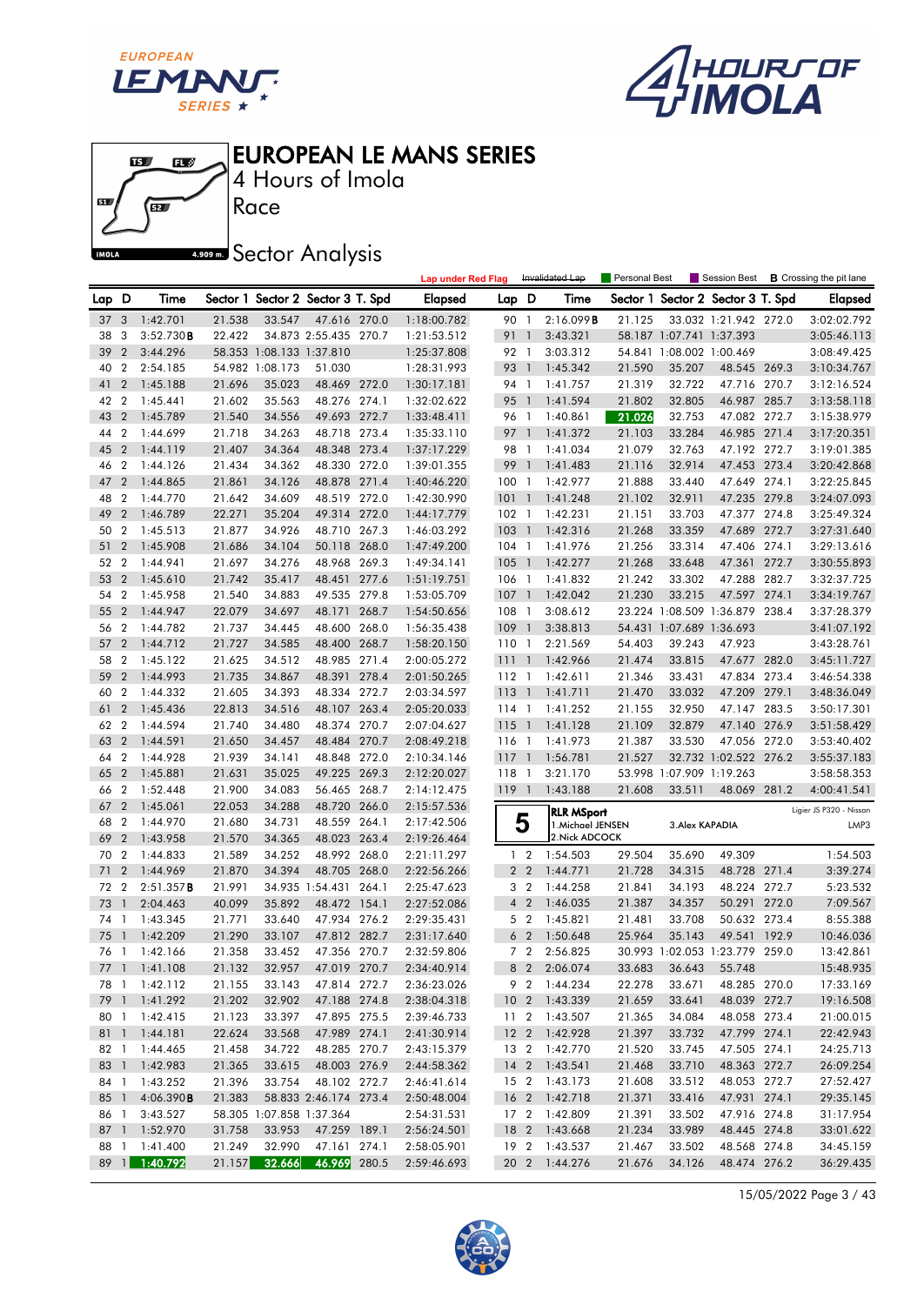# EUROPEAN LE MANS SERIES

4 Hours of Imola

Race

## Sector Analysis

Lap under Red Flag | Invalidated Lap | Personal Best | Session Best | **B** Crossing the pit lane

| Lap | D | Time | Sector 1 | Sector 2 | Sector 3 | T. Spd | Elapsed |
|---|---|---|---|---|---|---|---|
| 37 | 3 | 1:42.701 | 21.538 | 33.547 | 47.616 | 270.0 | 1:18:00.782 |
| 38 | 3 | 3:52.730**B** | 22.422 | 34.873 | 2:55.435 | 270.7 | 1:21:53.512 |
| 39 | 2 | 3:44.296 | 58.353 | 1:08.133 | 1:37.810 | | 1:25:37.808 |
| 40 | 2 | 2:54.185 | 54.982 | 1:08.173 | 51.030 | | 1:28:31.993 |
| 41 | 2 | 1:45.188 | 21.696 | 35.023 | 48.469 | 272.0 | 1:30:17.181 |
| 42 | 2 | 1:45.441 | 21.602 | 35.563 | 48.276 | 274.1 | 1:32:02.622 |
| 43 | 2 | 1:45.789 | 21.540 | 34.556 | 49.693 | 272.7 | 1:33:48.411 |
| 44 | 2 | 1:44.699 | 21.718 | 34.263 | 48.718 | 273.4 | 1:35:33.110 |
| 45 | 2 | 1:44.119 | 21.407 | 34.364 | 48.348 | 273.4 | 1:37:17.229 |
| 46 | 2 | 1:44.126 | 21.434 | 34.362 | 48.330 | 272.0 | 1:39:01.355 |
| 47 | 2 | 1:44.865 | 21.861 | 34.126 | 48.878 | 271.4 | 1:40:46.220 |
| 48 | 2 | 1:44.770 | 21.642 | 34.609 | 48.519 | 272.0 | 1:42:30.990 |
| 49 | 2 | 1:46.789 | 22.271 | 35.204 | 49.314 | 272.0 | 1:44:17.779 |
| 50 | 2 | 1:45.513 | 21.877 | 34.926 | 48.710 | 267.3 | 1:46:03.292 |
| 51 | 2 | 1:45.908 | 21.686 | 34.104 | 50.118 | 268.0 | 1:47:49.200 |
| 52 | 2 | 1:44.941 | 21.697 | 34.276 | 48.968 | 269.3 | 1:49:34.141 |
| 53 | 2 | 1:45.610 | 21.742 | 35.417 | 48.451 | 277.6 | 1:51:19.751 |
| 54 | 2 | 1:45.958 | 21.540 | 34.883 | 49.535 | 279.8 | 1:53:05.709 |
| 55 | 2 | 1:44.947 | 22.079 | 34.697 | 48.171 | 268.7 | 1:54:50.656 |
| 56 | 2 | 1:44.782 | 21.737 | 34.445 | 48.600 | 268.0 | 1:56:35.438 |
| 57 | 2 | 1:44.712 | 21.727 | 34.585 | 48.400 | 268.7 | 1:58:20.150 |
| 58 | 2 | 1:45.122 | 21.625 | 34.512 | 48.985 | 271.4 | 2:00:05.272 |
| 59 | 2 | 1:44.993 | 21.735 | 34.867 | 48.391 | 278.4 | 2:01:50.265 |
| 60 | 2 | 1:44.332 | 21.605 | 34.393 | 48.334 | 272.7 | 2:03:34.597 |
| 61 | 2 | 1:45.436 | 22.813 | 34.516 | 48.107 | 263.4 | 2:05:20.033 |
| 62 | 2 | 1:44.594 | 21.740 | 34.480 | 48.374 | 270.7 | 2:07:04.627 |
| 63 | 2 | 1:44.591 | 21.650 | 34.457 | 48.484 | 270.7 | 2:08:49.218 |
| 64 | 2 | 1:44.928 | 21.939 | 34.141 | 48.848 | 272.0 | 2:10:34.146 |
| 65 | 2 | 1:45.881 | 21.631 | 35.025 | 49.225 | 269.3 | 2:12:20.027 |
| 66 | 2 | 1:52.448 | 21.900 | 34.083 | 56.465 | 268.7 | 2:14:12.475 |
| 67 | 2 | 1:45.061 | 22.053 | 34.288 | 48.720 | 266.0 | 2:15:57.536 |
| 68 | 2 | 1:44.970 | 21.680 | 34.731 | 48.559 | 264.1 | 2:17:42.506 |
| 69 | 2 | 1:43.958 | 21.570 | 34.365 | 48.023 | 263.4 | 2:19:26.464 |
| 70 | 2 | 1:44.833 | 21.589 | 34.252 | 48.992 | 268.0 | 2:21:11.297 |
| 71 | 2 | 1:44.969 | 21.870 | 34.394 | 48.705 | 268.0 | 2:22:56.266 |
| 72 | 2 | 2:51.357**B** | 21.991 | 34.935 | 1:54.431 | 264.1 | 2:25:47.623 |
| 73 | 1 | 2:04.463 | 40.099 | 35.892 | 48.472 | 154.1 | 2:27:52.086 |
| 74 | 1 | 1:43.345 | 21.771 | 33.640 | 47.934 | 276.2 | 2:29:35.431 |
| 75 | 1 | 1:42.209 | 21.290 | 33.107 | 47.812 | 282.7 | 2:31:17.640 |
| 76 | 1 | 1:42.166 | 21.358 | 33.452 | 47.356 | 270.7 | 2:32:59.806 |
| 77 | 1 | 1:41.108 | 21.132 | 32.957 | 47.019 | 270.7 | 2:34:40.914 |
| 78 | 1 | 1:42.112 | 21.155 | 33.143 | 47.814 | 272.7 | 2:36:23.026 |
| 79 | 1 | 1:41.292 | 21.202 | 32.902 | 47.188 | 274.8 | 2:38:04.318 |
| 80 | 1 | 1:42.415 | 21.123 | 33.397 | 47.895 | 275.5 | 2:39:46.733 |
| 81 | 1 | 1:44.181 | 22.624 | 33.568 | 47.989 | 274.1 | 2:41:30.914 |
| 82 | 1 | 1:44.465 | 21.458 | 34.722 | 48.285 | 270.7 | 2:43:15.379 |
| 83 | 1 | 1:42.983 | 21.365 | 33.615 | 48.003 | 276.9 | 2:44:58.362 |
| 84 | 1 | 1:43.252 | 21.396 | 33.754 | 48.102 | 272.7 | 2:46:41.614 |
| 85 | 1 | 4:06.390**B** | 21.383 | 58.833 | 2:46.174 | 273.4 | 2:50:48.004 |
| 86 | 1 | 3:43.527 | 58.305 | 1:07.858 | 1:37.364 | | 2:54:31.531 |
| 87 | 1 | 1:52.970 | 31.758 | 33.953 | 47.259 | 189.1 | 2:56:24.501 |
| 88 | 1 | 1:41.400 | 21.249 | 32.990 | 47.161 | 274.1 | 2:58:05.901 |
| 89 | 1 | 1:40.792 | 21.157 | 32.666 | 46.969 | 280.5 | 2:59:46.693 |
| 90 | 1 | 2:16.099**B** | 21.125 | 33.032 | 1:21.942 | 272.0 | 3:02:02.792 |
| 91 | 1 | 3:43.321 | 58.187 | 1:07.741 | 1:37.393 | | 3:05:46.113 |
| 92 | 1 | 3:03.312 | 54.841 | 1:08.002 | 1:00.469 | | 3:08:49.425 |
| 93 | 1 | 1:45.342 | 21.590 | 35.207 | 48.545 | 269.3 | 3:10:34.767 |
| 94 | 1 | 1:41.757 | 21.319 | 32.722 | 47.716 | 270.7 | 3:12:16.524 |
| 95 | 1 | 1:41.594 | 21.802 | 32.805 | 46.987 | 285.7 | 3:13:58.118 |
| 96 | 1 | 1:40.861 | 21.026 | 32.753 | 47.082 | 272.7 | 3:15:38.979 |
| 97 | 1 | 1:41.372 | 21.103 | 33.284 | 46.985 | 271.4 | 3:17:20.351 |
| 98 | 1 | 1:41.034 | 21.079 | 32.763 | 47.192 | 272.7 | 3:19:01.385 |
| 99 | 1 | 1:41.483 | 21.116 | 32.914 | 47.453 | 273.4 | 3:20:42.868 |
| 100 | 1 | 1:42.977 | 21.888 | 33.440 | 47.649 | 274.1 | 3:22:25.845 |
| 101 | 1 | 1:41.248 | 21.102 | 32.911 | 47.235 | 279.8 | 3:24:07.093 |
| 102 | 1 | 1:42.231 | 21.151 | 33.703 | 47.377 | 274.8 | 3:25:49.324 |
| 103 | 1 | 1:42.316 | 21.268 | 33.359 | 47.689 | 272.7 | 3:27:31.640 |
| 104 | 1 | 1:41.976 | 21.256 | 33.314 | 47.406 | 274.1 | 3:29:13.616 |
| 105 | 1 | 1:42.277 | 21.268 | 33.648 | 47.361 | 272.7 | 3:30:55.893 |
| 106 | 1 | 1:41.832 | 21.242 | 33.302 | 47.288 | 282.7 | 3:32:37.725 |
| 107 | 1 | 1:42.042 | 21.230 | 33.215 | 47.597 | 274.1 | 3:34:19.767 |
| 108 | 1 | 3:08.612 | 23.224 | 1:08.509 | 1:36.879 | 238.4 | 3:37:28.379 |
| 109 | 1 | 3:38.813 | 54.431 | 1:07.689 | 1:36.693 | | 3:41:07.192 |
| 110 | 1 | 2:21.569 | 54.403 | 39.243 | 47.923 | | 3:43:28.761 |
| 111 | 1 | 1:42.966 | 21.474 | 33.815 | 47.677 | 282.0 | 3:45:11.727 |
| 112 | 1 | 1:42.611 | 21.346 | 33.431 | 47.834 | 273.4 | 3:46:54.338 |
| 113 | 1 | 1:41.711 | 21.470 | 33.032 | 47.209 | 279.1 | 3:48:36.049 |
| 114 | 1 | 1:41.252 | 21.155 | 32.950 | 47.147 | 283.5 | 3:50:17.301 |
| 115 | 1 | 1:41.128 | 21.109 | 32.879 | 47.140 | 276.9 | 3:51:58.429 |
| 116 | 1 | 1:41.973 | 21.387 | 33.530 | 47.056 | 272.0 | 3:53:40.402 |
| 117 | 1 | 1:56.781 | 21.527 | 32.732 | 1:02.522 | 276.2 | 3:55:37.183 |
| 118 | 1 | 3:21.170 | 53.998 | 1:07.909 | 1:19.263 | | 3:58:58.353 |
| 119 | 1 | 1:43.188 | 21.608 | 33.511 | 48.069 | 281.2 | 4:00:41.541 |

**5 — RLR MSport** — Ligier JS P320 - Nissan — LMP3

1. Michael JENSEN
2. Nick ADCOCK
3. Alex KAPADIA

| Lap | D | Time | Sector 1 | Sector 2 | Sector 3 | T. Spd | Elapsed |
|---|---|---|---|---|---|---|---|
| 1 | 2 | 1:54.503 | 29.504 | 35.690 | 49.309 | | 1:54.503 |
| 2 | 2 | 1:44.771 | 21.728 | 34.315 | 48.728 | 271.4 | 3:39.274 |
| 3 | 2 | 1:44.258 | 21.841 | 34.193 | 48.224 | 272.7 | 5:23.532 |
| 4 | 2 | 1:46.035 | 21.387 | 34.357 | 50.291 | 272.0 | 7:09.567 |
| 5 | 2 | 1:45.821 | 21.481 | 33.708 | 50.632 | 273.4 | 8:55.388 |
| 6 | 2 | 1:50.648 | 25.964 | 35.143 | 49.541 | 192.9 | 10:46.036 |
| 7 | 2 | 2:56.825 | 30.963 | 1:02.053 | 1:23.779 | 259.0 | 13:42.861 |
| 8 | 2 | 2:06.074 | 33.683 | 36.643 | 55.748 | | 15:48.935 |
| 9 | 2 | 1:44.234 | 22.278 | 33.671 | 48.285 | 270.0 | 17:33.169 |
| 10 | 2 | 1:43.339 | 21.659 | 33.641 | 48.039 | 272.7 | 19:16.508 |
| 11 | 2 | 1:43.507 | 21.365 | 34.084 | 48.058 | 273.4 | 21:00.015 |
| 12 | 2 | 1:42.928 | 21.397 | 33.732 | 47.799 | 274.1 | 22:42.943 |
| 13 | 2 | 1:42.770 | 21.520 | 33.745 | 47.505 | 274.1 | 24:25.713 |
| 14 | 2 | 1:43.541 | 21.468 | 33.710 | 48.363 | 272.7 | 26:09.254 |
| 15 | 2 | 1:43.173 | 21.608 | 33.512 | 48.053 | 272.7 | 27:52.427 |
| 16 | 2 | 1:42.718 | 21.371 | 33.416 | 47.931 | 274.1 | 29:35.145 |
| 17 | 2 | 1:42.809 | 21.391 | 33.502 | 47.916 | 274.8 | 31:17.954 |
| 18 | 2 | 1:43.668 | 21.234 | 33.989 | 48.445 | 274.8 | 33:01.622 |
| 19 | 2 | 1:43.537 | 21.467 | 33.502 | 48.568 | 274.8 | 34:45.159 |
| 20 | 2 | 1:44.276 | 21.676 | 34.126 | 48.474 | 276.2 | 36:29.435 |

15/05/2022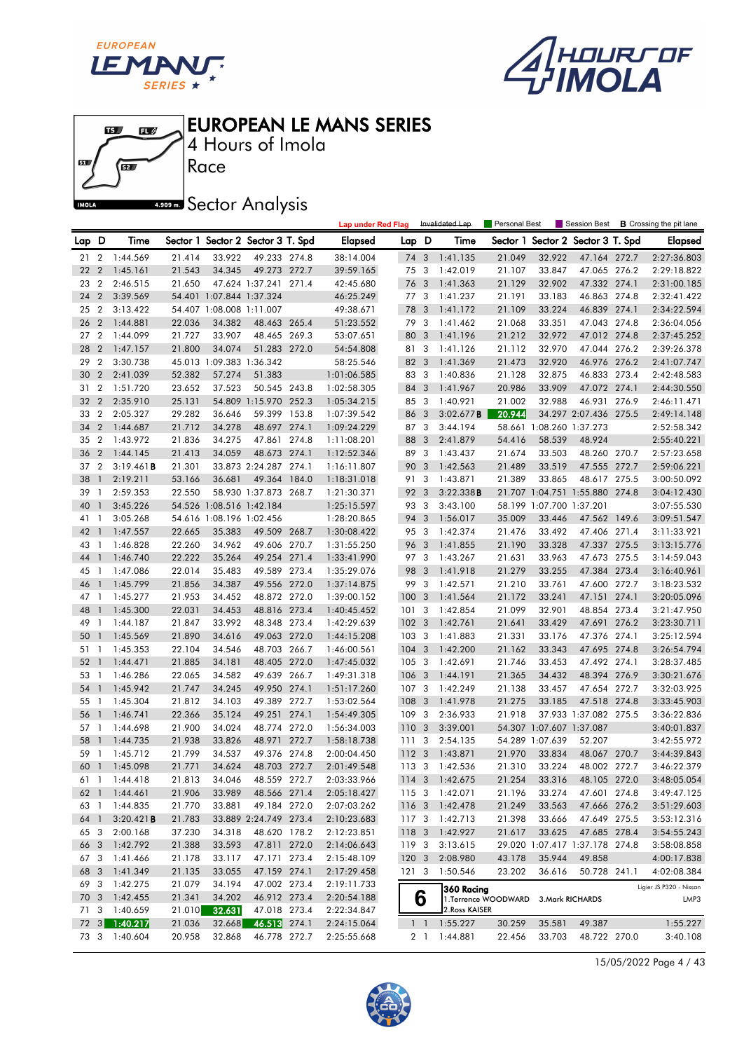# EUROPEAN LE MANS SERIES

4 Hours of Imola

Race

## Sector Analysis

Lap under Red Flag | Invalidated Lap | Personal Best | Session Best | **B** Crossing the pit lane

| Lap | D | Time | Sector 1 | Sector 2 | Sector 3 | T. Spd | Elapsed |
|---|---|---|---|---|---|---|---|
| 21 | 2 | 1:44.569 | 21.414 | 33.922 | 49.233 | 274.8 | 38:14.004 |
| 22 | 2 | 1:45.161 | 21.543 | 34.345 | 49.273 | 272.7 | 39:59.165 |
| 23 | 2 | 2:46.515 | 21.650 | 47.624 | 1:37.241 | 271.4 | 42:45.680 |
| 24 | 2 | 3:39.569 | 54.401 | 1:07.844 | 1:37.324 | | 46:25.249 |
| 25 | 2 | 3:13.422 | 54.407 | 1:08.008 | 1:11.007 | | 49:38.671 |
| 26 | 2 | 1:44.881 | 22.036 | 34.382 | 48.463 | 265.4 | 51:23.552 |
| 27 | 2 | 1:44.099 | 21.727 | 33.907 | 48.465 | 269.3 | 53:07.651 |
| 28 | 2 | 1:47.157 | 21.800 | 34.074 | 51.283 | 272.0 | 54:54.808 |
| 29 | 2 | 3:30.738 | 45.013 | 1:09.383 | 1:36.342 | | 58:25.546 |
| 30 | 2 | 2:41.039 | 52.382 | 57.274 | 51.383 | | 1:01:06.585 |
| 31 | 2 | 1:51.720 | 23.652 | 37.523 | 50.545 | 243.8 | 1:02:58.305 |
| 32 | 2 | 2:35.910 | 25.131 | 54.809 | 1:15.970 | 252.3 | 1:05:34.215 |
| 33 | 2 | 2:05.327 | 29.282 | 36.646 | 59.399 | 153.8 | 1:07:39.542 |
| 34 | 2 | 1:44.687 | 21.712 | 34.278 | 48.697 | 274.1 | 1:09:24.229 |
| 35 | 2 | 1:43.972 | 21.836 | 34.275 | 47.861 | 274.8 | 1:11:08.201 |
| 36 | 2 | 1:44.145 | 21.413 | 34.059 | 48.673 | 274.1 | 1:12:52.346 |
| 37 | 2 | 3:19.461**B** | 21.301 | 33.873 | 2:24.287 | 274.1 | 1:16:11.807 |
| 38 | 1 | 2:19.211 | 53.166 | 36.681 | 49.364 | 184.0 | 1:18:31.018 |
| 39 | 1 | 2:59.353 | 22.550 | 58.930 | 1:37.873 | 268.7 | 1:21:30.371 |
| 40 | 1 | 3:45.226 | 54.526 | 1:08.516 | 1:42.184 | | 1:25:15.597 |
| 41 | 1 | 3:05.268 | 54.616 | 1:08.196 | 1:02.456 | | 1:28:20.865 |
| 42 | 1 | 1:47.557 | 22.665 | 35.383 | 49.509 | 268.7 | 1:30:08.422 |
| 43 | 1 | 1:46.828 | 22.260 | 34.962 | 49.606 | 270.7 | 1:31:55.250 |
| 44 | 1 | 1:46.740 | 22.222 | 35.264 | 49.254 | 271.4 | 1:33:41.990 |
| 45 | 1 | 1:47.086 | 22.014 | 35.483 | 49.589 | 273.4 | 1:35:29.076 |
| 46 | 1 | 1:45.799 | 21.856 | 34.387 | 49.556 | 272.0 | 1:37:14.875 |
| 47 | 1 | 1:45.277 | 21.953 | 34.452 | 48.872 | 272.0 | 1:39:00.152 |
| 48 | 1 | 1:45.300 | 22.031 | 34.453 | 48.816 | 273.4 | 1:40:45.452 |
| 49 | 1 | 1:44.187 | 21.847 | 33.992 | 48.348 | 273.4 | 1:42:29.639 |
| 50 | 1 | 1:45.569 | 21.890 | 34.616 | 49.063 | 272.0 | 1:44:15.208 |
| 51 | 1 | 1:45.353 | 22.104 | 34.546 | 48.703 | 266.7 | 1:46:00.561 |
| 52 | 1 | 1:44.471 | 21.885 | 34.181 | 48.405 | 272.0 | 1:47:45.032 |
| 53 | 1 | 1:46.286 | 22.065 | 34.582 | 49.639 | 266.7 | 1:49:31.318 |
| 54 | 1 | 1:45.942 | 21.747 | 34.245 | 49.950 | 274.1 | 1:51:17.260 |
| 55 | 1 | 1:45.304 | 21.812 | 34.103 | 49.389 | 272.7 | 1:53:02.564 |
| 56 | 1 | 1:46.741 | 22.366 | 35.124 | 49.251 | 274.1 | 1:54:49.305 |
| 57 | 1 | 1:44.698 | 21.900 | 34.024 | 48.774 | 272.0 | 1:56:34.003 |
| 58 | 1 | 1:44.735 | 21.938 | 33.826 | 48.971 | 272.7 | 1:58:18.738 |
| 59 | 1 | 1:45.712 | 21.799 | 34.537 | 49.376 | 274.8 | 2:00:04.450 |
| 60 | 1 | 1:45.098 | 21.771 | 34.624 | 48.703 | 272.7 | 2:01:49.548 |
| 61 | 1 | 1:44.418 | 21.813 | 34.046 | 48.559 | 272.7 | 2:03:33.966 |
| 62 | 1 | 1:44.461 | 21.906 | 33.989 | 48.566 | 271.4 | 2:05:18.427 |
| 63 | 1 | 1:44.835 | 21.770 | 33.881 | 49.184 | 272.0 | 2:07:03.262 |
| 64 | 1 | 3:20.421**B** | 21.783 | 33.889 | 2:24.749 | 273.4 | 2:10:23.683 |
| 65 | 3 | 2:00.168 | 37.230 | 34.318 | 48.620 | 178.2 | 2:12:23.851 |
| 66 | 3 | 1:42.792 | 21.388 | 33.593 | 47.811 | 272.0 | 2:14:06.643 |
| 67 | 3 | 1:41.466 | 21.178 | 33.117 | 47.171 | 273.4 | 2:15:48.109 |
| 68 | 3 | 1:41.349 | 21.135 | 33.055 | 47.159 | 274.1 | 2:17:29.458 |
| 69 | 3 | 1:42.275 | 21.079 | 34.194 | 47.002 | 273.4 | 2:19:11.733 |
| 70 | 3 | 1:42.455 | 21.341 | 34.202 | 46.912 | 273.4 | 2:20:54.188 |
| 71 | 3 | 1:40.659 | 21.010 | 32.631 | 47.018 | 273.4 | 2:22:34.847 |
| 72 | 3 | 1:40.217 | 21.036 | 32.668 | 46.513 | 274.1 | 2:24:15.064 |
| 73 | 3 | 1:40.604 | 20.958 | 32.868 | 46.778 | 272.7 | 2:25:55.668 |
| 74 | 3 | 1:41.135 | 21.049 | 32.922 | 47.164 | 272.7 | 2:27:36.803 |
| 75 | 3 | 1:42.019 | 21.107 | 33.847 | 47.065 | 276.2 | 2:29:18.822 |
| 76 | 3 | 1:41.363 | 21.129 | 32.902 | 47.332 | 274.1 | 2:31:00.185 |
| 77 | 3 | 1:41.237 | 21.191 | 33.183 | 46.863 | 274.8 | 2:32:41.422 |
| 78 | 3 | 1:41.172 | 21.109 | 33.224 | 46.839 | 274.1 | 2:34:22.594 |
| 79 | 3 | 1:41.462 | 21.068 | 33.351 | 47.043 | 274.8 | 2:36:04.056 |
| 80 | 3 | 1:41.196 | 21.212 | 32.972 | 47.012 | 274.8 | 2:37:45.252 |
| 81 | 3 | 1:41.126 | 21.112 | 32.970 | 47.044 | 276.2 | 2:39:26.378 |
| 82 | 3 | 1:41.369 | 21.473 | 32.920 | 46.976 | 276.2 | 2:41:07.747 |
| 83 | 3 | 1:40.836 | 21.128 | 32.875 | 46.833 | 273.4 | 2:42:48.583 |
| 84 | 3 | 1:41.967 | 20.986 | 33.909 | 47.072 | 274.1 | 2:44:30.550 |
| 85 | 3 | 1:40.921 | 21.002 | 32.988 | 46.931 | 276.9 | 2:46:11.471 |
| 86 | 3 | 3:02.677**B** | 20.944 | 34.297 | 2:07.436 | 275.5 | 2:49:14.148 |
| 87 | 3 | 3:44.194 | 58.661 | 1:08.260 | 1:37.273 | | 2:52:58.342 |
| 88 | 3 | 2:41.879 | 54.416 | 58.539 | 48.924 | | 2:55:40.221 |
| 89 | 3 | 1:43.437 | 21.674 | 33.503 | 48.260 | 270.7 | 2:57:23.658 |
| 90 | 3 | 1:42.563 | 21.489 | 33.519 | 47.555 | 272.7 | 2:59:06.221 |
| 91 | 3 | 1:43.871 | 21.389 | 33.865 | 48.617 | 275.5 | 3:00:50.092 |
| 92 | 3 | 3:22.338**B** | 21.707 | 1:04.751 | 1:55.880 | 274.8 | 3:04:12.430 |
| 93 | 3 | 3:43.100 | 58.199 | 1:07.700 | 1:37.201 | | 3:07:55.530 |
| 94 | 3 | 1:56.017 | 35.009 | 33.446 | 47.562 | 149.6 | 3:09:51.547 |
| 95 | 3 | 1:42.374 | 21.476 | 33.492 | 47.406 | 271.4 | 3:11:33.921 |
| 96 | 3 | 1:41.855 | 21.190 | 33.328 | 47.337 | 275.5 | 3:13:15.776 |
| 97 | 3 | 1:43.267 | 21.631 | 33.963 | 47.673 | 275.5 | 3:14:59.043 |
| 98 | 3 | 1:41.918 | 21.279 | 33.255 | 47.384 | 273.4 | 3:16:40.961 |
| 99 | 3 | 1:42.571 | 21.210 | 33.761 | 47.600 | 272.7 | 3:18:23.532 |
| 100 | 3 | 1:41.564 | 21.172 | 33.241 | 47.151 | 274.1 | 3:20:05.096 |
| 101 | 3 | 1:42.854 | 21.099 | 32.901 | 48.854 | 273.4 | 3:21:47.950 |
| 102 | 3 | 1:42.761 | 21.641 | 33.429 | 47.691 | 276.2 | 3:23:30.711 |
| 103 | 3 | 1:41.883 | 21.331 | 33.176 | 47.376 | 274.1 | 3:25:12.594 |
| 104 | 3 | 1:42.200 | 21.162 | 33.343 | 47.695 | 274.8 | 3:26:54.794 |
| 105 | 3 | 1:42.691 | 21.746 | 33.453 | 47.492 | 274.1 | 3:28:37.485 |
| 106 | 3 | 1:44.191 | 21.365 | 34.432 | 48.394 | 276.9 | 3:30:21.676 |
| 107 | 3 | 1:42.249 | 21.138 | 33.457 | 47.654 | 272.7 | 3:32:03.925 |
| 108 | 3 | 1:41.978 | 21.275 | 33.185 | 47.518 | 274.8 | 3:33:45.903 |
| 109 | 3 | 2:36.933 | 21.918 | 37.933 | 1:37.082 | 275.5 | 3:36:22.836 |
| 110 | 3 | 3:39.001 | 54.307 | 1:07.607 | 1:37.087 | | 3:40:01.837 |
| 111 | 3 | 2:54.135 | 54.289 | 1:07.639 | 52.207 | | 3:42:55.972 |
| 112 | 3 | 1:43.871 | 21.970 | 33.834 | 48.067 | 270.7 | 3:44:39.843 |
| 113 | 3 | 1:42.536 | 21.310 | 33.224 | 48.002 | 272.7 | 3:46:22.379 |
| 114 | 3 | 1:42.675 | 21.254 | 33.316 | 48.105 | 272.0 | 3:48:05.054 |
| 115 | 3 | 1:42.071 | 21.196 | 33.274 | 47.601 | 274.8 | 3:49:47.125 |
| 116 | 3 | 1:42.478 | 21.249 | 33.563 | 47.666 | 276.2 | 3:51:29.603 |
| 117 | 3 | 1:42.713 | 21.398 | 33.666 | 47.649 | 275.5 | 3:53:12.316 |
| 118 | 3 | 1:42.927 | 21.617 | 33.625 | 47.685 | 278.4 | 3:54:55.243 |
| 119 | 3 | 3:13.615 | 29.020 | 1:07.417 | 1:37.178 | 274.8 | 3:58:08.858 |
| 120 | 3 | 2:08.980 | 43.178 | 35.944 | 49.858 | | 4:00:17.838 |
| 121 | 3 | 1:50.546 | 23.202 | 36.616 | 50.728 | 241.1 | 4:02:08.384 |

**6** — 360 Racing — Ligier JS P320 - Nissan — LMP3
1.Terrence WOODWARD 3.Mark RICHARDS
2.Ross KAISER

| Lap | D | Time | Sector 1 | Sector 2 | Sector 3 | T. Spd | Elapsed |
|---|---|---|---|---|---|---|---|
| 1 | 1 | 1:55.227 | 30.259 | 35.581 | 49.387 | | 1:55.227 |
| 2 | 1 | 1:44.881 | 22.456 | 33.703 | 48.722 | 270.0 | 3:40.108 |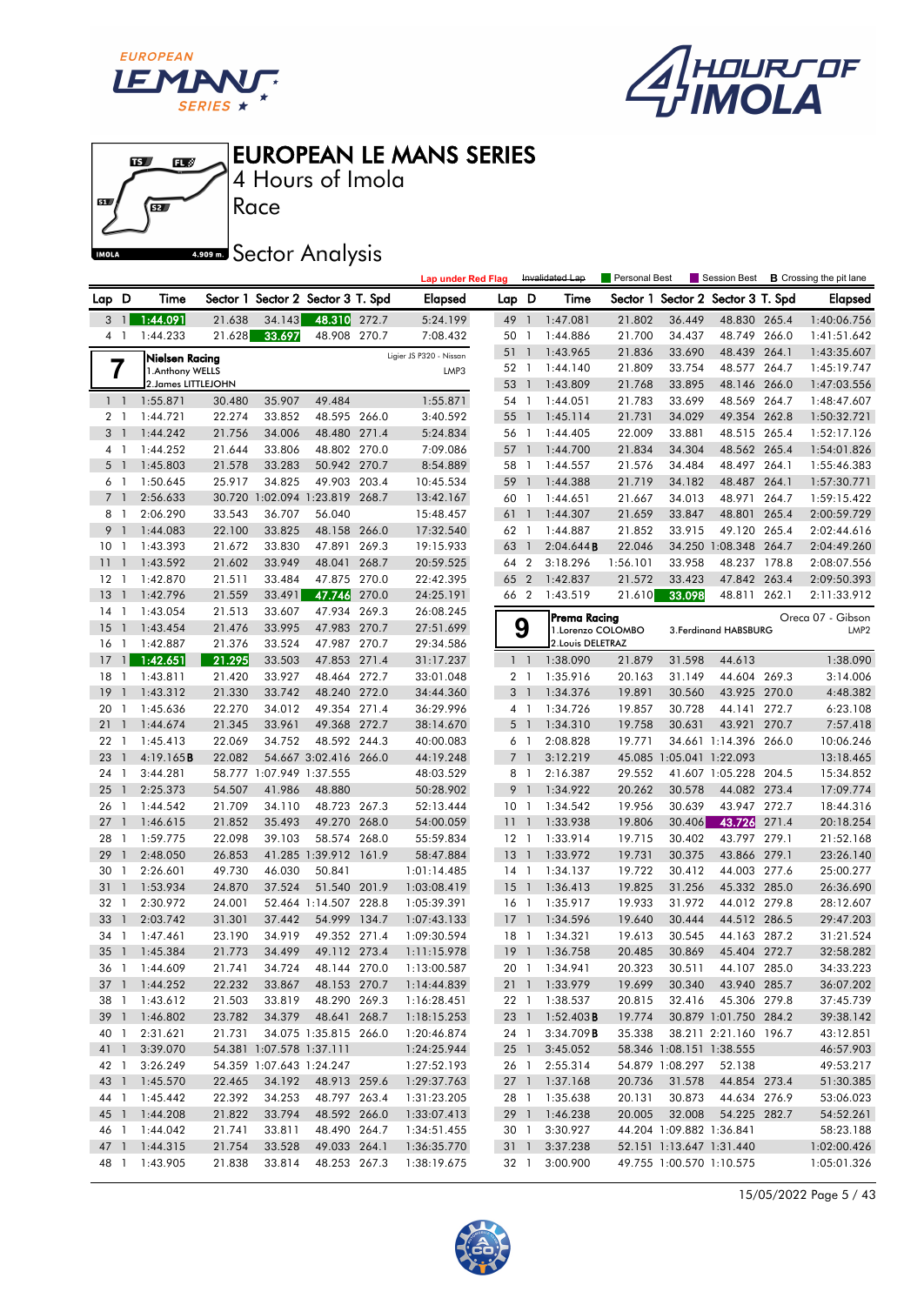# EUROPEAN LE MANS SERIES

4 Hours of Imola

Race

## Sector Analysis

Lap under Red Flag | Invalidated Lap | Personal Best | Session Best | B Crossing the pit lane

| Lap | D | Time | Sector 1 | Sector 2 | Sector 3 | T. Spd | Elapsed |
|---|---|---|---|---|---|---|---|
| 3 | 1 | 1:44.091 | 21.638 | 34.143 | 48.310 | 272.7 | 5:24.199 |
| 4 | 1 | 1:44.233 | 21.628 | 33.697 | 48.908 | 270.7 | 7:08.432 |

**7 — Nielsen Racing** — Ligier JS P320 - Nissan — LMP3
1.Anthony WELLS
2.James LITTLEJOHN

| Lap | D | Time | Sector 1 | Sector 2 | Sector 3 | T. Spd | Elapsed |
|---|---|---|---|---|---|---|---|
| 1 | 1 | 1:55.871 | 30.480 | 35.907 | 49.484 | | 1:55.871 |
| 2 | 1 | 1:44.721 | 22.274 | 33.852 | 48.595 | 266.0 | 3:40.592 |
| 3 | 1 | 1:44.242 | 21.756 | 34.006 | 48.480 | 271.4 | 5:24.834 |
| 4 | 1 | 1:44.252 | 21.644 | 33.806 | 48.802 | 270.0 | 7:09.086 |
| 5 | 1 | 1:45.803 | 21.578 | 33.283 | 50.942 | 270.7 | 8:54.889 |
| 6 | 1 | 1:50.645 | 25.917 | 34.825 | 49.903 | 203.4 | 10:45.534 |
| 7 | 1 | 2:56.633 | 30.720 | 1:02.094 | 1:23.819 | 268.7 | 13:42.167 |
| 8 | 1 | 2:06.290 | 33.543 | 36.707 | 56.040 | | 15:48.457 |
| 9 | 1 | 1:44.083 | 22.100 | 33.825 | 48.158 | 266.0 | 17:32.540 |
| 10 | 1 | 1:43.393 | 21.672 | 33.830 | 47.891 | 269.3 | 19:15.933 |
| 11 | 1 | 1:43.592 | 21.602 | 33.949 | 48.041 | 268.7 | 20:59.525 |
| 12 | 1 | 1:42.870 | 21.511 | 33.484 | 47.875 | 270.0 | 22:42.395 |
| 13 | 1 | 1:42.796 | 21.559 | 33.491 | 47.746 | 270.0 | 24:25.191 |
| 14 | 1 | 1:43.054 | 21.513 | 33.607 | 47.934 | 269.3 | 26:08.245 |
| 15 | 1 | 1:43.454 | 21.476 | 33.995 | 47.983 | 270.7 | 27:51.699 |
| 16 | 1 | 1:42.887 | 21.376 | 33.524 | 47.987 | 270.7 | 29:34.586 |
| 17 | 1 | 1:42.651 | 21.295 | 33.503 | 47.853 | 271.4 | 31:17.237 |
| 18 | 1 | 1:43.811 | 21.420 | 33.927 | 48.464 | 272.7 | 33:01.048 |
| 19 | 1 | 1:43.312 | 21.330 | 33.742 | 48.240 | 272.0 | 34:44.360 |
| 20 | 1 | 1:45.636 | 22.270 | 34.012 | 49.354 | 271.4 | 36:29.996 |
| 21 | 1 | 1:44.674 | 21.345 | 33.961 | 49.368 | 272.7 | 38:14.670 |
| 22 | 1 | 1:45.413 | 22.069 | 34.752 | 48.592 | 244.3 | 40:00.083 |
| 23 | 1 | 4:19.165B | 22.082 | 54.667 | 3:02.416 | 266.0 | 44:19.248 |
| 24 | 1 | 3:44.281 | 58.777 | 1:07.949 | 1:37.555 | | 48:03.529 |
| 25 | 1 | 2:25.373 | 54.507 | 41.986 | 48.880 | | 50:28.902 |
| 26 | 1 | 1:44.542 | 21.709 | 34.110 | 48.723 | 267.3 | 52:13.444 |
| 27 | 1 | 1:46.615 | 21.852 | 35.493 | 49.270 | 268.0 | 54:00.059 |
| 28 | 1 | 1:59.775 | 22.098 | 39.103 | 58.574 | 268.0 | 55:59.834 |
| 29 | 1 | 2:48.050 | 26.853 | 41.285 | 1:39.912 | 161.9 | 58:47.884 |
| 30 | 1 | 2:26.601 | 49.730 | 46.030 | 50.841 | | 1:01:14.485 |
| 31 | 1 | 1:53.934 | 24.870 | 37.524 | 51.540 | 201.9 | 1:03:08.419 |
| 32 | 1 | 2:30.972 | 24.001 | 52.464 | 1:14.507 | 228.8 | 1:05:39.391 |
| 33 | 1 | 2:03.742 | 31.301 | 37.442 | 54.999 | 134.7 | 1:07:43.133 |
| 34 | 1 | 1:47.461 | 23.190 | 34.919 | 49.352 | 271.4 | 1:09:30.594 |
| 35 | 1 | 1:45.384 | 21.773 | 34.499 | 49.112 | 273.4 | 1:11:15.978 |
| 36 | 1 | 1:44.609 | 21.741 | 34.724 | 48.144 | 270.0 | 1:13:00.587 |
| 37 | 1 | 1:44.252 | 22.232 | 33.867 | 48.153 | 270.7 | 1:14:44.839 |
| 38 | 1 | 1:43.612 | 21.503 | 33.819 | 48.290 | 269.3 | 1:16:28.451 |
| 39 | 1 | 1:46.802 | 23.782 | 34.379 | 48.641 | 268.7 | 1:18:15.253 |
| 40 | 1 | 2:31.621 | 21.731 | 34.075 | 1:35.815 | 266.0 | 1:20:46.874 |
| 41 | 1 | 3:39.070 | 54.381 | 1:07.578 | 1:37.111 | | 1:24:25.944 |
| 42 | 1 | 3:26.249 | 54.359 | 1:07.643 | 1:24.247 | | 1:27:52.193 |
| 43 | 1 | 1:45.570 | 22.465 | 34.192 | 48.913 | 259.6 | 1:29:37.763 |
| 44 | 1 | 1:45.442 | 22.392 | 34.253 | 48.797 | 263.4 | 1:31:23.205 |
| 45 | 1 | 1:44.208 | 21.822 | 33.794 | 48.592 | 266.0 | 1:33:07.413 |
| 46 | 1 | 1:44.042 | 21.741 | 33.811 | 48.490 | 264.7 | 1:34:51.455 |
| 47 | 1 | 1:44.315 | 21.754 | 33.528 | 49.033 | 264.1 | 1:36:35.770 |
| 48 | 1 | 1:43.905 | 21.838 | 33.814 | 48.253 | 267.3 | 1:38:19.675 |
| 49 | 1 | 1:47.081 | 21.802 | 36.449 | 48.830 | 265.4 | 1:40:06.756 |
| 50 | 1 | 1:44.886 | 21.700 | 34.437 | 48.749 | 266.0 | 1:41:51.642 |
| 51 | 1 | 1:43.965 | 21.836 | 33.690 | 48.439 | 264.1 | 1:43:35.607 |
| 52 | 1 | 1:44.140 | 21.809 | 33.754 | 48.577 | 264.7 | 1:45:19.747 |
| 53 | 1 | 1:43.809 | 21.768 | 33.895 | 48.146 | 266.0 | 1:47:03.556 |
| 54 | 1 | 1:44.051 | 21.783 | 33.699 | 48.569 | 264.7 | 1:48:47.607 |
| 55 | 1 | 1:45.114 | 21.731 | 34.029 | 49.354 | 262.8 | 1:50:32.721 |
| 56 | 1 | 1:44.405 | 22.009 | 33.881 | 48.515 | 265.4 | 1:52:17.126 |
| 57 | 1 | 1:44.700 | 21.834 | 34.304 | 48.562 | 265.4 | 1:54:01.826 |
| 58 | 1 | 1:44.557 | 21.576 | 34.484 | 48.497 | 264.1 | 1:55:46.383 |
| 59 | 1 | 1:44.388 | 21.719 | 34.182 | 48.487 | 264.1 | 1:57:30.771 |
| 60 | 1 | 1:44.651 | 21.667 | 34.013 | 48.971 | 264.7 | 1:59:15.422 |
| 61 | 1 | 1:44.307 | 21.659 | 33.847 | 48.801 | 265.4 | 2:00:59.729 |
| 62 | 1 | 1:44.887 | 21.852 | 33.915 | 49.120 | 265.4 | 2:02:44.616 |
| 63 | 1 | 2:04.644B | 22.046 | 34.250 | 1:08.348 | 264.7 | 2:04:49.260 |
| 64 | 2 | 3:18.296 | 1:56.101 | 33.958 | 48.237 | 178.8 | 2:08:07.556 |
| 65 | 2 | 1:42.837 | 21.572 | 33.423 | 47.842 | 263.4 | 2:09:50.393 |
| 66 | 2 | 1:43.519 | 21.610 | 33.098 | 48.811 | 262.1 | 2:11:33.912 |

**9 — Prema Racing** — Oreca 07 - Gibson — LMP2
1.Lorenzo COLOMBO
2.Louis DELETRAZ
3.Ferdinand HABSBURG

| Lap | D | Time | Sector 1 | Sector 2 | Sector 3 | T. Spd | Elapsed |
|---|---|---|---|---|---|---|---|
| 1 | 1 | 1:38.090 | 21.879 | 31.598 | 44.613 | | 1:38.090 |
| 2 | 1 | 1:35.916 | 20.163 | 31.149 | 44.604 | 269.3 | 3:14.006 |
| 3 | 1 | 1:34.376 | 19.891 | 30.560 | 43.925 | 270.0 | 4:48.382 |
| 4 | 1 | 1:34.726 | 19.857 | 30.728 | 44.141 | 272.7 | 6:23.108 |
| 5 | 1 | 1:34.310 | 19.758 | 30.631 | 43.921 | 270.7 | 7:57.418 |
| 6 | 1 | 2:08.828 | 19.771 | 34.661 | 1:14.396 | 266.0 | 10:06.246 |
| 7 | 1 | 3:12.219 | 45.085 | 1:05.041 | 1:22.093 | | 13:18.465 |
| 8 | 1 | 2:16.387 | 29.552 | 41.607 | 1:05.228 | 204.5 | 15:34.852 |
| 9 | 1 | 1:34.922 | 20.262 | 30.578 | 44.082 | 273.4 | 17:09.774 |
| 10 | 1 | 1:34.542 | 19.956 | 30.639 | 43.947 | 272.7 | 18:44.316 |
| 11 | 1 | 1:33.938 | 19.806 | 30.406 | 43.726 | 271.4 | 20:18.254 |
| 12 | 1 | 1:33.914 | 19.715 | 30.402 | 43.797 | 279.1 | 21:52.168 |
| 13 | 1 | 1:33.972 | 19.731 | 30.375 | 43.866 | 279.1 | 23:26.140 |
| 14 | 1 | 1:34.137 | 19.722 | 30.412 | 44.003 | 277.6 | 25:00.277 |
| 15 | 1 | 1:36.413 | 19.825 | 31.256 | 45.332 | 285.0 | 26:36.690 |
| 16 | 1 | 1:35.917 | 19.933 | 31.972 | 44.012 | 279.8 | 28:12.607 |
| 17 | 1 | 1:34.596 | 19.640 | 30.444 | 44.512 | 286.5 | 29:47.203 |
| 18 | 1 | 1:34.321 | 19.613 | 30.545 | 44.163 | 287.2 | 31:21.524 |
| 19 | 1 | 1:36.758 | 20.485 | 30.869 | 45.404 | 272.7 | 32:58.282 |
| 20 | 1 | 1:34.941 | 20.323 | 30.511 | 44.107 | 285.0 | 34:33.223 |
| 21 | 1 | 1:33.979 | 19.699 | 30.340 | 43.940 | 285.7 | 36:07.202 |
| 22 | 1 | 1:38.537 | 20.815 | 32.416 | 45.306 | 279.8 | 37:45.739 |
| 23 | 1 | 1:52.403B | 19.774 | 30.879 | 1:01.750 | 284.2 | 39:38.142 |
| 24 | 1 | 3:34.709B | 35.338 | 38.211 | 2:21.160 | 196.7 | 43:12.851 |
| 25 | 1 | 3:45.052 | 58.346 | 1:08.151 | 1:38.555 | | 46:57.903 |
| 26 | 1 | 2:55.314 | 54.879 | 1:08.297 | 52.138 | | 49:53.217 |
| 27 | 1 | 1:37.168 | 20.736 | 31.578 | 44.854 | 273.4 | 51:30.385 |
| 28 | 1 | 1:35.638 | 20.131 | 30.873 | 44.634 | 276.9 | 53:06.023 |
| 29 | 1 | 1:46.238 | 20.005 | 32.008 | 54.225 | 282.7 | 54:52.261 |
| 30 | 1 | 3:30.927 | 44.204 | 1:09.882 | 1:36.841 | | 58:23.188 |
| 31 | 1 | 3:37.238 | 52.151 | 1:13.647 | 1:31.440 | | 1:02:00.426 |
| 32 | 1 | 3:00.900 | 49.755 | 1:00.570 | 1:10.575 | | 1:05:01.326 |

15/05/2022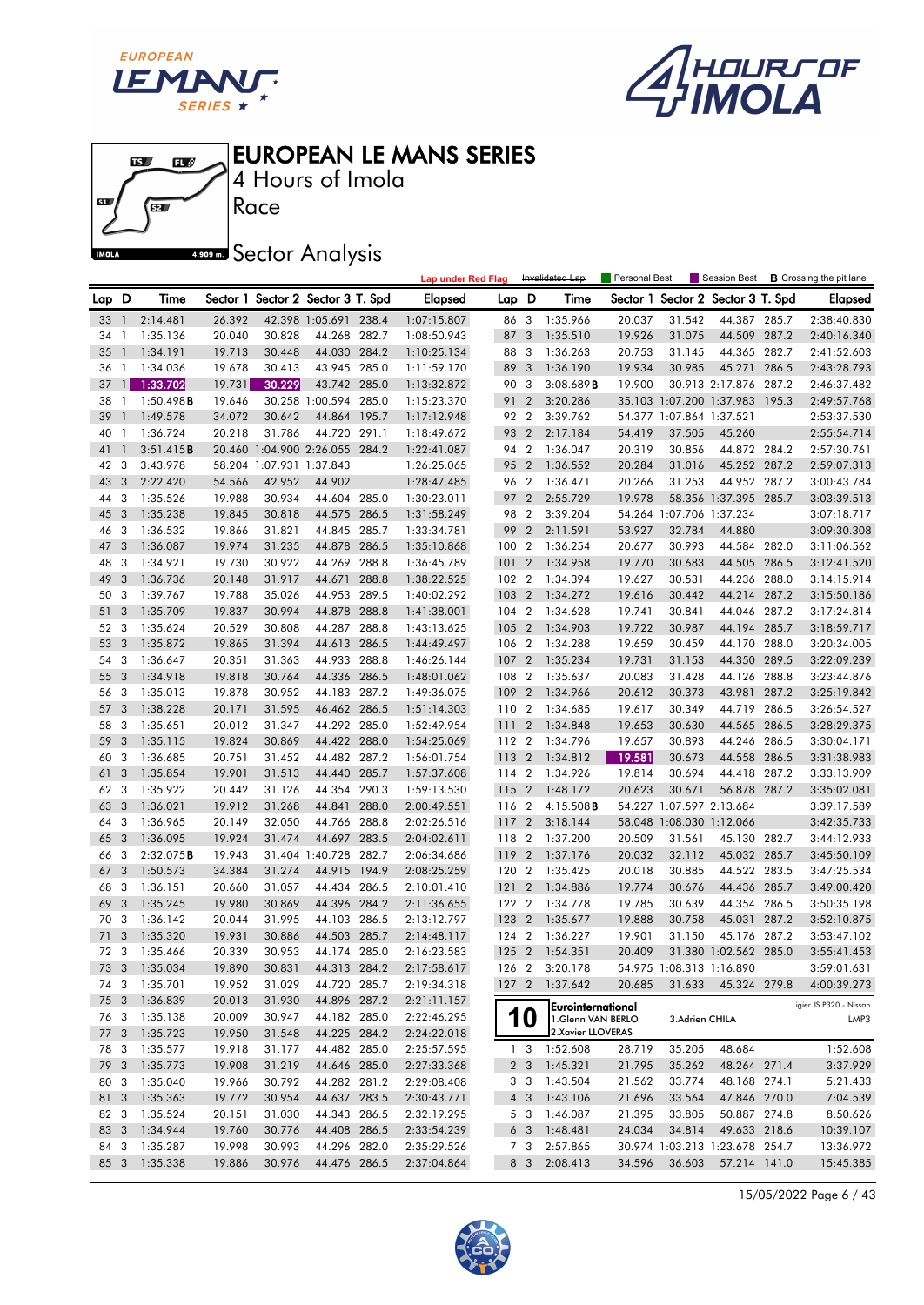# EUROPEAN LE MANS SERIES

4 Hours of Imola

Race

Sector Analysis

Lap under Red Flag | Invalidated Lap | Personal Best | Session Best | **B** Crossing the pit lane

| Lap | D | Time | Sector 1 | Sector 2 | Sector 3 | T. Spd | Elapsed |
|---|---|---|---|---|---|---|---|
| 33 | 1 | 2:14.481 | 26.392 | 42.398 | 1:05.691 | 238.4 | 1:07:15.807 |
| 34 | 1 | 1:35.136 | 20.040 | 30.828 | 44.268 | 282.7 | 1:08:50.943 |
| 35 | 1 | 1:34.191 | 19.713 | 30.448 | 44.030 | 284.2 | 1:10:25.134 |
| 36 | 1 | 1:34.036 | 19.678 | 30.413 | 43.945 | 285.0 | 1:11:59.170 |
| 37 | 1 | 1:33.702 | 19.731 | 30.229 | 43.742 | 285.0 | 1:13:32.872 |
| 38 | 1 | 1:50.498**B** | 19.646 | 30.258 | 1:00.594 | 285.0 | 1:15:23.370 |
| 39 | 1 | 1:49.578 | 34.072 | 30.642 | 44.864 | 195.7 | 1:17:12.948 |
| 40 | 1 | 1:36.724 | 20.218 | 31.786 | 44.720 | 291.1 | 1:18:49.672 |
| 41 | 1 | 3:51.415**B** | 20.460 | 1:04.900 | 2:26.055 | 284.2 | 1:22:41.087 |
| 42 | 3 | 3:43.978 | 58.204 | 1:07.931 | 1:37.843 | | 1:26:25.065 |
| 43 | 3 | 2:22.420 | 54.566 | 42.952 | 44.902 | | 1:28:47.485 |
| 44 | 3 | 1:35.526 | 19.988 | 30.934 | 44.604 | 285.0 | 1:30:23.011 |
| 45 | 3 | 1:35.238 | 19.845 | 30.818 | 44.575 | 286.5 | 1:31:58.249 |
| 46 | 3 | 1:36.532 | 19.866 | 31.821 | 44.845 | 285.7 | 1:33:34.781 |
| 47 | 3 | 1:36.087 | 19.974 | 31.235 | 44.878 | 286.5 | 1:35:10.868 |
| 48 | 3 | 1:34.921 | 19.730 | 30.922 | 44.269 | 288.8 | 1:36:45.789 |
| 49 | 3 | 1:36.736 | 20.148 | 31.917 | 44.671 | 288.8 | 1:38:22.525 |
| 50 | 3 | 1:39.767 | 19.788 | 35.026 | 44.953 | 289.5 | 1:40:02.292 |
| 51 | 3 | 1:35.709 | 19.837 | 30.994 | 44.878 | 288.8 | 1:41:38.001 |
| 52 | 3 | 1:35.624 | 20.529 | 30.808 | 44.287 | 288.8 | 1:43:13.625 |
| 53 | 3 | 1:35.872 | 19.865 | 31.394 | 44.613 | 286.5 | 1:44:49.497 |
| 54 | 3 | 1:36.647 | 20.351 | 31.363 | 44.933 | 288.8 | 1:46:26.144 |
| 55 | 3 | 1:34.918 | 19.818 | 30.764 | 44.336 | 286.5 | 1:48:01.062 |
| 56 | 3 | 1:35.013 | 19.878 | 30.952 | 44.183 | 287.2 | 1:49:36.075 |
| 57 | 3 | 1:38.228 | 20.171 | 31.595 | 46.462 | 286.5 | 1:51:14.303 |
| 58 | 3 | 1:35.651 | 20.012 | 31.347 | 44.292 | 285.0 | 1:52:49.954 |
| 59 | 3 | 1:35.115 | 19.824 | 30.869 | 44.422 | 288.0 | 1:54:25.069 |
| 60 | 3 | 1:36.685 | 20.751 | 31.452 | 44.482 | 287.2 | 1:56:01.754 |
| 61 | 3 | 1:35.854 | 19.901 | 31.513 | 44.440 | 285.7 | 1:57:37.608 |
| 62 | 3 | 1:35.922 | 20.442 | 31.126 | 44.354 | 290.3 | 1:59:13.530 |
| 63 | 3 | 1:36.021 | 19.912 | 31.268 | 44.841 | 288.0 | 2:00:49.551 |
| 64 | 3 | 1:36.965 | 20.149 | 32.050 | 44.766 | 288.8 | 2:02:26.516 |
| 65 | 3 | 1:36.095 | 19.924 | 31.474 | 44.697 | 283.5 | 2:04:02.611 |
| 66 | 3 | 2:32.075**B** | 19.943 | 31.404 | 1:40.728 | 282.7 | 2:06:34.686 |
| 67 | 3 | 1:50.573 | 34.384 | 31.274 | 44.915 | 194.9 | 2:08:25.259 |
| 68 | 3 | 1:36.151 | 20.660 | 31.057 | 44.434 | 286.5 | 2:10:01.410 |
| 69 | 3 | 1:35.245 | 19.980 | 30.869 | 44.396 | 284.2 | 2:11:36.655 |
| 70 | 3 | 1:36.142 | 20.044 | 31.995 | 44.103 | 286.5 | 2:13:12.797 |
| 71 | 3 | 1:35.320 | 19.931 | 30.886 | 44.503 | 285.7 | 2:14:48.117 |
| 72 | 3 | 1:35.466 | 20.339 | 30.953 | 44.174 | 285.0 | 2:16:23.583 |
| 73 | 3 | 1:35.034 | 19.890 | 30.831 | 44.313 | 284.2 | 2:17:58.617 |
| 74 | 3 | 1:35.701 | 19.952 | 31.029 | 44.720 | 285.7 | 2:19:34.318 |
| 75 | 3 | 1:36.839 | 20.013 | 31.930 | 44.896 | 287.2 | 2:21:11.157 |
| 76 | 3 | 1:35.138 | 20.009 | 30.947 | 44.182 | 285.0 | 2:22:46.295 |
| 77 | 3 | 1:35.723 | 19.950 | 31.548 | 44.225 | 284.2 | 2:24:22.018 |
| 78 | 3 | 1:35.577 | 19.918 | 31.177 | 44.482 | 285.0 | 2:25:57.595 |
| 79 | 3 | 1:35.773 | 19.908 | 31.219 | 44.646 | 285.0 | 2:27:33.368 |
| 80 | 3 | 1:35.040 | 19.966 | 30.792 | 44.282 | 281.2 | 2:29:08.408 |
| 81 | 3 | 1:35.363 | 19.772 | 30.954 | 44.637 | 283.5 | 2:30:43.771 |
| 82 | 3 | 1:35.524 | 20.151 | 31.030 | 44.343 | 286.5 | 2:32:19.295 |
| 83 | 3 | 1:34.944 | 19.760 | 30.776 | 44.408 | 286.5 | 2:33:54.239 |
| 84 | 3 | 1:35.287 | 19.998 | 30.993 | 44.296 | 282.0 | 2:35:29.526 |
| 85 | 3 | 1:35.338 | 19.886 | 30.976 | 44.476 | 286.5 | 2:37:04.864 |
| 86 | 3 | 1:35.966 | 20.037 | 31.542 | 44.387 | 285.7 | 2:38:40.830 |
| 87 | 3 | 1:35.510 | 19.926 | 31.075 | 44.509 | 287.2 | 2:40:16.340 |
| 88 | 3 | 1:36.263 | 20.753 | 31.145 | 44.365 | 282.7 | 2:41:52.603 |
| 89 | 3 | 1:36.190 | 19.934 | 30.985 | 45.271 | 286.5 | 2:43:28.793 |
| 90 | 3 | 3:08.689**B** | 19.900 | 30.913 | 2:17.876 | 287.2 | 2:46:37.482 |
| 91 | 2 | 3:20.286 | 35.103 | 1:07.200 | 1:37.983 | 195.3 | 2:49:57.768 |
| 92 | 2 | 3:39.762 | 54.377 | 1:07.864 | 1:37.521 | | 2:53:37.530 |
| 93 | 2 | 2:17.184 | 54.419 | 37.505 | 45.260 | | 2:55:54.714 |
| 94 | 2 | 1:36.047 | 20.319 | 30.856 | 44.872 | 284.2 | 2:57:30.761 |
| 95 | 2 | 1:36.552 | 20.284 | 31.016 | 45.252 | 287.2 | 2:59:07.313 |
| 96 | 2 | 1:36.471 | 20.266 | 31.253 | 44.952 | 287.2 | 3:00:43.784 |
| 97 | 2 | 2:55.729 | 19.978 | 58.356 | 1:37.395 | 285.7 | 3:03:39.513 |
| 98 | 2 | 3:39.204 | 54.264 | 1:07.706 | 1:37.234 | | 3:07:18.717 |
| 99 | 2 | 2:11.591 | 53.927 | 32.784 | 44.880 | | 3:09:30.308 |
| 100 | 2 | 1:36.254 | 20.677 | 30.993 | 44.584 | 282.0 | 3:11:06.562 |
| 101 | 2 | 1:34.958 | 19.770 | 30.683 | 44.505 | 286.5 | 3:12:41.520 |
| 102 | 2 | 1:34.394 | 19.627 | 30.531 | 44.236 | 288.0 | 3:14:15.914 |
| 103 | 2 | 1:34.272 | 19.616 | 30.442 | 44.214 | 287.2 | 3:15:50.186 |
| 104 | 2 | 1:34.628 | 19.741 | 30.841 | 44.046 | 287.2 | 3:17:24.814 |
| 105 | 2 | 1:34.903 | 19.722 | 30.987 | 44.194 | 285.7 | 3:18:59.717 |
| 106 | 2 | 1:34.288 | 19.659 | 30.459 | 44.170 | 288.0 | 3:20:34.005 |
| 107 | 2 | 1:35.234 | 19.731 | 31.153 | 44.350 | 289.5 | 3:22:09.239 |
| 108 | 2 | 1:35.637 | 20.083 | 31.428 | 44.126 | 288.8 | 3:23:44.876 |
| 109 | 2 | 1:34.966 | 20.612 | 30.373 | 43.981 | 287.2 | 3:25:19.842 |
| 110 | 2 | 1:34.685 | 19.617 | 30.349 | 44.719 | 286.5 | 3:26:54.527 |
| 111 | 2 | 1:34.848 | 19.653 | 30.630 | 44.565 | 286.5 | 3:28:29.375 |
| 112 | 2 | 1:34.796 | 19.657 | 30.893 | 44.246 | 286.5 | 3:30:04.171 |
| 113 | 2 | 1:34.812 | 19.581 | 30.673 | 44.558 | 286.5 | 3:31:38.983 |
| 114 | 2 | 1:34.926 | 19.814 | 30.694 | 44.418 | 287.2 | 3:33:13.909 |
| 115 | 2 | 1:48.172 | 20.623 | 30.671 | 56.878 | 287.2 | 3:35:02.081 |
| 116 | 2 | 4:15.508**B** | 54.227 | 1:07.597 | 2:13.684 | | 3:39:17.589 |
| 117 | 2 | 3:18.144 | 58.048 | 1:08.030 | 1:12.066 | | 3:42:35.733 |
| 118 | 2 | 1:37.200 | 20.509 | 31.561 | 45.130 | 282.7 | 3:44:12.933 |
| 119 | 2 | 1:37.176 | 20.032 | 32.112 | 45.032 | 285.7 | 3:45:50.109 |
| 120 | 2 | 1:35.425 | 20.018 | 30.885 | 44.522 | 283.5 | 3:47:25.534 |
| 121 | 2 | 1:34.886 | 19.774 | 30.676 | 44.436 | 285.7 | 3:49:00.420 |
| 122 | 2 | 1:34.778 | 19.785 | 30.639 | 44.354 | 286.5 | 3:50:35.198 |
| 123 | 2 | 1:35.677 | 19.888 | 30.758 | 45.031 | 287.2 | 3:52:10.875 |
| 124 | 2 | 1:36.227 | 19.901 | 31.150 | 45.176 | 287.2 | 3:53:47.102 |
| 125 | 2 | 1:54.351 | 20.409 | 31.380 | 1:02.562 | 285.0 | 3:55:41.453 |
| 126 | 2 | 3:20.178 | 54.975 | 1:08.313 | 1:16.890 | | 3:59:01.631 |
| 127 | 2 | 1:37.642 | 20.685 | 31.633 | 45.324 | 279.8 | 4:00:39.273 |

**10** Eurointernational — Ligier JS P320 - Nissan — LMP3
1.Glenn VAN BERLO, 2.Xavier LLOVERAS, 3.Adrien CHILA

| Lap | D | Time | Sector 1 | Sector 2 | Sector 3 | T. Spd | Elapsed |
|---|---|---|---|---|---|---|---|
| 1 | 3 | 1:52.608 | 28.719 | 35.205 | 48.684 | | 1:52.608 |
| 2 | 3 | 1:45.321 | 21.795 | 35.262 | 48.264 | 271.4 | 3:37.929 |
| 3 | 3 | 1:43.504 | 21.562 | 33.774 | 48.168 | 274.1 | 5:21.433 |
| 4 | 3 | 1:43.106 | 21.696 | 33.564 | 47.846 | 270.0 | 7:04.539 |
| 5 | 3 | 1:46.087 | 21.395 | 33.805 | 50.887 | 274.8 | 8:50.626 |
| 6 | 3 | 1:48.481 | 24.034 | 34.814 | 49.633 | 218.6 | 10:39.107 |
| 7 | 3 | 2:57.865 | 30.974 | 1:03.213 | 1:23.678 | 254.7 | 13:36.972 |
| 8 | 3 | 2:08.413 | 34.596 | 36.603 | 57.214 | 141.0 | 15:45.385 |

15/05/2022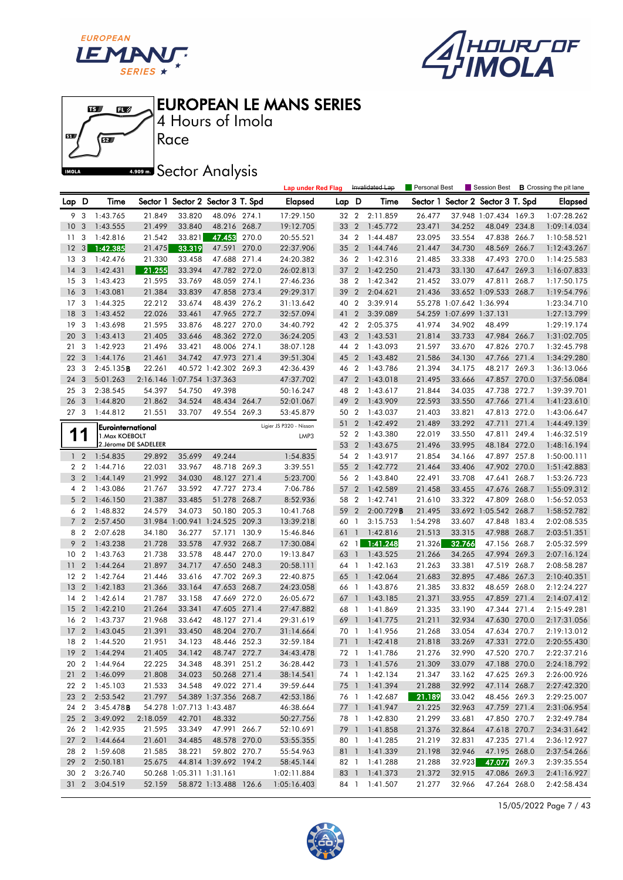# EUROPEAN LE MANS SERIES

4 Hours of Imola

Race

Sector Analysis

Lap under Red Flag | Invalidated Lap | Personal Best | Session Best | **B** Crossing the pit lane

| Lap | D | Time | Sector 1 | Sector 2 | Sector 3 | T. Spd | Elapsed |
|---|---|---|---|---|---|---|---|
| 9 | 3 | 1:43.765 | 21.849 | 33.820 | 48.096 | 274.1 | 17:29.150 |
| 10 | 3 | 1:43.555 | 21.499 | 33.840 | 48.216 | 268.7 | 19:12.705 |
| 11 | 3 | 1:42.816 | 21.542 | 33.821 | 47.453 | 270.0 | 20:55.521 |
| 12 | 3 | 1:42.385 | 21.475 | 33.319 | 47.591 | 270.0 | 22:37.906 |
| 13 | 3 | 1:42.476 | 21.330 | 33.458 | 47.688 | 271.4 | 24:20.382 |
| 14 | 3 | 1:42.431 | 21.255 | 33.394 | 47.782 | 272.0 | 26:02.813 |
| 15 | 3 | 1:43.423 | 21.595 | 33.769 | 48.059 | 274.1 | 27:46.236 |
| 16 | 3 | 1:43.081 | 21.384 | 33.839 | 47.858 | 273.4 | 29:29.317 |
| 17 | 3 | 1:44.325 | 22.212 | 33.674 | 48.439 | 276.2 | 31:13.642 |
| 18 | 3 | 1:43.452 | 22.026 | 33.461 | 47.965 | 272.7 | 32:57.094 |
| 19 | 3 | 1:43.698 | 21.595 | 33.876 | 48.227 | 270.0 | 34:40.792 |
| 20 | 3 | 1:43.413 | 21.405 | 33.646 | 48.362 | 272.0 | 36:24.205 |
| 21 | 3 | 1:42.923 | 21.496 | 33.421 | 48.006 | 274.1 | 38:07.128 |
| 22 | 3 | 1:44.176 | 21.461 | 34.742 | 47.973 | 271.4 | 39:51.304 |
| 23 | 3 | 2:45.135 **B** | 22.261 | 40.572 | 1:42.302 | 269.3 | 42:36.439 |
| 24 | 3 | 5:01.263 | 2:16.146 | 1:07.754 | 1:37.363 | | 47:37.702 |
| 25 | 3 | 2:38.545 | 54.397 | 54.750 | 49.398 | | 50:16.247 |
| 26 | 3 | 1:44.820 | 21.862 | 34.524 | 48.434 | 264.7 | 52:01.067 |
| 27 | 3 | 1:44.812 | 21.551 | 33.707 | 49.554 | 269.3 | 53:45.879 |

**11** Eurointernational — Ligier JS P320 - Nissan — LMP3
1. Max KOEBOLT
2. Jérome DE SADELEER

| Lap | D | Time | Sector 1 | Sector 2 | Sector 3 | T. Spd | Elapsed |
|---|---|---|---|---|---|---|---|
| 1 | 2 | 1:54.835 | 29.892 | 35.699 | 49.244 | | 1:54.835 |
| 2 | 2 | 1:44.716 | 22.031 | 33.967 | 48.718 | 269.3 | 3:39.551 |
| 3 | 2 | 1:44.149 | 21.992 | 34.030 | 48.127 | 271.4 | 5:23.700 |
| 4 | 2 | 1:43.086 | 21.767 | 33.592 | 47.727 | 273.4 | 7:06.786 |
| 5 | 2 | 1:46.150 | 21.387 | 33.485 | 51.278 | 268.7 | 8:52.936 |
| 6 | 2 | 1:48.832 | 24.579 | 34.073 | 50.180 | 205.3 | 10:41.768 |
| 7 | 2 | 2:57.450 | 31.984 | 1:00.941 | 1:24.525 | 209.3 | 13:39.218 |
| 8 | 2 | 2:07.628 | 34.180 | 36.277 | 57.171 | 130.9 | 15:46.846 |
| 9 | 2 | 1:43.238 | 21.728 | 33.578 | 47.932 | 268.7 | 17:30.084 |
| 10 | 2 | 1:43.763 | 21.738 | 33.578 | 48.447 | 270.0 | 19:13.847 |
| 11 | 2 | 1:44.264 | 21.897 | 34.717 | 47.650 | 248.3 | 20:58.111 |
| 12 | 2 | 1:42.764 | 21.446 | 33.616 | 47.702 | 269.3 | 22:40.875 |
| 13 | 2 | 1:42.183 | 21.366 | 33.164 | 47.653 | 268.7 | 24:23.058 |
| 14 | 2 | 1:42.614 | 21.787 | 33.158 | 47.669 | 272.0 | 26:05.672 |
| 15 | 2 | 1:42.210 | 21.264 | 33.341 | 47.605 | 271.4 | 27:47.882 |
| 16 | 2 | 1:43.737 | 21.968 | 33.642 | 48.127 | 271.4 | 29:31.619 |
| 17 | 2 | 1:43.045 | 21.391 | 33.450 | 48.204 | 270.7 | 31:14.664 |
| 18 | 2 | 1:44.520 | 21.951 | 34.123 | 48.446 | 252.3 | 32:59.184 |
| 19 | 2 | 1:44.294 | 21.405 | 34.142 | 48.747 | 272.7 | 34:43.478 |
| 20 | 2 | 1:44.964 | 22.225 | 34.348 | 48.391 | 251.2 | 36:28.442 |
| 21 | 2 | 1:46.099 | 21.808 | 34.023 | 50.268 | 271.4 | 38:14.541 |
| 22 | 2 | 1:45.103 | 21.533 | 34.548 | 49.022 | 271.4 | 39:59.644 |
| 23 | 2 | 2:53.542 | 21.797 | 54.389 | 1:37.356 | 268.7 | 42:53.186 |
| 24 | 2 | 3:45.478 **B** | 54.278 | 1:07.713 | 1:43.487 | | 46:38.664 |
| 25 | 2 | 3:49.092 | 2:18.059 | 42.701 | 48.332 | | 50:27.756 |
| 26 | 2 | 1:42.935 | 21.595 | 33.349 | 47.991 | 266.7 | 52:10.691 |
| 27 | 2 | 1:44.664 | 21.601 | 34.485 | 48.578 | 270.0 | 53:55.355 |
| 28 | 2 | 1:59.608 | 21.585 | 38.221 | 59.802 | 270.7 | 55:54.963 |
| 29 | 2 | 2:50.181 | 25.675 | 44.814 | 1:39.692 | 194.2 | 58:45.144 |
| 30 | 2 | 3:26.740 | 50.268 | 1:05.311 | 1:31.161 | | 1:02:11.884 |
| 31 | 2 | 3:04.519 | 52.159 | 58.872 | 1:13.488 | 126.6 | 1:05:16.403 |
| 32 | 2 | 2:11.859 | 26.477 | 37.948 | 1:07.434 | 169.3 | 1:07:28.262 |
| 33 | 2 | 1:45.772 | 23.471 | 34.252 | 48.049 | 234.8 | 1:09:14.034 |
| 34 | 2 | 1:44.487 | 23.095 | 33.554 | 47.838 | 266.7 | 1:10:58.521 |
| 35 | 2 | 1:44.746 | 21.447 | 34.730 | 48.569 | 266.7 | 1:12:43.267 |
| 36 | 2 | 1:42.316 | 21.485 | 33.338 | 47.493 | 270.0 | 1:14:25.583 |
| 37 | 2 | 1:42.250 | 21.473 | 33.130 | 47.647 | 269.3 | 1:16:07.833 |
| 38 | 2 | 1:42.342 | 21.452 | 33.079 | 47.811 | 268.7 | 1:17:50.175 |
| 39 | 2 | 2:04.621 | 21.436 | 33.652 | 1:09.533 | 268.7 | 1:19:54.796 |
| 40 | 2 | 3:39.914 | 55.278 | 1:07.642 | 1:36.994 | | 1:23:34.710 |
| 41 | 2 | 3:39.089 | 54.259 | 1:07.699 | 1:37.131 | | 1:27:13.799 |
| 42 | 2 | 2:05.375 | 41.974 | 34.902 | 48.499 | | 1:29:19.174 |
| 43 | 2 | 1:43.531 | 21.814 | 33.733 | 47.984 | 266.7 | 1:31:02.705 |
| 44 | 2 | 1:43.093 | 21.597 | 33.670 | 47.826 | 270.7 | 1:32:45.798 |
| 45 | 2 | 1:43.482 | 21.586 | 34.130 | 47.766 | 271.4 | 1:34:29.280 |
| 46 | 2 | 1:43.786 | 21.394 | 34.175 | 48.217 | 269.3 | 1:36:13.066 |
| 47 | 2 | 1:43.018 | 21.495 | 33.666 | 47.857 | 270.0 | 1:37:56.084 |
| 48 | 2 | 1:43.617 | 21.844 | 34.035 | 47.738 | 272.7 | 1:39:39.701 |
| 49 | 2 | 1:43.909 | 22.593 | 33.550 | 47.766 | 271.4 | 1:41:23.610 |
| 50 | 2 | 1:43.037 | 21.403 | 33.821 | 47.813 | 272.0 | 1:43:06.647 |
| 51 | 2 | 1:42.492 | 21.489 | 33.292 | 47.711 | 271.4 | 1:44:49.139 |
| 52 | 2 | 1:43.380 | 22.019 | 33.550 | 47.811 | 249.4 | 1:46:32.519 |
| 53 | 2 | 1:43.675 | 21.496 | 33.995 | 48.184 | 272.0 | 1:48:16.194 |
| 54 | 2 | 1:43.917 | 21.854 | 34.166 | 47.897 | 257.8 | 1:50:00.111 |
| 55 | 2 | 1:42.772 | 21.464 | 33.406 | 47.902 | 270.0 | 1:51:42.883 |
| 56 | 2 | 1:43.840 | 22.491 | 33.708 | 47.641 | 268.7 | 1:53:26.723 |
| 57 | 2 | 1:42.589 | 21.458 | 33.455 | 47.676 | 268.7 | 1:55:09.312 |
| 58 | 2 | 1:42.741 | 21.610 | 33.322 | 47.809 | 268.0 | 1:56:52.053 |
| 59 | 2 | 2:00.729 **B** | 21.495 | 33.692 | 1:05.542 | 268.7 | 1:58:52.782 |
| 60 | 1 | 3:15.753 | 1:54.298 | 33.607 | 47.848 | 183.4 | 2:02:08.535 |
| 61 | 1 | 1:42.816 | 21.513 | 33.315 | 47.988 | 268.7 | 2:03:51.351 |
| 62 | 1 | 1:41.248 | 21.326 | 32.766 | 47.156 | 268.7 | 2:05:32.599 |
| 63 | 1 | 1:43.525 | 21.266 | 34.265 | 47.994 | 269.3 | 2:07:16.124 |
| 64 | 1 | 1:42.163 | 21.263 | 33.381 | 47.519 | 268.7 | 2:08:58.287 |
| 65 | 1 | 1:42.064 | 21.683 | 32.895 | 47.486 | 267.3 | 2:10:40.351 |
| 66 | 1 | 1:43.876 | 21.385 | 33.832 | 48.659 | 268.0 | 2:12:24.227 |
| 67 | 1 | 1:43.185 | 21.371 | 33.955 | 47.859 | 271.4 | 2:14:07.412 |
| 68 | 1 | 1:41.869 | 21.335 | 33.190 | 47.344 | 271.4 | 2:15:49.281 |
| 69 | 1 | 1:41.775 | 21.211 | 32.934 | 47.630 | 270.0 | 2:17:31.056 |
| 70 | 1 | 1:41.956 | 21.268 | 33.054 | 47.634 | 270.7 | 2:19:13.012 |
| 71 | 1 | 1:42.418 | 21.818 | 33.269 | 47.331 | 272.0 | 2:20:55.430 |
| 72 | 1 | 1:41.786 | 21.276 | 32.990 | 47.520 | 270.7 | 2:22:37.216 |
| 73 | 1 | 1:41.576 | 21.309 | 33.079 | 47.188 | 270.0 | 2:24:18.792 |
| 74 | 1 | 1:42.134 | 21.347 | 33.162 | 47.625 | 269.3 | 2:26:00.926 |
| 75 | 1 | 1:41.394 | 21.288 | 32.992 | 47.114 | 268.7 | 2:27:42.320 |
| 76 | 1 | 1:42.687 | 21.189 | 33.042 | 48.456 | 269.3 | 2:29:25.007 |
| 77 | 1 | 1:41.947 | 21.225 | 32.963 | 47.759 | 271.4 | 2:31:06.954 |
| 78 | 1 | 1:42.830 | 21.299 | 33.681 | 47.850 | 270.7 | 2:32:49.784 |
| 79 | 1 | 1:41.858 | 21.376 | 32.864 | 47.618 | 270.7 | 2:34:31.642 |
| 80 | 1 | 1:41.285 | 21.219 | 32.831 | 47.235 | 271.4 | 2:36:12.927 |
| 81 | 1 | 1:41.339 | 21.198 | 32.946 | 47.195 | 268.0 | 2:37:54.266 |
| 82 | 1 | 1:41.288 | 21.288 | 32.923 | 47.077 | 269.3 | 2:39:35.554 |
| 83 | 1 | 1:41.373 | 21.372 | 32.915 | 47.086 | 269.3 | 2:41:16.927 |
| 84 | 1 | 1:41.507 | 21.277 | 32.966 | 47.264 | 268.0 | 2:42:58.434 |

15/05/2022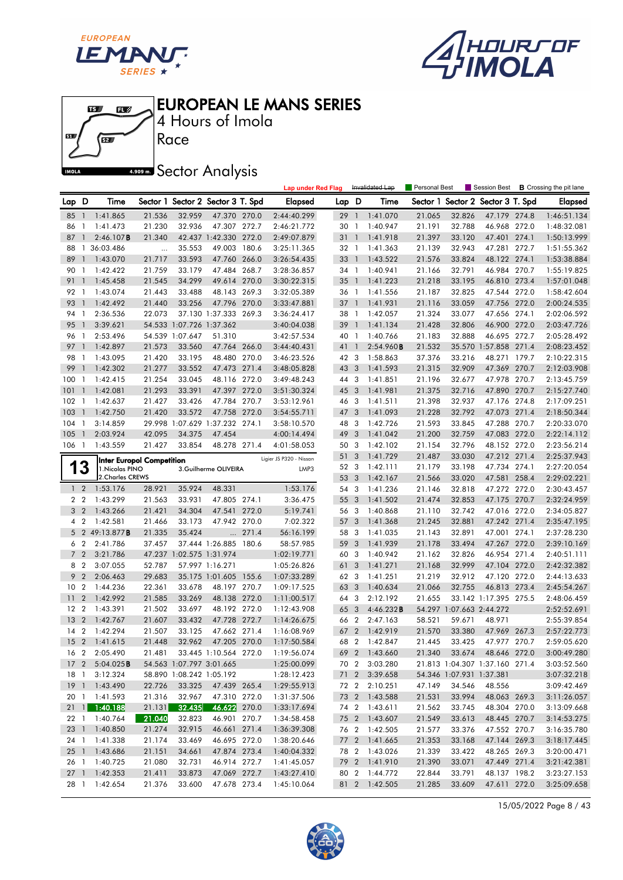# EUROPEAN LE MANS SERIES

4 Hours of Imola

Race

## Sector Analysis

Lap under Red Flag | Invalidated Lap | Personal Best | Session Best | **B** Crossing the pit lane

| Lap | D | Time | Sector 1 | Sector 2 | Sector 3 | T. Spd | Elapsed |
|---|---|---|---|---|---|---|---|
| 85 | 1 | 1:41.865 | 21.536 | 32.959 | 47.370 | 270.0 | 2:44:40.299 |
| 86 | 1 | 1:41.473 | 21.230 | 32.936 | 47.307 | 272.7 | 2:46:21.772 |
| 87 | 1 | 2:46.107**B** | 21.340 | 42.437 | 1:42.330 | 272.0 | 2:49:07.879 |
| 88 | 1 | 36:03.486 | ... | 35.553 | 49.003 | 180.6 | 3:25:11.365 |
| 89 | 1 | 1:43.070 | 21.717 | 33.593 | 47.760 | 266.0 | 3:26:54.435 |
| 90 | 1 | 1:42.422 | 21.759 | 33.179 | 47.484 | 268.7 | 3:28:36.857 |
| 91 | 1 | 1:45.458 | 21.545 | 34.299 | 49.614 | 270.0 | 3:30:22.315 |
| 92 | 1 | 1:43.074 | 21.443 | 33.488 | 48.143 | 269.3 | 3:32:05.389 |
| 93 | 1 | 1:42.492 | 21.440 | 33.256 | 47.796 | 270.0 | 3:33:47.881 |
| 94 | 1 | 2:36.536 | 22.073 | 37.130 | 1:37.333 | 269.3 | 3:36:24.417 |
| 95 | 1 | 3:39.621 | 54.533 | 1:07.726 | 1:37.362 | | 3:40:04.038 |
| 96 | 1 | 2:53.496 | 54.539 | 1:07.647 | 51.310 | | 3:42:57.534 |
| 97 | 1 | 1:42.897 | 21.573 | 33.560 | 47.764 | 266.0 | 3:44:40.431 |
| 98 | 1 | 1:43.095 | 21.420 | 33.195 | 48.480 | 270.0 | 3:46:23.526 |
| 99 | 1 | 1:42.302 | 21.277 | 33.552 | 47.473 | 271.4 | 3:48:05.828 |
| 100 | 1 | 1:42.415 | 21.254 | 33.045 | 48.116 | 272.0 | 3:49:48.243 |
| 101 | 1 | 1:42.081 | 21.293 | 33.391 | 47.397 | 272.0 | 3:51:30.324 |
| 102 | 1 | 1:42.637 | 21.427 | 33.426 | 47.784 | 270.7 | 3:53:12.961 |
| 103 | 1 | 1:42.750 | 21.420 | 33.572 | 47.758 | 272.0 | 3:54:55.711 |
| 104 | 1 | 3:14.859 | 29.998 | 1:07.629 | 1:37.232 | 274.1 | 3:58:10.570 |
| 105 | 1 | 2:03.924 | 42.095 | 34.375 | 47.454 | | 4:00:14.494 |
| 106 | 1 | 1:43.559 | 21.427 | 33.854 | 48.278 | 271.4 | 4:01:58.053 |

**13** Inter Europol Competition — Ligier JS P320 - Nissan — LMP3
1.Nicolas PINO, 2.Charles CREWS, 3.Guilherme OLIVEIRA

| Lap | D | Time | Sector 1 | Sector 2 | Sector 3 | T. Spd | Elapsed |
|---|---|---|---|---|---|---|---|
| 1 | 2 | 1:53.176 | 28.921 | 35.924 | 48.331 | | 1:53.176 |
| 2 | 2 | 1:43.299 | 21.563 | 33.931 | 47.805 | 274.1 | 3:36.475 |
| 3 | 2 | 1:43.266 | 21.421 | 34.304 | 47.541 | 272.0 | 5:19.741 |
| 4 | 2 | 1:42.581 | 21.466 | 33.173 | 47.942 | 270.0 | 7:02.322 |
| 5 | 2 | 49:13.877**B** | 21.335 | 35.424 | ... | 271.4 | 56:16.199 |
| 6 | 2 | 2:41.786 | 37.457 | 37.444 | 1:26.885 | 180.6 | 58:57.985 |
| 7 | 2 | 3:21.786 | 47.237 | 1:02.575 | 1:31.974 | | 1:02:19.771 |
| 8 | 2 | 3:07.055 | 52.787 | 57.997 | 1:16.271 | | 1:05:26.826 |
| 9 | 2 | 2:06.463 | 29.683 | 35.175 | 1:01.605 | 155.6 | 1:07:33.289 |
| 10 | 2 | 1:44.236 | 22.361 | 33.678 | 48.197 | 270.7 | 1:09:17.525 |
| 11 | 2 | 1:42.992 | 21.585 | 33.269 | 48.138 | 272.0 | 1:11:00.517 |
| 12 | 2 | 1:43.391 | 21.502 | 33.697 | 48.192 | 272.0 | 1:12:43.908 |
| 13 | 2 | 1:42.767 | 21.607 | 33.432 | 47.728 | 272.7 | 1:14:26.675 |
| 14 | 2 | 1:42.294 | 21.507 | 33.125 | 47.662 | 271.4 | 1:16:08.969 |
| 15 | 2 | 1:41.615 | 21.448 | 32.962 | 47.205 | 270.0 | 1:17:50.584 |
| 16 | 2 | 2:05.490 | 21.481 | 33.445 | 1:10.564 | 272.0 | 1:19:56.074 |
| 17 | 2 | 5:04.025**B** | 54.563 | 1:07.797 | 3:01.665 | | 1:25:00.099 |
| 18 | 1 | 3:12.324 | 58.890 | 1:08.242 | 1:05.192 | | 1:28:12.423 |
| 19 | 1 | 1:43.490 | 22.726 | 33.325 | 47.439 | 265.4 | 1:29:55.913 |
| 20 | 1 | 1:41.593 | 21.316 | 32.967 | 47.310 | 272.0 | 1:31:37.506 |
| 21 | 1 | 1:40.188 | 21.131 | 32.435 | 46.622 | 270.0 | 1:33:17.694 |
| 22 | 1 | 1:40.764 | 21.040 | 32.823 | 46.901 | 270.7 | 1:34:58.458 |
| 23 | 1 | 1:40.850 | 21.274 | 32.915 | 46.661 | 271.4 | 1:36:39.308 |
| 24 | 1 | 1:41.338 | 21.174 | 33.469 | 46.695 | 272.0 | 1:38:20.646 |
| 25 | 1 | 1:43.686 | 21.151 | 34.661 | 47.874 | 273.4 | 1:40:04.332 |
| 26 | 1 | 1:40.725 | 21.080 | 32.731 | 46.914 | 272.7 | 1:41:45.057 |
| 27 | 1 | 1:42.353 | 21.411 | 33.873 | 47.069 | 272.7 | 1:43:27.410 |
| 28 | 1 | 1:42.654 | 21.376 | 33.600 | 47.678 | 273.4 | 1:45:10.064 |
| 29 | 1 | 1:41.070 | 21.065 | 32.826 | 47.179 | 274.8 | 1:46:51.134 |
| 30 | 1 | 1:40.947 | 21.191 | 32.788 | 46.968 | 272.0 | 1:48:32.081 |
| 31 | 1 | 1:41.918 | 21.397 | 33.120 | 47.401 | 274.1 | 1:50:13.999 |
| 32 | 1 | 1:41.363 | 21.139 | 32.943 | 47.281 | 272.7 | 1:51:55.362 |
| 33 | 1 | 1:43.522 | 21.576 | 33.824 | 48.122 | 274.1 | 1:53:38.884 |
| 34 | 1 | 1:40.941 | 21.166 | 32.791 | 46.984 | 270.7 | 1:55:19.825 |
| 35 | 1 | 1:41.223 | 21.218 | 33.195 | 46.810 | 273.4 | 1:57:01.048 |
| 36 | 1 | 1:41.556 | 21.187 | 32.825 | 47.544 | 272.0 | 1:58:42.604 |
| 37 | 1 | 1:41.931 | 21.116 | 33.059 | 47.756 | 272.0 | 2:00:24.535 |
| 38 | 1 | 1:42.057 | 21.324 | 33.077 | 47.656 | 274.1 | 2:02:06.592 |
| 39 | 1 | 1:41.134 | 21.428 | 32.806 | 46.900 | 272.0 | 2:03:47.726 |
| 40 | 1 | 1:40.766 | 21.183 | 32.888 | 46.695 | 272.7 | 2:05:28.492 |
| 41 | 1 | 2:54.960**B** | 21.532 | 35.570 | 1:57.858 | 271.4 | 2:08:23.452 |
| 42 | 3 | 1:58.863 | 37.376 | 33.216 | 48.271 | 179.7 | 2:10:22.315 |
| 43 | 3 | 1:41.593 | 21.315 | 32.909 | 47.369 | 270.7 | 2:12:03.908 |
| 44 | 3 | 1:41.851 | 21.196 | 32.677 | 47.978 | 270.7 | 2:13:45.759 |
| 45 | 3 | 1:41.981 | 21.375 | 32.716 | 47.890 | 270.7 | 2:15:27.740 |
| 46 | 3 | 1:41.511 | 21.398 | 32.937 | 47.176 | 274.8 | 2:17:09.251 |
| 47 | 3 | 1:41.093 | 21.228 | 32.792 | 47.073 | 271.4 | 2:18:50.344 |
| 48 | 3 | 1:42.726 | 21.593 | 33.845 | 47.288 | 270.7 | 2:20:33.070 |
| 49 | 3 | 1:41.042 | 21.200 | 32.759 | 47.083 | 272.0 | 2:22:14.112 |
| 50 | 3 | 1:42.102 | 21.154 | 32.796 | 48.152 | 272.0 | 2:23:56.214 |
| 51 | 3 | 1:41.729 | 21.487 | 33.030 | 47.212 | 271.4 | 2:25:37.943 |
| 52 | 3 | 1:42.111 | 21.179 | 33.198 | 47.734 | 274.1 | 2:27:20.054 |
| 53 | 3 | 1:42.167 | 21.566 | 33.020 | 47.581 | 258.4 | 2:29:02.221 |
| 54 | 3 | 1:41.236 | 21.146 | 32.818 | 47.272 | 272.0 | 2:30:43.457 |
| 55 | 3 | 1:41.502 | 21.474 | 32.853 | 47.175 | 270.7 | 2:32:24.959 |
| 56 | 3 | 1:40.868 | 21.110 | 32.742 | 47.016 | 272.0 | 2:34:05.827 |
| 57 | 3 | 1:41.368 | 21.245 | 32.881 | 47.242 | 271.4 | 2:35:47.195 |
| 58 | 3 | 1:41.035 | 21.143 | 32.891 | 47.001 | 274.1 | 2:37:28.230 |
| 59 | 3 | 1:41.939 | 21.178 | 33.494 | 47.267 | 272.0 | 2:39:10.169 |
| 60 | 3 | 1:40.942 | 21.162 | 32.826 | 46.954 | 271.4 | 2:40:51.111 |
| 61 | 3 | 1:41.271 | 21.168 | 32.999 | 47.104 | 272.0 | 2:42:32.382 |
| 62 | 3 | 1:41.251 | 21.219 | 32.912 | 47.120 | 272.0 | 2:44:13.633 |
| 63 | 3 | 1:40.634 | 21.066 | 32.755 | 46.813 | 273.4 | 2:45:54.267 |
| 64 | 3 | 2:12.192 | 21.655 | 33.142 | 1:17.395 | 275.5 | 2:48:06.459 |
| 65 | 3 | 4:46.232**B** | 54.297 | 1:07.663 | 2:44.272 | | 2:52:52.691 |
| 66 | 2 | 2:47.163 | 58.521 | 59.671 | 48.971 | | 2:55:39.854 |
| 67 | 2 | 1:42.919 | 21.570 | 33.380 | 47.969 | 267.3 | 2:57:22.773 |
| 68 | 2 | 1:42.847 | 21.445 | 33.425 | 47.977 | 270.7 | 2:59:05.620 |
| 69 | 2 | 1:43.660 | 21.340 | 33.674 | 48.646 | 272.0 | 3:00:49.280 |
| 70 | 2 | 3:03.280 | 21.813 | 1:04.307 | 1:37.160 | 271.4 | 3:03:52.560 |
| 71 | 2 | 3:39.658 | 54.346 | 1:07.931 | 1:37.381 | | 3:07:32.218 |
| 72 | 2 | 2:10.251 | 47.149 | 34.546 | 48.556 | | 3:09:42.469 |
| 73 | 2 | 1:43.588 | 21.531 | 33.994 | 48.063 | 269.3 | 3:11:26.057 |
| 74 | 2 | 1:43.611 | 21.562 | 33.745 | 48.304 | 270.0 | 3:13:09.668 |
| 75 | 2 | 1:43.607 | 21.549 | 33.613 | 48.445 | 270.7 | 3:14:53.275 |
| 76 | 2 | 1:42.505 | 21.577 | 33.376 | 47.552 | 270.7 | 3:16:35.780 |
| 77 | 2 | 1:41.665 | 21.353 | 33.168 | 47.144 | 269.3 | 3:18:17.445 |
| 78 | 2 | 1:43.026 | 21.339 | 33.422 | 48.265 | 269.3 | 3:20:00.471 |
| 79 | 2 | 1:41.910 | 21.390 | 33.071 | 47.449 | 271.4 | 3:21:42.381 |
| 80 | 2 | 1:44.772 | 22.844 | 33.791 | 48.137 | 198.2 | 3:23:27.153 |
| 81 | 2 | 1:42.505 | 21.285 | 33.609 | 47.611 | 272.0 | 3:25:09.658 |

15/05/2022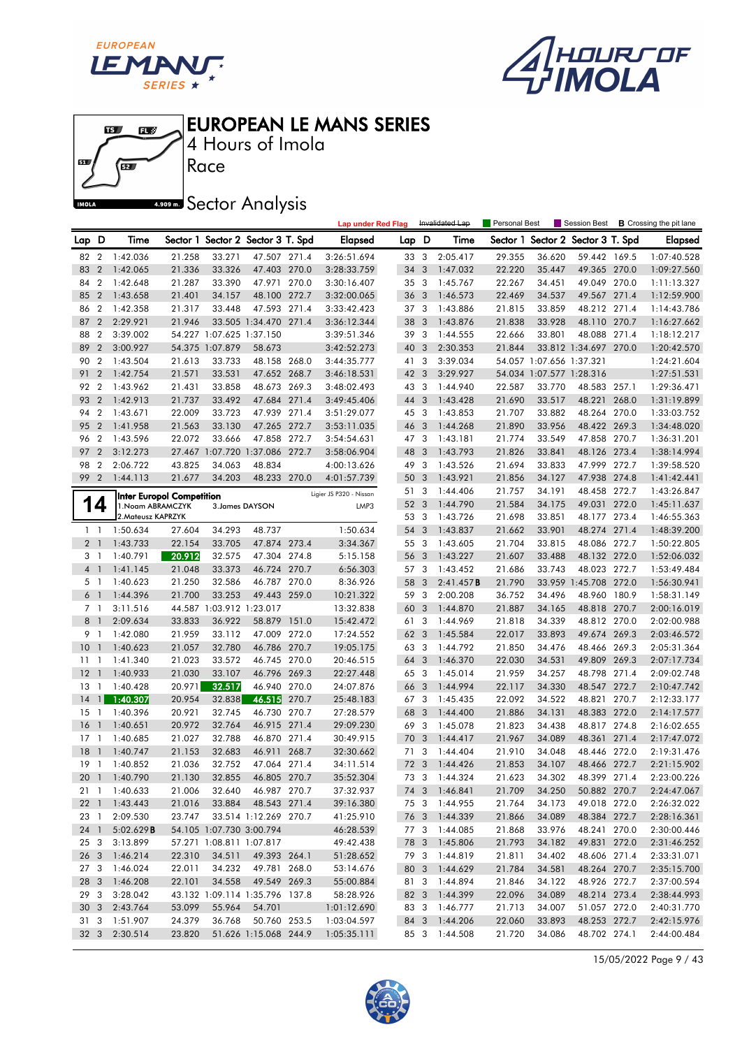# EUROPEAN LE MANS SERIES

4 Hours of Imola

Race

Sector Analysis

Lap under Red Flag | Invalidated Lap | Personal Best | Session Best | **B** Crossing the pit lane

| Lap | D | Time | Sector 1 | Sector 2 | Sector 3 | T. Spd | Elapsed |
|---|---|---|---|---|---|---|---|
| 82 | 2 | 1:42.036 | 21.258 | 33.271 | 47.507 | 271.4 | 3:26:51.694 |
| 83 | 2 | 1:42.065 | 21.336 | 33.326 | 47.403 | 270.0 | 3:28:33.759 |
| 84 | 2 | 1:42.648 | 21.287 | 33.390 | 47.971 | 270.0 | 3:30:16.407 |
| 85 | 2 | 1:43.658 | 21.401 | 34.157 | 48.100 | 272.7 | 3:32:00.065 |
| 86 | 2 | 1:42.358 | 21.317 | 33.448 | 47.593 | 271.4 | 3:33:42.423 |
| 87 | 2 | 2:29.921 | 21.946 | 33.505 | 1:34.470 | 271.4 | 3:36:12.344 |
| 88 | 2 | 3:39.002 | 54.227 | 1:07.625 | 1:37.150 | | 3:39:51.346 |
| 89 | 2 | 3:00.927 | 54.375 | 1:07.879 | 58.673 | | 3:42:52.273 |
| 90 | 2 | 1:43.504 | 21.613 | 33.733 | 48.158 | 268.0 | 3:44:35.777 |
| 91 | 2 | 1:42.754 | 21.571 | 33.531 | 47.652 | 268.7 | 3:46:18.531 |
| 92 | 2 | 1:43.962 | 21.431 | 33.858 | 48.673 | 269.3 | 3:48:02.493 |
| 93 | 2 | 1:42.913 | 21.737 | 33.492 | 47.684 | 271.4 | 3:49:45.406 |
| 94 | 2 | 1:43.671 | 22.009 | 33.723 | 47.939 | 271.4 | 3:51:29.077 |
| 95 | 2 | 1:41.958 | 21.563 | 33.130 | 47.265 | 272.7 | 3:53:11.035 |
| 96 | 2 | 1:43.596 | 22.072 | 33.666 | 47.858 | 272.7 | 3:54:54.631 |
| 97 | 2 | 3:12.273 | 27.467 | 1:07.720 | 1:37.086 | 272.7 | 3:58:06.904 |
| 98 | 2 | 2:06.722 | 43.825 | 34.063 | 48.834 | | 4:00:13.626 |
| 99 | 2 | 1:44.113 | 21.677 | 34.203 | 48.233 | 270.0 | 4:01:57.739 |

**14** — Inter Europol Competition — Ligier JS P320 - Nissan — LMP3

1.Noam ABRAMCZYK
2.Mateusz KAPRZYK
3.James DAYSON

| Lap | D | Time | Sector 1 | Sector 2 | Sector 3 | T. Spd | Elapsed |
|---|---|---|---|---|---|---|---|
| 1 | 1 | 1:50.634 | 27.604 | 34.293 | 48.737 | | 1:50.634 |
| 2 | 1 | 1:43.733 | 22.154 | 33.705 | 47.874 | 273.4 | 3:34.367 |
| 3 | 1 | 1:40.791 | 20.912 | 32.575 | 47.304 | 274.8 | 5:15.158 |
| 4 | 1 | 1:41.145 | 21.048 | 33.373 | 46.724 | 270.7 | 6:56.303 |
| 5 | 1 | 1:40.623 | 21.250 | 32.586 | 46.787 | 270.0 | 8:36.926 |
| 6 | 1 | 1:44.396 | 21.700 | 33.253 | 49.443 | 259.0 | 10:21.322 |
| 7 | 1 | 3:11.516 | 44.587 | 1:03.912 | 1:23.017 | | 13:32.838 |
| 8 | 1 | 2:09.634 | 33.833 | 36.922 | 58.879 | 151.0 | 15:42.472 |
| 9 | 1 | 1:42.080 | 21.959 | 33.112 | 47.009 | 272.0 | 17:24.552 |
| 10 | 1 | 1:40.623 | 21.057 | 32.780 | 46.786 | 270.7 | 19:05.175 |
| 11 | 1 | 1:41.340 | 21.023 | 33.572 | 46.745 | 270.0 | 20:46.515 |
| 12 | 1 | 1:40.933 | 21.030 | 33.107 | 46.796 | 269.3 | 22:27.448 |
| 13 | 1 | 1:40.428 | 20.971 | 32.517 | 46.940 | 270.0 | 24:07.876 |
| 14 | 1 | 1:40.307 | 20.954 | 32.838 | 46.515 | 270.7 | 25:48.183 |
| 15 | 1 | 1:40.396 | 20.921 | 32.745 | 46.730 | 270.7 | 27:28.579 |
| 16 | 1 | 1:40.651 | 20.972 | 32.764 | 46.915 | 271.4 | 29:09.230 |
| 17 | 1 | 1:40.685 | 21.027 | 32.788 | 46.870 | 271.4 | 30:49.915 |
| 18 | 1 | 1:40.747 | 21.153 | 32.683 | 46.911 | 268.7 | 32:30.662 |
| 19 | 1 | 1:40.852 | 21.036 | 32.752 | 47.064 | 271.4 | 34:11.514 |
| 20 | 1 | 1:40.790 | 21.130 | 32.855 | 46.805 | 270.7 | 35:52.304 |
| 21 | 1 | 1:40.633 | 21.006 | 32.640 | 46.987 | 270.7 | 37:32.937 |
| 22 | 1 | 1:43.443 | 21.016 | 33.884 | 48.543 | 271.4 | 39:16.380 |
| 23 | 1 | 2:09.530 | 23.747 | 33.514 | 1:12.269 | 270.7 | 41:25.910 |
| 24 | 1 | 5:02.629 **B** | 54.105 | 1:07.730 | 3:00.794 | | 46:28.539 |
| 25 | 3 | 3:13.899 | 57.271 | 1:08.811 | 1:07.817 | | 49:42.438 |
| 26 | 3 | 1:46.214 | 22.310 | 34.511 | 49.393 | 264.1 | 51:28.652 |
| 27 | 3 | 1:46.024 | 22.011 | 34.232 | 49.781 | 268.0 | 53:14.676 |
| 28 | 3 | 1:46.208 | 22.101 | 34.558 | 49.549 | 269.3 | 55:00.884 |
| 29 | 3 | 3:28.042 | 43.132 | 1:09.114 | 1:35.796 | 137.8 | 58:28.926 |
| 30 | 3 | 2:43.764 | 53.099 | 55.964 | 54.701 | | 1:01:12.690 |
| 31 | 3 | 1:51.907 | 24.379 | 36.768 | 50.760 | 253.5 | 1:03:04.597 |
| 32 | 3 | 2:30.514 | 23.820 | 51.626 | 1:15.068 | 244.9 | 1:05:35.111 |
| 33 | 3 | 2:05.417 | 29.355 | 36.620 | 59.442 | 169.5 | 1:07:40.528 |
| 34 | 3 | 1:47.032 | 22.220 | 35.447 | 49.365 | 270.0 | 1:09:27.560 |
| 35 | 3 | 1:45.767 | 22.267 | 34.451 | 49.049 | 270.0 | 1:11:13.327 |
| 36 | 3 | 1:46.573 | 22.469 | 34.537 | 49.567 | 271.4 | 1:12:59.900 |
| 37 | 3 | 1:43.886 | 21.815 | 33.859 | 48.212 | 271.4 | 1:14:43.786 |
| 38 | 3 | 1:43.876 | 21.838 | 33.928 | 48.110 | 270.7 | 1:16:27.662 |
| 39 | 3 | 1:44.555 | 22.666 | 33.801 | 48.088 | 271.4 | 1:18:12.217 |
| 40 | 3 | 2:30.353 | 21.844 | 33.812 | 1:34.697 | 270.0 | 1:20:42.570 |
| 41 | 3 | 3:39.034 | 54.057 | 1:07.656 | 1:37.321 | | 1:24:21.604 |
| 42 | 3 | 3:29.927 | 54.034 | 1:07.577 | 1:28.316 | | 1:27:51.531 |
| 43 | 3 | 1:44.940 | 22.587 | 33.770 | 48.583 | 257.1 | 1:29:36.471 |
| 44 | 3 | 1:43.428 | 21.690 | 33.517 | 48.221 | 268.0 | 1:31:19.899 |
| 45 | 3 | 1:43.853 | 21.707 | 33.882 | 48.264 | 270.0 | 1:33:03.752 |
| 46 | 3 | 1:44.268 | 21.890 | 33.956 | 48.422 | 269.3 | 1:34:48.020 |
| 47 | 3 | 1:43.181 | 21.774 | 33.549 | 47.858 | 270.7 | 1:36:31.201 |
| 48 | 3 | 1:43.793 | 21.826 | 33.841 | 48.126 | 273.4 | 1:38:14.994 |
| 49 | 3 | 1:43.526 | 21.694 | 33.833 | 47.999 | 272.7 | 1:39:58.520 |
| 50 | 3 | 1:43.921 | 21.856 | 34.127 | 47.938 | 274.8 | 1:41:42.441 |
| 51 | 3 | 1:44.406 | 21.757 | 34.191 | 48.458 | 272.7 | 1:43:26.847 |
| 52 | 3 | 1:44.790 | 21.584 | 34.175 | 49.031 | 272.0 | 1:45:11.637 |
| 53 | 3 | 1:43.726 | 21.698 | 33.851 | 48.177 | 273.4 | 1:46:55.363 |
| 54 | 3 | 1:43.837 | 21.662 | 33.901 | 48.274 | 271.4 | 1:48:39.200 |
| 55 | 3 | 1:43.605 | 21.704 | 33.815 | 48.086 | 272.7 | 1:50:22.805 |
| 56 | 3 | 1:43.227 | 21.607 | 33.488 | 48.132 | 272.0 | 1:52:06.032 |
| 57 | 3 | 1:43.452 | 21.686 | 33.743 | 48.023 | 272.7 | 1:53:49.484 |
| 58 | 3 | 2:41.457 **B** | 21.790 | 33.959 | 1:45.708 | 272.0 | 1:56:30.941 |
| 59 | 3 | 2:00.208 | 36.752 | 34.496 | 48.960 | 180.9 | 1:58:31.149 |
| 60 | 3 | 1:44.870 | 21.887 | 34.165 | 48.818 | 270.7 | 2:00:16.019 |
| 61 | 3 | 1:44.969 | 21.818 | 34.339 | 48.812 | 270.0 | 2:02:00.988 |
| 62 | 3 | 1:45.584 | 22.017 | 33.893 | 49.674 | 269.3 | 2:03:46.572 |
| 63 | 3 | 1:44.792 | 21.850 | 34.476 | 48.466 | 269.3 | 2:05:31.364 |
| 64 | 3 | 1:46.370 | 22.030 | 34.531 | 49.809 | 269.3 | 2:07:17.734 |
| 65 | 3 | 1:45.014 | 21.959 | 34.257 | 48.798 | 271.4 | 2:09:02.748 |
| 66 | 3 | 1:44.994 | 22.117 | 34.330 | 48.547 | 272.7 | 2:10:47.742 |
| 67 | 3 | 1:45.435 | 22.092 | 34.522 | 48.821 | 270.7 | 2:12:33.177 |
| 68 | 3 | 1:44.400 | 21.886 | 34.131 | 48.383 | 272.0 | 2:14:17.577 |
| 69 | 3 | 1:45.078 | 21.823 | 34.438 | 48.817 | 274.8 | 2:16:02.655 |
| 70 | 3 | 1:44.417 | 21.967 | 34.089 | 48.361 | 271.4 | 2:17:47.072 |
| 71 | 3 | 1:44.404 | 21.910 | 34.048 | 48.446 | 272.0 | 2:19:31.476 |
| 72 | 3 | 1:44.426 | 21.853 | 34.107 | 48.466 | 272.7 | 2:21:15.902 |
| 73 | 3 | 1:44.324 | 21.623 | 34.302 | 48.399 | 271.4 | 2:23:00.226 |
| 74 | 3 | 1:46.841 | 21.709 | 34.250 | 50.882 | 270.7 | 2:24:47.067 |
| 75 | 3 | 1:44.955 | 21.764 | 34.173 | 49.018 | 272.0 | 2:26:32.022 |
| 76 | 3 | 1:44.339 | 21.866 | 34.089 | 48.384 | 272.7 | 2:28:16.361 |
| 77 | 3 | 1:44.085 | 21.868 | 33.976 | 48.241 | 270.0 | 2:30:00.446 |
| 78 | 3 | 1:45.806 | 21.793 | 34.182 | 49.831 | 272.0 | 2:31:46.252 |
| 79 | 3 | 1:44.819 | 21.811 | 34.402 | 48.606 | 271.4 | 2:33:31.071 |
| 80 | 3 | 1:44.629 | 21.784 | 34.581 | 48.264 | 270.7 | 2:35:15.700 |
| 81 | 3 | 1:44.894 | 21.846 | 34.122 | 48.926 | 272.7 | 2:37:00.594 |
| 82 | 3 | 1:44.399 | 22.096 | 34.089 | 48.214 | 273.4 | 2:38:44.993 |
| 83 | 3 | 1:46.777 | 21.713 | 34.007 | 51.057 | 272.0 | 2:40:31.770 |
| 84 | 3 | 1:44.206 | 22.060 | 33.893 | 48.253 | 272.7 | 2:42:15.976 |
| 85 | 3 | 1:44.508 | 21.720 | 34.086 | 48.702 | 274.1 | 2:44:00.484 |

15/05/2022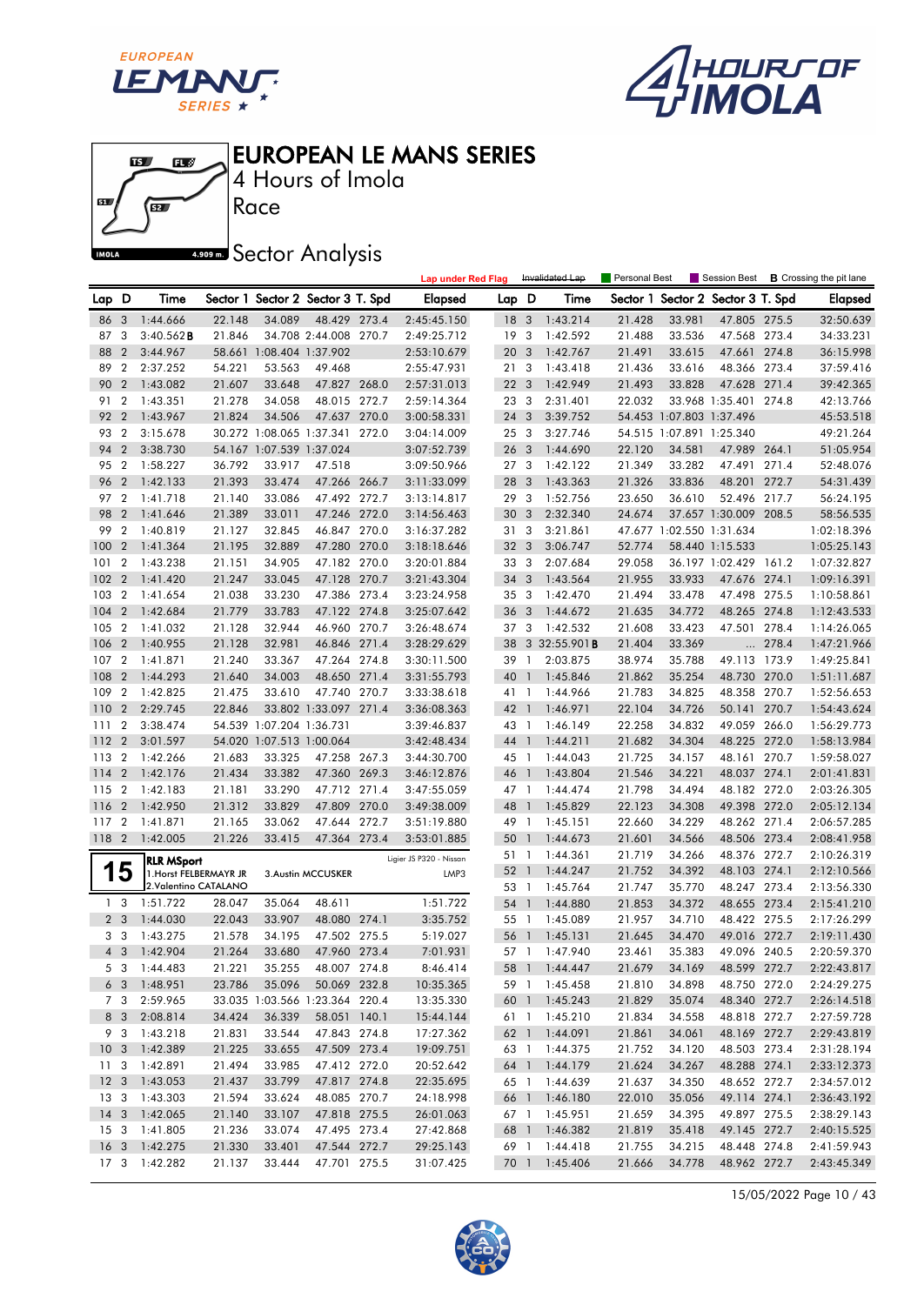# EUROPEAN LE MANS SERIES

4 Hours of Imola

Race

Sector Analysis

Lap under Red Flag | Invalidated Lap | Personal Best | Session Best | **B** Crossing the pit lane

| Lap | D | Time | Sector 1 | Sector 2 | Sector 3 | T. Spd | Elapsed |
|---|---|---|---|---|---|---|---|
| 86 | 3 | 1:44.666 | 22.148 | 34.089 | 48.429 | 273.4 | 2:45:45.150 |
| 87 | 3 | 3:40.562**B** | 21.846 | 34.708 | 2:44.008 | 270.7 | 2:49:25.712 |
| 88 | 2 | 3:44.967 | 58.661 | 1:08.404 | 1:37.902 | | 2:53:10.679 |
| 89 | 2 | 2:37.252 | 54.221 | 53.563 | 49.468 | | 2:55:47.931 |
| 90 | 2 | 1:43.082 | 21.607 | 33.648 | 47.827 | 268.0 | 2:57:31.013 |
| 91 | 2 | 1:43.351 | 21.278 | 34.058 | 48.015 | 272.7 | 2:59:14.364 |
| 92 | 2 | 1:43.967 | 21.824 | 34.506 | 47.637 | 270.0 | 3:00:58.331 |
| 93 | 2 | 3:15.678 | 30.272 | 1:08.065 | 1:37.341 | 272.0 | 3:04:14.009 |
| 94 | 2 | 3:38.730 | 54.167 | 1:07.539 | 1:37.024 | | 3:07:52.739 |
| 95 | 2 | 1:58.227 | 36.792 | 33.917 | 47.518 | | 3:09:50.966 |
| 96 | 2 | 1:42.133 | 21.393 | 33.474 | 47.266 | 266.7 | 3:11:33.099 |
| 97 | 2 | 1:41.718 | 21.140 | 33.086 | 47.492 | 272.7 | 3:13:14.817 |
| 98 | 2 | 1:41.646 | 21.389 | 33.011 | 47.246 | 270.0 | 3:14:56.463 |
| 99 | 2 | 1:40.819 | 21.127 | 32.845 | 46.847 | 270.0 | 3:16:37.282 |
| 100 | 2 | 1:41.364 | 21.195 | 32.889 | 47.280 | 270.0 | 3:18:18.646 |
| 101 | 2 | 1:43.238 | 21.151 | 34.905 | 47.182 | 270.0 | 3:20:01.884 |
| 102 | 2 | 1:41.420 | 21.247 | 33.045 | 47.128 | 270.7 | 3:21:43.304 |
| 103 | 2 | 1:41.654 | 21.038 | 33.230 | 47.386 | 273.4 | 3:23:24.958 |
| 104 | 2 | 1:42.684 | 21.779 | 33.783 | 47.122 | 274.8 | 3:25:07.642 |
| 105 | 2 | 1:41.032 | 21.128 | 32.944 | 46.960 | 270.7 | 3:26:48.674 |
| 106 | 2 | 1:40.955 | 21.128 | 32.981 | 46.846 | 271.4 | 3:28:29.629 |
| 107 | 2 | 1:41.871 | 21.240 | 33.367 | 47.264 | 274.8 | 3:30:11.500 |
| 108 | 2 | 1:44.293 | 21.640 | 34.003 | 48.650 | 271.4 | 3:31:55.793 |
| 109 | 2 | 1:42.825 | 21.475 | 33.610 | 47.740 | 270.7 | 3:33:38.618 |
| 110 | 2 | 2:29.745 | 22.846 | 33.802 | 1:33.097 | 271.4 | 3:36:08.363 |
| 111 | 2 | 3:38.474 | 54.539 | 1:07.204 | 1:36.731 | | 3:39:46.837 |
| 112 | 2 | 3:01.597 | 54.020 | 1:07.513 | 1:00.064 | | 3:42:48.434 |
| 113 | 2 | 1:42.266 | 21.683 | 33.325 | 47.258 | 267.3 | 3:44:30.700 |
| 114 | 2 | 1:42.176 | 21.434 | 33.382 | 47.360 | 269.3 | 3:46:12.876 |
| 115 | 2 | 1:42.183 | 21.181 | 33.290 | 47.712 | 271.4 | 3:47:55.059 |
| 116 | 2 | 1:42.950 | 21.312 | 33.829 | 47.809 | 272.0 | 3:49:38.009 |
| 117 | 2 | 1:41.871 | 21.165 | 33.062 | 47.644 | 272.7 | 3:51:19.880 |
| 118 | 2 | 1:42.005 | 21.226 | 33.415 | 47.364 | 273.4 | 3:53:01.885 |

**15** — **RLR MSport** — Ligier JS P320 - Nissan — LMP3

1.Horst FELBERMAYR JR — 2.Valentino CATALANO — 3.Austin MCCUSKER

| Lap | D | Time | Sector 1 | Sector 2 | Sector 3 | T. Spd | Elapsed |
|---|---|---|---|---|---|---|---|
| 1 | 3 | 1:51.722 | 28.047 | 35.064 | 48.611 | | 1:51.722 |
| 2 | 3 | 1:44.030 | 22.043 | 33.907 | 48.080 | 274.1 | 3:35.752 |
| 3 | 3 | 1:43.275 | 21.578 | 34.195 | 47.502 | 275.5 | 5:19.027 |
| 4 | 3 | 1:42.904 | 21.264 | 33.680 | 47.960 | 273.4 | 7:01.931 |
| 5 | 3 | 1:44.483 | 21.221 | 35.255 | 48.007 | 274.8 | 8:46.414 |
| 6 | 3 | 1:48.951 | 23.786 | 35.096 | 50.069 | 232.8 | 10:35.365 |
| 7 | 3 | 2:59.965 | 33.035 | 1:03.566 | 1:23.364 | 220.4 | 13:35.330 |
| 8 | 3 | 2:08.814 | 34.424 | 36.339 | 58.051 | 140.1 | 15:44.144 |
| 9 | 3 | 1:43.218 | 21.831 | 33.544 | 47.843 | 274.8 | 17:27.362 |
| 10 | 3 | 1:42.389 | 21.225 | 33.655 | 47.509 | 273.4 | 19:09.751 |
| 11 | 3 | 1:42.891 | 21.494 | 33.985 | 47.412 | 272.0 | 20:52.642 |
| 12 | 3 | 1:43.053 | 21.437 | 33.799 | 47.817 | 274.8 | 22:35.695 |
| 13 | 3 | 1:43.303 | 21.594 | 33.624 | 48.085 | 270.7 | 24:18.998 |
| 14 | 3 | 1:42.065 | 21.140 | 33.107 | 47.818 | 275.5 | 26:01.063 |
| 15 | 3 | 1:41.805 | 21.236 | 33.074 | 47.495 | 273.4 | 27:42.868 |
| 16 | 3 | 1:42.275 | 21.330 | 33.401 | 47.544 | 272.7 | 29:25.143 |
| 17 | 3 | 1:42.282 | 21.137 | 33.444 | 47.701 | 275.5 | 31:07.425 |
| 18 | 3 | 1:43.214 | 21.428 | 33.981 | 47.805 | 275.5 | 32:50.639 |
| 19 | 3 | 1:42.592 | 21.488 | 33.536 | 47.568 | 273.4 | 34:33.231 |
| 20 | 3 | 1:42.767 | 21.491 | 33.615 | 47.661 | 274.8 | 36:15.998 |
| 21 | 3 | 1:43.418 | 21.436 | 33.616 | 48.366 | 273.4 | 37:59.416 |
| 22 | 3 | 1:42.949 | 21.493 | 33.828 | 47.628 | 271.4 | 39:42.365 |
| 23 | 3 | 2:31.401 | 22.032 | 33.968 | 1:35.401 | 274.8 | 42:13.766 |
| 24 | 3 | 3:39.752 | 54.453 | 1:07.803 | 1:37.496 | | 45:53.518 |
| 25 | 3 | 3:27.746 | 54.515 | 1:07.891 | 1:25.340 | | 49:21.264 |
| 26 | 3 | 1:44.690 | 22.120 | 34.581 | 47.989 | 264.1 | 51:05.954 |
| 27 | 3 | 1:42.122 | 21.349 | 33.282 | 47.491 | 271.4 | 52:48.076 |
| 28 | 3 | 1:43.363 | 21.326 | 33.836 | 48.201 | 272.7 | 54:31.439 |
| 29 | 3 | 1:52.756 | 23.650 | 36.610 | 52.496 | 217.7 | 56:24.195 |
| 30 | 3 | 2:32.340 | 24.674 | 37.657 | 1:30.009 | 208.5 | 58:56.535 |
| 31 | 3 | 3:21.861 | 47.677 | 1:02.550 | 1:31.634 | | 1:02:18.396 |
| 32 | 3 | 3:06.747 | 52.774 | 58.440 | 1:15.533 | | 1:05:25.143 |
| 33 | 3 | 2:07.684 | 29.058 | 36.197 | 1:02.429 | 161.2 | 1:07:32.827 |
| 34 | 3 | 1:43.564 | 21.955 | 33.933 | 47.676 | 274.1 | 1:09:16.391 |
| 35 | 3 | 1:42.470 | 21.494 | 33.478 | 47.498 | 275.5 | 1:10:58.861 |
| 36 | 3 | 1:44.672 | 21.635 | 34.772 | 48.265 | 274.8 | 1:12:43.533 |
| 37 | 3 | 1:42.532 | 21.608 | 33.423 | 47.501 | 278.4 | 1:14:26.065 |
| 38 | 3 | 32:55.901**B** | 21.404 | 33.369 | ... | 278.4 | 1:47:21.966 |
| 39 | 1 | 2:03.875 | 38.974 | 35.788 | 49.113 | 173.9 | 1:49:25.841 |
| 40 | 1 | 1:45.846 | 21.862 | 35.254 | 48.730 | 270.0 | 1:51:11.687 |
| 41 | 1 | 1:44.966 | 21.783 | 34.825 | 48.358 | 270.7 | 1:52:56.653 |
| 42 | 1 | 1:46.971 | 22.104 | 34.726 | 50.141 | 270.7 | 1:54:43.624 |
| 43 | 1 | 1:46.149 | 22.258 | 34.832 | 49.059 | 266.0 | 1:56:29.773 |
| 44 | 1 | 1:44.211 | 21.682 | 34.304 | 48.225 | 272.0 | 1:58:13.984 |
| 45 | 1 | 1:44.043 | 21.725 | 34.157 | 48.161 | 270.7 | 1:59:58.027 |
| 46 | 1 | 1:43.804 | 21.546 | 34.221 | 48.037 | 274.1 | 2:01:41.831 |
| 47 | 1 | 1:44.474 | 21.798 | 34.494 | 48.182 | 272.0 | 2:03:26.305 |
| 48 | 1 | 1:45.829 | 22.123 | 34.308 | 49.398 | 272.0 | 2:05:12.134 |
| 49 | 1 | 1:45.151 | 22.660 | 34.229 | 48.262 | 271.4 | 2:06:57.285 |
| 50 | 1 | 1:44.673 | 21.601 | 34.566 | 48.506 | 273.4 | 2:08:41.958 |
| 51 | 1 | 1:44.361 | 21.719 | 34.266 | 48.376 | 272.7 | 2:10:26.319 |
| 52 | 1 | 1:44.247 | 21.752 | 34.392 | 48.103 | 274.1 | 2:12:10.566 |
| 53 | 1 | 1:45.764 | 21.747 | 35.770 | 48.247 | 273.4 | 2:13:56.330 |
| 54 | 1 | 1:44.880 | 21.853 | 34.372 | 48.655 | 273.4 | 2:15:41.210 |
| 55 | 1 | 1:45.089 | 21.957 | 34.710 | 48.422 | 275.5 | 2:17:26.299 |
| 56 | 1 | 1:45.131 | 21.645 | 34.470 | 49.016 | 272.7 | 2:19:11.430 |
| 57 | 1 | 1:47.940 | 23.461 | 35.383 | 49.096 | 240.5 | 2:20:59.370 |
| 58 | 1 | 1:44.447 | 21.679 | 34.169 | 48.599 | 272.7 | 2:22:43.817 |
| 59 | 1 | 1:45.458 | 21.810 | 34.898 | 48.750 | 272.0 | 2:24:29.275 |
| 60 | 1 | 1:45.243 | 21.829 | 35.074 | 48.340 | 272.7 | 2:26:14.518 |
| 61 | 1 | 1:45.210 | 21.834 | 34.558 | 48.818 | 272.7 | 2:27:59.728 |
| 62 | 1 | 1:44.091 | 21.861 | 34.061 | 48.169 | 272.7 | 2:29:43.819 |
| 63 | 1 | 1:44.375 | 21.752 | 34.120 | 48.503 | 273.4 | 2:31:28.194 |
| 64 | 1 | 1:44.179 | 21.624 | 34.267 | 48.288 | 274.1 | 2:33:12.373 |
| 65 | 1 | 1:44.639 | 21.637 | 34.350 | 48.652 | 272.7 | 2:34:57.012 |
| 66 | 1 | 1:46.180 | 22.010 | 35.056 | 49.114 | 274.1 | 2:36:43.192 |
| 67 | 1 | 1:45.951 | 21.659 | 34.395 | 49.897 | 275.5 | 2:38:29.143 |
| 68 | 1 | 1:46.382 | 21.819 | 35.418 | 49.145 | 272.7 | 2:40:15.525 |
| 69 | 1 | 1:44.418 | 21.755 | 34.215 | 48.448 | 274.8 | 2:41:59.943 |
| 70 | 1 | 1:45.406 | 21.666 | 34.778 | 48.962 | 272.7 | 2:43:45.349 |

15/05/2022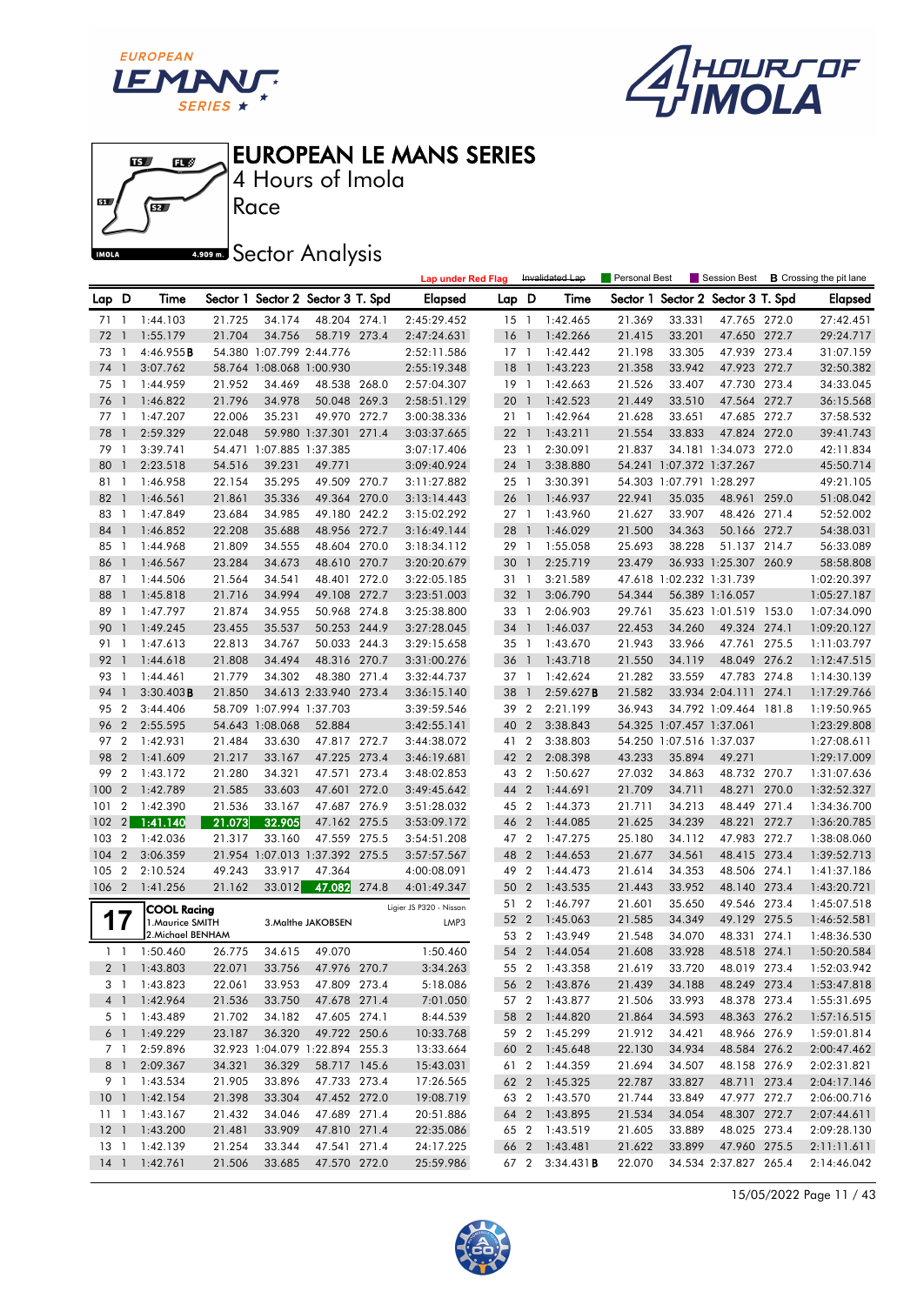# EUROPEAN LE MANS SERIES

4 Hours of Imola

Race

Sector Analysis

Lap under Red Flag | Invalidated Lap | Personal Best | Session Best | B Crossing the pit lane

| Lap | D | Time | Sector 1 | Sector 2 | Sector 3 | T. Spd | Elapsed |
|---|---|---|---|---|---|---|---|
| 71 | 1 | 1:44.103 | 21.725 | 34.174 | 48.204 | 274.1 | 2:45:29.452 |
| 72 | 1 | 1:55.179 | 21.704 | 34.756 | 58.719 | 273.4 | 2:47:24.631 |
| 73 | 1 | 4:46.955B | 54.380 | 1:07.799 | 2:44.776 | | 2:52:11.586 |
| 74 | 1 | 3:07.762 | 58.764 | 1:08.068 | 1:00.930 | | 2:55:19.348 |
| 75 | 1 | 1:44.959 | 21.952 | 34.469 | 48.538 | 268.0 | 2:57:04.307 |
| 76 | 1 | 1:46.822 | 21.796 | 34.978 | 50.048 | 269.3 | 2:58:51.129 |
| 77 | 1 | 1:47.207 | 22.006 | 35.231 | 49.970 | 272.7 | 3:00:38.336 |
| 78 | 1 | 2:59.329 | 22.048 | 59.980 | 1:37.301 | 271.4 | 3:03:37.665 |
| 79 | 1 | 3:39.741 | 54.471 | 1:07.885 | 1:37.385 | | 3:07:17.406 |
| 80 | 1 | 2:23.518 | 54.516 | 39.231 | 49.771 | | 3:09:40.924 |
| 81 | 1 | 1:46.958 | 22.154 | 35.295 | 49.509 | 270.7 | 3:11:27.882 |
| 82 | 1 | 1:46.561 | 21.861 | 35.336 | 49.364 | 270.0 | 3:13:14.443 |
| 83 | 1 | 1:47.849 | 23.684 | 34.985 | 49.180 | 242.2 | 3:15:02.292 |
| 84 | 1 | 1:46.852 | 22.208 | 35.688 | 48.956 | 272.7 | 3:16:49.144 |
| 85 | 1 | 1:44.968 | 21.809 | 34.555 | 48.604 | 270.0 | 3:18:34.112 |
| 86 | 1 | 1:46.567 | 23.284 | 34.673 | 48.610 | 270.7 | 3:20:20.679 |
| 87 | 1 | 1:44.506 | 21.564 | 34.541 | 48.401 | 272.0 | 3:22:05.185 |
| 88 | 1 | 1:45.818 | 21.716 | 34.994 | 49.108 | 272.7 | 3:23:51.003 |
| 89 | 1 | 1:47.797 | 21.874 | 34.955 | 50.968 | 274.8 | 3:25:38.800 |
| 90 | 1 | 1:49.245 | 23.455 | 35.537 | 50.253 | 244.9 | 3:27:28.045 |
| 91 | 1 | 1:47.613 | 22.813 | 34.767 | 50.033 | 244.3 | 3:29:15.658 |
| 92 | 1 | 1:44.618 | 21.808 | 34.494 | 48.316 | 270.7 | 3:31:00.276 |
| 93 | 1 | 1:44.461 | 21.779 | 34.302 | 48.380 | 271.4 | 3:32:44.737 |
| 94 | 1 | 3:30.403B | 21.850 | 34.613 | 2:33.940 | 273.4 | 3:36:15.140 |
| 95 | 2 | 3:44.406 | 58.709 | 1:07.994 | 1:37.703 | | 3:39:59.546 |
| 96 | 2 | 2:55.595 | 54.643 | 1:08.068 | 52.884 | | 3:42:55.141 |
| 97 | 2 | 1:42.931 | 21.484 | 33.630 | 47.817 | 272.7 | 3:44:38.072 |
| 98 | 2 | 1:41.609 | 21.217 | 33.167 | 47.225 | 273.4 | 3:46:19.681 |
| 99 | 2 | 1:43.172 | 21.280 | 34.321 | 47.571 | 273.4 | 3:48:02.853 |
| 100 | 2 | 1:42.789 | 21.585 | 33.603 | 47.601 | 272.0 | 3:49:45.642 |
| 101 | 2 | 1:42.390 | 21.536 | 33.167 | 47.687 | 276.9 | 3:51:28.032 |
| 102 | 2 | 1:41.140 | 21.073 | 32.905 | 47.162 | 275.5 | 3:53:09.172 |
| 103 | 2 | 1:42.036 | 21.317 | 33.160 | 47.559 | 275.5 | 3:54:51.208 |
| 104 | 2 | 3:06.359 | 21.954 | 1:07.013 | 1:37.392 | 275.5 | 3:57:57.567 |
| 105 | 2 | 2:10.524 | 49.243 | 33.917 | 47.364 | | 4:00:08.091 |
| 106 | 2 | 1:41.256 | 21.162 | 33.012 | 47.082 | 274.8 | 4:01:49.347 |

## 17 COOL Racing

Ligier JS P320 - Nissan — LMP3

1.Maurice SMITH, 2.Michael BENHAM, 3.Malthe JAKOBSEN

| Lap | D | Time | Sector 1 | Sector 2 | Sector 3 | T. Spd | Elapsed |
|---|---|---|---|---|---|---|---|
| 1 | 1 | 1:50.460 | 26.775 | 34.615 | 49.070 | | 1:50.460 |
| 2 | 1 | 1:43.803 | 22.071 | 33.756 | 47.976 | 270.7 | 3:34.263 |
| 3 | 1 | 1:43.823 | 22.061 | 33.953 | 47.809 | 273.4 | 5:18.086 |
| 4 | 1 | 1:42.964 | 21.536 | 33.750 | 47.678 | 271.4 | 7:01.050 |
| 5 | 1 | 1:43.489 | 21.702 | 34.182 | 47.605 | 274.1 | 8:44.539 |
| 6 | 1 | 1:49.229 | 23.187 | 36.320 | 49.722 | 250.6 | 10:33.768 |
| 7 | 1 | 2:59.896 | 32.923 | 1:04.079 | 1:22.894 | 255.3 | 13:33.664 |
| 8 | 1 | 2:09.367 | 34.321 | 36.329 | 58.717 | 145.6 | 15:43.031 |
| 9 | 1 | 1:43.534 | 21.905 | 33.896 | 47.733 | 273.4 | 17:26.565 |
| 10 | 1 | 1:42.154 | 21.398 | 33.304 | 47.452 | 272.0 | 19:08.719 |
| 11 | 1 | 1:43.167 | 21.432 | 34.046 | 47.689 | 271.4 | 20:51.886 |
| 12 | 1 | 1:43.200 | 21.481 | 33.909 | 47.810 | 271.4 | 22:35.086 |
| 13 | 1 | 1:42.139 | 21.254 | 33.344 | 47.541 | 271.4 | 24:17.225 |
| 14 | 1 | 1:42.761 | 21.506 | 33.685 | 47.570 | 272.0 | 25:59.986 |
| 15 | 1 | 1:42.465 | 21.369 | 33.331 | 47.765 | 272.0 | 27:42.451 |
| 16 | 1 | 1:42.266 | 21.415 | 33.201 | 47.650 | 272.7 | 29:24.717 |
| 17 | 1 | 1:42.442 | 21.198 | 33.305 | 47.939 | 273.4 | 31:07.159 |
| 18 | 1 | 1:43.223 | 21.358 | 33.942 | 47.923 | 272.7 | 32:50.382 |
| 19 | 1 | 1:42.663 | 21.526 | 33.407 | 47.730 | 273.4 | 34:33.045 |
| 20 | 1 | 1:42.523 | 21.449 | 33.510 | 47.564 | 272.7 | 36:15.568 |
| 21 | 1 | 1:42.964 | 21.628 | 33.651 | 47.685 | 272.7 | 37:58.532 |
| 22 | 1 | 1:43.211 | 21.554 | 33.833 | 47.824 | 272.0 | 39:41.743 |
| 23 | 1 | 2:30.091 | 21.837 | 34.181 | 1:34.073 | 272.0 | 42:11.834 |
| 24 | 1 | 3:38.880 | 54.241 | 1:07.372 | 1:37.267 | | 45:50.714 |
| 25 | 1 | 3:30.391 | 54.303 | 1:07.791 | 1:28.297 | | 49:21.105 |
| 26 | 1 | 1:46.937 | 22.941 | 35.035 | 48.961 | 259.0 | 51:08.042 |
| 27 | 1 | 1:43.960 | 21.627 | 33.907 | 48.426 | 271.4 | 52:52.002 |
| 28 | 1 | 1:46.029 | 21.500 | 34.363 | 50.166 | 272.7 | 54:38.031 |
| 29 | 1 | 1:55.058 | 25.693 | 38.228 | 51.137 | 214.7 | 56:33.089 |
| 30 | 1 | 2:25.719 | 23.479 | 36.933 | 1:25.307 | 260.9 | 58:58.808 |
| 31 | 1 | 3:21.589 | 47.618 | 1:02.232 | 1:31.739 | | 1:02:20.397 |
| 32 | 1 | 3:06.790 | 54.344 | 56.389 | 1:16.057 | | 1:05:27.187 |
| 33 | 1 | 2:06.903 | 29.761 | 35.623 | 1:01.519 | 153.0 | 1:07:34.090 |
| 34 | 1 | 1:46.037 | 22.453 | 34.260 | 49.324 | 274.1 | 1:09:20.127 |
| 35 | 1 | 1:43.670 | 21.943 | 33.966 | 47.761 | 275.5 | 1:11:03.797 |
| 36 | 1 | 1:43.718 | 21.550 | 34.119 | 48.049 | 276.2 | 1:12:47.515 |
| 37 | 1 | 1:42.624 | 21.282 | 33.559 | 47.783 | 274.8 | 1:14:30.139 |
| 38 | 1 | 2:59.627B | 21.582 | 33.934 | 2:04.111 | 274.1 | 1:17:29.766 |
| 39 | 2 | 2:21.199 | 36.943 | 34.792 | 1:09.464 | 181.8 | 1:19:50.965 |
| 40 | 2 | 3:38.843 | 54.325 | 1:07.457 | 1:37.061 | | 1:23:29.808 |
| 41 | 2 | 3:38.803 | 54.250 | 1:07.516 | 1:37.037 | | 1:27:08.611 |
| 42 | 2 | 2:08.398 | 43.233 | 35.894 | 49.271 | | 1:29:17.009 |
| 43 | 2 | 1:50.627 | 27.032 | 34.863 | 48.732 | 270.7 | 1:31:07.636 |
| 44 | 2 | 1:44.691 | 21.709 | 34.711 | 48.271 | 270.0 | 1:32:52.327 |
| 45 | 2 | 1:44.373 | 21.711 | 34.213 | 48.449 | 271.4 | 1:34:36.700 |
| 46 | 2 | 1:44.085 | 21.625 | 34.239 | 48.221 | 272.7 | 1:36:20.785 |
| 47 | 2 | 1:47.275 | 25.180 | 34.112 | 47.983 | 272.7 | 1:38:08.060 |
| 48 | 2 | 1:44.653 | 21.677 | 34.561 | 48.415 | 273.4 | 1:39:52.713 |
| 49 | 2 | 1:44.473 | 21.614 | 34.353 | 48.506 | 274.1 | 1:41:37.186 |
| 50 | 2 | 1:43.535 | 21.443 | 33.952 | 48.140 | 273.4 | 1:43:20.721 |
| 51 | 2 | 1:46.797 | 21.601 | 35.650 | 49.546 | 273.4 | 1:45:07.518 |
| 52 | 2 | 1:45.063 | 21.585 | 34.349 | 49.129 | 275.5 | 1:46:52.581 |
| 53 | 2 | 1:43.949 | 21.548 | 34.070 | 48.331 | 274.1 | 1:48:36.530 |
| 54 | 2 | 1:44.054 | 21.608 | 33.928 | 48.518 | 274.1 | 1:50:20.584 |
| 55 | 2 | 1:43.358 | 21.619 | 33.720 | 48.019 | 273.4 | 1:52:03.942 |
| 56 | 2 | 1:43.876 | 21.439 | 34.188 | 48.249 | 273.4 | 1:53:47.818 |
| 57 | 2 | 1:43.877 | 21.506 | 33.993 | 48.378 | 273.4 | 1:55:31.695 |
| 58 | 2 | 1:44.820 | 21.864 | 34.593 | 48.363 | 276.2 | 1:57:16.515 |
| 59 | 2 | 1:45.299 | 21.912 | 34.421 | 48.966 | 276.9 | 1:59:01.814 |
| 60 | 2 | 1:45.648 | 22.130 | 34.934 | 48.584 | 276.2 | 2:00:47.462 |
| 61 | 2 | 1:44.359 | 21.694 | 34.507 | 48.158 | 276.9 | 2:02:31.821 |
| 62 | 2 | 1:45.325 | 22.787 | 33.827 | 48.711 | 273.4 | 2:04:17.146 |
| 63 | 2 | 1:43.570 | 21.744 | 33.849 | 47.977 | 272.7 | 2:06:00.716 |
| 64 | 2 | 1:43.895 | 21.534 | 34.054 | 48.307 | 272.7 | 2:07:44.611 |
| 65 | 2 | 1:43.519 | 21.605 | 33.889 | 48.025 | 273.4 | 2:09:28.130 |
| 66 | 2 | 1:43.481 | 21.622 | 33.899 | 47.960 | 275.5 | 2:11:11.611 |
| 67 | 2 | 3:34.431B | 22.070 | 34.534 | 2:37.827 | 265.4 | 2:14:46.042 |

15/05/2022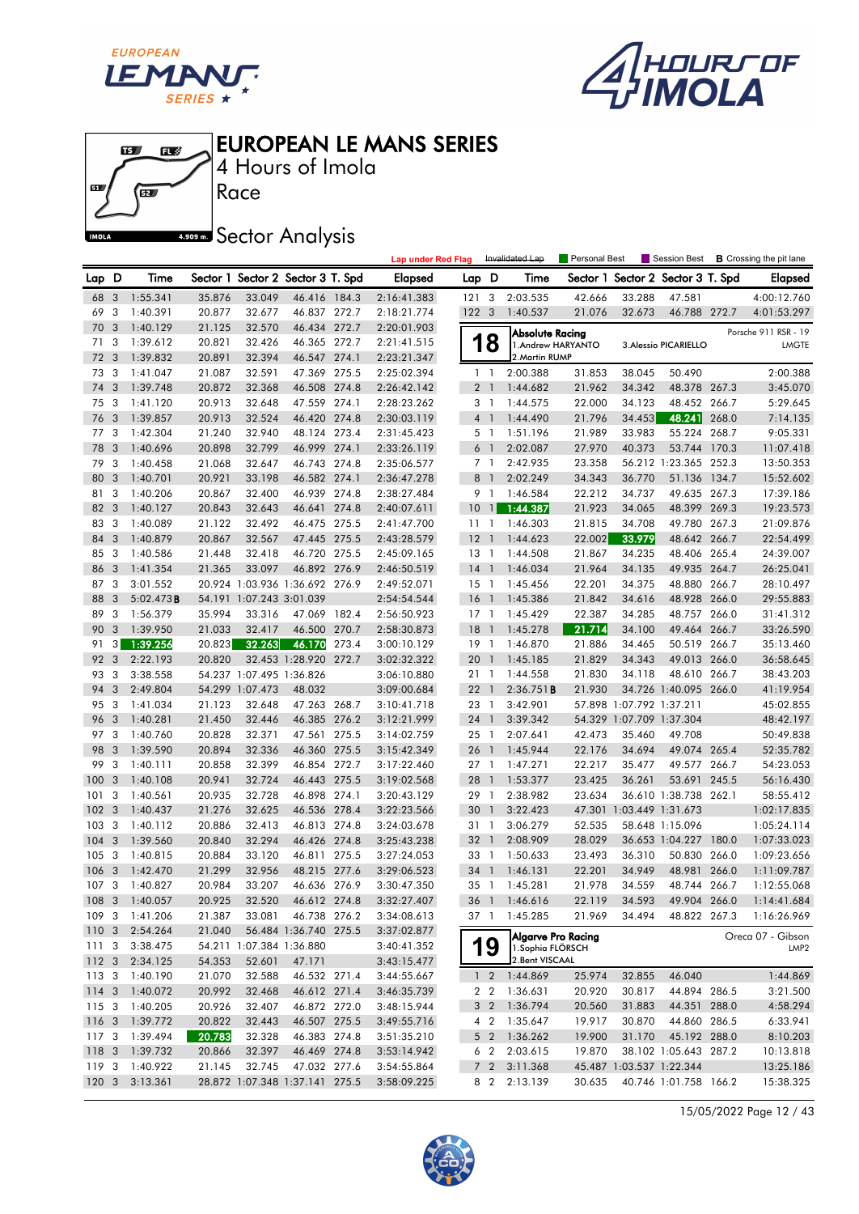# EUROPEAN LE MANS SERIES

4 Hours of Imola

Race

## Sector Analysis

Lap under Red Flag | Invalidated Lap | Personal Best | Session Best | B Crossing the pit lane

| Lap | D | Time | Sector 1 | Sector 2 | Sector 3 | T. Spd | Elapsed |
|---|---|---|---|---|---|---|---|
| 68 | 3 | 1:55.341 | 35.876 | 33.049 | 46.416 | 184.3 | 2:16:41.383 |
| 69 | 3 | 1:40.391 | 20.877 | 32.677 | 46.837 | 272.7 | 2:18:21.774 |
| 70 | 3 | 1:40.129 | 21.125 | 32.570 | 46.434 | 272.7 | 2:20:01.903 |
| 71 | 3 | 1:39.612 | 20.821 | 32.426 | 46.365 | 272.7 | 2:21:41.515 |
| 72 | 3 | 1:39.832 | 20.891 | 32.394 | 46.547 | 274.1 | 2:23:21.347 |
| 73 | 3 | 1:41.047 | 21.087 | 32.591 | 47.369 | 275.5 | 2:25:02.394 |
| 74 | 3 | 1:39.748 | 20.872 | 32.368 | 46.508 | 274.8 | 2:26:42.142 |
| 75 | 3 | 1:41.120 | 20.913 | 32.648 | 47.559 | 274.1 | 2:28:23.262 |
| 76 | 3 | 1:39.857 | 20.913 | 32.524 | 46.420 | 274.8 | 2:30:03.119 |
| 77 | 3 | 1:42.304 | 21.240 | 32.940 | 48.124 | 273.4 | 2:31:45.423 |
| 78 | 3 | 1:40.696 | 20.898 | 32.799 | 46.999 | 274.1 | 2:33:26.119 |
| 79 | 3 | 1:40.458 | 21.068 | 32.647 | 46.743 | 274.8 | 2:35:06.577 |
| 80 | 3 | 1:40.701 | 20.921 | 33.198 | 46.582 | 274.1 | 2:36:47.278 |
| 81 | 3 | 1:40.206 | 20.867 | 32.400 | 46.939 | 274.8 | 2:38:27.484 |
| 82 | 3 | 1:40.127 | 20.843 | 32.643 | 46.641 | 274.8 | 2:40:07.611 |
| 83 | 3 | 1:40.089 | 21.122 | 32.492 | 46.475 | 275.5 | 2:41:47.700 |
| 84 | 3 | 1:40.879 | 20.867 | 32.567 | 47.445 | 275.5 | 2:43:28.579 |
| 85 | 3 | 1:40.586 | 21.448 | 32.418 | 46.720 | 275.5 | 2:45:09.165 |
| 86 | 3 | 1:41.354 | 21.365 | 33.097 | 46.892 | 276.9 | 2:46:50.519 |
| 87 | 3 | 3:01.552 | 20.924 | 1:03.936 | 1:36.692 | 276.9 | 2:49:52.071 |
| 88 | 3 | 5:02.473 B | 54.191 | 1:07.243 | 3:01.039 | | 2:54:54.544 |
| 89 | 3 | 1:56.379 | 35.994 | 33.316 | 47.069 | 182.4 | 2:56:50.923 |
| 90 | 3 | 1:39.950 | 21.033 | 32.417 | 46.500 | 270.7 | 2:58:30.873 |
| 91 | 3 | 1:39.256 | 20.823 | 32.263 | 46.170 | 273.4 | 3:00:10.129 |
| 92 | 3 | 2:22.193 | 20.820 | 32.453 | 1:28.920 | 272.7 | 3:02:32.322 |
| 93 | 3 | 3:38.558 | 54.237 | 1:07.495 | 1:36.826 | | 3:06:10.880 |
| 94 | 3 | 2:49.804 | 54.299 | 1:07.473 | 48.032 | | 3:09:00.684 |
| 95 | 3 | 1:41.034 | 21.123 | 32.648 | 47.263 | 268.7 | 3:10:41.718 |
| 96 | 3 | 1:40.281 | 21.450 | 32.446 | 46.385 | 276.2 | 3:12:21.999 |
| 97 | 3 | 1:40.760 | 20.828 | 32.371 | 47.561 | 275.5 | 3:14:02.759 |
| 98 | 3 | 1:39.590 | 20.894 | 32.336 | 46.360 | 275.5 | 3:15:42.349 |
| 99 | 3 | 1:40.111 | 20.858 | 32.399 | 46.854 | 272.7 | 3:17:22.460 |
| 100 | 3 | 1:40.108 | 20.941 | 32.724 | 46.443 | 275.5 | 3:19:02.568 |
| 101 | 3 | 1:40.561 | 20.935 | 32.728 | 46.898 | 274.1 | 3:20:43.129 |
| 102 | 3 | 1:40.437 | 21.276 | 32.625 | 46.536 | 278.4 | 3:22:23.566 |
| 103 | 3 | 1:40.112 | 20.886 | 32.413 | 46.813 | 274.8 | 3:24:03.678 |
| 104 | 3 | 1:39.560 | 20.840 | 32.294 | 46.426 | 274.8 | 3:25:43.238 |
| 105 | 3 | 1:40.815 | 20.884 | 33.120 | 46.811 | 275.5 | 3:27:24.053 |
| 106 | 3 | 1:42.470 | 21.299 | 32.956 | 48.215 | 277.6 | 3:29:06.523 |
| 107 | 3 | 1:40.827 | 20.984 | 33.207 | 46.636 | 276.9 | 3:30:47.350 |
| 108 | 3 | 1:40.057 | 20.925 | 32.520 | 46.612 | 274.8 | 3:32:27.407 |
| 109 | 3 | 1:41.206 | 21.387 | 33.081 | 46.738 | 276.2 | 3:34:08.613 |
| 110 | 3 | 2:54.264 | 21.040 | 56.484 | 1:36.740 | 275.5 | 3:37:02.877 |
| 111 | 3 | 3:38.475 | 54.211 | 1:07.384 | 1:36.880 | | 3:40:41.352 |
| 112 | 3 | 2:34.125 | 54.353 | 52.601 | 47.171 | | 3:43:15.477 |
| 113 | 3 | 1:40.190 | 21.070 | 32.588 | 46.532 | 271.4 | 3:44:55.667 |
| 114 | 3 | 1:40.072 | 20.992 | 32.468 | 46.612 | 271.4 | 3:46:35.739 |
| 115 | 3 | 1:40.205 | 20.926 | 32.407 | 46.872 | 272.0 | 3:48:15.944 |
| 116 | 3 | 1:39.772 | 20.822 | 32.443 | 46.507 | 275.5 | 3:49:55.716 |
| 117 | 3 | 1:39.494 | 20.783 | 32.328 | 46.383 | 274.8 | 3:51:35.210 |
| 118 | 3 | 1:39.732 | 20.866 | 32.397 | 46.469 | 274.8 | 3:53:14.942 |
| 119 | 3 | 1:40.922 | 21.145 | 32.745 | 47.032 | 277.6 | 3:54:55.864 |
| 120 | 3 | 3:13.361 | 28.872 | 1:07.348 | 1:37.141 | 275.5 | 3:58:09.225 |
| 121 | 3 | 2:03.535 | 42.666 | 33.288 | 47.581 | | 4:00:12.760 |
| 122 | 3 | 1:40.537 | 21.076 | 32.673 | 46.788 | 272.7 | 4:01:53.297 |

**18 Absolute Racing** — Porsche 911 RSR - 19 — LMGTE
1. Andrew HARYANTO
2. Martin RUMP
3. Alessio PICARIELLO

| Lap | D | Time | Sector 1 | Sector 2 | Sector 3 | T. Spd | Elapsed |
|---|---|---|---|---|---|---|---|
| 1 | 1 | 2:00.388 | 31.853 | 38.045 | 50.490 | | 2:00.388 |
| 2 | 1 | 1:44.682 | 21.962 | 34.342 | 48.378 | 267.3 | 3:45.070 |
| 3 | 1 | 1:44.575 | 22.000 | 34.123 | 48.452 | 266.7 | 5:29.645 |
| 4 | 1 | 1:44.490 | 21.796 | 34.453 | 48.241 | 268.0 | 7:14.135 |
| 5 | 1 | 1:51.196 | 21.989 | 33.983 | 55.224 | 268.7 | 9:05.331 |
| 6 | 1 | 2:02.087 | 27.970 | 40.373 | 53.744 | 170.3 | 11:07.418 |
| 7 | 1 | 2:42.935 | 23.358 | 56.212 | 1:23.365 | 252.3 | 13:50.353 |
| 8 | 1 | 2:02.249 | 34.343 | 36.770 | 51.136 | 134.7 | 15:52.602 |
| 9 | 1 | 1:46.584 | 22.212 | 34.737 | 49.635 | 267.3 | 17:39.186 |
| 10 | 1 | 1:44.387 | 21.923 | 34.065 | 48.399 | 269.3 | 19:23.573 |
| 11 | 1 | 1:46.303 | 21.815 | 34.708 | 49.780 | 267.3 | 21:09.876 |
| 12 | 1 | 1:44.623 | 22.002 | 33.979 | 48.642 | 266.7 | 22:54.499 |
| 13 | 1 | 1:44.508 | 21.867 | 34.235 | 48.406 | 265.4 | 24:39.007 |
| 14 | 1 | 1:46.034 | 21.964 | 34.135 | 49.935 | 264.7 | 26:25.041 |
| 15 | 1 | 1:45.456 | 22.201 | 34.375 | 48.880 | 266.7 | 28:10.497 |
| 16 | 1 | 1:45.386 | 21.842 | 34.616 | 48.928 | 266.0 | 29:55.883 |
| 17 | 1 | 1:45.429 | 22.387 | 34.285 | 48.757 | 266.0 | 31:41.312 |
| 18 | 1 | 1:45.278 | 21.714 | 34.100 | 49.464 | 266.7 | 33:26.590 |
| 19 | 1 | 1:46.870 | 21.886 | 34.465 | 50.519 | 266.7 | 35:13.460 |
| 20 | 1 | 1:45.185 | 21.829 | 34.343 | 49.013 | 266.0 | 36:58.645 |
| 21 | 1 | 1:44.558 | 21.830 | 34.118 | 48.610 | 266.7 | 38:43.203 |
| 22 | 1 | 2:36.751 B | 21.930 | 34.726 | 1:40.095 | 266.0 | 41:19.954 |
| 23 | 1 | 3:42.901 | 57.898 | 1:07.792 | 1:37.211 | | 45:02.855 |
| 24 | 1 | 3:39.342 | 54.329 | 1:07.709 | 1:37.304 | | 48:42.197 |
| 25 | 1 | 2:07.641 | 42.473 | 35.460 | 49.708 | | 50:49.838 |
| 26 | 1 | 1:45.944 | 22.176 | 34.694 | 49.074 | 265.4 | 52:35.782 |
| 27 | 1 | 1:47.271 | 22.217 | 35.477 | 49.577 | 266.7 | 54:23.053 |
| 28 | 1 | 1:53.377 | 23.425 | 36.261 | 53.691 | 245.5 | 56:16.430 |
| 29 | 1 | 2:38.982 | 23.634 | 36.610 | 1:38.738 | 262.1 | 58:55.412 |
| 30 | 1 | 3:22.423 | 47.301 | 1:03.449 | 1:31.673 | | 1:02:17.835 |
| 31 | 1 | 3:06.279 | 52.535 | 58.648 | 1:15.096 | | 1:05:24.114 |
| 32 | 1 | 2:08.909 | 28.029 | 36.653 | 1:04.227 | 180.0 | 1:07:33.023 |
| 33 | 1 | 1:50.633 | 23.493 | 36.310 | 50.830 | 266.0 | 1:09:23.656 |
| 34 | 1 | 1:46.131 | 22.201 | 34.949 | 48.981 | 266.0 | 1:11:09.787 |
| 35 | 1 | 1:45.281 | 21.978 | 34.559 | 48.744 | 266.7 | 1:12:55.068 |
| 36 | 1 | 1:46.616 | 22.119 | 34.593 | 49.904 | 266.0 | 1:14:41.684 |
| 37 | 1 | 1:45.285 | 21.969 | 34.494 | 48.822 | 267.3 | 1:16:26.969 |

**19 Algarve Pro Racing** — Oreca 07 - Gibson — LMP2
1. Sophia FLÖRSCH
2. Bent VISCAAL

| Lap | D | Time | Sector 1 | Sector 2 | Sector 3 | T. Spd | Elapsed |
|---|---|---|---|---|---|---|---|
| 1 | 2 | 1:44.869 | 25.974 | 32.855 | 46.040 | | 1:44.869 |
| 2 | 2 | 1:36.631 | 20.920 | 30.817 | 44.894 | 286.5 | 3:21.500 |
| 3 | 2 | 1:36.794 | 20.560 | 31.883 | 44.351 | 288.0 | 4:58.294 |
| 4 | 2 | 1:35.647 | 19.917 | 30.870 | 44.860 | 286.5 | 6:33.941 |
| 5 | 2 | 1:36.262 | 19.900 | 31.170 | 45.192 | 288.0 | 8:10.203 |
| 6 | 2 | 2:03.615 | 19.870 | 38.102 | 1:05.643 | 287.2 | 10:13.818 |
| 7 | 2 | 3:11.368 | 45.487 | 1:03.537 | 1:22.344 | | 13:25.186 |
| 8 | 2 | 2:13.139 | 30.635 | 40.746 | 1:01.758 | 166.2 | 15:38.325 |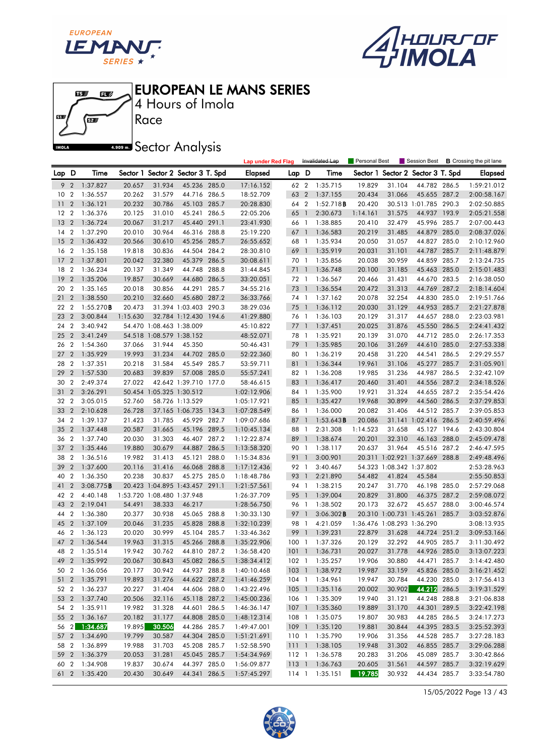# EUROPEAN LE MANS SERIES

4 Hours of Imola

Race

## Sector Analysis

Lap under Red Flag | Invalidated Lap | Personal Best | Session Best | **B** Crossing the pit lane

| Lap | D | Time | Sector 1 | Sector 2 | Sector 3 | T. Spd | Elapsed |
|---|---|---|---|---|---|---|---|
| 9 | 2 | 1:37.827 | 20.657 | 31.934 | 45.236 | 285.0 | 17:16.152 |
| 10 | 2 | 1:36.557 | 20.262 | 31.579 | 44.716 | 286.5 | 18:52.709 |
| 11 | 2 | 1:36.121 | 20.232 | 30.786 | 45.103 | 285.7 | 20:28.830 |
| 12 | 2 | 1:36.376 | 20.125 | 31.010 | 45.241 | 286.5 | 22:05.206 |
| 13 | 2 | 1:36.724 | 20.067 | 31.217 | 45.440 | 291.1 | 23:41.930 |
| 14 | 2 | 1:37.290 | 20.010 | 30.964 | 46.316 | 288.8 | 25:19.220 |
| 15 | 2 | 1:36.432 | 20.566 | 30.610 | 45.256 | 285.7 | 26:55.652 |
| 16 | 2 | 1:35.158 | 19.818 | 30.836 | 44.504 | 284.2 | 28:30.810 |
| 17 | 2 | 1:37.801 | 20.042 | 32.380 | 45.379 | 286.5 | 30:08.611 |
| 18 | 2 | 1:36.234 | 20.137 | 31.349 | 44.748 | 288.8 | 31:44.845 |
| 19 | 2 | 1:35.206 | 19.857 | 30.669 | 44.680 | 286.5 | 33:20.051 |
| 20 | 2 | 1:35.165 | 20.018 | 30.856 | 44.291 | 285.7 | 34:55.216 |
| 21 | 2 | 1:38.550 | 20.210 | 32.660 | 45.680 | 287.2 | 36:33.766 |
| 22 | 2 | 1:55.270**B** | 20.473 | 31.394 | 1:03.403 | 290.3 | 38:29.036 |
| 23 | 2 | 3:00.844 | 1:15.630 | 32.784 | 1:12.430 | 194.6 | 41:29.880 |
| 24 | 2 | 3:40.942 | 54.470 | 1:08.463 | 1:38.009 | | 45:10.822 |
| 25 | 2 | 3:41.249 | 54.518 | 1:08.579 | 1:38.152 | | 48:52.071 |
| 26 | 2 | 1:54.360 | 37.066 | 31.944 | 45.350 | | 50:46.431 |
| 27 | 2 | 1:35.929 | 19.993 | 31.234 | 44.702 | 285.0 | 52:22.360 |
| 28 | 2 | 1:37.351 | 20.218 | 31.584 | 45.549 | 285.7 | 53:59.711 |
| 29 | 2 | 1:57.530 | 20.683 | 39.839 | 57.008 | 285.0 | 55:57.241 |
| 30 | 2 | 2:49.374 | 27.022 | 42.642 | 1:39.710 | 177.0 | 58:46.615 |
| 31 | 2 | 3:26.291 | 50.454 | 1:05.325 | 1:30.512 | | 1:02:12.906 |
| 32 | 2 | 3:05.015 | 52.760 | 58.726 | 1:13.529 | | 1:05:17.921 |
| 33 | 2 | 2:10.628 | 26.728 | 37.165 | 1:06.735 | 134.3 | 1:07:28.549 |
| 34 | 2 | 1:39.137 | 21.423 | 31.785 | 45.929 | 282.7 | 1:09:07.686 |
| 35 | 2 | 1:37.448 | 20.587 | 31.665 | 45.196 | 289.5 | 1:10:45.134 |
| 36 | 2 | 1:37.740 | 20.030 | 31.303 | 46.407 | 287.2 | 1:12:22.874 |
| 37 | 2 | 1:35.446 | 19.880 | 30.679 | 44.887 | 286.5 | 1:13:58.320 |
| 38 | 2 | 1:36.516 | 19.982 | 31.413 | 45.121 | 288.0 | 1:15:34.836 |
| 39 | 2 | 1:37.600 | 20.116 | 31.416 | 46.068 | 288.8 | 1:17:12.436 |
| 40 | 2 | 1:36.350 | 20.238 | 30.837 | 45.275 | 285.0 | 1:18:48.786 |
| 41 | 2 | 3:08.775**B** | 20.423 | 1:04.895 | 1:43.457 | 291.1 | 1:21:57.561 |
| 42 | 2 | 4:40.148 | 1:53.720 | 1:08.480 | 1:37.948 | | 1:26:37.709 |
| 43 | 2 | 2:19.041 | 54.491 | 38.333 | 46.217 | | 1:28:56.750 |
| 44 | 2 | 1:36.380 | 20.377 | 30.938 | 45.065 | 288.8 | 1:30:33.130 |
| 45 | 2 | 1:37.109 | 20.046 | 31.235 | 45.828 | 288.8 | 1:32:10.239 |
| 46 | 2 | 1:36.123 | 20.020 | 30.999 | 45.104 | 285.7 | 1:33:46.362 |
| 47 | 2 | 1:36.544 | 19.963 | 31.315 | 45.266 | 288.8 | 1:35:22.906 |
| 48 | 2 | 1:35.514 | 19.942 | 30.762 | 44.810 | 287.2 | 1:36:58.420 |
| 49 | 2 | 1:35.992 | 20.067 | 30.843 | 45.082 | 286.5 | 1:38:34.412 |
| 50 | 2 | 1:36.056 | 20.177 | 30.942 | 44.937 | 288.8 | 1:40:10.468 |
| 51 | 2 | 1:35.791 | 19.893 | 31.276 | 44.622 | 287.2 | 1:41:46.259 |
| 52 | 2 | 1:36.237 | 20.227 | 31.404 | 44.606 | 288.0 | 1:43:22.496 |
| 53 | 2 | 1:37.740 | 20.506 | 32.116 | 45.118 | 287.2 | 1:45:00.236 |
| 54 | 2 | 1:35.911 | 19.982 | 31.328 | 44.601 | 286.5 | 1:46:36.147 |
| 55 | 2 | 1:36.167 | 20.182 | 31.177 | 44.808 | 285.0 | 1:48:12.314 |
| 56 | 2 | 1:34.687 | 19.895 | 30.506 | 44.286 | 285.7 | 1:49:47.001 |
| 57 | 2 | 1:34.690 | 19.799 | 30.587 | 44.304 | 285.0 | 1:51:21.691 |
| 58 | 2 | 1:36.899 | 19.988 | 31.703 | 45.208 | 285.7 | 1:52:58.590 |
| 59 | 2 | 1:36.379 | 20.053 | 31.281 | 45.045 | 285.7 | 1:54:34.969 |
| 60 | 2 | 1:34.908 | 19.837 | 30.674 | 44.397 | 285.0 | 1:56:09.877 |
| 61 | 2 | 1:35.420 | 20.430 | 30.649 | 44.341 | 286.5 | 1:57:45.297 |
| 62 | 2 | 1:35.715 | 19.829 | 31.104 | 44.782 | 286.5 | 1:59:21.012 |
| 63 | 2 | 1:37.155 | 20.434 | 31.066 | 45.655 | 287.2 | 2:00:58.167 |
| 64 | 2 | 1:52.718**B** | 20.420 | 30.513 | 1:01.785 | 290.3 | 2:02:50.885 |
| 65 | 1 | 2:30.673 | 1:14.161 | 31.575 | 44.937 | 193.9 | 2:05:21.558 |
| 66 | 1 | 1:38.885 | 20.410 | 32.479 | 45.996 | 285.7 | 2:07:00.443 |
| 67 | 1 | 1:36.583 | 20.219 | 31.485 | 44.879 | 285.0 | 2:08:37.026 |
| 68 | 1 | 1:35.934 | 20.050 | 31.057 | 44.827 | 285.0 | 2:10:12.960 |
| 69 | 1 | 1:35.919 | 20.031 | 31.101 | 44.787 | 285.7 | 2:11:48.879 |
| 70 | 1 | 1:35.856 | 20.038 | 30.959 | 44.859 | 285.7 | 2:13:24.735 |
| 71 | 1 | 1:36.748 | 20.100 | 31.185 | 45.463 | 285.0 | 2:15:01.483 |
| 72 | 1 | 1:36.567 | 20.466 | 31.431 | 44.670 | 283.5 | 2:16:38.050 |
| 73 | 1 | 1:36.554 | 20.472 | 31.313 | 44.769 | 287.2 | 2:18:14.604 |
| 74 | 1 | 1:37.162 | 20.078 | 32.254 | 44.830 | 285.0 | 2:19:51.766 |
| 75 | 1 | 1:36.112 | 20.030 | 31.129 | 44.953 | 285.7 | 2:21:27.878 |
| 76 | 1 | 1:36.103 | 20.129 | 31.317 | 44.657 | 288.0 | 2:23:03.981 |
| 77 | 1 | 1:37.451 | 20.025 | 31.876 | 45.550 | 286.5 | 2:24:41.432 |
| 78 | 1 | 1:35.921 | 20.139 | 31.070 | 44.712 | 285.0 | 2:26:17.353 |
| 79 | 1 | 1:35.985 | 20.106 | 31.269 | 44.610 | 285.0 | 2:27:53.338 |
| 80 | 1 | 1:36.219 | 20.458 | 31.220 | 44.541 | 286.5 | 2:29:29.557 |
| 81 | 1 | 1:36.344 | 19.961 | 31.106 | 45.277 | 285.7 | 2:31:05.901 |
| 82 | 1 | 1:36.208 | 19.985 | 31.236 | 44.987 | 286.5 | 2:32:42.109 |
| 83 | 1 | 1:36.417 | 20.460 | 31.401 | 44.556 | 287.2 | 2:34:18.526 |
| 84 | 1 | 1:35.900 | 19.921 | 31.324 | 44.655 | 287.2 | 2:35:54.426 |
| 85 | 1 | 1:35.427 | 19.968 | 30.899 | 44.560 | 286.5 | 2:37:29.853 |
| 86 | 1 | 1:36.000 | 20.082 | 31.406 | 44.512 | 285.7 | 2:39:05.853 |
| 87 | 1 | 1:53.643**B** | 20.086 | 31.141 | 1:02.416 | 286.5 | 2:40:59.496 |
| 88 | 1 | 2:31.308 | 1:14.523 | 31.658 | 45.127 | 194.6 | 2:43:30.804 |
| 89 | 1 | 1:38.674 | 20.201 | 32.310 | 46.163 | 288.0 | 2:45:09.478 |
| 90 | 1 | 1:38.117 | 20.637 | 31.964 | 45.516 | 287.2 | 2:46:47.595 |
| 91 | 1 | 3:00.901 | 20.311 | 1:02.921 | 1:37.669 | 288.8 | 2:49:48.496 |
| 92 | 1 | 3:40.467 | 54.323 | 1:08.342 | 1:37.802 | | 2:53:28.963 |
| 93 | 1 | 2:21.890 | 54.482 | 41.824 | 45.584 | | 2:55:50.853 |
| 94 | 1 | 1:38.215 | 20.247 | 31.770 | 46.198 | 285.0 | 2:57:29.068 |
| 95 | 1 | 1:39.004 | 20.829 | 31.800 | 46.375 | 287.2 | 2:59:08.072 |
| 96 | 1 | 1:38.502 | 20.173 | 32.672 | 45.657 | 288.0 | 3:00:46.574 |
| 97 | 1 | 3:06.302**B** | 20.310 | 1:00.731 | 1:45.261 | 285.7 | 3:03:52.876 |
| 98 | 1 | 4:21.059 | 1:36.476 | 1:08.293 | 1:36.290 | | 3:08:13.935 |
| 99 | 1 | 1:39.231 | 22.879 | 31.628 | 44.724 | 251.2 | 3:09:53.166 |
| 100 | 1 | 1:37.326 | 20.129 | 32.292 | 44.905 | 285.7 | 3:11:30.492 |
| 101 | 1 | 1:36.731 | 20.027 | 31.778 | 44.926 | 285.0 | 3:13:07.223 |
| 102 | 1 | 1:35.257 | 19.906 | 30.880 | 44.471 | 285.7 | 3:14:42.480 |
| 103 | 1 | 1:38.972 | 19.987 | 33.159 | 45.826 | 285.0 | 3:16:21.452 |
| 104 | 1 | 1:34.961 | 19.947 | 30.784 | 44.230 | 285.0 | 3:17:56.413 |
| 105 | 1 | 1:35.116 | 20.002 | 30.902 | 44.212 | 286.5 | 3:19:31.529 |
| 106 | 1 | 1:35.309 | 19.940 | 31.121 | 44.248 | 288.8 | 3:21:06.838 |
| 107 | 1 | 1:35.360 | 19.889 | 31.170 | 44.301 | 289.5 | 3:22:42.198 |
| 108 | 1 | 1:35.075 | 19.807 | 30.983 | 44.285 | 286.5 | 3:24:17.273 |
| 109 | 1 | 1:35.120 | 19.881 | 30.844 | 44.395 | 283.5 | 3:25:52.393 |
| 110 | 1 | 1:35.790 | 19.906 | 31.356 | 44.528 | 285.7 | 3:27:28.183 |
| 111 | 1 | 1:38.105 | 19.948 | 31.302 | 46.855 | 285.7 | 3:29:06.288 |
| 112 | 1 | 1:36.578 | 20.283 | 31.206 | 45.089 | 285.7 | 3:30:42.866 |
| 113 | 1 | 1:36.763 | 20.605 | 31.561 | 44.597 | 285.7 | 3:32:19.629 |
| 114 | 1 | 1:35.151 | 19.785 | 30.932 | 44.434 | 285.7 | 3:33:54.780 |

15/05/2022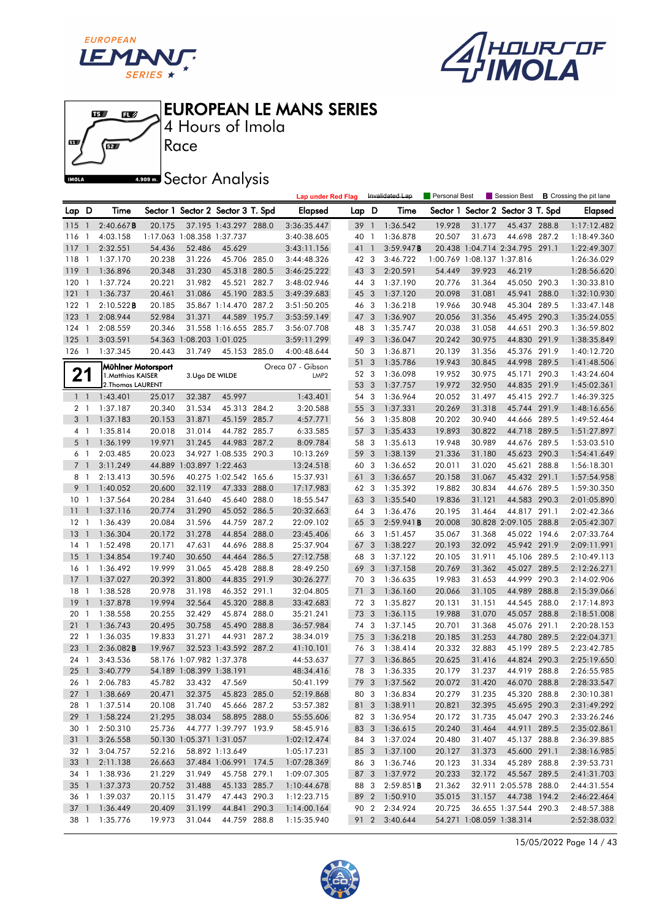# EUROPEAN LE MANS SERIES

4 Hours of Imola

Race

Sector Analysis

Lap under Red Flag | Invalidated Lap | Personal Best | Session Best | **B** Crossing the pit lane

| Lap | D | Time | Sector 1 | Sector 2 | Sector 3 | T. Spd | Elapsed |
|---|---|---|---|---|---|---|---|
| 115 | 1 | 2:40.667**B** | 20.175 | 37.195 | 1:43.297 | 288.0 | 3:36:35.447 |
| 116 | 1 | 4:03.158 | 1:17.063 | 1:08.358 | 1:37.737 | | 3:40:38.605 |
| 117 | 1 | 2:32.551 | 54.436 | 52.486 | 45.629 | | 3:43:11.156 |
| 118 | 1 | 1:37.170 | 20.238 | 31.226 | 45.706 | 285.0 | 3:44:48.326 |
| 119 | 1 | 1:36.896 | 20.348 | 31.230 | 45.318 | 280.5 | 3:46:25.222 |
| 120 | 1 | 1:37.724 | 20.221 | 31.982 | 45.521 | 282.7 | 3:48:02.946 |
| 121 | 1 | 1:36.737 | 20.461 | 31.086 | 45.190 | 283.5 | 3:49:39.683 |
| 122 | 1 | 2:10.522**B** | 20.185 | 35.867 | 1:14.470 | 287.2 | 3:51:50.205 |
| 123 | 1 | 2:08.944 | 52.984 | 31.371 | 44.589 | 195.7 | 3:53:59.149 |
| 124 | 1 | 2:08.559 | 20.346 | 31.558 | 1:16.655 | 285.7 | 3:56:07.708 |
| 125 | 1 | 3:03.591 | 54.363 | 1:08.203 | 1:01.025 | | 3:59:11.299 |
| 126 | 1 | 1:37.345 | 20.443 | 31.749 | 45.153 | 285.0 | 4:00:48.644 |

**21** — Mühlner Motorsport — Oreca 07 - Gibson — LMP2
1.Matthias KAISER / 2.Thomas LAURENT / 3.Ugo DE WILDE

| Lap | D | Time | Sector 1 | Sector 2 | Sector 3 | T. Spd | Elapsed |
|---|---|---|---|---|---|---|---|
| 1 | 1 | 1:43.401 | 25.017 | 32.387 | 45.997 | | 1:43.401 |
| 2 | 1 | 1:37.187 | 20.340 | 31.534 | 45.313 | 284.2 | 3:20.588 |
| 3 | 1 | 1:37.183 | 20.153 | 31.871 | 45.159 | 285.7 | 4:57.771 |
| 4 | 1 | 1:35.814 | 20.018 | 31.014 | 44.782 | 285.7 | 6:33.585 |
| 5 | 1 | 1:36.199 | 19.971 | 31.245 | 44.983 | 287.2 | 8:09.784 |
| 6 | 1 | 2:03.485 | 20.023 | 34.927 | 1:08.535 | 290.3 | 10:13.269 |
| 7 | 1 | 3:11.249 | 44.889 | 1:03.897 | 1:22.463 | | 13:24.518 |
| 8 | 1 | 2:13.413 | 30.596 | 40.275 | 1:02.542 | 165.6 | 15:37.931 |
| 9 | 1 | 1:40.052 | 20.600 | 32.119 | 47.333 | 288.0 | 17:17.983 |
| 10 | 1 | 1:37.564 | 20.284 | 31.640 | 45.640 | 288.0 | 18:55.547 |
| 11 | 1 | 1:37.116 | 20.774 | 31.290 | 45.052 | 286.5 | 20:32.663 |
| 12 | 1 | 1:36.439 | 20.084 | 31.596 | 44.759 | 287.2 | 22:09.102 |
| 13 | 1 | 1:36.304 | 20.172 | 31.278 | 44.854 | 288.0 | 23:45.406 |
| 14 | 1 | 1:52.498 | 20.171 | 47.631 | 44.696 | 288.8 | 25:37.904 |
| 15 | 1 | 1:34.854 | 19.740 | 30.650 | 44.464 | 286.5 | 27:12.758 |
| 16 | 1 | 1:36.492 | 19.999 | 31.065 | 45.428 | 288.8 | 28:49.250 |
| 17 | 1 | 1:37.027 | 20.392 | 31.800 | 44.835 | 291.9 | 30:26.277 |
| 18 | 1 | 1:38.528 | 20.978 | 31.198 | 46.352 | 291.1 | 32:04.805 |
| 19 | 1 | 1:37.878 | 19.994 | 32.564 | 45.320 | 288.8 | 33:42.683 |
| 20 | 1 | 1:38.558 | 20.255 | 32.429 | 45.874 | 288.0 | 35:21.241 |
| 21 | 1 | 1:36.743 | 20.495 | 30.758 | 45.490 | 288.8 | 36:57.984 |
| 22 | 1 | 1:36.035 | 19.833 | 31.271 | 44.931 | 287.2 | 38:34.019 |
| 23 | 1 | 2:36.082**B** | 19.967 | 32.523 | 1:43.592 | 287.2 | 41:10.101 |
| 24 | 1 | 3:43.536 | 58.176 | 1:07.982 | 1:37.378 | | 44:53.637 |
| 25 | 1 | 3:40.779 | 54.189 | 1:08.399 | 1:38.191 | | 48:34.416 |
| 26 | 1 | 2:06.783 | 45.782 | 33.432 | 47.569 | | 50:41.199 |
| 27 | 1 | 1:38.669 | 20.471 | 32.375 | 45.823 | 285.0 | 52:19.868 |
| 28 | 1 | 1:37.514 | 20.108 | 31.740 | 45.666 | 287.2 | 53:57.382 |
| 29 | 1 | 1:58.224 | 21.295 | 38.034 | 58.895 | 288.0 | 55:55.606 |
| 30 | 1 | 2:50.310 | 25.736 | 44.777 | 1:39.797 | 193.9 | 58:45.916 |
| 31 | 1 | 3:26.558 | 50.130 | 1:05.371 | 1:31.057 | | 1:02:12.474 |
| 32 | 1 | 3:04.757 | 52.216 | 58.892 | 1:13.649 | | 1:05:17.231 |
| 33 | 1 | 2:11.138 | 26.663 | 37.484 | 1:06.991 | 174.5 | 1:07:28.369 |
| 34 | 1 | 1:38.936 | 21.229 | 31.949 | 45.758 | 279.1 | 1:09:07.305 |
| 35 | 1 | 1:37.373 | 20.752 | 31.488 | 45.133 | 285.7 | 1:10:44.678 |
| 36 | 1 | 1:39.037 | 20.115 | 31.479 | 47.443 | 290.3 | 1:12:23.715 |
| 37 | 1 | 1:36.449 | 20.409 | 31.199 | 44.841 | 290.3 | 1:14:00.164 |
| 38 | 1 | 1:35.776 | 19.973 | 31.044 | 44.759 | 288.8 | 1:15:35.940 |
| 39 | 1 | 1:36.542 | 19.928 | 31.177 | 45.437 | 288.8 | 1:17:12.482 |
| 40 | 1 | 1:36.878 | 20.507 | 31.673 | 44.698 | 287.2 | 1:18:49.360 |
| 41 | 1 | 3:59.947**B** | 20.438 | 1:04.714 | 2:34.795 | 291.1 | 1:22:49.307 |
| 42 | 3 | 3:46.722 | 1:00.769 | 1:08.137 | 1:37.816 | | 1:26:36.029 |
| 43 | 3 | 2:20.591 | 54.449 | 39.923 | 46.219 | | 1:28:56.620 |
| 44 | 3 | 1:37.190 | 20.776 | 31.364 | 45.050 | 290.3 | 1:30:33.810 |
| 45 | 3 | 1:37.120 | 20.098 | 31.081 | 45.941 | 288.0 | 1:32:10.930 |
| 46 | 3 | 1:36.218 | 19.966 | 30.948 | 45.304 | 289.5 | 1:33:47.148 |
| 47 | 3 | 1:36.907 | 20.056 | 31.356 | 45.495 | 290.3 | 1:35:24.055 |
| 48 | 3 | 1:35.747 | 20.038 | 31.058 | 44.651 | 290.3 | 1:36:59.802 |
| 49 | 3 | 1:36.047 | 20.242 | 30.975 | 44.830 | 291.9 | 1:38:35.849 |
| 50 | 3 | 1:36.871 | 20.139 | 31.356 | 45.376 | 291.9 | 1:40:12.720 |
| 51 | 3 | 1:35.786 | 19.943 | 30.845 | 44.998 | 289.5 | 1:41:48.506 |
| 52 | 3 | 1:36.098 | 19.952 | 30.975 | 45.171 | 290.3 | 1:43:24.604 |
| 53 | 3 | 1:37.757 | 19.972 | 32.950 | 44.835 | 291.9 | 1:45:02.361 |
| 54 | 3 | 1:36.964 | 20.052 | 31.497 | 45.415 | 292.7 | 1:46:39.325 |
| 55 | 3 | 1:37.331 | 20.269 | 31.318 | 45.744 | 291.9 | 1:48:16.656 |
| 56 | 3 | 1:35.808 | 20.202 | 30.940 | 44.666 | 289.5 | 1:49:52.464 |
| 57 | 3 | 1:35.433 | 19.893 | 30.822 | 44.718 | 289.5 | 1:51:27.897 |
| 58 | 3 | 1:35.613 | 19.948 | 30.989 | 44.676 | 289.5 | 1:53:03.510 |
| 59 | 3 | 1:38.139 | 21.336 | 31.180 | 45.623 | 290.3 | 1:54:41.649 |
| 60 | 3 | 1:36.652 | 20.011 | 31.020 | 45.621 | 288.8 | 1:56:18.301 |
| 61 | 3 | 1:36.657 | 20.158 | 31.067 | 45.432 | 291.1 | 1:57:54.958 |
| 62 | 3 | 1:35.392 | 19.882 | 30.834 | 44.676 | 289.5 | 1:59:30.350 |
| 63 | 3 | 1:35.540 | 19.836 | 31.121 | 44.583 | 290.3 | 2:01:05.890 |
| 64 | 3 | 1:36.476 | 20.195 | 31.464 | 44.817 | 291.1 | 2:02:42.366 |
| 65 | 3 | 2:59.941**B** | 20.008 | 30.828 | 2:09.105 | 288.8 | 2:05:42.307 |
| 66 | 3 | 1:51.457 | 35.067 | 31.368 | 45.022 | 194.6 | 2:07:33.764 |
| 67 | 3 | 1:38.227 | 20.193 | 32.092 | 45.942 | 291.9 | 2:09:11.991 |
| 68 | 3 | 1:37.122 | 20.105 | 31.911 | 45.106 | 289.5 | 2:10:49.113 |
| 69 | 3 | 1:37.158 | 20.769 | 31.362 | 45.027 | 289.5 | 2:12:26.271 |
| 70 | 3 | 1:36.635 | 19.983 | 31.653 | 44.999 | 290.3 | 2:14:02.906 |
| 71 | 3 | 1:36.160 | 20.066 | 31.105 | 44.989 | 288.8 | 2:15:39.066 |
| 72 | 3 | 1:35.827 | 20.131 | 31.151 | 44.545 | 288.0 | 2:17:14.893 |
| 73 | 3 | 1:36.115 | 19.988 | 31.070 | 45.057 | 288.8 | 2:18:51.008 |
| 74 | 3 | 1:37.145 | 20.701 | 31.368 | 45.076 | 291.1 | 2:20:28.153 |
| 75 | 3 | 1:36.218 | 20.185 | 31.253 | 44.780 | 289.5 | 2:22:04.371 |
| 76 | 3 | 1:38.414 | 20.332 | 32.883 | 45.199 | 289.5 | 2:23:42.785 |
| 77 | 3 | 1:36.865 | 20.625 | 31.416 | 44.824 | 290.3 | 2:25:19.650 |
| 78 | 3 | 1:36.335 | 20.179 | 31.237 | 44.919 | 288.8 | 2:26:55.985 |
| 79 | 3 | 1:37.562 | 20.072 | 31.420 | 46.070 | 288.8 | 2:28:33.547 |
| 80 | 3 | 1:36.834 | 20.279 | 31.235 | 45.320 | 288.8 | 2:30:10.381 |
| 81 | 3 | 1:38.911 | 20.821 | 32.395 | 45.695 | 290.3 | 2:31:49.292 |
| 82 | 3 | 1:36.954 | 20.172 | 31.735 | 45.047 | 290.3 | 2:33:26.246 |
| 83 | 3 | 1:36.615 | 20.240 | 31.464 | 44.911 | 289.5 | 2:35:02.861 |
| 84 | 3 | 1:37.024 | 20.480 | 31.407 | 45.137 | 288.8 | 2:36:39.885 |
| 85 | 3 | 1:37.100 | 20.127 | 31.373 | 45.600 | 291.1 | 2:38:16.985 |
| 86 | 3 | 1:36.746 | 20.123 | 31.334 | 45.289 | 288.8 | 2:39:53.731 |
| 87 | 3 | 1:37.972 | 20.233 | 32.172 | 45.567 | 289.5 | 2:41:31.703 |
| 88 | 3 | 2:59.851**B** | 21.362 | 32.911 | 2:05.578 | 288.0 | 2:44:31.554 |
| 89 | 2 | 1:50.910 | 35.015 | 31.157 | 44.738 | 194.2 | 2:46:22.464 |
| 90 | 2 | 2:34.924 | 20.725 | 36.655 | 1:37.544 | 290.3 | 2:48:57.388 |
| 91 | 2 | 3:40.644 | 54.271 | 1:08.059 | 1:38.314 | | 2:52:38.032 |

15/05/2022 Page 14 / 43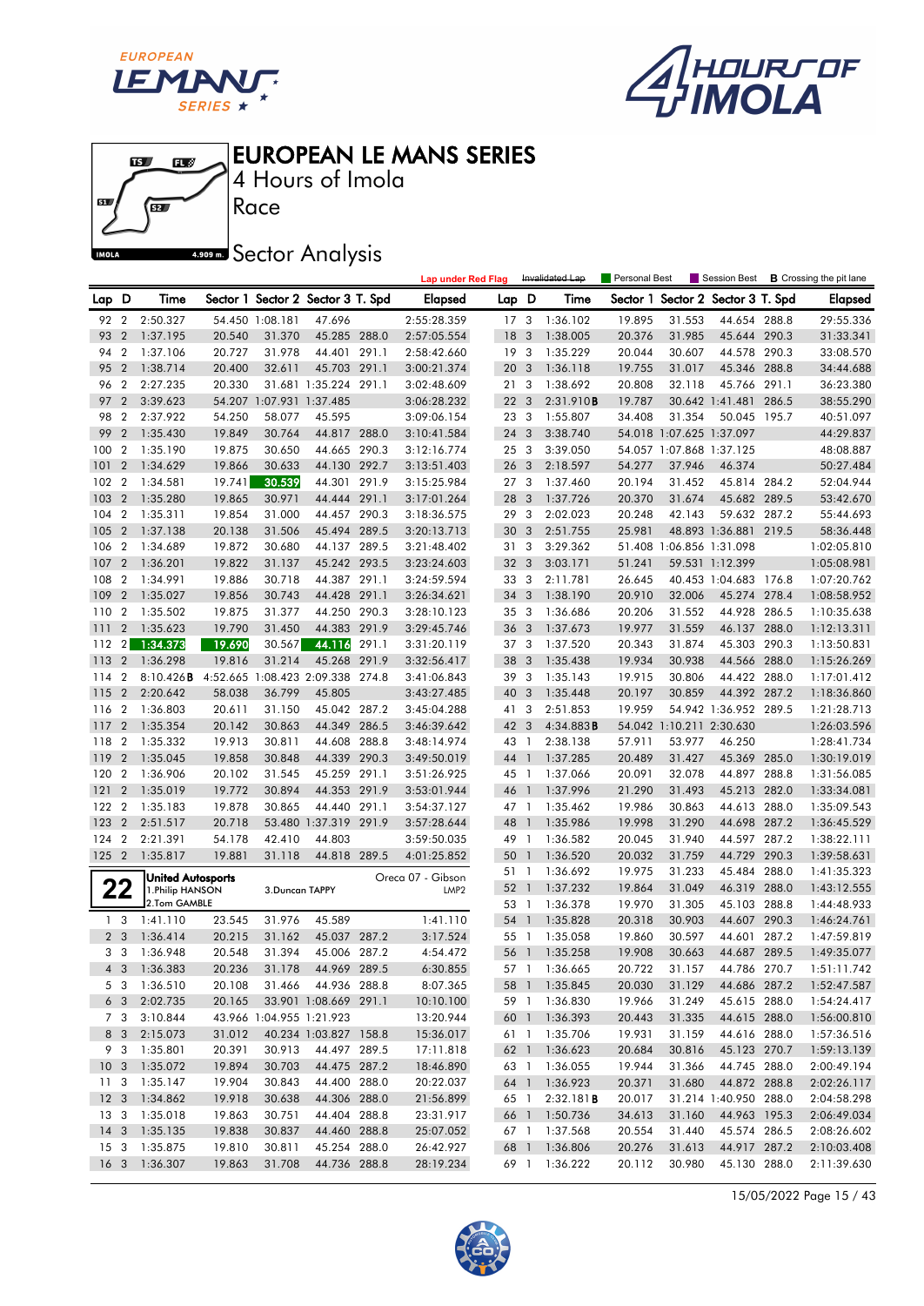# EUROPEAN LE MANS SERIES

4 Hours of Imola

Race

## Sector Analysis

Lap under Red Flag | Invalidated Lap | Personal Best | Session Best | B Crossing the pit lane

| Lap | D | Time | Sector 1 | Sector 2 | Sector 3 | T. Spd | Elapsed |
|---|---|---|---|---|---|---|---|
| 92 | 2 | 2:50.327 | 54.450 | 1:08.181 | 47.696 | | 2:55:28.359 |
| 93 | 2 | 1:37.195 | 20.540 | 31.370 | 45.285 | 288.0 | 2:57:05.554 |
| 94 | 2 | 1:37.106 | 20.727 | 31.978 | 44.401 | 291.1 | 2:58:42.660 |
| 95 | 2 | 1:38.714 | 20.400 | 32.611 | 45.703 | 291.1 | 3:00:21.374 |
| 96 | 2 | 2:27.235 | 20.330 | 31.681 | 1:35.224 | 291.1 | 3:02:48.609 |
| 97 | 2 | 3:39.623 | 54.207 | 1:07.931 | 1:37.485 | | 3:06:28.232 |
| 98 | 2 | 2:37.922 | 54.250 | 58.077 | 45.595 | | 3:09:06.154 |
| 99 | 2 | 1:35.430 | 19.849 | 30.764 | 44.817 | 288.0 | 3:10:41.584 |
| 100 | 2 | 1:35.190 | 19.875 | 30.650 | 44.665 | 290.3 | 3:12:16.774 |
| 101 | 2 | 1:34.629 | 19.866 | 30.633 | 44.130 | 292.7 | 3:13:51.403 |
| 102 | 2 | 1:34.581 | 19.741 | 30.539 | 44.301 | 291.9 | 3:15:25.984 |
| 103 | 2 | 1:35.280 | 19.865 | 30.971 | 44.444 | 291.1 | 3:17:01.264 |
| 104 | 2 | 1:35.311 | 19.854 | 31.000 | 44.457 | 290.3 | 3:18:36.575 |
| 105 | 2 | 1:37.138 | 20.138 | 31.506 | 45.494 | 289.5 | 3:20:13.713 |
| 106 | 2 | 1:34.689 | 19.872 | 30.680 | 44.137 | 289.5 | 3:21:48.402 |
| 107 | 2 | 1:36.201 | 19.822 | 31.137 | 45.242 | 293.5 | 3:23:24.603 |
| 108 | 2 | 1:34.991 | 19.886 | 30.718 | 44.387 | 291.1 | 3:24:59.594 |
| 109 | 2 | 1:35.027 | 19.856 | 30.743 | 44.428 | 291.1 | 3:26:34.621 |
| 110 | 2 | 1:35.502 | 19.875 | 31.377 | 44.250 | 290.3 | 3:28:10.123 |
| 111 | 2 | 1:35.623 | 19.790 | 31.450 | 44.383 | 291.9 | 3:29:45.746 |
| 112 | 2 | 1:34.373 | 19.690 | 30.567 | 44.116 | 291.1 | 3:31:20.119 |
| 113 | 2 | 1:36.298 | 19.816 | 31.214 | 45.268 | 291.9 | 3:32:56.417 |
| 114 | 2 | 8:10.426 B | 4:52.665 | 1:08.423 | 2:09.338 | 274.8 | 3:41:06.843 |
| 115 | 2 | 2:20.642 | 58.038 | 36.799 | 45.805 | | 3:43:27.485 |
| 116 | 2 | 1:36.803 | 20.611 | 31.150 | 45.042 | 287.2 | 3:45:04.288 |
| 117 | 2 | 1:35.354 | 20.142 | 30.863 | 44.349 | 286.5 | 3:46:39.642 |
| 118 | 2 | 1:35.332 | 19.913 | 30.811 | 44.608 | 288.8 | 3:48:14.974 |
| 119 | 2 | 1:35.045 | 19.858 | 30.848 | 44.339 | 290.3 | 3:49:50.019 |
| 120 | 2 | 1:36.906 | 20.102 | 31.545 | 45.259 | 291.1 | 3:51:26.925 |
| 121 | 2 | 1:35.019 | 19.772 | 30.894 | 44.353 | 291.9 | 3:53:01.944 |
| 122 | 2 | 1:35.183 | 19.878 | 30.865 | 44.440 | 291.1 | 3:54:37.127 |
| 123 | 2 | 2:51.517 | 20.718 | 53.480 | 1:37.319 | 291.9 | 3:57:28.644 |
| 124 | 2 | 2:21.391 | 54.178 | 42.410 | 44.803 | | 3:59:50.035 |
| 125 | 2 | 1:35.817 | 19.881 | 31.118 | 44.818 | 289.5 | 4:01:25.852 |

**22** United Autosports — Oreca 07 - Gibson — LMP2
1.Philip HANSON / 2.Tom GAMBLE / 3.Duncan TAPPY

| Lap | D | Time | Sector 1 | Sector 2 | Sector 3 | T. Spd | Elapsed |
|---|---|---|---|---|---|---|---|
| 1 | 3 | 1:41.110 | 23.545 | 31.976 | 45.589 | | 1:41.110 |
| 2 | 3 | 1:36.414 | 20.215 | 31.162 | 45.037 | 287.2 | 3:17.524 |
| 3 | 3 | 1:36.948 | 20.548 | 31.394 | 45.006 | 287.2 | 4:54.472 |
| 4 | 3 | 1:36.383 | 20.236 | 31.178 | 44.969 | 289.5 | 6:30.855 |
| 5 | 3 | 1:36.510 | 20.108 | 31.466 | 44.936 | 288.8 | 8:07.365 |
| 6 | 3 | 2:02.735 | 20.165 | 33.901 | 1:08.669 | 291.1 | 10:10.100 |
| 7 | 3 | 3:10.844 | 43.966 | 1:04.955 | 1:21.923 | | 13:20.944 |
| 8 | 3 | 2:15.073 | 31.012 | 40.234 | 1:03.827 | 158.8 | 15:36.017 |
| 9 | 3 | 1:35.801 | 20.391 | 30.913 | 44.497 | 289.5 | 17:11.818 |
| 10 | 3 | 1:35.072 | 19.894 | 30.703 | 44.475 | 287.2 | 18:46.890 |
| 11 | 3 | 1:35.147 | 19.904 | 30.843 | 44.400 | 288.0 | 20:22.037 |
| 12 | 3 | 1:34.862 | 19.918 | 30.638 | 44.306 | 288.0 | 21:56.899 |
| 13 | 3 | 1:35.018 | 19.863 | 30.751 | 44.404 | 288.8 | 23:31.917 |
| 14 | 3 | 1:35.135 | 19.838 | 30.837 | 44.460 | 288.8 | 25:07.052 |
| 15 | 3 | 1:35.875 | 19.810 | 30.811 | 45.254 | 288.0 | 26:42.927 |
| 16 | 3 | 1:36.307 | 19.863 | 31.708 | 44.736 | 288.8 | 28:19.234 |
| 17 | 3 | 1:36.102 | 19.895 | 31.553 | 44.654 | 288.8 | 29:55.336 |
| 18 | 3 | 1:38.005 | 20.376 | 31.985 | 45.644 | 290.3 | 31:33.341 |
| 19 | 3 | 1:35.229 | 20.044 | 30.607 | 44.578 | 290.3 | 33:08.570 |
| 20 | 3 | 1:36.118 | 19.755 | 31.017 | 45.346 | 288.8 | 34:44.688 |
| 21 | 3 | 1:38.692 | 20.808 | 32.118 | 45.766 | 291.1 | 36:23.380 |
| 22 | 3 | 2:31.910 B | 19.787 | 30.642 | 1:41.481 | 286.5 | 38:55.290 |
| 23 | 3 | 1:55.807 | 34.408 | 31.354 | 50.045 | 195.7 | 40:51.097 |
| 24 | 3 | 3:38.740 | 54.018 | 1:07.625 | 1:37.097 | | 44:29.837 |
| 25 | 3 | 3:39.050 | 54.057 | 1:07.868 | 1:37.125 | | 48:08.887 |
| 26 | 3 | 2:18.597 | 54.277 | 37.946 | 46.374 | | 50:27.484 |
| 27 | 3 | 1:37.460 | 20.194 | 31.452 | 45.814 | 284.2 | 52:04.944 |
| 28 | 3 | 1:37.726 | 20.370 | 31.674 | 45.682 | 289.5 | 53:42.670 |
| 29 | 3 | 2:02.023 | 20.248 | 42.143 | 59.632 | 287.2 | 55:44.693 |
| 30 | 3 | 2:51.755 | 25.981 | 48.893 | 1:36.881 | 219.5 | 58:36.448 |
| 31 | 3 | 3:29.362 | 51.408 | 1:06.856 | 1:31.098 | | 1:02:05.810 |
| 32 | 3 | 3:03.171 | 51.241 | 59.531 | 1:12.399 | | 1:05:08.981 |
| 33 | 3 | 2:11.781 | 26.645 | 40.453 | 1:04.683 | 176.8 | 1:07:20.762 |
| 34 | 3 | 1:38.190 | 20.910 | 32.006 | 45.274 | 278.4 | 1:08:58.952 |
| 35 | 3 | 1:36.686 | 20.206 | 31.552 | 44.928 | 286.5 | 1:10:35.638 |
| 36 | 3 | 1:37.673 | 19.977 | 31.559 | 46.137 | 288.0 | 1:12:13.311 |
| 37 | 3 | 1:37.520 | 20.343 | 31.874 | 45.303 | 290.3 | 1:13:50.831 |
| 38 | 3 | 1:35.438 | 19.934 | 30.938 | 44.566 | 288.0 | 1:15:26.269 |
| 39 | 3 | 1:35.143 | 19.915 | 30.806 | 44.422 | 288.0 | 1:17:01.412 |
| 40 | 3 | 1:35.448 | 20.197 | 30.859 | 44.392 | 287.2 | 1:18:36.860 |
| 41 | 3 | 2:51.853 | 19.959 | 54.942 | 1:36.952 | 289.5 | 1:21:28.713 |
| 42 | 3 | 4:34.883 B | 54.042 | 1:10.211 | 2:30.630 | | 1:26:03.596 |
| 43 | 1 | 2:38.138 | 57.911 | 53.977 | 46.250 | | 1:28:41.734 |
| 44 | 1 | 1:37.285 | 20.489 | 31.427 | 45.369 | 285.0 | 1:30:19.019 |
| 45 | 1 | 1:37.066 | 20.091 | 32.078 | 44.897 | 288.8 | 1:31:56.085 |
| 46 | 1 | 1:37.996 | 21.290 | 31.493 | 45.213 | 282.0 | 1:33:34.081 |
| 47 | 1 | 1:35.462 | 19.986 | 30.863 | 44.613 | 288.0 | 1:35:09.543 |
| 48 | 1 | 1:35.986 | 19.998 | 31.290 | 44.698 | 287.2 | 1:36:45.529 |
| 49 | 1 | 1:36.582 | 20.045 | 31.940 | 44.597 | 287.2 | 1:38:22.111 |
| 50 | 1 | 1:36.520 | 20.032 | 31.759 | 44.729 | 290.3 | 1:39:58.631 |
| 51 | 1 | 1:36.692 | 19.975 | 31.233 | 45.484 | 288.0 | 1:41:35.323 |
| 52 | 1 | 1:37.232 | 19.864 | 31.049 | 46.319 | 288.0 | 1:43:12.555 |
| 53 | 1 | 1:36.378 | 19.970 | 31.305 | 45.103 | 288.8 | 1:44:48.933 |
| 54 | 1 | 1:35.828 | 20.318 | 30.903 | 44.607 | 290.3 | 1:46:24.761 |
| 55 | 1 | 1:35.058 | 19.860 | 30.597 | 44.601 | 287.2 | 1:47:59.819 |
| 56 | 1 | 1:35.258 | 19.908 | 30.663 | 44.687 | 289.5 | 1:49:35.077 |
| 57 | 1 | 1:36.665 | 20.722 | 31.157 | 44.786 | 270.7 | 1:51:11.742 |
| 58 | 1 | 1:35.845 | 20.030 | 31.129 | 44.686 | 287.2 | 1:52:47.587 |
| 59 | 1 | 1:36.830 | 19.966 | 31.249 | 45.615 | 288.0 | 1:54:24.417 |
| 60 | 1 | 1:36.393 | 20.443 | 31.335 | 44.615 | 288.0 | 1:56:00.810 |
| 61 | 1 | 1:35.706 | 19.931 | 31.159 | 44.616 | 288.0 | 1:57:36.516 |
| 62 | 1 | 1:36.623 | 20.684 | 30.816 | 45.123 | 270.7 | 1:59:13.139 |
| 63 | 1 | 1:36.055 | 19.944 | 31.366 | 44.745 | 288.0 | 2:00:49.194 |
| 64 | 1 | 1:36.923 | 20.371 | 31.680 | 44.872 | 288.8 | 2:02:26.117 |
| 65 | 1 | 2:32.181 B | 20.017 | 31.214 | 1:40.950 | 288.0 | 2:04:58.298 |
| 66 | 1 | 1:50.736 | 34.613 | 31.160 | 44.963 | 195.3 | 2:06:49.034 |
| 67 | 1 | 1:37.568 | 20.554 | 31.440 | 45.574 | 286.5 | 2:08:26.602 |
| 68 | 1 | 1:36.806 | 20.276 | 31.613 | 44.917 | 287.2 | 2:10:03.408 |
| 69 | 1 | 1:36.222 | 20.112 | 30.980 | 45.130 | 288.0 | 2:11:39.630 |

15/05/2022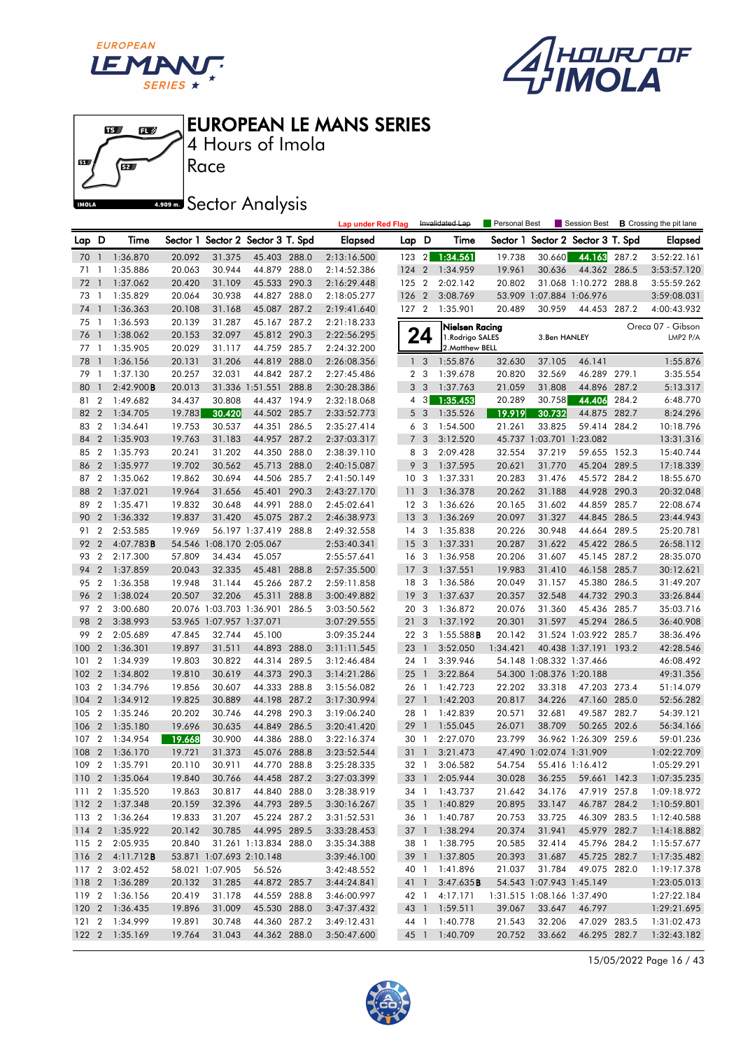# EUROPEAN LE MANS SERIES

4 Hours of Imola

Race

## Sector Analysis

Lap under Red Flag | Invalidated Lap | Personal Best | Session Best | B Crossing the pit lane

| Lap | D | Time | Sector 1 | Sector 2 | Sector 3 | T. Spd | Elapsed |
|---|---|---|---|---|---|---|---|
| 70 | 1 | 1:36.870 | 20.092 | 31.375 | 45.403 | 288.0 | 2:13:16.500 |
| 71 | 1 | 1:35.886 | 20.063 | 30.944 | 44.879 | 288.0 | 2:14:52.386 |
| 72 | 1 | 1:37.062 | 20.420 | 31.109 | 45.533 | 290.3 | 2:16:29.448 |
| 73 | 1 | 1:35.829 | 20.064 | 30.938 | 44.827 | 288.0 | 2:18:05.277 |
| 74 | 1 | 1:36.363 | 20.108 | 31.168 | 45.087 | 287.2 | 2:19:41.640 |
| 75 | 1 | 1:36.593 | 20.139 | 31.287 | 45.167 | 287.2 | 2:21:18.233 |
| 76 | 1 | 1:38.062 | 20.153 | 32.097 | 45.812 | 290.3 | 2:22:56.295 |
| 77 | 1 | 1:35.905 | 20.029 | 31.117 | 44.759 | 285.7 | 2:24:32.200 |
| 78 | 1 | 1:36.156 | 20.131 | 31.206 | 44.819 | 288.0 | 2:26:08.356 |
| 79 | 1 | 1:37.130 | 20.257 | 32.031 | 44.842 | 287.2 | 2:27:45.486 |
| 80 | 1 | 2:42.900B | 20.013 | 31.336 | 1:51.551 | 288.8 | 2:30:28.386 |
| 81 | 2 | 1:49.682 | 34.437 | 30.808 | 44.437 | 194.9 | 2:32:18.068 |
| 82 | 2 | 1:34.705 | 19.783 | 30.420 | 44.502 | 285.7 | 2:33:52.773 |
| 83 | 2 | 1:34.641 | 19.753 | 30.537 | 44.351 | 286.5 | 2:35:27.414 |
| 84 | 2 | 1:35.903 | 19.763 | 31.183 | 44.957 | 287.2 | 2:37:03.317 |
| 85 | 2 | 1:35.793 | 20.241 | 31.202 | 44.350 | 288.0 | 2:38:39.110 |
| 86 | 2 | 1:35.977 | 19.702 | 30.562 | 45.713 | 288.0 | 2:40:15.087 |
| 87 | 2 | 1:35.062 | 19.862 | 30.694 | 44.506 | 285.7 | 2:41:50.149 |
| 88 | 2 | 1:37.021 | 19.964 | 31.656 | 45.401 | 290.3 | 2:43:27.170 |
| 89 | 2 | 1:35.471 | 19.832 | 30.648 | 44.991 | 288.0 | 2:45:02.641 |
| 90 | 2 | 1:36.332 | 19.837 | 31.420 | 45.075 | 287.2 | 2:46:38.973 |
| 91 | 2 | 2:53.585 | 19.969 | 56.197 | 1:37.419 | 288.8 | 2:49:32.558 |
| 92 | 2 | 4:07.783B | 54.546 | 1:08.170 | 2:05.067 | | 2:53:40.341 |
| 93 | 2 | 2:17.300 | 57.809 | 34.434 | 45.057 | | 2:55:57.641 |
| 94 | 2 | 1:37.859 | 20.043 | 32.335 | 45.481 | 288.8 | 2:57:35.500 |
| 95 | 2 | 1:36.358 | 19.948 | 31.144 | 45.266 | 287.2 | 2:59:11.858 |
| 96 | 2 | 1:38.024 | 20.507 | 32.206 | 45.311 | 288.8 | 3:00:49.882 |
| 97 | 2 | 3:00.680 | 20.076 | 1:03.703 | 1:36.901 | 286.5 | 3:03:50.562 |
| 98 | 2 | 3:38.993 | 53.965 | 1:07.957 | 1:37.071 | | 3:07:29.555 |
| 99 | 2 | 2:05.689 | 47.845 | 32.744 | 45.100 | | 3:09:35.244 |
| 100 | 2 | 1:36.301 | 19.897 | 31.511 | 44.893 | 288.0 | 3:11:11.545 |
| 101 | 2 | 1:34.939 | 19.803 | 30.822 | 44.314 | 289.5 | 3:12:46.484 |
| 102 | 2 | 1:34.802 | 19.810 | 30.619 | 44.373 | 290.3 | 3:14:21.286 |
| 103 | 2 | 1:34.796 | 19.856 | 30.607 | 44.333 | 288.8 | 3:15:56.082 |
| 104 | 2 | 1:34.912 | 19.825 | 30.889 | 44.198 | 287.2 | 3:17:30.994 |
| 105 | 2 | 1:35.246 | 20.202 | 30.746 | 44.298 | 290.3 | 3:19:06.240 |
| 106 | 2 | 1:35.180 | 19.696 | 30.635 | 44.849 | 286.5 | 3:20:41.420 |
| 107 | 2 | 1:34.954 | 19.668 | 30.900 | 44.386 | 288.0 | 3:22:16.374 |
| 108 | 2 | 1:36.170 | 19.721 | 31.373 | 45.076 | 288.8 | 3:23:52.544 |
| 109 | 2 | 1:35.791 | 20.110 | 30.911 | 44.770 | 288.8 | 3:25:28.335 |
| 110 | 2 | 1:35.064 | 19.840 | 30.766 | 44.458 | 287.2 | 3:27:03.399 |
| 111 | 2 | 1:35.520 | 19.863 | 30.817 | 44.840 | 288.0 | 3:28:38.919 |
| 112 | 2 | 1:37.348 | 20.159 | 32.396 | 44.793 | 289.5 | 3:30:16.267 |
| 113 | 2 | 1:36.264 | 19.833 | 31.207 | 45.224 | 287.2 | 3:31:52.531 |
| 114 | 2 | 1:35.922 | 20.142 | 30.785 | 44.995 | 289.5 | 3:33:28.453 |
| 115 | 2 | 2:05.935 | 20.840 | 31.261 | 1:13.834 | 288.0 | 3:35:34.388 |
| 116 | 2 | 4:11.712B | 53.871 | 1:07.693 | 2:10.148 | | 3:39:46.100 |
| 117 | 2 | 3:02.452 | 58.021 | 1:07.905 | 56.526 | | 3:42:48.552 |
| 118 | 2 | 1:36.289 | 20.132 | 31.285 | 44.872 | 285.7 | 3:44:24.841 |
| 119 | 2 | 1:36.156 | 20.419 | 31.178 | 44.559 | 288.8 | 3:46:00.997 |
| 120 | 2 | 1:36.435 | 19.896 | 31.009 | 45.530 | 288.0 | 3:47:37.432 |
| 121 | 2 | 1:34.999 | 19.891 | 30.748 | 44.360 | 287.2 | 3:49:12.431 |
| 122 | 2 | 1:35.169 | 19.764 | 31.043 | 44.362 | 288.0 | 3:50:47.600 |
| 123 | 2 | 1:34.561 | 19.738 | 30.660 | 44.163 | 287.2 | 3:52:22.161 |
| 124 | 2 | 1:34.959 | 19.961 | 30.636 | 44.362 | 286.5 | 3:53:57.120 |
| 125 | 2 | 2:02.142 | 20.802 | 31.068 | 1:10.272 | 288.8 | 3:55:59.262 |
| 126 | 2 | 3:08.769 | 53.909 | 1:07.884 | 1:06.976 | | 3:59:08.031 |
| 127 | 2 | 1:35.901 | 20.489 | 30.959 | 44.453 | 287.2 | 4:00:43.932 |

**24** — Nielsen Racing — Oreca 07 - Gibson — LMP2 P/A
1.Rodrigo SALES, 2.Matthew BELL, 3.Ben HANLEY

| Lap | D | Time | Sector 1 | Sector 2 | Sector 3 | T. Spd | Elapsed |
|---|---|---|---|---|---|---|---|
| 1 | 3 | 1:55.876 | 32.630 | 37.105 | 46.141 | | 1:55.876 |
| 2 | 3 | 1:39.678 | 20.820 | 32.569 | 46.289 | 279.1 | 3:35.554 |
| 3 | 3 | 1:37.763 | 21.059 | 31.808 | 44.896 | 287.2 | 5:13.317 |
| 4 | 3 | 1:35.453 | 20.289 | 30.758 | 44.406 | 284.2 | 6:48.770 |
| 5 | 3 | 1:35.526 | 19.919 | 30.732 | 44.875 | 282.7 | 8:24.296 |
| 6 | 3 | 1:54.500 | 21.261 | 33.825 | 59.414 | 284.2 | 10:18.796 |
| 7 | 3 | 3:12.520 | 45.737 | 1:03.701 | 1:23.082 | | 13:31.316 |
| 8 | 3 | 2:09.428 | 32.554 | 37.219 | 59.655 | 152.3 | 15:40.744 |
| 9 | 3 | 1:37.595 | 20.621 | 31.770 | 45.204 | 289.5 | 17:18.339 |
| 10 | 3 | 1:37.331 | 20.283 | 31.476 | 45.572 | 284.2 | 18:55.670 |
| 11 | 3 | 1:36.378 | 20.262 | 31.188 | 44.928 | 290.3 | 20:32.048 |
| 12 | 3 | 1:36.626 | 20.165 | 31.602 | 44.859 | 285.7 | 22:08.674 |
| 13 | 3 | 1:36.269 | 20.097 | 31.327 | 44.845 | 286.5 | 23:44.943 |
| 14 | 3 | 1:35.838 | 20.226 | 30.948 | 44.664 | 289.5 | 25:20.781 |
| 15 | 3 | 1:37.331 | 20.287 | 31.622 | 45.422 | 286.5 | 26:58.112 |
| 16 | 3 | 1:36.958 | 20.206 | 31.607 | 45.145 | 287.2 | 28:35.070 |
| 17 | 3 | 1:37.551 | 19.983 | 31.410 | 46.158 | 285.7 | 30:12.621 |
| 18 | 3 | 1:36.586 | 20.049 | 31.157 | 45.380 | 286.5 | 31:49.207 |
| 19 | 3 | 1:37.637 | 20.357 | 32.548 | 44.732 | 290.3 | 33:26.844 |
| 20 | 3 | 1:36.872 | 20.076 | 31.360 | 45.436 | 285.7 | 35:03.716 |
| 21 | 3 | 1:37.192 | 20.301 | 31.597 | 45.294 | 286.5 | 36:40.908 |
| 22 | 3 | 1:55.588B | 20.142 | 31.524 | 1:03.922 | 285.7 | 38:36.496 |
| 23 | 1 | 3:52.050 | 1:34.421 | 40.438 | 1:37.191 | 193.2 | 42:28.546 |
| 24 | 1 | 3:39.946 | 54.148 | 1:08.332 | 1:37.466 | | 46:08.492 |
| 25 | 1 | 3:22.864 | 54.300 | 1:08.376 | 1:20.188 | | 49:31.356 |
| 26 | 1 | 1:42.723 | 22.202 | 33.318 | 47.203 | 273.4 | 51:14.079 |
| 27 | 1 | 1:42.203 | 20.817 | 34.226 | 47.160 | 285.0 | 52:56.282 |
| 28 | 1 | 1:42.839 | 20.571 | 32.681 | 49.587 | 282.7 | 54:39.121 |
| 29 | 1 | 1:55.045 | 26.071 | 38.709 | 50.265 | 202.6 | 56:34.166 |
| 30 | 1 | 2:27.070 | 23.799 | 36.962 | 1:26.309 | 259.6 | 59:01.236 |
| 31 | 1 | 3:21.473 | 47.490 | 1:02.074 | 1:31.909 | | 1:02:22.709 |
| 32 | 1 | 3:06.582 | 54.754 | 55.416 | 1:16.412 | | 1:05:29.291 |
| 33 | 1 | 2:05.944 | 30.028 | 36.255 | 59.661 | 142.3 | 1:07:35.235 |
| 34 | 1 | 1:43.737 | 21.642 | 34.176 | 47.919 | 257.8 | 1:09:18.972 |
| 35 | 1 | 1:40.829 | 20.895 | 33.147 | 46.787 | 284.2 | 1:10:59.801 |
| 36 | 1 | 1:40.787 | 20.753 | 33.725 | 46.309 | 283.5 | 1:12:40.588 |
| 37 | 1 | 1:38.294 | 20.374 | 31.941 | 45.979 | 282.7 | 1:14:18.882 |
| 38 | 1 | 1:38.795 | 20.585 | 32.414 | 45.796 | 284.2 | 1:15:57.677 |
| 39 | 1 | 1:37.805 | 20.393 | 31.687 | 45.725 | 282.7 | 1:17:35.482 |
| 40 | 1 | 1:41.896 | 21.037 | 31.784 | 49.075 | 282.0 | 1:19:17.378 |
| 41 | 1 | 3:47.635B | 54.543 | 1:07.943 | 1:45.149 | | 1:23:05.013 |
| 42 | 1 | 4:17.171 | 1:31.515 | 1:08.166 | 1:37.490 | | 1:27:22.184 |
| 43 | 1 | 1:59.511 | 39.067 | 33.647 | 46.797 | | 1:29:21.695 |
| 44 | 1 | 1:40.778 | 21.543 | 32.206 | 47.029 | 283.5 | 1:31:02.473 |
| 45 | 1 | 1:40.709 | 20.752 | 33.662 | 46.295 | 282.7 | 1:32:43.182 |

15/05/2022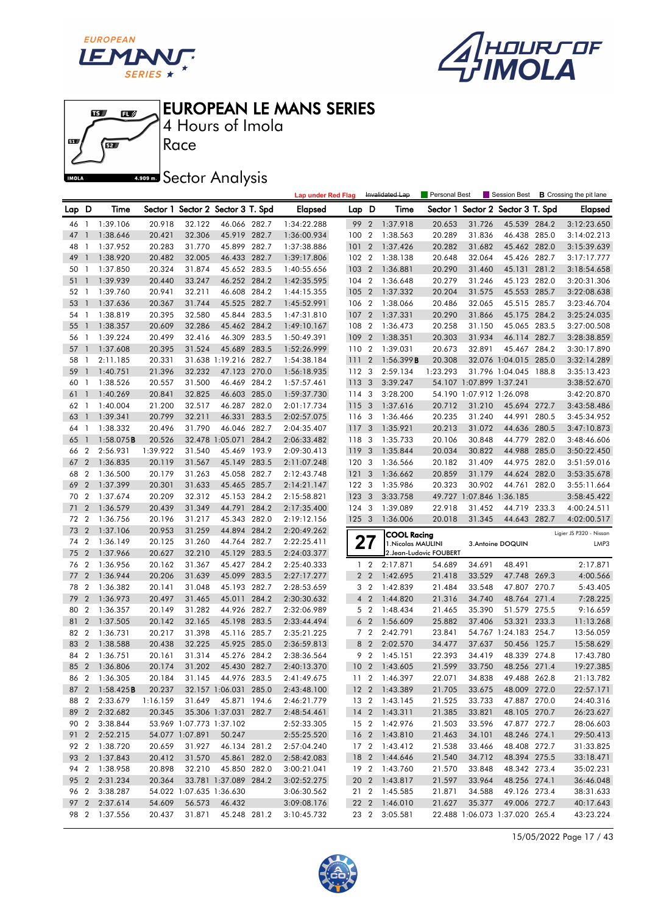# EUROPEAN LE MANS SERIES

4 Hours of Imola

Race

## Sector Analysis

Lap under Red Flag | Invalidated Lap | Personal Best | Session Best | **B** Crossing the pit lane

| Lap | D | Time | Sector 1 | Sector 2 | Sector 3 | T. Spd | Elapsed |
|---|---|---|---|---|---|---|---|
| 46 | 1 | 1:39.106 | 20.918 | 32.122 | 46.066 | 282.7 | 1:34:22.288 |
| 47 | 1 | 1:38.646 | 20.421 | 32.306 | 45.919 | 282.7 | 1:36:00.934 |
| 48 | 1 | 1:37.952 | 20.283 | 31.770 | 45.899 | 282.7 | 1:37:38.886 |
| 49 | 1 | 1:38.920 | 20.482 | 32.005 | 46.433 | 282.7 | 1:39:17.806 |
| 50 | 1 | 1:37.850 | 20.324 | 31.874 | 45.652 | 283.5 | 1:40:55.656 |
| 51 | 1 | 1:39.939 | 20.440 | 33.247 | 46.252 | 284.2 | 1:42:35.595 |
| 52 | 1 | 1:39.760 | 20.941 | 32.211 | 46.608 | 284.2 | 1:44:15.355 |
| 53 | 1 | 1:37.636 | 20.367 | 31.744 | 45.525 | 282.7 | 1:45:52.991 |
| 54 | 1 | 1:38.819 | 20.395 | 32.580 | 45.844 | 283.5 | 1:47:31.810 |
| 55 | 1 | 1:38.357 | 20.609 | 32.286 | 45.462 | 284.2 | 1:49:10.167 |
| 56 | 1 | 1:39.224 | 20.499 | 32.416 | 46.309 | 283.5 | 1:50:49.391 |
| 57 | 1 | 1:37.608 | 20.395 | 31.524 | 45.689 | 283.5 | 1:52:26.999 |
| 58 | 1 | 2:11.185 | 20.331 | 31.638 | 1:19.216 | 282.7 | 1:54:38.184 |
| 59 | 1 | 1:40.751 | 21.396 | 32.232 | 47.123 | 270.0 | 1:56:18.935 |
| 60 | 1 | 1:38.526 | 20.557 | 31.500 | 46.469 | 284.2 | 1:57:57.461 |
| 61 | 1 | 1:40.269 | 20.841 | 32.825 | 46.603 | 285.0 | 1:59:37.730 |
| 62 | 1 | 1:40.004 | 21.200 | 32.517 | 46.287 | 282.0 | 2:01:17.734 |
| 63 | 1 | 1:39.341 | 20.799 | 32.211 | 46.331 | 283.5 | 2:02:57.075 |
| 64 | 1 | 1:38.332 | 20.496 | 31.790 | 46.046 | 282.7 | 2:04:35.407 |
| 65 | 1 | 1:58.075**B** | 20.526 | 32.478 | 1:05.071 | 284.2 | 2:06:33.482 |
| 66 | 2 | 2:56.931 | 1:39.922 | 31.540 | 45.469 | 193.9 | 2:09:30.413 |
| 67 | 2 | 1:36.835 | 20.119 | 31.567 | 45.149 | 283.5 | 2:11:07.248 |
| 68 | 2 | 1:36.500 | 20.179 | 31.263 | 45.058 | 282.7 | 2:12:43.748 |
| 69 | 2 | 1:37.399 | 20.301 | 31.633 | 45.465 | 285.7 | 2:14:21.147 |
| 70 | 2 | 1:37.674 | 20.209 | 32.312 | 45.153 | 284.2 | 2:15:58.821 |
| 71 | 2 | 1:36.579 | 20.439 | 31.349 | 44.791 | 284.2 | 2:17:35.400 |
| 72 | 2 | 1:36.756 | 20.196 | 31.217 | 45.343 | 282.0 | 2:19:12.156 |
| 73 | 2 | 1:37.106 | 20.953 | 31.259 | 44.894 | 284.2 | 2:20:49.262 |
| 74 | 2 | 1:36.149 | 20.125 | 31.260 | 44.764 | 282.7 | 2:22:25.411 |
| 75 | 2 | 1:37.966 | 20.627 | 32.210 | 45.129 | 283.5 | 2:24:03.377 |
| 76 | 2 | 1:36.956 | 20.162 | 31.367 | 45.427 | 284.2 | 2:25:40.333 |
| 77 | 2 | 1:36.944 | 20.206 | 31.639 | 45.099 | 283.5 | 2:27:17.277 |
| 78 | 2 | 1:36.382 | 20.141 | 31.048 | 45.193 | 282.7 | 2:28:53.659 |
| 79 | 2 | 1:36.973 | 20.497 | 31.465 | 45.011 | 284.2 | 2:30:30.632 |
| 80 | 2 | 1:36.357 | 20.149 | 31.282 | 44.926 | 282.7 | 2:32:06.989 |
| 81 | 2 | 1:37.505 | 20.142 | 32.165 | 45.198 | 283.5 | 2:33:44.494 |
| 82 | 2 | 1:36.731 | 20.217 | 31.398 | 45.116 | 285.7 | 2:35:21.225 |
| 83 | 2 | 1:38.588 | 20.438 | 32.225 | 45.925 | 285.0 | 2:36:59.813 |
| 84 | 2 | 1:36.751 | 20.161 | 31.314 | 45.276 | 284.2 | 2:38:36.564 |
| 85 | 2 | 1:36.806 | 20.174 | 31.202 | 45.430 | 282.7 | 2:40:13.370 |
| 86 | 2 | 1:36.305 | 20.184 | 31.145 | 44.976 | 283.5 | 2:41:49.675 |
| 87 | 2 | 1:58.425**B** | 20.237 | 32.157 | 1:06.031 | 285.0 | 2:43:48.100 |
| 88 | 2 | 2:33.679 | 1:16.159 | 31.649 | 45.871 | 194.6 | 2:46:21.779 |
| 89 | 2 | 2:32.682 | 20.345 | 35.306 | 1:37.031 | 282.7 | 2:48:54.461 |
| 90 | 2 | 3:38.844 | 53.969 | 1:07.773 | 1:37.102 | | 2:52:33.305 |
| 91 | 2 | 2:52.215 | 54.077 | 1:07.891 | 50.247 | | 2:55:25.520 |
| 92 | 2 | 1:38.720 | 20.659 | 31.927 | 46.134 | 281.2 | 2:57:04.240 |
| 93 | 2 | 1:37.843 | 20.412 | 31.570 | 45.861 | 282.0 | 2:58:42.083 |
| 94 | 2 | 1:38.958 | 20.898 | 32.210 | 45.850 | 282.0 | 3:00:21.041 |
| 95 | 2 | 2:31.234 | 20.364 | 33.781 | 1:37.089 | 284.2 | 3:02:52.275 |
| 96 | 2 | 3:38.287 | 54.022 | 1:07.635 | 1:36.630 | | 3:06:30.562 |
| 97 | 2 | 2:37.614 | 54.609 | 56.573 | 46.432 | | 3:09:08.176 |
| 98 | 2 | 1:37.556 | 20.437 | 31.871 | 45.248 | 281.2 | 3:10:45.732 |
| 99 | 2 | 1:37.918 | 20.653 | 31.726 | 45.539 | 284.2 | 3:12:23.650 |
| 100 | 2 | 1:38.563 | 20.289 | 31.836 | 46.438 | 285.0 | 3:14:02.213 |
| 101 | 2 | 1:37.426 | 20.282 | 31.682 | 45.462 | 282.0 | 3:15:39.639 |
| 102 | 2 | 1:38.138 | 20.648 | 32.064 | 45.426 | 282.7 | 3:17:17.777 |
| 103 | 2 | 1:36.881 | 20.290 | 31.460 | 45.131 | 281.2 | 3:18:54.658 |
| 104 | 2 | 1:36.648 | 20.279 | 31.246 | 45.123 | 282.0 | 3:20:31.306 |
| 105 | 2 | 1:37.332 | 20.204 | 31.575 | 45.553 | 285.7 | 3:22:08.638 |
| 106 | 2 | 1:38.066 | 20.486 | 32.065 | 45.515 | 285.7 | 3:23:46.704 |
| 107 | 2 | 1:37.331 | 20.290 | 31.866 | 45.175 | 284.2 | 3:25:24.035 |
| 108 | 2 | 1:36.473 | 20.258 | 31.150 | 45.065 | 283.5 | 3:27:00.508 |
| 109 | 2 | 1:38.351 | 20.303 | 31.934 | 46.114 | 282.7 | 3:28:38.859 |
| 110 | 2 | 1:39.031 | 20.673 | 32.891 | 45.467 | 284.2 | 3:30:17.890 |
| 111 | 2 | 1:56.399**B** | 20.308 | 32.076 | 1:04.015 | 285.0 | 3:32:14.289 |
| 112 | 3 | 2:59.134 | 1:23.293 | 31.796 | 1:04.045 | 188.8 | 3:35:13.423 |
| 113 | 3 | 3:39.247 | 54.107 | 1:07.899 | 1:37.241 | | 3:38:52.670 |
| 114 | 3 | 3:28.200 | 54.190 | 1:07.912 | 1:26.098 | | 3:42:20.870 |
| 115 | 3 | 1:37.616 | 20.712 | 31.210 | 45.694 | 272.7 | 3:43:58.486 |
| 116 | 3 | 1:36.466 | 20.235 | 31.240 | 44.991 | 280.5 | 3:45:34.952 |
| 117 | 3 | 1:35.921 | 20.213 | 31.072 | 44.636 | 280.5 | 3:47:10.873 |
| 118 | 3 | 1:35.733 | 20.106 | 30.848 | 44.779 | 282.0 | 3:48:46.606 |
| 119 | 3 | 1:35.844 | 20.034 | 30.822 | 44.988 | 285.0 | 3:50:22.450 |
| 120 | 3 | 1:36.566 | 20.182 | 31.409 | 44.975 | 282.0 | 3:51:59.016 |
| 121 | 3 | 1:36.662 | 20.859 | 31.179 | 44.624 | 282.0 | 3:53:35.678 |
| 122 | 3 | 1:35.986 | 20.323 | 30.902 | 44.761 | 282.0 | 3:55:11.664 |
| 123 | 3 | 3:33.758 | 49.727 | 1:07.846 | 1:36.185 | | 3:58:45.422 |
| 124 | 3 | 1:39.089 | 22.918 | 31.452 | 44.719 | 233.3 | 4:00:24.511 |
| 125 | 3 | 1:36.006 | 20.018 | 31.345 | 44.643 | 282.7 | 4:02:00.517 |

**27** — **COOL Racing** — Ligier JS P320 - Nissan — LMP3
1. Nicolas MAULINI
2. Jean-Ludovic FOUBERT
3. Antoine DOQUIN

| Lap | D | Time | Sector 1 | Sector 2 | Sector 3 | T. Spd | Elapsed |
|---|---|---|---|---|---|---|---|
| 1 | 2 | 2:17.871 | 54.689 | 34.691 | 48.491 | | 2:17.871 |
| 2 | 2 | 1:42.695 | 21.418 | 33.529 | 47.748 | 269.3 | 4:00.566 |
| 3 | 2 | 1:42.839 | 21.484 | 33.548 | 47.807 | 270.7 | 5:43.405 |
| 4 | 2 | 1:44.820 | 21.316 | 34.740 | 48.764 | 271.4 | 7:28.225 |
| 5 | 2 | 1:48.434 | 21.465 | 35.390 | 51.579 | 275.5 | 9:16.659 |
| 6 | 2 | 1:56.609 | 25.882 | 37.406 | 53.321 | 233.3 | 11:13.268 |
| 7 | 2 | 2:42.791 | 23.841 | 54.767 | 1:24.183 | 254.7 | 13:56.059 |
| 8 | 2 | 2:02.570 | 34.477 | 37.637 | 50.456 | 125.7 | 15:58.629 |
| 9 | 2 | 1:45.151 | 22.393 | 34.419 | 48.339 | 274.8 | 17:43.780 |
| 10 | 2 | 1:43.605 | 21.599 | 33.750 | 48.256 | 271.4 | 19:27.385 |
| 11 | 2 | 1:46.397 | 22.071 | 34.838 | 49.488 | 262.8 | 21:13.782 |
| 12 | 2 | 1:43.389 | 21.705 | 33.675 | 48.009 | 272.0 | 22:57.171 |
| 13 | 2 | 1:43.145 | 21.525 | 33.733 | 47.887 | 270.0 | 24:40.316 |
| 14 | 2 | 1:43.311 | 21.385 | 33.821 | 48.105 | 270.7 | 26:23.627 |
| 15 | 2 | 1:42.976 | 21.503 | 33.596 | 47.877 | 272.7 | 28:06.603 |
| 16 | 2 | 1:43.810 | 21.463 | 34.101 | 48.246 | 274.1 | 29:50.413 |
| 17 | 2 | 1:43.412 | 21.538 | 33.466 | 48.408 | 272.7 | 31:33.825 |
| 18 | 2 | 1:44.646 | 21.540 | 34.712 | 48.394 | 275.5 | 33:18.471 |
| 19 | 2 | 1:43.760 | 21.570 | 33.848 | 48.342 | 273.4 | 35:02.231 |
| 20 | 2 | 1:43.817 | 21.597 | 33.964 | 48.256 | 274.1 | 36:46.048 |
| 21 | 2 | 1:45.585 | 21.871 | 34.588 | 49.126 | 273.4 | 38:31.633 |
| 22 | 2 | 1:46.010 | 21.627 | 35.377 | 49.006 | 272.7 | 40:17.643 |
| 23 | 2 | 3:05.581 | 22.488 | 1:06.073 | 1:37.020 | 265.4 | 43:23.224 |

15/05/2022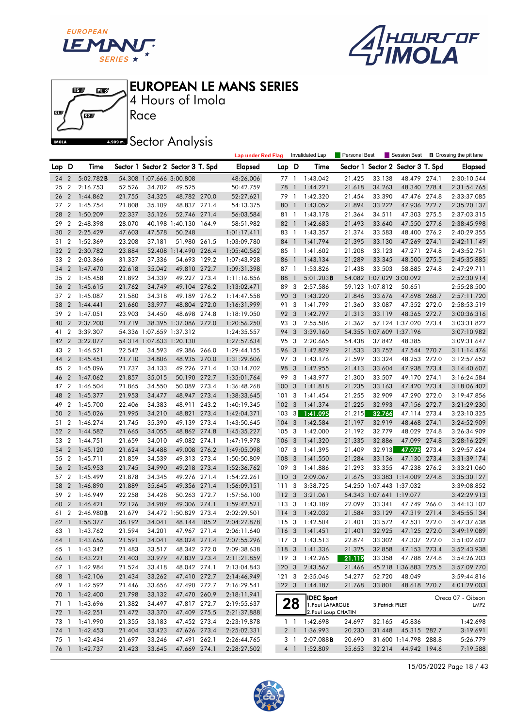# EUROPEAN LE MANS SERIES

4 Hours of Imola

Race

Sector Analysis

Lap under Red Flag | Invalidated Lap | Personal Best | Session Best | B Crossing the pit lane

| Lap | D | Time | Sector 1 | Sector 2 | Sector 3 | T. Spd | Elapsed |
|---|---|---|---|---|---|---|---|
| 24 | 2 | 5:02.782B | 54.308 | 1:07.666 | 3:00.808 | | 48:26.006 |
| 25 | 2 | 2:16.753 | 52.526 | 34.702 | 49.525 | | 50:42.759 |
| 26 | 2 | 1:44.862 | 21.755 | 34.325 | 48.782 | 270.0 | 52:27.621 |
| 27 | 2 | 1:45.754 | 21.808 | 35.109 | 48.837 | 271.4 | 54:13.375 |
| 28 | 2 | 1:50.209 | 22.337 | 35.126 | 52.746 | 271.4 | 56:03.584 |
| 29 | 2 | 2:48.398 | 28.070 | 40.198 | 1:40.130 | 164.9 | 58:51.982 |
| 30 | 2 | 2:25.429 | 47.603 | 47.578 | 50.248 | | 1:01:17.411 |
| 31 | 2 | 1:52.369 | 23.208 | 37.181 | 51.980 | 261.5 | 1:03:09.780 |
| 32 | 2 | 2:30.782 | 23.884 | 52.408 | 1:14.490 | 226.4 | 1:05:40.562 |
| 33 | 2 | 2:03.366 | 31.337 | 37.336 | 54.693 | 129.2 | 1:07:43.928 |
| 34 | 2 | 1:47.470 | 22.618 | 35.042 | 49.810 | 272.7 | 1:09:31.398 |
| 35 | 2 | 1:45.458 | 21.892 | 34.339 | 49.227 | 273.4 | 1:11:16.856 |
| 36 | 2 | 1:45.615 | 21.762 | 34.749 | 49.104 | 276.2 | 1:13:02.471 |
| 37 | 2 | 1:45.087 | 21.580 | 34.318 | 49.189 | 276.2 | 1:14:47.558 |
| 38 | 2 | 1:44.441 | 21.660 | 33.977 | 48.804 | 272.0 | 1:16:31.999 |
| 39 | 2 | 1:47.051 | 23.903 | 34.450 | 48.698 | 274.8 | 1:18:19.050 |
| 40 | 2 | 2:37.200 | 21.719 | 38.395 | 1:37.086 | 272.0 | 1:20:56.250 |
| 41 | 2 | 3:39.307 | 54.336 | 1:07.659 | 1:37.312 | | 1:24:35.557 |
| 42 | 2 | 3:22.077 | 54.314 | 1:07.633 | 1:20.130 | | 1:27:57.634 |
| 43 | 2 | 1:46.521 | 22.542 | 34.593 | 49.386 | 266.0 | 1:29:44.155 |
| 44 | 2 | 1:45.451 | 21.710 | 34.806 | 48.935 | 270.0 | 1:31:29.606 |
| 45 | 2 | 1:45.096 | 21.737 | 34.133 | 49.226 | 271.4 | 1:33:14.702 |
| 46 | 2 | 1:47.062 | 21.857 | 35.015 | 50.190 | 272.7 | 1:35:01.764 |
| 47 | 2 | 1:46.504 | 21.865 | 34.550 | 50.089 | 273.4 | 1:36:48.268 |
| 48 | 2 | 1:45.377 | 21.953 | 34.477 | 48.947 | 273.4 | 1:38:33.645 |
| 49 | 2 | 1:45.700 | 22.406 | 34.383 | 48.911 | 243.2 | 1:40:19.345 |
| 50 | 2 | 1:45.026 | 21.995 | 34.210 | 48.821 | 273.4 | 1:42:04.371 |
| 51 | 2 | 1:46.274 | 21.745 | 35.390 | 49.139 | 273.4 | 1:43:50.645 |
| 52 | 2 | 1:44.582 | 21.665 | 34.055 | 48.862 | 274.8 | 1:45:35.227 |
| 53 | 2 | 1:44.751 | 21.659 | 34.010 | 49.082 | 274.1 | 1:47:19.978 |
| 54 | 2 | 1:45.120 | 21.624 | 34.488 | 49.008 | 276.2 | 1:49:05.098 |
| 55 | 2 | 1:45.711 | 21.859 | 34.539 | 49.313 | 273.4 | 1:50:50.809 |
| 56 | 2 | 1:45.953 | 21.745 | 34.990 | 49.218 | 273.4 | 1:52:36.762 |
| 57 | 2 | 1:45.499 | 21.878 | 34.345 | 49.276 | 271.4 | 1:54:22.261 |
| 58 | 2 | 1:46.890 | 21.889 | 35.645 | 49.356 | 271.4 | 1:56:09.151 |
| 59 | 2 | 1:46.949 | 22.258 | 34.428 | 50.263 | 272.7 | 1:57:56.100 |
| 60 | 2 | 1:46.421 | 22.126 | 34.989 | 49.306 | 274.1 | 1:59:42.521 |
| 61 | 2 | 2:46.980B | 21.679 | 34.472 | 1:50.829 | 273.4 | 2:02:29.501 |
| 62 | 1 | 1:58.377 | 36.192 | 34.041 | 48.144 | 185.2 | 2:04:27.878 |
| 63 | 1 | 1:43.762 | 21.594 | 34.201 | 47.967 | 271.4 | 2:06:11.640 |
| 64 | 1 | 1:43.656 | 21.591 | 34.041 | 48.024 | 271.4 | 2:07:55.296 |
| 65 | 1 | 1:43.342 | 21.483 | 33.517 | 48.342 | 272.0 | 2:09:38.638 |
| 66 | 1 | 1:43.221 | 21.403 | 33.979 | 47.839 | 273.4 | 2:11:21.859 |
| 67 | 1 | 1:42.984 | 21.524 | 33.418 | 48.042 | 274.1 | 2:13:04.843 |
| 68 | 1 | 1:42.106 | 21.434 | 33.262 | 47.410 | 272.7 | 2:14:46.949 |
| 69 | 1 | 1:42.592 | 21.446 | 33.656 | 47.490 | 272.7 | 2:16:29.541 |
| 70 | 1 | 1:42.400 | 21.798 | 33.132 | 47.470 | 260.9 | 2:18:11.941 |
| 71 | 1 | 1:43.696 | 21.382 | 34.497 | 47.817 | 272.7 | 2:19:55.637 |
| 72 | 1 | 1:42.251 | 21.472 | 33.370 | 47.409 | 275.5 | 2:21:37.888 |
| 73 | 1 | 1:41.990 | 21.355 | 33.183 | 47.452 | 273.4 | 2:23:19.878 |
| 74 | 1 | 1:42.453 | 21.404 | 33.423 | 47.626 | 273.4 | 2:25:02.331 |
| 75 | 1 | 1:42.434 | 21.697 | 33.246 | 47.491 | 262.1 | 2:26:44.765 |
| 76 | 1 | 1:42.737 | 21.423 | 33.645 | 47.669 | 274.1 | 2:28:27.502 |
| 77 | 1 | 1:43.042 | 21.425 | 33.138 | 48.479 | 274.1 | 2:30:10.544 |
| 78 | 1 | 1:44.221 | 21.618 | 34.263 | 48.340 | 278.4 | 2:31:54.765 |
| 79 | 1 | 1:42.320 | 21.454 | 33.390 | 47.476 | 274.8 | 2:33:37.085 |
| 80 | 1 | 1:43.052 | 21.894 | 33.222 | 47.936 | 272.7 | 2:35:20.137 |
| 81 | 1 | 1:43.178 | 21.364 | 34.511 | 47.303 | 275.5 | 2:37:03.315 |
| 82 | 1 | 1:42.683 | 21.493 | 33.640 | 47.550 | 277.6 | 2:38:45.998 |
| 83 | 1 | 1:43.357 | 21.374 | 33.583 | 48.400 | 276.2 | 2:40:29.355 |
| 84 | 1 | 1:41.794 | 21.395 | 33.130 | 47.269 | 274.1 | 2:42:11.149 |
| 85 | 1 | 1:41.602 | 21.208 | 33.123 | 47.271 | 274.8 | 2:43:52.751 |
| 86 | 1 | 1:43.134 | 21.289 | 33.345 | 48.500 | 275.5 | 2:45:35.885 |
| 87 | 1 | 1:53.826 | 21.438 | 33.503 | 58.885 | 274.8 | 2:47:29.711 |
| 88 | 1 | 5:01.203B | 54.082 | 1:07.029 | 3:00.092 | | 2:52:30.914 |
| 89 | 3 | 2:57.586 | 59.123 | 1:07.812 | 50.651 | | 2:55:28.500 |
| 90 | 3 | 1:43.220 | 21.846 | 33.676 | 47.698 | 268.7 | 2:57:11.720 |
| 91 | 3 | 1:41.799 | 21.360 | 33.087 | 47.352 | 272.0 | 2:58:53.519 |
| 92 | 3 | 1:42.797 | 21.313 | 33.119 | 48.365 | 272.7 | 3:00:36.316 |
| 93 | 3 | 2:55.506 | 21.362 | 57.124 | 1:37.020 | 273.4 | 3:03:31.822 |
| 94 | 3 | 3:39.160 | 54.355 | 1:07.609 | 1:37.196 | | 3:07:10.982 |
| 95 | 3 | 2:20.665 | 54.438 | 37.842 | 48.385 | | 3:09:31.647 |
| 96 | 3 | 1:42.829 | 21.533 | 33.752 | 47.544 | 270.7 | 3:11:14.476 |
| 97 | 3 | 1:43.176 | 21.599 | 33.324 | 48.253 | 272.0 | 3:12:57.652 |
| 98 | 3 | 1:42.955 | 21.413 | 33.604 | 47.938 | 273.4 | 3:14:40.607 |
| 99 | 3 | 1:43.977 | 21.300 | 33.507 | 49.170 | 274.1 | 3:16:24.584 |
| 100 | 3 | 1:41.818 | 21.235 | 33.163 | 47.420 | 273.4 | 3:18:06.402 |
| 101 | 3 | 1:41.454 | 21.255 | 32.909 | 47.290 | 272.0 | 3:19:47.856 |
| 102 | 3 | 1:41.374 | 21.225 | 32.993 | 47.156 | 272.7 | 3:21:29.230 |
| 103 | 3 | 1:41.095 | 21.215 | 32.766 | 47.114 | 273.4 | 3:23:10.325 |
| 104 | 3 | 1:42.584 | 21.197 | 32.919 | 48.468 | 274.1 | 3:24:52.909 |
| 105 | 3 | 1:42.000 | 21.192 | 32.779 | 48.029 | 274.8 | 3:26:34.909 |
| 106 | 3 | 1:41.320 | 21.335 | 32.886 | 47.099 | 274.8 | 3:28:16.229 |
| 107 | 3 | 1:41.395 | 21.409 | 32.913 | 47.073 | 273.4 | 3:29:57.624 |
| 108 | 3 | 1:41.550 | 21.284 | 33.136 | 47.130 | 273.4 | 3:31:39.174 |
| 109 | 3 | 1:41.886 | 21.293 | 33.355 | 47.238 | 276.2 | 3:33:21.060 |
| 110 | 3 | 2:09.067 | 21.675 | 33.383 | 1:14.009 | 274.8 | 3:35:30.127 |
| 111 | 3 | 3:38.725 | 54.250 | 1:07.443 | 1:37.032 | | 3:39:08.852 |
| 112 | 3 | 3:21.061 | 54.343 | 1:07.641 | 1:19.077 | | 3:42:29.913 |
| 113 | 3 | 1:43.189 | 22.099 | 33.341 | 47.749 | 266.0 | 3:44:13.102 |
| 114 | 3 | 1:42.032 | 21.584 | 33.129 | 47.319 | 271.4 | 3:45:55.134 |
| 115 | 3 | 1:42.504 | 21.401 | 33.572 | 47.531 | 272.0 | 3:47:37.638 |
| 116 | 3 | 1:41.451 | 21.401 | 32.925 | 47.125 | 272.0 | 3:49:19.089 |
| 117 | 3 | 1:43.513 | 22.874 | 33.302 | 47.337 | 272.0 | 3:51:02.602 |
| 118 | 3 | 1:41.336 | 21.325 | 32.858 | 47.153 | 273.4 | 3:52:43.938 |
| 119 | 3 | 1:42.265 | 21.119 | 33.358 | 47.788 | 274.8 | 3:54:26.203 |
| 120 | 3 | 2:43.567 | 21.466 | 45.218 | 1:36.883 | 275.5 | 3:57:09.770 |
| 121 | 3 | 2:35.046 | 54.277 | 52.720 | 48.049 | | 3:59:44.816 |
| 122 | 3 | 1:44.187 | 21.768 | 33.801 | 48.618 | 270.7 | 4:01:29.003 |

**28** IDEC Sport — Oreca 07 - Gibson — LMP2

1.Paul LAFARGUE 2.Paul Loup CHATIN 3.Patrick PILET

| Lap | D | Time | Sector 1 | Sector 2 | Sector 3 | T. Spd | Elapsed |
|---|---|---|---|---|---|---|---|
| 1 | 1 | 1:42.698 | 24.697 | 32.165 | 45.836 | | 1:42.698 |
| 2 | 1 | 1:36.993 | 20.230 | 31.448 | 45.315 | 282.7 | 3:19.691 |
| 3 | 1 | 2:07.088B | 20.690 | 31.600 | 1:14.798 | 288.8 | 5:26.779 |
| 4 | 1 | 1:52.809 | 35.653 | 32.214 | 44.942 | 194.6 | 7:19.588 |

15/05/2022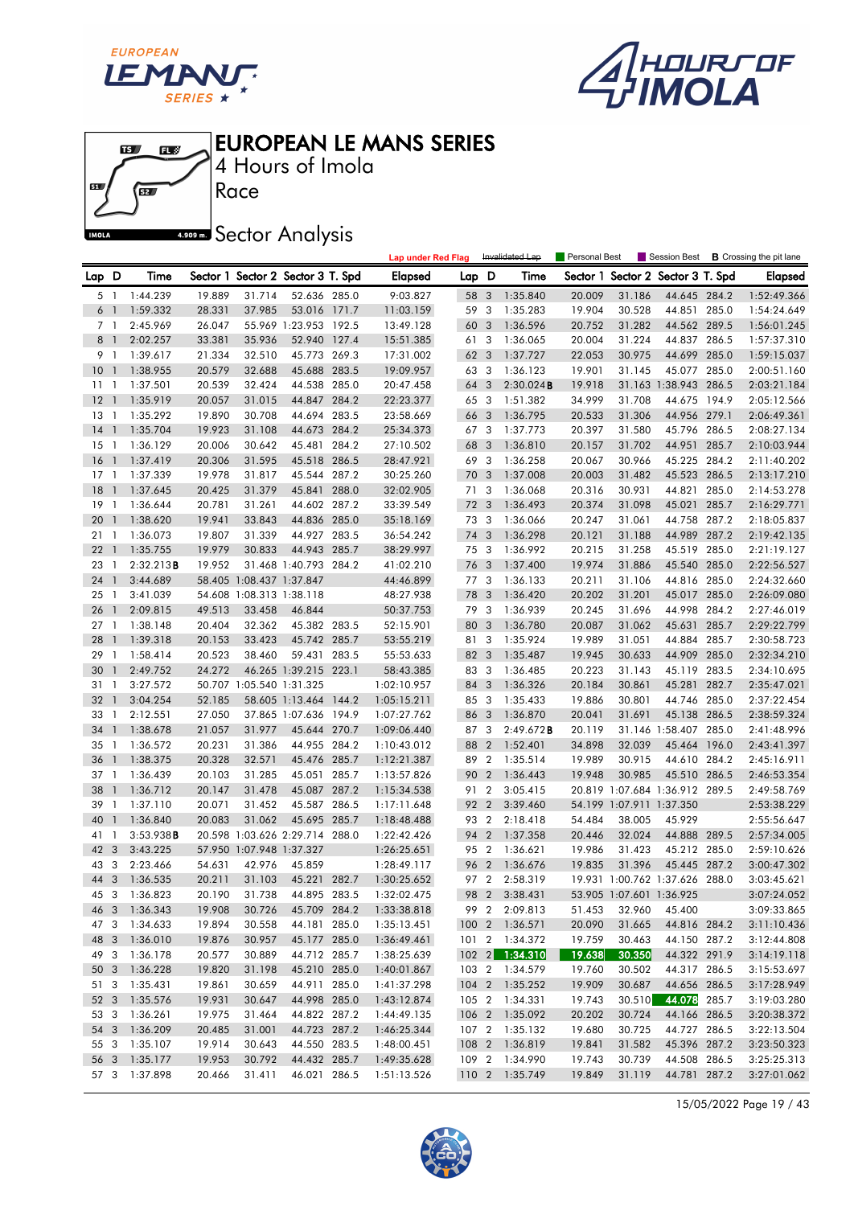# EUROPEAN LE MANS SERIES

4 Hours of Imola

Race

## Sector Analysis

Lap under Red Flag | Invalidated Lap | Personal Best | Session Best | **B** Crossing the pit lane

| Lap | D | Time | Sector 1 | Sector 2 | Sector 3 | T. Spd | Elapsed |
|---|---|---|---|---|---|---|---|
| 5 | 1 | 1:44.239 | 19.889 | 31.714 | 52.636 | 285.0 | 9:03.827 |
| 6 | 1 | 1:59.332 | 28.331 | 37.985 | 53.016 | 171.7 | 11:03.159 |
| 7 | 1 | 2:45.969 | 26.047 | 55.969 | 1:23.953 | 192.5 | 13:49.128 |
| 8 | 1 | 2:02.257 | 33.381 | 35.936 | 52.940 | 127.4 | 15:51.385 |
| 9 | 1 | 1:39.617 | 21.334 | 32.510 | 45.773 | 269.3 | 17:31.002 |
| 10 | 1 | 1:38.955 | 20.579 | 32.688 | 45.688 | 283.5 | 19:09.957 |
| 11 | 1 | 1:37.501 | 20.539 | 32.424 | 44.538 | 285.0 | 20:47.458 |
| 12 | 1 | 1:35.919 | 20.057 | 31.015 | 44.847 | 284.2 | 22:23.377 |
| 13 | 1 | 1:35.292 | 19.890 | 30.708 | 44.694 | 283.5 | 23:58.669 |
| 14 | 1 | 1:35.704 | 19.923 | 31.108 | 44.673 | 284.2 | 25:34.373 |
| 15 | 1 | 1:36.129 | 20.006 | 30.642 | 45.481 | 284.2 | 27:10.502 |
| 16 | 1 | 1:37.419 | 20.306 | 31.595 | 45.518 | 286.5 | 28:47.921 |
| 17 | 1 | 1:37.339 | 19.978 | 31.817 | 45.544 | 287.2 | 30:25.260 |
| 18 | 1 | 1:37.645 | 20.425 | 31.379 | 45.841 | 288.0 | 32:02.905 |
| 19 | 1 | 1:36.644 | 20.781 | 31.261 | 44.602 | 287.2 | 33:39.549 |
| 20 | 1 | 1:38.620 | 19.941 | 33.843 | 44.836 | 285.0 | 35:18.169 |
| 21 | 1 | 1:36.073 | 19.807 | 31.339 | 44.927 | 283.5 | 36:54.242 |
| 22 | 1 | 1:35.755 | 19.979 | 30.833 | 44.943 | 285.7 | 38:29.997 |
| 23 | 1 | 2:32.213**B** | 19.952 | 31.468 | 1:40.793 | 284.2 | 41:02.210 |
| 24 | 1 | 3:44.689 | 58.405 | 1:08.437 | 1:37.847 | | 44:46.899 |
| 25 | 1 | 3:41.039 | 54.608 | 1:08.313 | 1:38.118 | | 48:27.938 |
| 26 | 1 | 2:09.815 | 49.513 | 33.458 | 46.844 | | 50:37.753 |
| 27 | 1 | 1:38.148 | 20.404 | 32.362 | 45.382 | 283.5 | 52:15.901 |
| 28 | 1 | 1:39.318 | 20.153 | 33.423 | 45.742 | 285.7 | 53:55.219 |
| 29 | 1 | 1:58.414 | 20.523 | 38.460 | 59.431 | 283.5 | 55:53.633 |
| 30 | 1 | 2:49.752 | 24.272 | 46.265 | 1:39.215 | 223.1 | 58:43.385 |
| 31 | 1 | 3:27.572 | 50.707 | 1:05.540 | 1:31.325 | | 1:02:10.957 |
| 32 | 1 | 3:04.254 | 52.185 | 58.605 | 1:13.464 | 144.2 | 1:05:15.211 |
| 33 | 1 | 2:12.551 | 27.050 | 37.865 | 1:07.636 | 194.9 | 1:07:27.762 |
| 34 | 1 | 1:38.678 | 21.057 | 31.977 | 45.644 | 270.7 | 1:09:06.440 |
| 35 | 1 | 1:36.572 | 20.231 | 31.386 | 44.955 | 284.2 | 1:10:43.012 |
| 36 | 1 | 1:38.375 | 20.328 | 32.571 | 45.476 | 285.7 | 1:12:21.387 |
| 37 | 1 | 1:36.439 | 20.103 | 31.285 | 45.051 | 285.7 | 1:13:57.826 |
| 38 | 1 | 1:36.712 | 20.147 | 31.478 | 45.087 | 287.2 | 1:15:34.538 |
| 39 | 1 | 1:37.110 | 20.071 | 31.452 | 45.587 | 286.5 | 1:17:11.648 |
| 40 | 1 | 1:36.840 | 20.083 | 31.062 | 45.695 | 285.7 | 1:18:48.488 |
| 41 | 1 | 3:53.938**B** | 20.598 | 1:03.626 | 2:29.714 | 288.0 | 1:22:42.426 |
| 42 | 3 | 3:43.225 | 57.950 | 1:07.948 | 1:37.327 | | 1:26:25.651 |
| 43 | 3 | 2:23.466 | 54.631 | 42.976 | 45.859 | | 1:28:49.117 |
| 44 | 3 | 1:36.535 | 20.211 | 31.103 | 45.221 | 282.7 | 1:30:25.652 |
| 45 | 3 | 1:36.823 | 20.190 | 31.738 | 44.895 | 283.5 | 1:32:02.475 |
| 46 | 3 | 1:36.343 | 19.908 | 30.726 | 45.709 | 284.2 | 1:33:38.818 |
| 47 | 3 | 1:34.633 | 19.894 | 30.558 | 44.181 | 285.0 | 1:35:13.451 |
| 48 | 3 | 1:36.010 | 19.876 | 30.957 | 45.177 | 285.0 | 1:36:49.461 |
| 49 | 3 | 1:36.178 | 20.577 | 30.889 | 44.712 | 285.7 | 1:38:25.639 |
| 50 | 3 | 1:36.228 | 19.820 | 31.198 | 45.210 | 285.0 | 1:40:01.867 |
| 51 | 3 | 1:35.431 | 19.861 | 30.659 | 44.911 | 285.0 | 1:41:37.298 |
| 52 | 3 | 1:35.576 | 19.931 | 30.647 | 44.998 | 285.0 | 1:43:12.874 |
| 53 | 3 | 1:36.261 | 19.975 | 31.464 | 44.822 | 287.2 | 1:44:49.135 |
| 54 | 3 | 1:36.209 | 20.485 | 31.001 | 44.723 | 287.2 | 1:46:25.344 |
| 55 | 3 | 1:35.107 | 19.914 | 30.643 | 44.550 | 283.5 | 1:48:00.451 |
| 56 | 3 | 1:35.177 | 19.953 | 30.792 | 44.432 | 285.7 | 1:49:35.628 |
| 57 | 3 | 1:37.898 | 20.466 | 31.411 | 46.021 | 286.5 | 1:51:13.526 |
| 58 | 3 | 1:35.840 | 20.009 | 31.186 | 44.645 | 284.2 | 1:52:49.366 |
| 59 | 3 | 1:35.283 | 19.904 | 30.528 | 44.851 | 285.0 | 1:54:24.649 |
| 60 | 3 | 1:36.596 | 20.752 | 31.282 | 44.562 | 289.5 | 1:56:01.245 |
| 61 | 3 | 1:36.065 | 20.004 | 31.224 | 44.837 | 286.5 | 1:57:37.310 |
| 62 | 3 | 1:37.727 | 22.053 | 30.975 | 44.699 | 285.0 | 1:59:15.037 |
| 63 | 3 | 1:36.123 | 19.901 | 31.145 | 45.077 | 285.0 | 2:00:51.160 |
| 64 | 3 | 2:30.024**B** | 19.918 | 31.163 | 1:38.943 | 286.5 | 2:03:21.184 |
| 65 | 3 | 1:51.382 | 34.999 | 31.708 | 44.675 | 194.9 | 2:05:12.566 |
| 66 | 3 | 1:36.795 | 20.533 | 31.306 | 44.956 | 279.1 | 2:06:49.361 |
| 67 | 3 | 1:37.773 | 20.397 | 31.580 | 45.796 | 286.5 | 2:08:27.134 |
| 68 | 3 | 1:36.810 | 20.157 | 31.702 | 44.951 | 285.7 | 2:10:03.944 |
| 69 | 3 | 1:36.258 | 20.067 | 30.966 | 45.225 | 284.2 | 2:11:40.202 |
| 70 | 3 | 1:37.008 | 20.003 | 31.482 | 45.523 | 286.5 | 2:13:17.210 |
| 71 | 3 | 1:36.068 | 20.316 | 30.931 | 44.821 | 285.0 | 2:14:53.278 |
| 72 | 3 | 1:36.493 | 20.374 | 31.098 | 45.021 | 285.7 | 2:16:29.771 |
| 73 | 3 | 1:36.066 | 20.247 | 31.061 | 44.758 | 287.2 | 2:18:05.837 |
| 74 | 3 | 1:36.298 | 20.121 | 31.188 | 44.989 | 287.2 | 2:19:42.135 |
| 75 | 3 | 1:36.992 | 20.215 | 31.258 | 45.519 | 285.0 | 2:21:19.127 |
| 76 | 3 | 1:37.400 | 19.974 | 31.886 | 45.540 | 285.0 | 2:22:56.527 |
| 77 | 3 | 1:36.133 | 20.211 | 31.106 | 44.816 | 285.0 | 2:24:32.660 |
| 78 | 3 | 1:36.420 | 20.202 | 31.201 | 45.017 | 285.0 | 2:26:09.080 |
| 79 | 3 | 1:36.939 | 20.245 | 31.696 | 44.998 | 284.2 | 2:27:46.019 |
| 80 | 3 | 1:36.780 | 20.087 | 31.062 | 45.631 | 285.7 | 2:29:22.799 |
| 81 | 3 | 1:35.924 | 19.989 | 31.051 | 44.884 | 285.7 | 2:30:58.723 |
| 82 | 3 | 1:35.487 | 19.945 | 30.633 | 44.909 | 285.0 | 2:32:34.210 |
| 83 | 3 | 1:36.485 | 20.223 | 31.143 | 45.119 | 283.5 | 2:34:10.695 |
| 84 | 3 | 1:36.326 | 20.184 | 30.861 | 45.281 | 282.7 | 2:35:47.021 |
| 85 | 3 | 1:35.433 | 19.886 | 30.801 | 44.746 | 285.0 | 2:37:22.454 |
| 86 | 3 | 1:36.870 | 20.041 | 31.691 | 45.138 | 286.5 | 2:38:59.324 |
| 87 | 3 | 2:49.672**B** | 20.119 | 31.146 | 1:58.407 | 285.0 | 2:41:48.996 |
| 88 | 2 | 1:52.401 | 34.898 | 32.039 | 45.464 | 196.0 | 2:43:41.397 |
| 89 | 2 | 1:35.514 | 19.989 | 30.915 | 44.610 | 284.2 | 2:45:16.911 |
| 90 | 2 | 1:36.443 | 19.948 | 30.985 | 45.510 | 286.5 | 2:46:53.354 |
| 91 | 2 | 3:05.415 | 20.819 | 1:07.684 | 1:36.912 | 289.5 | 2:49:58.769 |
| 92 | 2 | 3:39.460 | 54.199 | 1:07.911 | 1:37.350 | | 2:53:38.229 |
| 93 | 2 | 2:18.418 | 54.484 | 38.005 | 45.929 | | 2:55:56.647 |
| 94 | 2 | 1:37.358 | 20.446 | 32.024 | 44.888 | 289.5 | 2:57:34.005 |
| 95 | 2 | 1:36.621 | 19.986 | 31.423 | 45.212 | 285.0 | 2:59:10.626 |
| 96 | 2 | 1:36.676 | 19.835 | 31.396 | 45.445 | 287.2 | 3:00:47.302 |
| 97 | 2 | 2:58.319 | 19.931 | 1:00.762 | 1:37.626 | 288.0 | 3:03:45.621 |
| 98 | 2 | 3:38.431 | 53.905 | 1:07.601 | 1:36.925 | | 3:07:24.052 |
| 99 | 2 | 2:09.813 | 51.453 | 32.960 | 45.400 | | 3:09:33.865 |
| 100 | 2 | 1:36.571 | 20.090 | 31.665 | 44.816 | 284.2 | 3:11:10.436 |
| 101 | 2 | 1:34.372 | 19.759 | 30.463 | 44.150 | 287.2 | 3:12:44.808 |
| 102 | 2 | 1:34.310 | 19.638 | 30.350 | 44.322 | 291.9 | 3:14:19.118 |
| 103 | 2 | 1:34.579 | 19.760 | 30.502 | 44.317 | 286.5 | 3:15:53.697 |
| 104 | 2 | 1:35.252 | 19.909 | 30.687 | 44.656 | 286.5 | 3:17:28.949 |
| 105 | 2 | 1:34.331 | 19.743 | 30.510 | 44.078 | 285.7 | 3:19:03.280 |
| 106 | 2 | 1:35.092 | 20.202 | 30.724 | 44.166 | 286.5 | 3:20:38.372 |
| 107 | 2 | 1:35.132 | 19.680 | 30.725 | 44.727 | 286.5 | 3:22:13.504 |
| 108 | 2 | 1:36.819 | 19.841 | 31.582 | 45.396 | 287.2 | 3:23:50.323 |
| 109 | 2 | 1:34.990 | 19.743 | 30.739 | 44.508 | 286.5 | 3:25:25.313 |
| 110 | 2 | 1:35.749 | 19.849 | 31.119 | 44.781 | 287.2 | 3:27:01.062 |

15/05/2022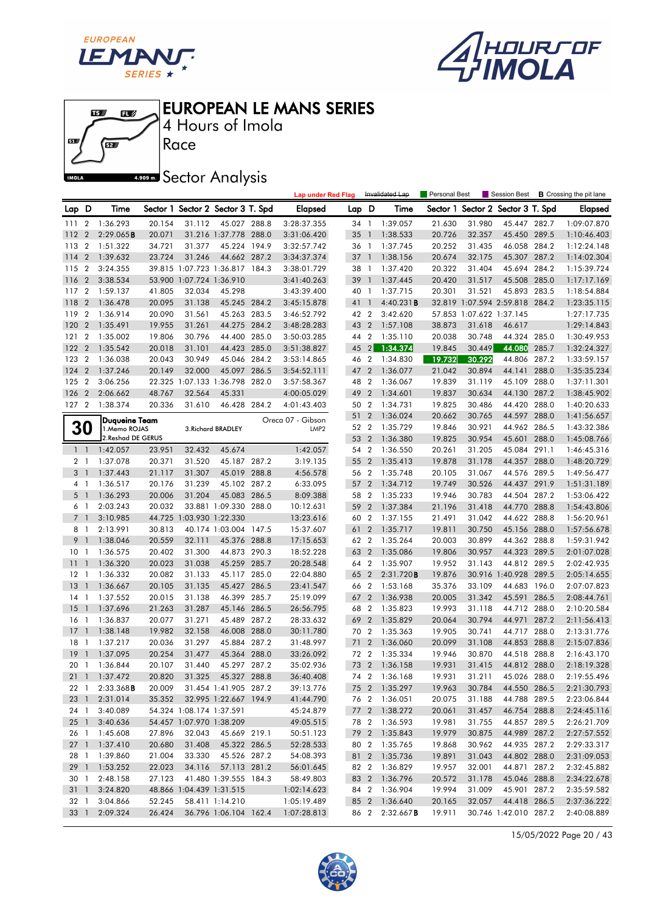# EUROPEAN LE MANS SERIES

4 Hours of Imola

Race

## Sector Analysis

Lap under Red Flag | Invalidated Lap | Personal Best | Session Best | **B** Crossing the pit lane

| Lap | D | Time | Sector 1 | Sector 2 | Sector 3 | T. Spd | Elapsed |
|---|---|---|---|---|---|---|---|
| 111 | 2 | 1:36.293 | 20.154 | 31.112 | 45.027 | 288.8 | 3:28:37.355 |
| 112 | 2 | 2:29.065 **B** | 20.071 | 31.216 | 1:37.778 | 288.0 | 3:31:06.420 |
| 113 | 2 | 1:51.322 | 34.721 | 31.377 | 45.224 | 194.9 | 3:32:57.742 |
| 114 | 2 | 1:39.632 | 23.724 | 31.246 | 44.662 | 287.2 | 3:34:37.374 |
| 115 | 2 | 3:24.355 | 39.815 | 1:07.723 | 1:36.817 | 184.3 | 3:38:01.729 |
| 116 | 2 | 3:38.534 | 53.900 | 1:07.724 | 1:36.910 | | 3:41:40.263 |
| 117 | 2 | 1:59.137 | 41.805 | 32.034 | 45.298 | | 3:43:39.400 |
| 118 | 2 | 1:36.478 | 20.095 | 31.138 | 45.245 | 284.2 | 3:45:15.878 |
| 119 | 2 | 1:36.914 | 20.090 | 31.561 | 45.263 | 283.5 | 3:46:52.792 |
| 120 | 2 | 1:35.491 | 19.955 | 31.261 | 44.275 | 284.2 | 3:48:28.283 |
| 121 | 2 | 1:35.002 | 19.806 | 30.796 | 44.400 | 285.0 | 3:50:03.285 |
| 122 | 2 | 1:35.542 | 20.018 | 31.101 | 44.423 | 285.0 | 3:51:38.827 |
| 123 | 2 | 1:36.038 | 20.043 | 30.949 | 45.046 | 284.2 | 3:53:14.865 |
| 124 | 2 | 1:37.246 | 20.149 | 32.000 | 45.097 | 286.5 | 3:54:52.111 |
| 125 | 2 | 3:06.256 | 22.325 | 1:07.133 | 1:36.798 | 282.0 | 3:57:58.367 |
| 126 | 2 | 2:06.662 | 48.767 | 32.564 | 45.331 | | 4:00:05.029 |
| 127 | 2 | 1:38.374 | 20.336 | 31.610 | 46.428 | 284.2 | 4:01:43.403 |

**30** — Duqueine Team — Oreca 07 - Gibson — LMP2
1.Memo ROJAS / 2.Reshad DE GERUS / 3.Richard BRADLEY

| Lap | D | Time | Sector 1 | Sector 2 | Sector 3 | T. Spd | Elapsed |
|---|---|---|---|---|---|---|---|
| 1 | 1 | 1:42.057 | 23.951 | 32.432 | 45.674 | | 1:42.057 |
| 2 | 1 | 1:37.078 | 20.371 | 31.520 | 45.187 | 287.2 | 3:19.135 |
| 3 | 1 | 1:37.443 | 21.117 | 31.307 | 45.019 | 288.8 | 4:56.578 |
| 4 | 1 | 1:36.517 | 20.176 | 31.239 | 45.102 | 287.2 | 6:33.095 |
| 5 | 1 | 1:36.293 | 20.006 | 31.204 | 45.083 | 286.5 | 8:09.388 |
| 6 | 1 | 2:03.243 | 20.032 | 33.881 | 1:09.330 | 288.0 | 10:12.631 |
| 7 | 1 | 3:10.985 | 44.725 | 1:03.930 | 1:22.330 | | 13:23.616 |
| 8 | 1 | 2:13.991 | 30.813 | 40.174 | 1:03.004 | 147.5 | 15:37.607 |
| 9 | 1 | 1:38.046 | 20.559 | 32.111 | 45.376 | 288.8 | 17:15.653 |
| 10 | 1 | 1:36.575 | 20.402 | 31.300 | 44.873 | 290.3 | 18:52.228 |
| 11 | 1 | 1:36.320 | 20.023 | 31.038 | 45.259 | 285.7 | 20:28.548 |
| 12 | 1 | 1:36.332 | 20.082 | 31.133 | 45.117 | 285.0 | 22:04.880 |
| 13 | 1 | 1:36.667 | 20.105 | 31.135 | 45.427 | 286.5 | 23:41.547 |
| 14 | 1 | 1:37.552 | 20.015 | 31.138 | 46.399 | 285.7 | 25:19.099 |
| 15 | 1 | 1:37.696 | 21.263 | 31.287 | 45.146 | 286.5 | 26:56.795 |
| 16 | 1 | 1:36.837 | 20.077 | 31.271 | 45.489 | 287.2 | 28:33.632 |
| 17 | 1 | 1:38.148 | 19.982 | 32.158 | 46.008 | 288.0 | 30:11.780 |
| 18 | 1 | 1:37.217 | 20.036 | 31.297 | 45.884 | 287.2 | 31:48.997 |
| 19 | 1 | 1:37.095 | 20.254 | 31.477 | 45.364 | 288.0 | 33:26.092 |
| 20 | 1 | 1:36.844 | 20.107 | 31.440 | 45.297 | 287.2 | 35:02.936 |
| 21 | 1 | 1:37.472 | 20.820 | 31.325 | 45.327 | 288.8 | 36:40.408 |
| 22 | 1 | 2:33.368 **B** | 20.009 | 31.454 | 1:41.905 | 287.2 | 39:13.776 |
| 23 | 1 | 2:31.014 | 35.352 | 32.995 | 1:22.667 | 194.9 | 41:44.790 |
| 24 | 1 | 3:40.089 | 54.324 | 1:08.174 | 1:37.591 | | 45:24.879 |
| 25 | 1 | 3:40.636 | 54.457 | 1:07.970 | 1:38.209 | | 49:05.515 |
| 26 | 1 | 1:45.608 | 27.896 | 32.043 | 45.669 | 219.1 | 50:51.123 |
| 27 | 1 | 1:37.410 | 20.680 | 31.408 | 45.322 | 286.5 | 52:28.533 |
| 28 | 1 | 1:39.860 | 21.004 | 33.330 | 45.526 | 287.2 | 54:08.393 |
| 29 | 1 | 1:53.252 | 22.023 | 34.116 | 57.113 | 281.2 | 56:01.645 |
| 30 | 1 | 2:48.158 | 27.123 | 41.480 | 1:39.555 | 184.3 | 58:49.803 |
| 31 | 1 | 3:24.820 | 48.866 | 1:04.439 | 1:31.515 | | 1:02:14.623 |
| 32 | 1 | 3:04.866 | 52.245 | 58.411 | 1:14.210 | | 1:05:19.489 |
| 33 | 1 | 2:09.324 | 26.424 | 36.796 | 1:06.104 | 162.4 | 1:07:28.813 |
| 34 | 1 | 1:39.057 | 21.630 | 31.980 | 45.447 | 282.7 | 1:09:07.870 |
| 35 | 1 | 1:38.533 | 20.726 | 32.357 | 45.450 | 289.5 | 1:10:46.403 |
| 36 | 1 | 1:37.745 | 20.252 | 31.435 | 46.058 | 284.2 | 1:12:24.148 |
| 37 | 1 | 1:38.156 | 20.674 | 32.175 | 45.307 | 287.2 | 1:14:02.304 |
| 38 | 1 | 1:37.420 | 20.322 | 31.404 | 45.694 | 284.2 | 1:15:39.724 |
| 39 | 1 | 1:37.445 | 20.420 | 31.517 | 45.508 | 285.0 | 1:17:17.169 |
| 40 | 1 | 1:37.715 | 20.301 | 31.521 | 45.893 | 283.5 | 1:18:54.884 |
| 41 | 1 | 4:40.231 **B** | 32.819 | 1:07.594 | 2:59.818 | 284.2 | 1:23:35.115 |
| 42 | 2 | 3:42.620 | 57.853 | 1:07.622 | 1:37.145 | | 1:27:17.735 |
| 43 | 2 | 1:57.108 | 38.873 | 31.618 | 46.617 | | 1:29:14.843 |
| 44 | 2 | 1:35.110 | 20.038 | 30.748 | 44.324 | 285.0 | 1:30:49.953 |
| 45 | 2 | 1:34.374 | 19.845 | 30.449 | 44.080 | 285.7 | 1:32:24.327 |
| 46 | 2 | 1:34.830 | 19.732 | 30.292 | 44.806 | 287.2 | 1:33:59.157 |
| 47 | 2 | 1:36.077 | 21.042 | 30.894 | 44.141 | 288.0 | 1:35:35.234 |
| 48 | 2 | 1:36.067 | 19.839 | 31.119 | 45.109 | 288.0 | 1:37:11.301 |
| 49 | 2 | 1:34.601 | 19.837 | 30.634 | 44.130 | 287.2 | 1:38:45.902 |
| 50 | 2 | 1:34.731 | 19.825 | 30.486 | 44.420 | 288.0 | 1:40:20.633 |
| 51 | 2 | 1:36.024 | 20.662 | 30.765 | 44.597 | 288.0 | 1:41:56.657 |
| 52 | 2 | 1:35.729 | 19.846 | 30.921 | 44.962 | 286.5 | 1:43:32.386 |
| 53 | 2 | 1:36.380 | 19.825 | 30.954 | 45.601 | 288.0 | 1:45:08.766 |
| 54 | 2 | 1:36.550 | 20.261 | 31.205 | 45.084 | 291.1 | 1:46:45.316 |
| 55 | 2 | 1:35.413 | 19.878 | 31.178 | 44.357 | 288.0 | 1:48:20.729 |
| 56 | 2 | 1:35.748 | 20.105 | 31.067 | 44.576 | 289.5 | 1:49:56.477 |
| 57 | 2 | 1:34.712 | 19.749 | 30.526 | 44.437 | 291.9 | 1:51:31.189 |
| 58 | 2 | 1:35.233 | 19.946 | 30.783 | 44.504 | 287.2 | 1:53:06.422 |
| 59 | 2 | 1:37.384 | 21.196 | 31.418 | 44.770 | 288.8 | 1:54:43.806 |
| 60 | 2 | 1:37.155 | 21.491 | 31.042 | 44.622 | 288.8 | 1:56:20.961 |
| 61 | 2 | 1:35.717 | 19.811 | 30.750 | 45.156 | 288.0 | 1:57:56.678 |
| 62 | 2 | 1:35.264 | 20.003 | 30.899 | 44.362 | 288.8 | 1:59:31.942 |
| 63 | 2 | 1:35.086 | 19.806 | 30.957 | 44.323 | 289.5 | 2:01:07.028 |
| 64 | 2 | 1:35.907 | 19.952 | 31.143 | 44.812 | 289.5 | 2:02:42.935 |
| 65 | 2 | 2:31.720 **B** | 19.876 | 30.916 | 1:40.928 | 289.5 | 2:05:14.655 |
| 66 | 2 | 1:53.168 | 35.376 | 33.109 | 44.683 | 196.0 | 2:07:07.823 |
| 67 | 2 | 1:36.938 | 20.005 | 31.342 | 45.591 | 286.5 | 2:08:44.761 |
| 68 | 2 | 1:35.823 | 19.993 | 31.118 | 44.712 | 288.0 | 2:10:20.584 |
| 69 | 2 | 1:35.829 | 20.064 | 30.794 | 44.971 | 287.2 | 2:11:56.413 |
| 70 | 2 | 1:35.363 | 19.905 | 30.741 | 44.717 | 288.0 | 2:13:31.776 |
| 71 | 2 | 1:36.060 | 20.099 | 31.108 | 44.853 | 288.8 | 2:15:07.836 |
| 72 | 2 | 1:35.334 | 19.946 | 30.870 | 44.518 | 288.8 | 2:16:43.170 |
| 73 | 2 | 1:36.158 | 19.931 | 31.415 | 44.812 | 288.0 | 2:18:19.328 |
| 74 | 2 | 1:36.168 | 19.931 | 31.211 | 45.026 | 288.0 | 2:19:55.496 |
| 75 | 2 | 1:35.297 | 19.963 | 30.784 | 44.550 | 286.5 | 2:21:30.793 |
| 76 | 2 | 1:36.051 | 20.075 | 31.188 | 44.788 | 289.5 | 2:23:06.844 |
| 77 | 2 | 1:38.272 | 20.061 | 31.457 | 46.754 | 288.8 | 2:24:45.116 |
| 78 | 2 | 1:36.593 | 19.981 | 31.755 | 44.857 | 289.5 | 2:26:21.709 |
| 79 | 2 | 1:35.843 | 19.979 | 30.875 | 44.989 | 287.2 | 2:27:57.552 |
| 80 | 2 | 1:35.765 | 19.868 | 30.962 | 44.935 | 287.2 | 2:29:33.317 |
| 81 | 2 | 1:35.736 | 19.891 | 31.043 | 44.802 | 288.0 | 2:31:09.053 |
| 82 | 2 | 1:36.829 | 19.957 | 32.001 | 44.871 | 287.2 | 2:32:45.882 |
| 83 | 2 | 1:36.796 | 20.572 | 31.178 | 45.046 | 288.8 | 2:34:22.678 |
| 84 | 2 | 1:36.904 | 19.994 | 31.009 | 45.901 | 287.2 | 2:35:59.582 |
| 85 | 2 | 1:36.640 | 20.165 | 32.057 | 44.418 | 286.5 | 2:37:36.222 |
| 86 | 2 | 2:32.667 **B** | 19.911 | 30.746 | 1:42.010 | 287.2 | 2:40:08.889 |

15/05/2022 Page 20 / 43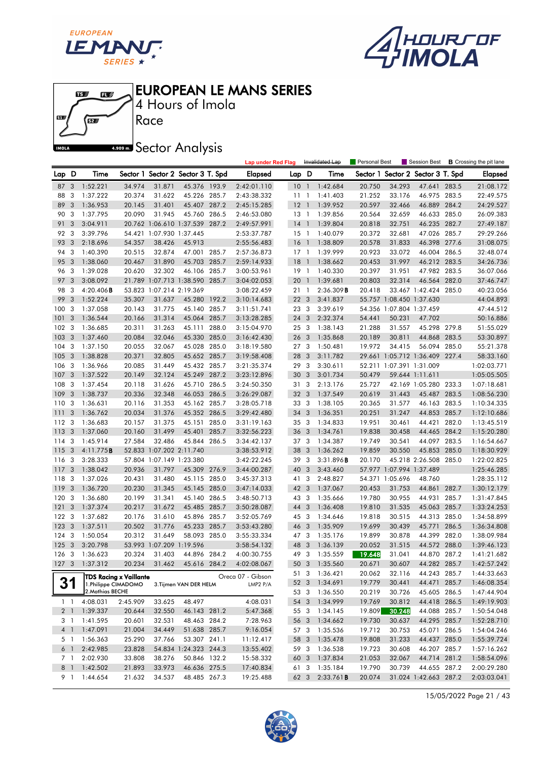# EUROPEAN LE MANS SERIES

4 Hours of Imola

Race

Sector Analysis

Lap under Red Flag | Invalidated Lap | Personal Best | Session Best | **B** Crossing the pit lane

| Lap | D | Time | Sector 1 | Sector 2 | Sector 3 | T. Spd | Elapsed |
|---|---|---|---|---|---|---|---|
| 87 | 3 | 1:52.221 | 34.974 | 31.871 | 45.376 | 193.9 | 2:42:01.110 |
| 88 | 3 | 1:37.222 | 20.374 | 31.622 | 45.226 | 285.7 | 2:43:38.332 |
| 89 | 3 | 1:36.953 | 20.145 | 31.401 | 45.407 | 287.2 | 2:45:15.285 |
| 90 | 3 | 1:37.795 | 20.090 | 31.945 | 45.760 | 286.5 | 2:46:53.080 |
| 91 | 3 | 3:04.911 | 20.762 | 1:06.610 | 1:37.539 | 287.2 | 2:49:57.991 |
| 92 | 3 | 3:39.796 | 54.421 | 1:07.930 | 1:37.445 | | 2:53:37.787 |
| 93 | 3 | 2:18.696 | 54.357 | 38.426 | 45.913 | | 2:55:56.483 |
| 94 | 3 | 1:40.390 | 20.515 | 32.874 | 47.001 | 285.7 | 2:57:36.873 |
| 95 | 3 | 1:38.060 | 20.467 | 31.890 | 45.703 | 285.7 | 2:59:14.933 |
| 96 | 3 | 1:39.028 | 20.620 | 32.302 | 46.106 | 285.7 | 3:00:53.961 |
| 97 | 3 | 3:08.092 | 21.789 | 1:07.713 | 1:38.590 | 285.7 | 3:04:02.053 |
| 98 | 3 | 4:20.406**B** | 53.823 | 1:07.214 | 2:19.369 | | 3:08:22.459 |
| 99 | 3 | 1:52.224 | 35.307 | 31.637 | 45.280 | 192.2 | 3:10:14.683 |
| 100 | 3 | 1:37.058 | 20.143 | 31.775 | 45.140 | 285.7 | 3:11:51.741 |
| 101 | 3 | 1:36.544 | 20.166 | 31.314 | 45.064 | 285.7 | 3:13:28.285 |
| 102 | 3 | 1:36.685 | 20.311 | 31.263 | 45.111 | 288.0 | 3:15:04.970 |
| 103 | 3 | 1:37.460 | 20.084 | 32.046 | 45.330 | 285.0 | 3:16:42.430 |
| 104 | 3 | 1:37.150 | 20.055 | 32.067 | 45.028 | 285.0 | 3:18:19.580 |
| 105 | 3 | 1:38.828 | 20.371 | 32.805 | 45.652 | 285.7 | 3:19:58.408 |
| 106 | 3 | 1:36.966 | 20.085 | 31.449 | 45.432 | 285.7 | 3:21:35.374 |
| 107 | 3 | 1:37.522 | 20.149 | 32.124 | 45.249 | 287.2 | 3:23:12.896 |
| 108 | 3 | 1:37.454 | 20.118 | 31.626 | 45.710 | 286.5 | 3:24:50.350 |
| 109 | 3 | 1:38.737 | 20.336 | 32.348 | 46.053 | 286.5 | 3:26:29.087 |
| 110 | 3 | 1:36.631 | 20.116 | 31.353 | 45.162 | 285.7 | 3:28:05.718 |
| 111 | 3 | 1:36.762 | 20.034 | 31.376 | 45.352 | 286.5 | 3:29:42.480 |
| 112 | 3 | 1:36.683 | 20.157 | 31.375 | 45.151 | 285.0 | 3:31:19.163 |
| 113 | 3 | 1:37.060 | 20.160 | 31.499 | 45.401 | 285.7 | 3:32:56.223 |
| 114 | 3 | 1:45.914 | 27.584 | 32.486 | 45.844 | 286.5 | 3:34:42.137 |
| 115 | 3 | 4:11.775**B** | 52.833 | 1:07.202 | 2:11.740 | | 3:38:53.912 |
| 116 | 3 | 3:28.333 | 57.804 | 1:07.149 | 1:23.380 | | 3:42:22.245 |
| 117 | 3 | 1:38.042 | 20.936 | 31.797 | 45.309 | 276.9 | 3:44:00.287 |
| 118 | 3 | 1:37.026 | 20.431 | 31.480 | 45.115 | 285.0 | 3:45:37.313 |
| 119 | 3 | 1:36.720 | 20.230 | 31.345 | 45.145 | 285.0 | 3:47:14.033 |
| 120 | 3 | 1:36.680 | 20.199 | 31.341 | 45.140 | 286.5 | 3:48:50.713 |
| 121 | 3 | 1:37.374 | 20.217 | 31.672 | 45.485 | 285.7 | 3:50:28.087 |
| 122 | 3 | 1:37.682 | 20.176 | 31.610 | 45.896 | 285.7 | 3:52:05.769 |
| 123 | 3 | 1:37.511 | 20.502 | 31.776 | 45.233 | 285.7 | 3:53:43.280 |
| 124 | 3 | 1:50.054 | 20.312 | 31.649 | 58.093 | 285.0 | 3:55:33.334 |
| 125 | 3 | 3:20.798 | 53.993 | 1:07.209 | 1:19.596 | | 3:58:54.132 |
| 126 | 3 | 1:36.623 | 20.324 | 31.403 | 44.896 | 284.2 | 4:00:30.755 |
| 127 | 3 | 1:37.312 | 20.234 | 31.462 | 45.616 | 284.2 | 4:02:08.067 |

**31** — TDS Racing x Vaillante — Oreca 07 - Gibson — LMP2 P/A
1. Philippe CIMADOMO
2. Mathias BECHE
3. Tijmen VAN DER HELM

| Lap | D | Time | Sector 1 | Sector 2 | Sector 3 | T. Spd | Elapsed |
|---|---|---|---|---|---|---|---|
| 1 | 1 | 4:08.031 | 2:45.909 | 33.625 | 48.497 | | 4:08.031 |
| 2 | 1 | 1:39.337 | 20.644 | 32.550 | 46.143 | 281.2 | 5:47.368 |
| 3 | 1 | 1:41.595 | 20.601 | 32.531 | 48.463 | 284.2 | 7:28.963 |
| 4 | 1 | 1:47.091 | 21.004 | 34.449 | 51.638 | 285.7 | 9:16.054 |
| 5 | 1 | 1:56.363 | 25.290 | 37.766 | 53.307 | 241.1 | 11:12.417 |
| 6 | 1 | 2:42.985 | 23.828 | 54.834 | 1:24.323 | 244.3 | 13:55.402 |
| 7 | 1 | 2:02.930 | 33.808 | 38.276 | 50.846 | 132.2 | 15:58.332 |
| 8 | 1 | 1:42.502 | 21.893 | 33.973 | 46.636 | 275.5 | 17:40.834 |
| 9 | 1 | 1:44.654 | 21.632 | 34.537 | 48.485 | 267.3 | 19:25.488 |
| 10 | 1 | 1:42.684 | 20.750 | 34.293 | 47.641 | 283.5 | 21:08.172 |
| 11 | 1 | 1:41.403 | 21.252 | 33.176 | 46.975 | 283.5 | 22:49.575 |
| 12 | 1 | 1:39.952 | 20.597 | 32.466 | 46.889 | 284.2 | 24:29.527 |
| 13 | 1 | 1:39.856 | 20.564 | 32.659 | 46.633 | 285.0 | 26:09.383 |
| 14 | 1 | 1:39.804 | 20.818 | 32.751 | 46.235 | 282.7 | 27:49.187 |
| 15 | 1 | 1:40.079 | 20.372 | 32.681 | 47.026 | 285.7 | 29:29.266 |
| 16 | 1 | 1:38.809 | 20.578 | 31.833 | 46.398 | 277.6 | 31:08.075 |
| 17 | 1 | 1:39.999 | 20.923 | 33.072 | 46.004 | 286.5 | 32:48.074 |
| 18 | 1 | 1:38.662 | 20.453 | 31.997 | 46.212 | 283.5 | 34:26.736 |
| 19 | 1 | 1:40.330 | 20.397 | 31.951 | 47.982 | 283.5 | 36:07.066 |
| 20 | 1 | 1:39.681 | 20.803 | 32.314 | 46.564 | 282.0 | 37:46.747 |
| 21 | 1 | 2:36.309**B** | 20.418 | 33.467 | 1:42.424 | 285.0 | 40:23.056 |
| 22 | 3 | 3:41.837 | 55.757 | 1:08.450 | 1:37.630 | | 44:04.893 |
| 23 | 3 | 3:39.619 | 54.356 | 1:07.804 | 1:37.459 | | 47:44.512 |
| 24 | 3 | 2:32.374 | 54.441 | 50.231 | 47.702 | | 50:16.886 |
| 25 | 3 | 1:38.143 | 21.288 | 31.557 | 45.298 | 279.8 | 51:55.029 |
| 26 | 3 | 1:35.868 | 20.189 | 30.811 | 44.868 | 283.5 | 53:30.897 |
| 27 | 3 | 1:50.481 | 19.972 | 34.415 | 56.094 | 285.0 | 55:21.378 |
| 28 | 3 | 3:11.782 | 29.661 | 1:05.712 | 1:36.409 | 227.4 | 58:33.160 |
| 29 | 3 | 3:30.611 | 52.211 | 1:07.391 | 1:31.009 | | 1:02:03.771 |
| 30 | 3 | 3:01.734 | 50.479 | 59.644 | 1:11.611 | | 1:05:05.505 |
| 31 | 3 | 2:13.176 | 25.727 | 42.169 | 1:05.280 | 233.3 | 1:07:18.681 |
| 32 | 3 | 1:37.549 | 20.619 | 31.443 | 45.487 | 283.5 | 1:08:56.230 |
| 33 | 3 | 1:38.105 | 20.365 | 31.577 | 46.163 | 283.5 | 1:10:34.335 |
| 34 | 3 | 1:36.351 | 20.251 | 31.247 | 44.853 | 285.7 | 1:12:10.686 |
| 35 | 3 | 1:34.833 | 19.951 | 30.461 | 44.421 | 282.0 | 1:13:45.519 |
| 36 | 3 | 1:34.761 | 19.838 | 30.458 | 44.465 | 284.2 | 1:15:20.280 |
| 37 | 3 | 1:34.387 | 19.749 | 30.541 | 44.097 | 283.5 | 1:16:54.667 |
| 38 | 3 | 1:36.262 | 19.859 | 30.550 | 45.853 | 285.0 | 1:18:30.929 |
| 39 | 3 | 3:31.896**B** | 20.170 | 45.218 | 2:26.508 | 285.0 | 1:22:02.825 |
| 40 | 3 | 3:43.460 | 57.977 | 1:07.994 | 1:37.489 | | 1:25:46.285 |
| 41 | 3 | 2:48.827 | 54.371 | 1:05.696 | 48.760 | | 1:28:35.112 |
| 42 | 3 | 1:37.067 | 20.453 | 31.753 | 44.861 | 282.7 | 1:30:12.179 |
| 43 | 3 | 1:35.666 | 19.780 | 30.955 | 44.931 | 285.7 | 1:31:47.845 |
| 44 | 3 | 1:36.408 | 19.810 | 31.535 | 45.063 | 285.7 | 1:33:24.253 |
| 45 | 3 | 1:34.646 | 19.818 | 30.515 | 44.313 | 285.0 | 1:34:58.899 |
| 46 | 3 | 1:35.909 | 19.699 | 30.439 | 45.771 | 286.5 | 1:36:34.808 |
| 47 | 3 | 1:35.176 | 19.899 | 30.878 | 44.399 | 282.0 | 1:38:09.984 |
| 48 | 3 | 1:36.139 | 20.052 | 31.515 | 44.572 | 288.0 | 1:39:46.123 |
| 49 | 3 | 1:35.559 | 19.648 | 31.041 | 44.870 | 287.2 | 1:41:21.682 |
| 50 | 3 | 1:35.560 | 20.671 | 30.607 | 44.282 | 285.7 | 1:42:57.242 |
| 51 | 3 | 1:36.421 | 20.062 | 32.116 | 44.243 | 285.7 | 1:44:33.663 |
| 52 | 3 | 1:34.691 | 19.779 | 30.441 | 44.471 | 285.7 | 1:46:08.354 |
| 53 | 3 | 1:36.550 | 20.219 | 30.726 | 45.605 | 286.5 | 1:47:44.904 |
| 54 | 3 | 1:34.999 | 19.769 | 30.812 | 44.418 | 286.5 | 1:49:19.903 |
| 55 | 3 | 1:34.145 | 19.809 | 30.248 | 44.088 | 285.7 | 1:50:54.048 |
| 56 | 3 | 1:34.662 | 19.730 | 30.637 | 44.295 | 285.7 | 1:52:28.710 |
| 57 | 3 | 1:35.536 | 19.712 | 30.753 | 45.071 | 286.5 | 1:54:04.246 |
| 58 | 3 | 1:35.478 | 19.808 | 31.233 | 44.437 | 285.0 | 1:55:39.724 |
| 59 | 3 | 1:36.538 | 19.723 | 30.608 | 46.207 | 285.7 | 1:57:16.262 |
| 60 | 3 | 1:37.834 | 21.053 | 32.067 | 44.714 | 281.2 | 1:58:54.096 |
| 61 | 3 | 1:35.184 | 19.790 | 30.739 | 44.655 | 287.2 | 2:00:29.280 |
| 62 | 3 | 2:33.761**B** | 20.074 | 31.024 | 1:42.663 | 287.2 | 2:03:03.041 |

15/05/2022 Page 21 / 43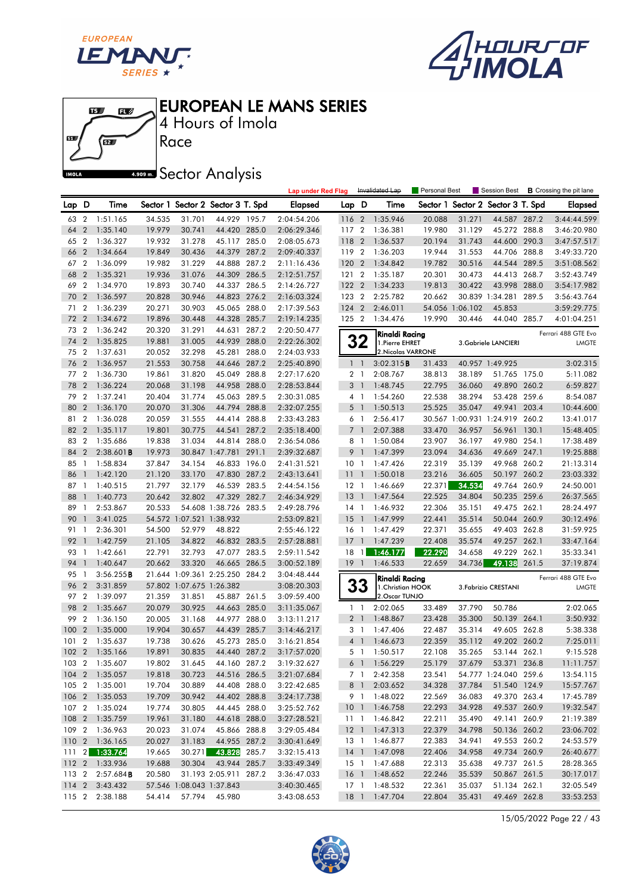# EUROPEAN LE MANS SERIES

4 Hours of Imola

Race

## Sector Analysis

Lap under Red Flag | Invalidated Lap | Personal Best | Session Best | **B** Crossing the pit lane

| Lap | D | Time | Sector 1 | Sector 2 | Sector 3 | T. Spd | Elapsed |
|---|---|---|---|---|---|---|---|
| 63 | 2 | 1:51.165 | 34.535 | 31.701 | 44.929 | 195.7 | 2:04:54.206 |
| 64 | 2 | 1:35.140 | 19.979 | 30.741 | 44.420 | 285.0 | 2:06:29.346 |
| 65 | 2 | 1:36.327 | 19.932 | 31.278 | 45.117 | 285.0 | 2:08:05.673 |
| 66 | 2 | 1:34.664 | 19.849 | 30.436 | 44.379 | 287.2 | 2:09:40.337 |
| 67 | 2 | 1:36.099 | 19.982 | 31.229 | 44.888 | 287.2 | 2:11:16.436 |
| 68 | 2 | 1:35.321 | 19.936 | 31.076 | 44.309 | 286.5 | 2:12:51.757 |
| 69 | 2 | 1:34.970 | 19.893 | 30.740 | 44.337 | 286.5 | 2:14:26.727 |
| 70 | 2 | 1:36.597 | 20.828 | 30.946 | 44.823 | 276.2 | 2:16:03.324 |
| 71 | 2 | 1:36.239 | 20.271 | 30.903 | 45.065 | 288.0 | 2:17:39.563 |
| 72 | 2 | 1:34.672 | 19.896 | 30.448 | 44.328 | 285.7 | 2:19:14.235 |
| 73 | 2 | 1:36.242 | 20.320 | 31.291 | 44.631 | 287.2 | 2:20:50.477 |
| 74 | 2 | 1:35.825 | 19.881 | 31.005 | 44.939 | 288.0 | 2:22:26.302 |
| 75 | 2 | 1:37.631 | 20.052 | 32.298 | 45.281 | 288.0 | 2:24:03.933 |
| 76 | 2 | 1:36.957 | 21.553 | 30.758 | 44.646 | 287.2 | 2:25:40.890 |
| 77 | 2 | 1:36.730 | 19.861 | 31.820 | 45.049 | 288.8 | 2:27:17.620 |
| 78 | 2 | 1:36.224 | 20.068 | 31.198 | 44.958 | 288.0 | 2:28:53.844 |
| 79 | 2 | 1:37.241 | 20.404 | 31.774 | 45.063 | 289.5 | 2:30:31.085 |
| 80 | 2 | 1:36.170 | 20.070 | 31.306 | 44.794 | 288.8 | 2:32:07.255 |
| 81 | 2 | 1:36.028 | 20.059 | 31.555 | 44.414 | 288.8 | 2:33:43.283 |
| 82 | 2 | 1:35.117 | 19.801 | 30.775 | 44.541 | 287.2 | 2:35:18.400 |
| 83 | 2 | 1:35.686 | 19.838 | 31.034 | 44.814 | 288.0 | 2:36:54.086 |
| 84 | 2 | 2:38.601 **B** | 19.973 | 30.847 | 1:47.781 | 291.1 | 2:39:32.687 |
| 85 | 1 | 1:58.834 | 37.847 | 34.154 | 46.833 | 196.0 | 2:41:31.521 |
| 86 | 1 | 1:42.120 | 21.120 | 33.170 | 47.830 | 287.2 | 2:43:13.641 |
| 87 | 1 | 1:40.515 | 21.797 | 32.179 | 46.539 | 283.5 | 2:44:54.156 |
| 88 | 1 | 1:40.773 | 20.642 | 32.802 | 47.329 | 282.7 | 2:46:34.929 |
| 89 | 1 | 2:53.867 | 20.533 | 54.608 | 1:38.726 | 283.5 | 2:49:28.796 |
| 90 | 1 | 3:41.025 | 54.572 | 1:07.521 | 1:38.932 | | 2:53:09.821 |
| 91 | 1 | 2:36.301 | 54.500 | 52.979 | 48.822 | | 2:55:46.122 |
| 92 | 1 | 1:42.759 | 21.105 | 34.822 | 46.832 | 283.5 | 2:57:28.881 |
| 93 | 1 | 1:42.661 | 22.791 | 32.793 | 47.077 | 283.5 | 2:59:11.542 |
| 94 | 1 | 1:40.647 | 20.662 | 33.320 | 46.665 | 286.5 | 3:00:52.189 |
| 95 | 1 | 3:56.255 **B** | 21.644 | 1:09.361 | 2:25.250 | 284.2 | 3:04:48.444 |
| 96 | 2 | 3:31.859 | 57.802 | 1:07.675 | 1:26.382 | | 3:08:20.303 |
| 97 | 2 | 1:39.097 | 21.359 | 31.851 | 45.887 | 261.5 | 3:09:59.400 |
| 98 | 2 | 1:35.667 | 20.079 | 30.925 | 44.663 | 285.0 | 3:11:35.067 |
| 99 | 2 | 1:36.150 | 20.005 | 31.168 | 44.977 | 288.0 | 3:13:11.217 |
| 100 | 2 | 1:35.000 | 19.904 | 30.657 | 44.439 | 285.7 | 3:14:46.217 |
| 101 | 2 | 1:35.637 | 19.738 | 30.626 | 45.273 | 285.0 | 3:16:21.854 |
| 102 | 2 | 1:35.166 | 19.891 | 30.835 | 44.440 | 287.2 | 3:17:57.020 |
| 103 | 2 | 1:35.607 | 19.802 | 31.645 | 44.160 | 287.2 | 3:19:32.627 |
| 104 | 2 | 1:35.057 | 19.818 | 30.723 | 44.516 | 286.5 | 3:21:07.684 |
| 105 | 2 | 1:35.001 | 19.704 | 30.889 | 44.408 | 288.0 | 3:22:42.685 |
| 106 | 2 | 1:35.053 | 19.709 | 30.942 | 44.402 | 288.8 | 3:24:17.738 |
| 107 | 2 | 1:35.024 | 19.774 | 30.805 | 44.445 | 288.0 | 3:25:52.762 |
| 108 | 2 | 1:35.759 | 19.961 | 31.180 | 44.618 | 288.0 | 3:27:28.521 |
| 109 | 2 | 1:36.963 | 20.023 | 31.074 | 45.866 | 288.8 | 3:29:05.484 |
| 110 | 2 | 1:36.165 | 20.027 | 31.183 | 44.955 | 287.2 | 3:30:41.649 |
| 111 | 2 | 1:33.764 | 19.665 | 30.271 | 43.828 | 285.7 | 3:32:15.413 |
| 112 | 2 | 1:33.936 | 19.688 | 30.304 | 43.944 | 285.7 | 3:33:49.349 |
| 113 | 2 | 2:57.684 **B** | 20.580 | 31.193 | 2:05.911 | 287.2 | 3:36:47.033 |
| 114 | 2 | 3:43.432 | 57.546 | 1:08.043 | 1:37.843 | | 3:40:30.465 |
| 115 | 2 | 2:38.188 | 54.414 | 57.794 | 45.980 | | 3:43:08.653 |
| 116 | 2 | 1:35.946 | 20.088 | 31.271 | 44.587 | 287.2 | 3:44:44.599 |
| 117 | 2 | 1:36.381 | 19.980 | 31.129 | 45.272 | 288.8 | 3:46:20.980 |
| 118 | 2 | 1:36.537 | 20.194 | 31.743 | 44.600 | 290.3 | 3:47:57.517 |
| 119 | 2 | 1:36.203 | 19.944 | 31.553 | 44.706 | 288.8 | 3:49:33.720 |
| 120 | 2 | 1:34.842 | 19.782 | 30.516 | 44.544 | 289.5 | 3:51:08.562 |
| 121 | 2 | 1:35.187 | 20.301 | 30.473 | 44.413 | 268.7 | 3:52:43.749 |
| 122 | 2 | 1:34.233 | 19.813 | 30.422 | 43.998 | 288.0 | 3:54:17.982 |
| 123 | 2 | 2:25.782 | 20.662 | 30.839 | 1:34.281 | 289.5 | 3:56:43.764 |
| 124 | 2 | 2:46.011 | 54.056 | 1:06.102 | 45.853 | | 3:59:29.775 |
| 125 | 2 | 1:34.476 | 19.990 | 30.446 | 44.040 | 285.7 | 4:01:04.251 |

**32** Rinaldi Racing — Ferrari 488 GTE Evo — LMGTE
1. Pierre EHRET
2. Nicolas VARRONE
3. Gabriele LANCIERI

| Lap | D | Time | Sector 1 | Sector 2 | Sector 3 | T. Spd | Elapsed |
|---|---|---|---|---|---|---|---|
| 1 | 1 | 3:02.315 **B** | 31.433 | 40.957 | 1:49.925 | | 3:02.315 |
| 2 | 1 | 2:08.767 | 38.813 | 38.189 | 51.765 | 175.0 | 5:11.082 |
| 3 | 1 | 1:48.745 | 22.795 | 36.060 | 49.890 | 260.2 | 6:59.827 |
| 4 | 1 | 1:54.260 | 22.538 | 38.294 | 53.428 | 259.6 | 8:54.087 |
| 5 | 1 | 1:50.513 | 25.525 | 35.047 | 49.941 | 203.4 | 10:44.600 |
| 6 | 1 | 2:56.417 | 30.567 | 1:00.931 | 1:24.919 | 260.2 | 13:41.017 |
| 7 | 1 | 2:07.388 | 33.470 | 36.957 | 56.961 | 130.1 | 15:48.405 |
| 8 | 1 | 1:50.084 | 23.907 | 36.197 | 49.980 | 254.1 | 17:38.489 |
| 9 | 1 | 1:47.399 | 23.094 | 34.636 | 49.669 | 247.1 | 19:25.888 |
| 10 | 1 | 1:47.426 | 22.319 | 35.139 | 49.968 | 260.2 | 21:13.314 |
| 11 | 1 | 1:50.018 | 23.216 | 36.605 | 50.197 | 260.2 | 23:03.332 |
| 12 | 1 | 1:46.669 | 22.371 | 34.534 | 49.764 | 260.9 | 24:50.001 |
| 13 | 1 | 1:47.564 | 22.525 | 34.804 | 50.235 | 259.6 | 26:37.565 |
| 14 | 1 | 1:46.932 | 22.306 | 35.151 | 49.475 | 262.1 | 28:24.497 |
| 15 | 1 | 1:47.999 | 22.441 | 35.514 | 50.044 | 260.9 | 30:12.496 |
| 16 | 1 | 1:47.429 | 22.371 | 35.655 | 49.403 | 262.8 | 31:59.925 |
| 17 | 1 | 1:47.239 | 22.408 | 35.574 | 49.257 | 262.1 | 33:47.164 |
| 18 | 1 | 1:46.177 | 22.290 | 34.658 | 49.229 | 262.1 | 35:33.341 |
| 19 | 1 | 1:46.533 | 22.659 | 34.736 | 49.138 | 261.5 | 37:19.874 |

**33** Rinaldi Racing — Ferrari 488 GTE Evo — LMGTE
1. Christian HOOK
2. Oscar TUNJO
3. Fabrizio CRESTANI

| Lap | D | Time | Sector 1 | Sector 2 | Sector 3 | T. Spd | Elapsed |
|---|---|---|---|---|---|---|---|
| 1 | 1 | 2:02.065 | 33.489 | 37.790 | 50.786 | | 2:02.065 |
| 2 | 1 | 1:48.867 | 23.428 | 35.300 | 50.139 | 264.1 | 3:50.932 |
| 3 | 1 | 1:47.406 | 22.487 | 35.314 | 49.605 | 262.8 | 5:38.338 |
| 4 | 1 | 1:46.673 | 22.359 | 35.112 | 49.202 | 260.2 | 7:25.011 |
| 5 | 1 | 1:50.517 | 22.108 | 35.265 | 53.144 | 262.1 | 9:15.528 |
| 6 | 1 | 1:56.229 | 25.179 | 37.679 | 53.371 | 236.8 | 11:11.757 |
| 7 | 1 | 2:42.358 | 23.541 | 54.777 | 1:24.040 | 259.6 | 13:54.115 |
| 8 | 1 | 2:03.652 | 34.328 | 37.784 | 51.540 | 124.9 | 15:57.767 |
| 9 | 1 | 1:48.022 | 22.569 | 36.083 | 49.370 | 263.4 | 17:45.789 |
| 10 | 1 | 1:46.758 | 22.293 | 34.928 | 49.537 | 260.9 | 19:32.547 |
| 11 | 1 | 1:46.842 | 22.211 | 35.490 | 49.141 | 260.9 | 21:19.389 |
| 12 | 1 | 1:47.313 | 22.379 | 34.798 | 50.136 | 260.2 | 23:06.702 |
| 13 | 1 | 1:46.877 | 22.383 | 34.941 | 49.553 | 260.2 | 24:53.579 |
| 14 | 1 | 1:47.098 | 22.406 | 34.958 | 49.734 | 260.9 | 26:40.677 |
| 15 | 1 | 1:47.688 | 22.313 | 35.638 | 49.737 | 261.5 | 28:28.365 |
| 16 | 1 | 1:48.652 | 22.246 | 35.539 | 50.867 | 261.5 | 30:17.017 |
| 17 | 1 | 1:48.532 | 22.361 | 35.037 | 51.134 | 262.1 | 32:05.549 |
| 18 | 1 | 1:47.704 | 22.804 | 35.431 | 49.469 | 262.8 | 33:53.253 |

15/05/2022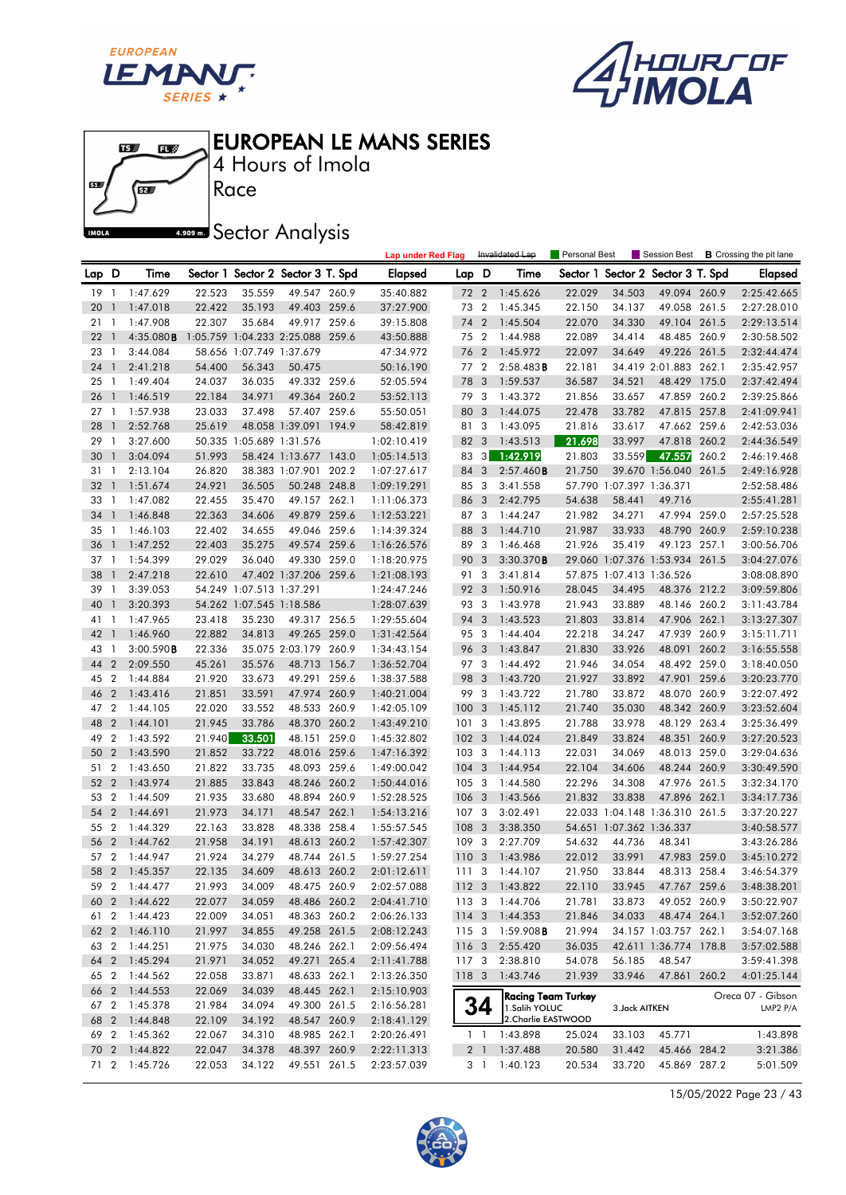# EUROPEAN LE MANS SERIES

4 Hours of Imola

Race

## Sector Analysis

Lap under Red Flag | Invalidated Lap | Personal Best | Session Best | **B** Crossing the pit lane

| Lap | D | Time | Sector 1 | Sector 2 | Sector 3 | T. Spd | Elapsed |
|---|---|---|---|---|---|---|---|
| 19 | 1 | 1:47.629 | 22.523 | 35.559 | 49.547 | 260.9 | 35:40.882 |
| 20 | 1 | 1:47.018 | 22.422 | 35.193 | 49.403 | 259.6 | 37:27.900 |
| 21 | 1 | 1:47.908 | 22.307 | 35.684 | 49.917 | 259.6 | 39:15.808 |
| 22 | 1 | 4:35.080**B** | 1:05.759 | 1:04.233 | 2:25.088 | 259.6 | 43:50.888 |
| 23 | 1 | 3:44.084 | 58.656 | 1:07.749 | 1:37.679 | | 47:34.972 |
| 24 | 1 | 2:41.218 | 54.400 | 56.343 | 50.475 | | 50:16.190 |
| 25 | 1 | 1:49.404 | 24.037 | 36.035 | 49.332 | 259.6 | 52:05.594 |
| 26 | 1 | 1:46.519 | 22.184 | 34.971 | 49.364 | 260.2 | 53:52.113 |
| 27 | 1 | 1:57.938 | 23.033 | 37.498 | 57.407 | 259.6 | 55:50.051 |
| 28 | 1 | 2:52.768 | 25.619 | 48.058 | 1:39.091 | 194.9 | 58:42.819 |
| 29 | 1 | 3:27.600 | 50.335 | 1:05.689 | 1:31.576 | | 1:02:10.419 |
| 30 | 1 | 3:04.094 | 51.993 | 58.424 | 1:13.677 | 143.0 | 1:05:14.513 |
| 31 | 1 | 2:13.104 | 26.820 | 38.383 | 1:07.901 | 202.2 | 1:07:27.617 |
| 32 | 1 | 1:51.674 | 24.921 | 36.505 | 50.248 | 248.8 | 1:09:19.291 |
| 33 | 1 | 1:47.082 | 22.455 | 35.470 | 49.157 | 262.1 | 1:11:06.373 |
| 34 | 1 | 1:46.848 | 22.363 | 34.606 | 49.879 | 259.6 | 1:12:53.221 |
| 35 | 1 | 1:46.103 | 22.402 | 34.655 | 49.046 | 259.6 | 1:14:39.324 |
| 36 | 1 | 1:47.252 | 22.403 | 35.275 | 49.574 | 259.6 | 1:16:26.576 |
| 37 | 1 | 1:54.399 | 29.029 | 36.040 | 49.330 | 259.0 | 1:18:20.975 |
| 38 | 1 | 2:47.218 | 22.610 | 47.402 | 1:37.206 | 259.6 | 1:21:08.193 |
| 39 | 1 | 3:39.053 | 54.249 | 1:07.513 | 1:37.291 | | 1:24:47.246 |
| 40 | 1 | 3:20.393 | 54.262 | 1:07.545 | 1:18.586 | | 1:28:07.639 |
| 41 | 1 | 1:47.965 | 23.418 | 35.230 | 49.317 | 256.5 | 1:29:55.604 |
| 42 | 1 | 1:46.960 | 22.882 | 34.813 | 49.265 | 259.0 | 1:31:42.564 |
| 43 | 1 | 3:00.590**B** | 22.336 | 35.075 | 2:03.179 | 260.9 | 1:34:43.154 |
| 44 | 2 | 2:09.550 | 45.261 | 35.576 | 48.713 | 156.7 | 1:36:52.704 |
| 45 | 2 | 1:44.884 | 21.920 | 33.673 | 49.291 | 259.6 | 1:38:37.588 |
| 46 | 2 | 1:43.416 | 21.851 | 33.591 | 47.974 | 260.9 | 1:40:21.004 |
| 47 | 2 | 1:44.105 | 22.020 | 33.552 | 48.533 | 260.9 | 1:42:05.109 |
| 48 | 2 | 1:44.101 | 21.945 | 33.786 | 48.370 | 260.2 | 1:43:49.210 |
| 49 | 2 | 1:43.592 | 21.940 | 33.501 | 48.151 | 259.0 | 1:45:32.802 |
| 50 | 2 | 1:43.590 | 21.852 | 33.722 | 48.016 | 259.6 | 1:47:16.392 |
| 51 | 2 | 1:43.650 | 21.822 | 33.735 | 48.093 | 259.6 | 1:49:00.042 |
| 52 | 2 | 1:43.974 | 21.885 | 33.843 | 48.246 | 260.2 | 1:50:44.016 |
| 53 | 2 | 1:44.509 | 21.935 | 33.680 | 48.894 | 260.9 | 1:52:28.525 |
| 54 | 2 | 1:44.691 | 21.973 | 34.171 | 48.547 | 262.1 | 1:54:13.216 |
| 55 | 2 | 1:44.329 | 22.163 | 33.828 | 48.338 | 258.4 | 1:55:57.545 |
| 56 | 2 | 1:44.762 | 21.958 | 34.191 | 48.613 | 260.2 | 1:57:42.307 |
| 57 | 2 | 1:44.947 | 21.924 | 34.279 | 48.744 | 261.5 | 1:59:27.254 |
| 58 | 2 | 1:45.357 | 22.135 | 34.609 | 48.613 | 260.2 | 2:01:12.611 |
| 59 | 2 | 1:44.477 | 21.993 | 34.009 | 48.475 | 260.9 | 2:02:57.088 |
| 60 | 2 | 1:44.622 | 22.077 | 34.059 | 48.486 | 260.2 | 2:04:41.710 |
| 61 | 2 | 1:44.423 | 22.009 | 34.051 | 48.363 | 260.2 | 2:06:26.133 |
| 62 | 2 | 1:46.110 | 21.997 | 34.855 | 49.258 | 261.5 | 2:08:12.243 |
| 63 | 2 | 1:44.251 | 21.975 | 34.030 | 48.246 | 262.1 | 2:09:56.494 |
| 64 | 2 | 1:45.294 | 21.971 | 34.052 | 49.271 | 265.4 | 2:11:41.788 |
| 65 | 2 | 1:44.562 | 22.058 | 33.871 | 48.633 | 262.1 | 2:13:26.350 |
| 66 | 2 | 1:44.553 | 22.069 | 34.039 | 48.445 | 262.1 | 2:15:10.903 |
| 67 | 2 | 1:45.378 | 21.984 | 34.094 | 49.300 | 261.5 | 2:16:56.281 |
| 68 | 2 | 1:44.848 | 22.109 | 34.192 | 48.547 | 260.9 | 2:18:41.129 |
| 69 | 2 | 1:45.362 | 22.067 | 34.310 | 48.985 | 262.1 | 2:20:26.491 |
| 70 | 2 | 1:44.822 | 22.047 | 34.378 | 48.397 | 260.9 | 2:22:11.313 |
| 71 | 2 | 1:45.726 | 22.053 | 34.122 | 49.551 | 261.5 | 2:23:57.039 |
| 72 | 2 | 1:45.626 | 22.029 | 34.503 | 49.094 | 260.9 | 2:25:42.665 |
| 73 | 2 | 1:45.345 | 22.150 | 34.137 | 49.058 | 261.5 | 2:27:28.010 |
| 74 | 2 | 1:45.504 | 22.070 | 34.330 | 49.104 | 261.5 | 2:29:13.514 |
| 75 | 2 | 1:44.988 | 22.089 | 34.414 | 48.485 | 260.9 | 2:30:58.502 |
| 76 | 2 | 1:45.972 | 22.097 | 34.649 | 49.226 | 261.5 | 2:32:44.474 |
| 77 | 2 | 2:58.483**B** | 22.181 | 34.419 | 2:01.883 | 262.1 | 2:35:42.957 |
| 78 | 3 | 1:59.537 | 36.587 | 34.521 | 48.429 | 175.0 | 2:37:42.494 |
| 79 | 3 | 1:43.372 | 21.856 | 33.657 | 47.859 | 260.2 | 2:39:25.866 |
| 80 | 3 | 1:44.075 | 22.478 | 33.782 | 47.815 | 257.8 | 2:41:09.941 |
| 81 | 3 | 1:43.095 | 21.816 | 33.617 | 47.662 | 259.6 | 2:42:53.036 |
| 82 | 3 | 1:43.513 | 21.698 | 33.997 | 47.818 | 260.2 | 2:44:36.549 |
| 83 | 3 | 1:42.919 | 21.803 | 33.559 | 47.557 | 260.2 | 2:46:19.468 |
| 84 | 3 | 2:57.460**B** | 21.750 | 39.670 | 1:56.040 | 261.5 | 2:49:16.928 |
| 85 | 3 | 3:41.558 | 57.790 | 1:07.397 | 1:36.371 | | 2:52:58.486 |
| 86 | 3 | 2:42.795 | 54.638 | 58.441 | 49.716 | | 2:55:41.281 |
| 87 | 3 | 1:44.247 | 21.982 | 34.271 | 47.994 | 259.0 | 2:57:25.528 |
| 88 | 3 | 1:44.710 | 21.987 | 33.933 | 48.790 | 260.9 | 2:59:10.238 |
| 89 | 3 | 1:46.468 | 21.926 | 35.419 | 49.123 | 257.1 | 3:00:56.706 |
| 90 | 3 | 3:30.370**B** | 29.060 | 1:07.376 | 1:53.934 | 261.5 | 3:04:27.076 |
| 91 | 3 | 3:41.814 | 57.875 | 1:07.413 | 1:36.526 | | 3:08:08.890 |
| 92 | 3 | 1:50.916 | 28.045 | 34.495 | 48.376 | 212.2 | 3:09:59.806 |
| 93 | 3 | 1:43.978 | 21.943 | 33.889 | 48.146 | 260.2 | 3:11:43.784 |
| 94 | 3 | 1:43.523 | 21.803 | 33.814 | 47.906 | 262.1 | 3:13:27.307 |
| 95 | 3 | 1:44.404 | 22.218 | 34.247 | 47.939 | 260.9 | 3:15:11.711 |
| 96 | 3 | 1:43.847 | 21.830 | 33.926 | 48.091 | 260.2 | 3:16:55.558 |
| 97 | 3 | 1:44.492 | 21.946 | 34.054 | 48.492 | 259.0 | 3:18:40.050 |
| 98 | 3 | 1:43.720 | 21.927 | 33.892 | 47.901 | 259.6 | 3:20:23.770 |
| 99 | 3 | 1:43.722 | 21.780 | 33.872 | 48.070 | 260.9 | 3:22:07.492 |
| 100 | 3 | 1:45.112 | 21.740 | 35.030 | 48.342 | 260.9 | 3:23:52.604 |
| 101 | 3 | 1:43.895 | 21.788 | 33.978 | 48.129 | 263.4 | 3:25:36.499 |
| 102 | 3 | 1:44.024 | 21.849 | 33.824 | 48.351 | 260.9 | 3:27:20.523 |
| 103 | 3 | 1:44.113 | 22.031 | 34.069 | 48.013 | 259.0 | 3:29:04.636 |
| 104 | 3 | 1:44.954 | 22.104 | 34.606 | 48.244 | 260.9 | 3:30:49.590 |
| 105 | 3 | 1:44.580 | 22.296 | 34.308 | 47.976 | 261.5 | 3:32:34.170 |
| 106 | 3 | 1:43.566 | 21.832 | 33.838 | 47.896 | 262.1 | 3:34:17.736 |
| 107 | 3 | 3:02.491 | 22.033 | 1:04.148 | 1:36.310 | 261.5 | 3:37:20.227 |
| 108 | 3 | 3:38.350 | 54.651 | 1:07.362 | 1:36.337 | | 3:40:58.577 |
| 109 | 3 | 2:27.709 | 54.632 | 44.736 | 48.341 | | 3:43:26.286 |
| 110 | 3 | 1:43.986 | 22.012 | 33.991 | 47.983 | 259.0 | 3:45:10.272 |
| 111 | 3 | 1:44.107 | 21.950 | 33.844 | 48.313 | 258.4 | 3:46:54.379 |
| 112 | 3 | 1:43.822 | 22.110 | 33.945 | 47.767 | 259.6 | 3:48:38.201 |
| 113 | 3 | 1:44.706 | 21.781 | 33.873 | 49.052 | 260.9 | 3:50:22.907 |
| 114 | 3 | 1:44.353 | 21.846 | 34.033 | 48.474 | 264.1 | 3:52:07.260 |
| 115 | 3 | 1:59.908**B** | 21.994 | 34.157 | 1:03.757 | 262.1 | 3:54:07.168 |
| 116 | 3 | 2:55.420 | 36.035 | 42.611 | 1:36.774 | 178.8 | 3:57:02.588 |
| 117 | 3 | 2:38.810 | 54.078 | 56.185 | 48.547 | | 3:59:41.398 |
| 118 | 3 | 1:43.746 | 21.939 | 33.946 | 47.861 | 260.2 | 4:01:25.144 |

**34** Racing Team Turkey — Oreca 07 - Gibson — LMP2 P/A
1. Salih YOLUC
2. Charlie EASTWOOD
3. Jack AITKEN

| Lap | D | Time | Sector 1 | Sector 2 | Sector 3 | T. Spd | Elapsed |
|---|---|---|---|---|---|---|---|
| 1 | 1 | 1:43.898 | 25.024 | 33.103 | 45.771 | | 1:43.898 |
| 2 | 1 | 1:37.488 | 20.580 | 31.442 | 45.466 | 284.2 | 3:21.386 |
| 3 | 1 | 1:40.123 | 20.534 | 33.720 | 45.869 | 287.2 | 5:01.509 |

15/05/2022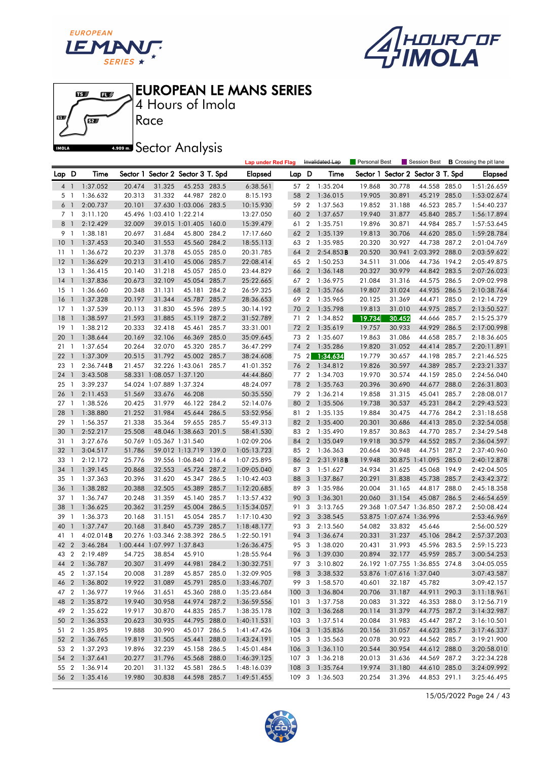# EUROPEAN LE MANS SERIES

4 Hours of Imola

Race

Sector Analysis

Lap under Red Flag | Invalidated Lap | Personal Best | Session Best | **B** Crossing the pit lane

| Lap | D | Time | Sector 1 | Sector 2 | Sector 3 | T. Spd | Elapsed | Lap | D | Time | Sector 1 | Sector 2 | Sector 3 | T. Spd | Elapsed |
|---|---|---|---|---|---|---|---|---|---|---|---|---|---|---|---|
| 4 | 1 | 1:37.052 | 20.474 | 31.325 | 45.253 | 283.5 | 6:38.561 | 57 | 2 | 1:35.204 | 19.868 | 30.778 | 44.558 | 285.0 | 1:51:26.659 |
| 5 | 1 | 1:36.632 | 20.313 | 31.332 | 44.987 | 282.0 | 8:15.193 | 58 | 2 | 1:36.015 | 19.905 | 30.891 | 45.219 | 285.0 | 1:53:02.674 |
| 6 | 1 | 2:00.737 | 20.101 | 37.630 | 1:03.006 | 283.5 | 10:15.930 | 59 | 2 | 1:37.563 | 19.852 | 31.188 | 46.523 | 285.7 | 1:54:40.237 |
| 7 | 1 | 3:11.120 | 45.496 | 1:03.410 | 1:22.214 | | 13:27.050 | 60 | 2 | 1:37.657 | 19.940 | 31.877 | 45.840 | 285.7 | 1:56:17.894 |
| 8 | 1 | 2:12.429 | 32.009 | 39.015 | 1:01.405 | 160.0 | 15:39.479 | 61 | 2 | 1:35.751 | 19.896 | 30.871 | 44.984 | 285.7 | 1:57:53.645 |
| 9 | 1 | 1:38.181 | 20.697 | 31.684 | 45.800 | 284.2 | 17:17.660 | 62 | 2 | 1:35.139 | 19.813 | 30.706 | 44.620 | 285.0 | 1:59:28.784 |
| 10 | 1 | 1:37.453 | 20.340 | 31.553 | 45.560 | 284.2 | 18:55.113 | 63 | 2 | 1:35.985 | 20.320 | 30.927 | 44.738 | 287.2 | 2:01:04.769 |
| 11 | 1 | 1:36.672 | 20.239 | 31.378 | 45.055 | 285.0 | 20:31.785 | 64 | 2 | 2:54.853**B** | 20.520 | 30.941 | 2:03.392 | 288.0 | 2:03:59.622 |
| 12 | 1 | 1:36.629 | 20.213 | 31.410 | 45.006 | 285.7 | 22:08.414 | 65 | 2 | 1:50.253 | 34.511 | 31.006 | 44.736 | 194.2 | 2:05:49.875 |
| 13 | 1 | 1:36.415 | 20.140 | 31.218 | 45.057 | 285.0 | 23:44.829 | 66 | 2 | 1:36.148 | 20.327 | 30.979 | 44.842 | 283.5 | 2:07:26.023 |
| 14 | 1 | 1:37.836 | 20.673 | 32.109 | 45.054 | 285.7 | 25:22.665 | 67 | 2 | 1:36.975 | 21.084 | 31.316 | 44.575 | 286.5 | 2:09:02.998 |
| 15 | 1 | 1:36.660 | 20.348 | 31.131 | 45.181 | 284.2 | 26:59.325 | 68 | 2 | 1:35.766 | 19.807 | 31.024 | 44.935 | 286.5 | 2:10:38.764 |
| 16 | 1 | 1:37.328 | 20.197 | 31.344 | 45.787 | 285.7 | 28:36.653 | 69 | 2 | 1:35.965 | 20.125 | 31.369 | 44.471 | 285.0 | 2:12:14.729 |
| 17 | 1 | 1:37.539 | 20.113 | 31.830 | 45.596 | 289.5 | 30:14.192 | 70 | 2 | 1:35.798 | 19.813 | 31.010 | 44.975 | 285.7 | 2:13:50.527 |
| 18 | 1 | 1:38.597 | 21.593 | 31.885 | 45.119 | 287.2 | 31:52.789 | 71 | 2 | 1:34.852 | 19.734 | 30.452 | 44.666 | 285.7 | 2:15:25.379 |
| 19 | 1 | 1:38.212 | 20.333 | 32.418 | 45.461 | 285.7 | 33:31.001 | 72 | 2 | 1:35.619 | 19.757 | 30.933 | 44.929 | 286.5 | 2:17:00.998 |
| 20 | 1 | 1:38.644 | 20.169 | 32.106 | 46.369 | 285.0 | 35:09.645 | 73 | 2 | 1:35.607 | 19.863 | 31.086 | 44.658 | 285.7 | 2:18:36.605 |
| 21 | 1 | 1:37.654 | 20.264 | 32.070 | 45.320 | 285.7 | 36:47.299 | 74 | 2 | 1:35.286 | 19.820 | 31.052 | 44.414 | 285.7 | 2:20:11.891 |
| 22 | 1 | 1:37.309 | 20.515 | 31.792 | 45.002 | 285.7 | 38:24.608 | 75 | 2 | 1:34.634 | 19.779 | 30.657 | 44.198 | 285.7 | 2:21:46.525 |
| 23 | 1 | 2:36.744**B** | 21.457 | 32.226 | 1:43.061 | 285.7 | 41:01.352 | 76 | 2 | 1:34.812 | 19.826 | 30.597 | 44.389 | 285.7 | 2:23:21.337 |
| 24 | 1 | 3:43.508 | 58.331 | 1:08.057 | 1:37.120 | | 44:44.860 | 77 | 2 | 1:34.703 | 19.970 | 30.574 | 44.159 | 285.0 | 2:24:56.040 |
| 25 | 1 | 3:39.237 | 54.024 | 1:07.889 | 1:37.324 | | 48:24.097 | 78 | 2 | 1:35.763 | 20.396 | 30.690 | 44.677 | 288.0 | 2:26:31.803 |
| 26 | 1 | 2:11.453 | 51.569 | 33.676 | 46.208 | | 50:35.550 | 79 | 2 | 1:36.214 | 19.858 | 31.315 | 45.041 | 285.7 | 2:28:08.017 |
| 27 | 1 | 1:38.526 | 20.425 | 31.979 | 46.122 | 284.2 | 52:14.076 | 80 | 2 | 1:35.506 | 19.738 | 30.537 | 45.231 | 284.2 | 2:29:43.523 |
| 28 | 1 | 1:38.880 | 21.252 | 31.984 | 45.644 | 286.5 | 53:52.956 | 81 | 2 | 1:35.135 | 19.884 | 30.475 | 44.776 | 284.2 | 2:31:18.658 |
| 29 | 1 | 1:56.357 | 21.338 | 35.364 | 59.655 | 285.7 | 55:49.313 | 82 | 2 | 1:35.400 | 20.301 | 30.686 | 44.413 | 285.0 | 2:32:54.058 |
| 30 | 1 | 2:52.217 | 25.508 | 48.046 | 1:38.663 | 201.5 | 58:41.530 | 83 | 2 | 1:35.490 | 19.857 | 30.863 | 44.770 | 285.7 | 2:34:29.548 |
| 31 | 1 | 3:27.676 | 50.769 | 1:05.367 | 1:31.540 | | 1:02:09.206 | 84 | 2 | 1:35.049 | 19.918 | 30.579 | 44.552 | 285.7 | 2:36:04.597 |
| 32 | 1 | 3:04.517 | 51.786 | 59.012 | 1:13.719 | 139.0 | 1:05:13.723 | 85 | 2 | 1:36.363 | 20.664 | 30.948 | 44.751 | 287.2 | 2:37:40.960 |
| 33 | 1 | 2:12.172 | 25.776 | 39.556 | 1:06.840 | 216.4 | 1:07:25.895 | 86 | 2 | 2:31.918**B** | 19.948 | 30.875 | 1:41.095 | 285.0 | 2:40:12.878 |
| 34 | 1 | 1:39.145 | 20.868 | 32.553 | 45.724 | 287.2 | 1:09:05.040 | 87 | 3 | 1:51.627 | 34.934 | 31.625 | 45.068 | 194.9 | 2:42:04.505 |
| 35 | 1 | 1:37.363 | 20.396 | 31.620 | 45.347 | 286.5 | 1:10:42.403 | 88 | 3 | 1:37.867 | 20.291 | 31.838 | 45.738 | 285.7 | 2:43:42.372 |
| 36 | 1 | 1:38.282 | 20.388 | 32.505 | 45.389 | 285.7 | 1:12:20.685 | 89 | 3 | 1:35.986 | 20.004 | 31.165 | 44.817 | 288.0 | 2:45:18.358 |
| 37 | 1 | 1:36.747 | 20.248 | 31.359 | 45.140 | 285.7 | 1:13:57.432 | 90 | 3 | 1:36.301 | 20.060 | 31.154 | 45.087 | 286.5 | 2:46:54.659 |
| 38 | 1 | 1:36.625 | 20.362 | 31.259 | 45.004 | 286.5 | 1:15:34.057 | 91 | 3 | 3:13.765 | 29.368 | 1:07.547 | 1:36.850 | 287.2 | 2:50:08.424 |
| 39 | 1 | 1:36.373 | 20.168 | 31.151 | 45.054 | 285.7 | 1:17:10.430 | 92 | 3 | 3:38.545 | 53.875 | 1:07.674 | 1:36.996 | | 2:53:46.969 |
| 40 | 1 | 1:37.747 | 20.168 | 31.840 | 45.739 | 285.7 | 1:18:48.177 | 93 | 3 | 2:13.560 | 54.082 | 33.832 | 45.646 | | 2:56:00.529 |
| 41 | 1 | 4:02.014**B** | 20.276 | 1:03.346 | 2:38.392 | 286.5 | 1:22:50.191 | 94 | 3 | 1:36.674 | 20.331 | 31.237 | 45.106 | 284.2 | 2:57:37.203 |
| 42 | 2 | 3:46.284 | 1:00.444 | 1:07.997 | 1:37.843 | | 1:26:36.475 | 95 | 3 | 1:38.020 | 20.431 | 31.993 | 45.596 | 283.5 | 2:59:15.223 |
| 43 | 2 | 2:19.489 | 54.725 | 38.854 | 45.910 | | 1:28:55.964 | 96 | 3 | 1:39.030 | 20.894 | 32.177 | 45.959 | 285.7 | 3:00:54.253 |
| 44 | 2 | 1:36.787 | 20.307 | 31.499 | 44.981 | 284.2 | 1:30:32.751 | 97 | 3 | 3:10.802 | 26.192 | 1:07.755 | 1:36.855 | 274.8 | 3:04:05.055 |
| 45 | 2 | 1:37.154 | 20.008 | 31.289 | 45.857 | 285.0 | 1:32:09.905 | 98 | 3 | 3:38.532 | 53.876 | 1:07.616 | 1:37.040 | | 3:07:43.587 |
| 46 | 2 | 1:36.802 | 19.922 | 31.089 | 45.791 | 285.0 | 1:33:46.707 | 99 | 3 | 1:58.570 | 40.601 | 32.187 | 45.782 | | 3:09:42.157 |
| 47 | 2 | 1:36.977 | 19.966 | 31.651 | 45.360 | 288.0 | 1:35:23.684 | 100 | 3 | 1:36.804 | 20.706 | 31.187 | 44.911 | 290.3 | 3:11:18.961 |
| 48 | 2 | 1:35.872 | 19.940 | 30.958 | 44.974 | 287.2 | 1:36:59.556 | 101 | 3 | 1:37.758 | 20.083 | 31.322 | 46.353 | 288.0 | 3:12:56.719 |
| 49 | 2 | 1:35.622 | 19.917 | 30.870 | 44.835 | 285.7 | 1:38:35.178 | 102 | 3 | 1:36.268 | 20.114 | 31.379 | 44.775 | 287.2 | 3:14:32.987 |
| 50 | 2 | 1:36.353 | 20.623 | 30.935 | 44.795 | 288.0 | 1:40:11.531 | 103 | 3 | 1:37.514 | 20.084 | 31.983 | 45.447 | 287.2 | 3:16:10.501 |
| 51 | 2 | 1:35.895 | 19.888 | 30.990 | 45.017 | 286.5 | 1:41:47.426 | 104 | 3 | 1:35.836 | 20.156 | 31.057 | 44.623 | 285.7 | 3:17:46.337 |
| 52 | 2 | 1:36.765 | 19.819 | 31.505 | 45.441 | 288.0 | 1:43:24.191 | 105 | 3 | 1:35.563 | 20.078 | 30.923 | 44.562 | 285.7 | 3:19:21.900 |
| 53 | 2 | 1:37.293 | 19.896 | 32.239 | 45.158 | 286.5 | 1:45:01.484 | 106 | 3 | 1:36.110 | 20.544 | 30.954 | 44.612 | 288.0 | 3:20:58.010 |
| 54 | 2 | 1:37.641 | 20.277 | 31.796 | 45.568 | 288.0 | 1:46:39.125 | 107 | 3 | 1:36.218 | 20.013 | 31.636 | 44.569 | 287.2 | 3:22:34.228 |
| 55 | 2 | 1:36.914 | 20.201 | 31.132 | 45.581 | 286.5 | 1:48:16.039 | 108 | 3 | 1:35.764 | 19.974 | 31.180 | 44.610 | 285.0 | 3:24:09.992 |
| 56 | 2 | 1:35.416 | 19.980 | 30.838 | 44.598 | 285.7 | 1:49:51.455 | 109 | 3 | 1:36.503 | 20.254 | 31.396 | 44.853 | 291.1 | 3:25:46.495 |

15/05/2022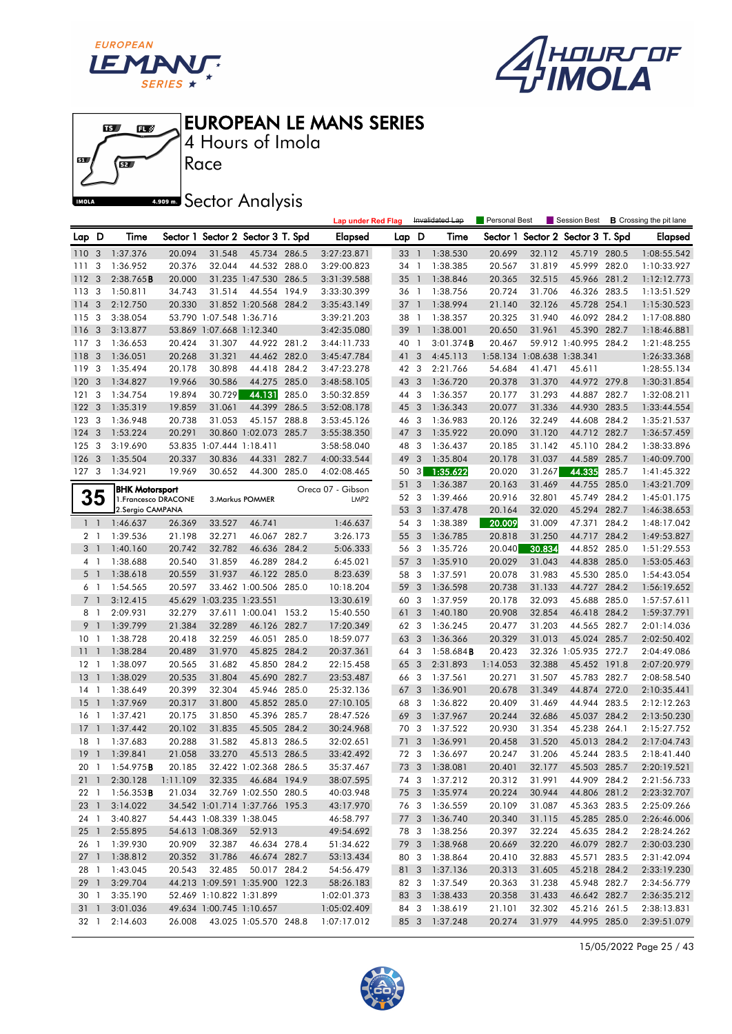# EUROPEAN LE MANS SERIES

4 Hours of Imola

Race

## Sector Analysis

Lap under Red Flag | Invalidated Lap | Personal Best | Session Best | **B** Crossing the pit lane

| Lap | D | Time | Sector 1 | Sector 2 | Sector 3 | T. Spd | Elapsed |
|---|---|---|---|---|---|---|---|
| 110 | 3 | 1:37.376 | 20.094 | 31.548 | 45.734 | 286.5 | 3:27:23.871 |
| 111 | 3 | 1:36.952 | 20.376 | 32.044 | 44.532 | 288.0 | 3:29:00.823 |
| 112 | 3 | 2:38.765**B** | 20.000 | 31.235 | 1:47.530 | 286.5 | 3:31:39.588 |
| 113 | 3 | 1:50.811 | 34.743 | 31.514 | 44.554 | 194.9 | 3:33:30.399 |
| 114 | 3 | 2:12.750 | 20.330 | 31.852 | 1:20.568 | 284.2 | 3:35:43.149 |
| 115 | 3 | 3:38.054 | 53.790 | 1:07.548 | 1:36.716 | | 3:39:21.203 |
| 116 | 3 | 3:13.877 | 53.869 | 1:07.668 | 1:12.340 | | 3:42:35.080 |
| 117 | 3 | 1:36.653 | 20.424 | 31.307 | 44.922 | 281.2 | 3:44:11.733 |
| 118 | 3 | 1:36.051 | 20.268 | 31.321 | 44.462 | 282.0 | 3:45:47.784 |
| 119 | 3 | 1:35.494 | 20.178 | 30.898 | 44.418 | 284.2 | 3:47:23.278 |
| 120 | 3 | 1:34.827 | 19.966 | 30.586 | 44.275 | 285.0 | 3:48:58.105 |
| 121 | 3 | 1:34.754 | 19.894 | 30.729 | 44.131 | 285.0 | 3:50:32.859 |
| 122 | 3 | 1:35.319 | 19.859 | 31.061 | 44.399 | 286.5 | 3:52:08.178 |
| 123 | 3 | 1:36.948 | 20.738 | 31.053 | 45.157 | 288.8 | 3:53:45.126 |
| 124 | 3 | 1:53.224 | 20.291 | 30.860 | 1:02.073 | 285.7 | 3:55:38.350 |
| 125 | 3 | 3:19.690 | 53.835 | 1:07.444 | 1:18.411 | | 3:58:58.040 |
| 126 | 3 | 1:35.504 | 20.337 | 30.836 | 44.331 | 282.7 | 4:00:33.544 |
| 127 | 3 | 1:34.921 | 19.969 | 30.652 | 44.300 | 285.0 | 4:02:08.465 |

**35** — **BHK Motorsport** — Oreca 07 - Gibson — LMP2
1.Francesco DRACONE / 2.Sergio CAMPANA / 3.Markus POMMER

| Lap | D | Time | Sector 1 | Sector 2 | Sector 3 | T. Spd | Elapsed |
|---|---|---|---|---|---|---|---|
| 1 | 1 | 1:46.637 | 26.369 | 33.527 | 46.741 | | 1:46.637 |
| 2 | 1 | 1:39.536 | 21.198 | 32.271 | 46.067 | 282.7 | 3:26.173 |
| 3 | 1 | 1:40.160 | 20.742 | 32.782 | 46.636 | 284.2 | 5:06.333 |
| 4 | 1 | 1:38.688 | 20.540 | 31.859 | 46.289 | 284.2 | 6:45.021 |
| 5 | 1 | 1:38.618 | 20.559 | 31.937 | 46.122 | 285.0 | 8:23.639 |
| 6 | 1 | 1:54.565 | 20.597 | 33.462 | 1:00.506 | 285.0 | 10:18.204 |
| 7 | 1 | 3:12.415 | 45.629 | 1:03.235 | 1:23.551 | | 13:30.619 |
| 8 | 1 | 2:09.931 | 32.279 | 37.611 | 1:00.041 | 153.2 | 15:40.550 |
| 9 | 1 | 1:39.799 | 21.384 | 32.289 | 46.126 | 282.7 | 17:20.349 |
| 10 | 1 | 1:38.728 | 20.418 | 32.259 | 46.051 | 285.0 | 18:59.077 |
| 11 | 1 | 1:38.284 | 20.489 | 31.970 | 45.825 | 284.2 | 20:37.361 |
| 12 | 1 | 1:38.097 | 20.565 | 31.682 | 45.850 | 284.2 | 22:15.458 |
| 13 | 1 | 1:38.029 | 20.535 | 31.804 | 45.690 | 282.7 | 23:53.487 |
| 14 | 1 | 1:38.649 | 20.399 | 32.304 | 45.946 | 285.0 | 25:32.136 |
| 15 | 1 | 1:37.969 | 20.317 | 31.800 | 45.852 | 285.0 | 27:10.105 |
| 16 | 1 | 1:37.421 | 20.175 | 31.850 | 45.396 | 285.7 | 28:47.526 |
| 17 | 1 | 1:37.442 | 20.102 | 31.835 | 45.505 | 284.2 | 30:24.968 |
| 18 | 1 | 1:37.683 | 20.288 | 31.582 | 45.813 | 286.5 | 32:02.651 |
| 19 | 1 | 1:39.841 | 21.058 | 33.270 | 45.513 | 286.5 | 33:42.492 |
| 20 | 1 | 1:54.975**B** | 20.185 | 32.422 | 1:02.368 | 286.5 | 35:37.467 |
| 21 | 1 | 2:30.128 | 1:11.109 | 32.335 | 46.684 | 194.9 | 38:07.595 |
| 22 | 1 | 1:56.353**B** | 21.034 | 32.769 | 1:02.550 | 280.5 | 40:03.948 |
| 23 | 1 | 3:14.022 | 34.542 | 1:01.714 | 1:37.766 | 195.3 | 43:17.970 |
| 24 | 1 | 3:40.827 | 54.443 | 1:08.339 | 1:38.045 | | 46:58.797 |
| 25 | 1 | 2:55.895 | 54.613 | 1:08.369 | 52.913 | | 49:54.692 |
| 26 | 1 | 1:39.930 | 20.909 | 32.387 | 46.634 | 278.4 | 51:34.622 |
| 27 | 1 | 1:38.812 | 20.352 | 31.786 | 46.674 | 282.7 | 53:13.434 |
| 28 | 1 | 1:43.045 | 20.543 | 32.485 | 50.017 | 284.2 | 54:56.479 |
| 29 | 1 | 3:29.704 | 44.213 | 1:09.591 | 1:35.900 | 122.3 | 58:26.183 |
| 30 | 1 | 3:35.190 | 52.469 | 1:10.822 | 1:31.899 | | 1:02:01.373 |
| 31 | 1 | 3:01.036 | 49.634 | 1:00.745 | 1:10.657 | | 1:05:02.409 |
| 32 | 1 | 2:14.603 | 26.008 | 43.025 | 1:05.570 | 248.8 | 1:07:17.012 |
| 33 | 1 | 1:38.530 | 20.699 | 32.112 | 45.719 | 280.5 | 1:08:55.542 |
| 34 | 1 | 1:38.385 | 20.567 | 31.819 | 45.999 | 282.0 | 1:10:33.927 |
| 35 | 1 | 1:38.846 | 20.365 | 32.515 | 45.966 | 281.2 | 1:12:12.773 |
| 36 | 1 | 1:38.756 | 20.724 | 31.706 | 46.326 | 283.5 | 1:13:51.529 |
| 37 | 1 | 1:38.994 | 21.140 | 32.126 | 45.728 | 254.1 | 1:15:30.523 |
| 38 | 1 | 1:38.357 | 20.325 | 31.940 | 46.092 | 284.2 | 1:17:08.880 |
| 39 | 1 | 1:38.001 | 20.650 | 31.961 | 45.390 | 282.7 | 1:18:46.881 |
| 40 | 1 | 3:01.374**B** | 20.467 | 59.912 | 1:40.995 | 284.2 | 1:21:48.255 |
| 41 | 3 | 4:45.113 | 1:58.134 | 1:08.638 | 1:38.341 | | 1:26:33.368 |
| 42 | 3 | 2:21.766 | 54.684 | 41.471 | 45.611 | | 1:28:55.134 |
| 43 | 3 | 1:36.720 | 20.378 | 31.370 | 44.972 | 279.8 | 1:30:31.854 |
| 44 | 3 | 1:36.357 | 20.177 | 31.293 | 44.887 | 282.7 | 1:32:08.211 |
| 45 | 3 | 1:36.343 | 20.077 | 31.336 | 44.930 | 283.5 | 1:33:44.554 |
| 46 | 3 | 1:36.983 | 20.126 | 32.249 | 44.608 | 284.2 | 1:35:21.537 |
| 47 | 3 | 1:35.922 | 20.090 | 31.120 | 44.712 | 282.7 | 1:36:57.459 |
| 48 | 3 | 1:36.437 | 20.185 | 31.142 | 45.110 | 284.2 | 1:38:33.896 |
| 49 | 3 | 1:35.804 | 20.178 | 31.037 | 44.589 | 285.7 | 1:40:09.700 |
| 50 | 3 | 1:35.622 | 20.020 | 31.267 | 44.335 | 285.7 | 1:41:45.322 |
| 51 | 3 | 1:36.387 | 20.163 | 31.469 | 44.755 | 285.0 | 1:43:21.709 |
| 52 | 3 | 1:39.466 | 20.916 | 32.801 | 45.749 | 284.2 | 1:45:01.175 |
| 53 | 3 | 1:37.478 | 20.164 | 32.020 | 45.294 | 282.7 | 1:46:38.653 |
| 54 | 3 | 1:38.389 | 20.009 | 31.009 | 47.371 | 284.2 | 1:48:17.042 |
| 55 | 3 | 1:36.785 | 20.818 | 31.250 | 44.717 | 284.2 | 1:49:53.827 |
| 56 | 3 | 1:35.726 | 20.040 | 30.834 | 44.852 | 285.0 | 1:51:29.553 |
| 57 | 3 | 1:35.910 | 20.029 | 31.043 | 44.838 | 285.0 | 1:53:05.463 |
| 58 | 3 | 1:37.591 | 20.078 | 31.983 | 45.530 | 285.0 | 1:54:43.054 |
| 59 | 3 | 1:36.598 | 20.738 | 31.133 | 44.727 | 284.2 | 1:56:19.652 |
| 60 | 3 | 1:37.959 | 20.178 | 32.093 | 45.688 | 285.0 | 1:57:57.611 |
| 61 | 3 | 1:40.180 | 20.908 | 32.854 | 46.418 | 284.2 | 1:59:37.791 |
| 62 | 3 | 1:36.245 | 20.477 | 31.203 | 44.565 | 282.7 | 2:01:14.036 |
| 63 | 3 | 1:36.366 | 20.329 | 31.013 | 45.024 | 285.7 | 2:02:50.402 |
| 64 | 3 | 1:58.684**B** | 20.423 | 32.326 | 1:05.935 | 272.7 | 2:04:49.086 |
| 65 | 3 | 2:31.893 | 1:14.053 | 32.388 | 45.452 | 191.8 | 2:07:20.979 |
| 66 | 3 | 1:37.561 | 20.271 | 31.507 | 45.783 | 282.7 | 2:08:58.540 |
| 67 | 3 | 1:36.901 | 20.678 | 31.349 | 44.874 | 272.0 | 2:10:35.441 |
| 68 | 3 | 1:36.822 | 20.409 | 31.469 | 44.944 | 283.5 | 2:12:12.263 |
| 69 | 3 | 1:37.967 | 20.244 | 32.686 | 45.037 | 284.2 | 2:13:50.230 |
| 70 | 3 | 1:37.522 | 20.930 | 31.354 | 45.238 | 264.1 | 2:15:27.752 |
| 71 | 3 | 1:36.991 | 20.458 | 31.520 | 45.013 | 284.2 | 2:17:04.743 |
| 72 | 3 | 1:36.697 | 20.247 | 31.206 | 45.244 | 283.5 | 2:18:41.440 |
| 73 | 3 | 1:38.081 | 20.401 | 32.177 | 45.503 | 285.7 | 2:20:19.521 |
| 74 | 3 | 1:37.212 | 20.312 | 31.991 | 44.909 | 284.2 | 2:21:56.733 |
| 75 | 3 | 1:35.974 | 20.224 | 30.944 | 44.806 | 281.2 | 2:23:32.707 |
| 76 | 3 | 1:36.559 | 20.109 | 31.087 | 45.363 | 283.5 | 2:25:09.266 |
| 77 | 3 | 1:36.740 | 20.340 | 31.115 | 45.285 | 285.0 | 2:26:46.006 |
| 78 | 3 | 1:38.256 | 20.397 | 32.224 | 45.635 | 284.2 | 2:28:24.262 |
| 79 | 3 | 1:38.968 | 20.669 | 32.220 | 46.079 | 282.7 | 2:30:03.230 |
| 80 | 3 | 1:38.864 | 20.410 | 32.883 | 45.571 | 283.5 | 2:31:42.094 |
| 81 | 3 | 1:37.136 | 20.313 | 31.605 | 45.218 | 284.2 | 2:33:19.230 |
| 82 | 3 | 1:37.549 | 20.363 | 31.238 | 45.948 | 282.7 | 2:34:56.779 |
| 83 | 3 | 1:38.433 | 20.358 | 31.433 | 46.642 | 282.7 | 2:36:35.212 |
| 84 | 3 | 1:38.619 | 21.101 | 32.302 | 45.216 | 261.5 | 2:38:13.831 |
| 85 | 3 | 1:37.248 | 20.274 | 31.979 | 44.995 | 285.0 | 2:39:51.079 |

15/05/2022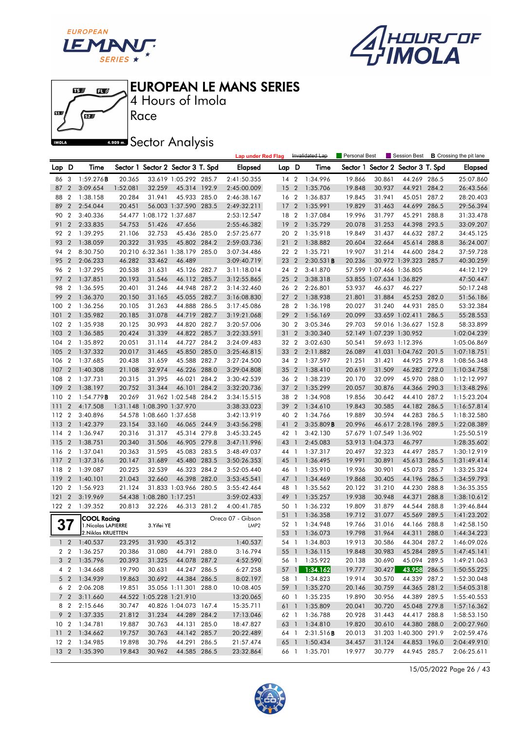# EUROPEAN LE MANS SERIES

4 Hours of Imola

Race

Sector Analysis

Lap under Red Flag | Invalidated Lap | Personal Best | Session Best | B Crossing the pit lane

| Lap | D | Time | Sector 1 | Sector 2 | Sector 3 | T. Spd | Elapsed |
|---|---|---|---|---|---|---|---|
| 86 | 3 | 1:59.276B | 20.365 | 33.619 | 1:05.292 | 285.7 | 2:41:50.355 |
| 87 | 2 | 3:09.654 | 1:52.081 | 32.259 | 45.314 | 192.9 | 2:45:00.009 |
| 88 | 2 | 1:38.158 | 20.284 | 31.941 | 45.933 | 285.0 | 2:46:38.167 |
| 89 | 2 | 2:54.044 | 20.451 | 56.003 | 1:37.590 | 283.5 | 2:49:32.211 |
| 90 | 2 | 3:40.336 | 54.477 | 1:08.172 | 1:37.687 | | 2:53:12.547 |
| 91 | 2 | 2:33.835 | 54.753 | 51.426 | 47.656 | | 2:55:46.382 |
| 92 | 2 | 1:39.295 | 21.106 | 32.753 | 45.436 | 285.0 | 2:57:25.677 |
| 93 | 2 | 1:38.059 | 20.322 | 31.935 | 45.802 | 284.2 | 2:59:03.736 |
| 94 | 2 | 8:30.750 | 20.210 | 6:32.361 | 1:38.179 | 285.0 | 3:07:34.486 |
| 95 | 2 | 2:06.233 | 46.282 | 33.462 | 46.489 | | 3:09:40.719 |
| 96 | 2 | 1:37.295 | 20.538 | 31.631 | 45.126 | 282.7 | 3:11:18.014 |
| 97 | 2 | 1:37.851 | 20.193 | 31.546 | 46.112 | 285.7 | 3:12:55.865 |
| 98 | 2 | 1:36.595 | 20.401 | 31.246 | 44.948 | 287.2 | 3:14:32.460 |
| 99 | 2 | 1:36.370 | 20.150 | 31.165 | 45.055 | 282.7 | 3:16:08.830 |
| 100 | 2 | 1:36.256 | 20.105 | 31.263 | 44.888 | 286.5 | 3:17:45.086 |
| 101 | 2 | 1:35.982 | 20.185 | 31.078 | 44.719 | 282.7 | 3:19:21.068 |
| 102 | 2 | 1:35.938 | 20.125 | 30.993 | 44.820 | 282.7 | 3:20:57.006 |
| 103 | 2 | 1:36.585 | 20.424 | 31.339 | 44.822 | 285.7 | 3:22:33.591 |
| 104 | 2 | 1:35.892 | 20.051 | 31.114 | 44.727 | 284.2 | 3:24:09.483 |
| 105 | 2 | 1:37.332 | 20.017 | 31.465 | 45.850 | 285.0 | 3:25:46.815 |
| 106 | 2 | 1:37.685 | 20.438 | 31.659 | 45.588 | 282.7 | 3:27:24.500 |
| 107 | 2 | 1:40.308 | 21.108 | 32.974 | 46.226 | 288.0 | 3:29:04.808 |
| 108 | 2 | 1:37.731 | 20.315 | 31.395 | 46.021 | 284.2 | 3:30:42.539 |
| 109 | 2 | 1:38.197 | 20.752 | 31.344 | 46.101 | 284.2 | 3:32:20.736 |
| 110 | 2 | 1:54.779B | 20.269 | 31.962 | 1:02.548 | 284.2 | 3:34:15.515 |
| 111 | 2 | 4:17.508 | 1:31.148 | 1:08.390 | 1:37.970 | | 3:38:33.023 |
| 112 | 2 | 3:40.896 | 54.578 | 1:08.660 | 1:37.658 | | 3:42:13.919 |
| 113 | 2 | 1:42.379 | 23.154 | 33.160 | 46.065 | 244.9 | 3:43:56.298 |
| 114 | 2 | 1:36.947 | 20.316 | 31.317 | 45.314 | 279.8 | 3:45:33.245 |
| 115 | 2 | 1:38.751 | 20.340 | 31.506 | 46.905 | 279.8 | 3:47:11.996 |
| 116 | 2 | 1:37.041 | 20.363 | 31.595 | 45.083 | 283.5 | 3:48:49.037 |
| 117 | 2 | 1:37.316 | 20.147 | 31.689 | 45.480 | 283.5 | 3:50:26.353 |
| 118 | 2 | 1:39.087 | 20.225 | 32.539 | 46.323 | 284.2 | 3:52:05.440 |
| 119 | 2 | 1:40.101 | 21.043 | 32.660 | 46.398 | 282.0 | 3:53:45.541 |
| 120 | 2 | 1:56.923 | 21.124 | 31.833 | 1:03.966 | 280.5 | 3:55:42.464 |
| 121 | 2 | 3:19.969 | 54.438 | 1:08.280 | 1:17.251 | | 3:59:02.433 |
| 122 | 2 | 1:39.352 | 20.813 | 32.226 | 46.313 | 281.2 | 4:00:41.785 |

**37 COOL Racing** — Oreca 07 - Gibson, LMP2
1. Nicolas LAPIERRE
2. Niklas KRUETTEN
3. Yifei YE

| Lap | D | Time | Sector 1 | Sector 2 | Sector 3 | T. Spd | Elapsed |
|---|---|---|---|---|---|---|---|
| 1 | 2 | 1:40.537 | 23.295 | 31.930 | 45.312 | | 1:40.537 |
| 2 | 2 | 1:36.257 | 20.386 | 31.080 | 44.791 | 288.0 | 3:16.794 |
| 3 | 2 | 1:35.796 | 20.393 | 31.325 | 44.078 | 287.2 | 4:52.590 |
| 4 | 2 | 1:34.668 | 19.790 | 30.631 | 44.247 | 286.5 | 6:27.258 |
| 5 | 2 | 1:34.939 | 19.863 | 30.692 | 44.384 | 286.5 | 8:02.197 |
| 6 | 2 | 2:06.208 | 19.851 | 35.056 | 1:11.301 | 288.0 | 10:08.405 |
| 7 | 2 | 3:11.660 | 44.522 | 1:05.228 | 1:21.910 | | 13:20.065 |
| 8 | 2 | 2:15.646 | 30.747 | 40.826 | 1:04.073 | 167.4 | 15:35.711 |
| 9 | 2 | 1:37.335 | 21.812 | 31.234 | 44.289 | 284.2 | 17:13.046 |
| 10 | 2 | 1:34.781 | 19.887 | 30.763 | 44.131 | 285.0 | 18:47.827 |
| 11 | 2 | 1:34.662 | 19.757 | 30.763 | 44.142 | 285.7 | 20:22.489 |
| 12 | 2 | 1:34.985 | 19.898 | 30.796 | 44.291 | 286.5 | 21:57.474 |
| 13 | 2 | 1:35.390 | 19.843 | 30.962 | 44.585 | 286.5 | 23:32.864 |
| 14 | 2 | 1:34.996 | 19.866 | 30.861 | 44.269 | 286.5 | 25:07.860 |
| 15 | 2 | 1:35.706 | 19.848 | 30.937 | 44.921 | 284.2 | 26:43.566 |
| 16 | 2 | 1:36.837 | 19.845 | 31.941 | 45.051 | 287.2 | 28:20.403 |
| 17 | 2 | 1:35.991 | 19.829 | 31.463 | 44.699 | 286.5 | 29:56.394 |
| 18 | 2 | 1:37.084 | 19.996 | 31.797 | 45.291 | 288.8 | 31:33.478 |
| 19 | 2 | 1:35.729 | 20.078 | 31.253 | 44.398 | 293.5 | 33:09.207 |
| 20 | 2 | 1:35.918 | 19.849 | 31.437 | 44.632 | 287.2 | 34:45.125 |
| 21 | 2 | 1:38.882 | 20.604 | 32.664 | 45.614 | 288.8 | 36:24.007 |
| 22 | 2 | 1:35.721 | 19.907 | 31.214 | 44.600 | 284.2 | 37:59.728 |
| 23 | 2 | 2:30.531B | 20.236 | 30.972 | 1:39.323 | 285.7 | 40:30.259 |
| 24 | 2 | 3:41.870 | 57.599 | 1:07.466 | 1:36.805 | | 44:12.129 |
| 25 | 2 | 3:38.318 | 53.855 | 1:07.634 | 1:36.829 | | 47:50.447 |
| 26 | 2 | 2:26.801 | 53.937 | 46.637 | 46.227 | | 50:17.248 |
| 27 | 2 | 1:38.938 | 21.801 | 31.884 | 45.253 | 282.0 | 51:56.186 |
| 28 | 2 | 1:36.198 | 20.027 | 31.240 | 44.931 | 285.0 | 53:32.384 |
| 29 | 2 | 1:56.169 | 20.099 | 33.659 | 1:02.411 | 286.5 | 55:28.553 |
| 30 | 2 | 3:05.346 | 29.703 | 59.016 | 1:36.627 | 152.8 | 58:33.899 |
| 31 | 2 | 3:30.340 | 52.149 | 1:07.239 | 1:30.952 | | 1:02:04.239 |
| 32 | 2 | 3:02.630 | 50.541 | 59.693 | 1:12.396 | | 1:05:06.869 |
| 33 | 2 | 2:11.882 | 26.089 | 41.031 | 1:04.762 | 201.5 | 1:07:18.751 |
| 34 | 2 | 1:37.597 | 21.251 | 31.421 | 44.925 | 279.8 | 1:08:56.348 |
| 35 | 2 | 1:38.410 | 20.619 | 31.509 | 46.282 | 272.0 | 1:10:34.758 |
| 36 | 2 | 1:38.239 | 20.170 | 32.099 | 45.970 | 288.0 | 1:12:12.997 |
| 37 | 2 | 1:35.299 | 20.057 | 30.876 | 44.366 | 290.3 | 1:13:48.296 |
| 38 | 2 | 1:34.908 | 19.856 | 30.642 | 44.410 | 287.2 | 1:15:23.204 |
| 39 | 2 | 1:34.610 | 19.843 | 30.585 | 44.182 | 286.5 | 1:16:57.814 |
| 40 | 2 | 1:34.766 | 19.889 | 30.594 | 44.283 | 286.5 | 1:18:32.580 |
| 41 | 2 | 3:35.809B | 20.996 | 46.617 | 2:28.196 | 289.5 | 1:22:08.389 |
| 42 | 1 | 3:42.130 | 57.679 | 1:07.549 | 1:36.902 | | 1:25:50.519 |
| 43 | 1 | 2:45.083 | 53.913 | 1:04.373 | 46.797 | | 1:28:35.602 |
| 44 | 1 | 1:37.317 | 20.497 | 32.323 | 44.497 | 285.7 | 1:30:12.919 |
| 45 | 1 | 1:36.495 | 19.991 | 30.891 | 45.613 | 286.5 | 1:31:49.414 |
| 46 | 1 | 1:35.910 | 19.936 | 30.901 | 45.073 | 285.7 | 1:33:25.324 |
| 47 | 1 | 1:34.469 | 19.868 | 30.405 | 44.196 | 286.5 | 1:34:59.793 |
| 48 | 1 | 1:35.562 | 20.122 | 31.210 | 44.230 | 288.8 | 1:36:35.355 |
| 49 | 1 | 1:35.257 | 19.938 | 30.948 | 44.371 | 288.8 | 1:38:10.612 |
| 50 | 1 | 1:36.232 | 19.809 | 31.879 | 44.544 | 288.8 | 1:39:46.844 |
| 51 | 1 | 1:36.358 | 19.712 | 31.077 | 45.569 | 289.5 | 1:41:23.202 |
| 52 | 1 | 1:34.948 | 19.766 | 31.016 | 44.166 | 288.8 | 1:42:58.150 |
| 53 | 1 | 1:36.073 | 19.798 | 31.964 | 44.311 | 288.0 | 1:44:34.223 |
| 54 | 1 | 1:34.803 | 19.913 | 30.586 | 44.304 | 287.2 | 1:46:09.026 |
| 55 | 1 | 1:36.115 | 19.848 | 30.983 | 45.284 | 289.5 | 1:47:45.141 |
| 56 | 1 | 1:35.922 | 20.138 | 30.690 | 45.094 | 289.5 | 1:49:21.063 |
| 57 | 1 | 1:34.162 | 19.777 | 30.427 | 43.958 | 286.5 | 1:50:55.225 |
| 58 | 1 | 1:34.823 | 19.914 | 30.570 | 44.339 | 287.2 | 1:52:30.048 |
| 59 | 1 | 1:35.270 | 20.146 | 30.759 | 44.365 | 281.2 | 1:54:05.318 |
| 60 | 1 | 1:35.235 | 19.890 | 30.956 | 44.389 | 289.5 | 1:55:40.553 |
| 61 | 1 | 1:35.809 | 20.041 | 30.720 | 45.048 | 279.8 | 1:57:16.362 |
| 62 | 1 | 1:36.788 | 20.928 | 31.443 | 44.417 | 288.8 | 1:58:53.150 |
| 63 | 1 | 1:34.810 | 19.820 | 30.610 | 44.380 | 288.0 | 2:00:27.960 |
| 64 | 1 | 2:31.516B | 20.013 | 31.203 | 1:40.300 | 291.9 | 2:02:59.476 |
| 65 | 1 | 1:50.434 | 34.457 | 31.124 | 44.853 | 196.0 | 2:04:49.910 |
| 66 | 1 | 1:35.701 | 19.977 | 30.779 | 44.945 | 285.7 | 2:06:25.611 |

15/05/2022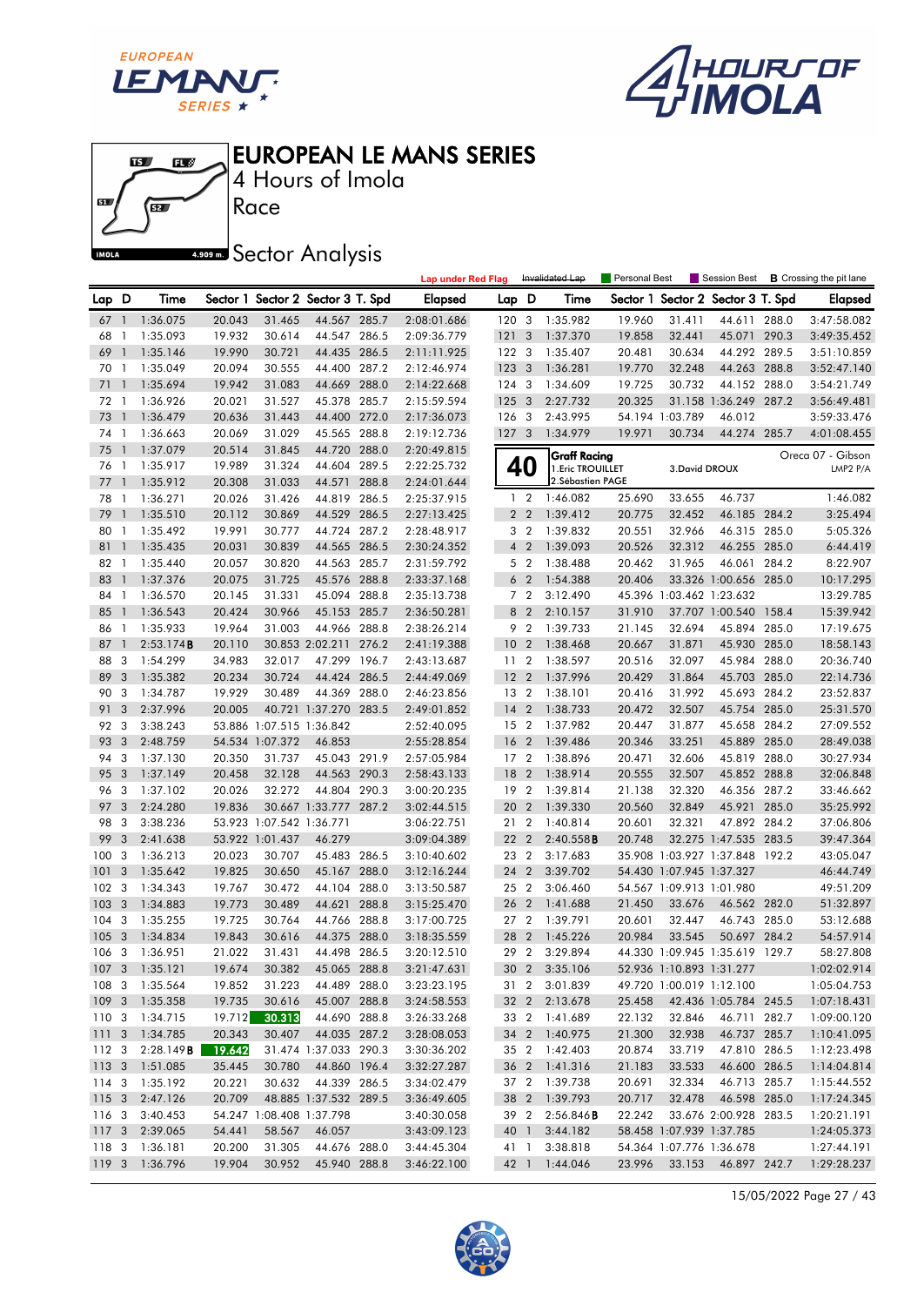# EUROPEAN LE MANS SERIES

4 Hours of Imola

Race

## Sector Analysis

Lap under Red Flag | Invalidated Lap | Personal Best | Session Best | **B** Crossing the pit lane

| Lap | D | Time | Sector 1 | Sector 2 | Sector 3 | T. Spd | Elapsed |
|---|---|---|---|---|---|---|---|
| 67 | 1 | 1:36.075 | 20.043 | 31.465 | 44.567 | 285.7 | 2:08:01.686 |
| 68 | 1 | 1:35.093 | 19.932 | 30.614 | 44.547 | 286.5 | 2:09:36.779 |
| 69 | 1 | 1:35.146 | 19.990 | 30.721 | 44.435 | 286.5 | 2:11:11.925 |
| 70 | 1 | 1:35.049 | 20.094 | 30.555 | 44.400 | 287.2 | 2:12:46.974 |
| 71 | 1 | 1:35.694 | 19.942 | 31.083 | 44.669 | 288.0 | 2:14:22.668 |
| 72 | 1 | 1:36.926 | 20.021 | 31.527 | 45.378 | 285.7 | 2:15:59.594 |
| 73 | 1 | 1:36.479 | 20.636 | 31.443 | 44.400 | 272.0 | 2:17:36.073 |
| 74 | 1 | 1:36.663 | 20.069 | 31.029 | 45.565 | 288.8 | 2:19:12.736 |
| 75 | 1 | 1:37.079 | 20.514 | 31.845 | 44.720 | 288.0 | 2:20:49.815 |
| 76 | 1 | 1:35.917 | 19.989 | 31.324 | 44.604 | 289.5 | 2:22:25.732 |
| 77 | 1 | 1:35.912 | 20.308 | 31.033 | 44.571 | 288.8 | 2:24:01.644 |
| 78 | 1 | 1:36.271 | 20.026 | 31.426 | 44.819 | 286.5 | 2:25:37.915 |
| 79 | 1 | 1:35.510 | 20.112 | 30.869 | 44.529 | 286.5 | 2:27:13.425 |
| 80 | 1 | 1:35.492 | 19.991 | 30.777 | 44.724 | 287.2 | 2:28:48.917 |
| 81 | 1 | 1:35.435 | 20.031 | 30.839 | 44.565 | 286.5 | 2:30:24.352 |
| 82 | 1 | 1:35.440 | 20.057 | 30.820 | 44.563 | 285.7 | 2:31:59.792 |
| 83 | 1 | 1:37.376 | 20.075 | 31.725 | 45.576 | 288.8 | 2:33:37.168 |
| 84 | 1 | 1:36.570 | 20.145 | 31.331 | 45.094 | 288.8 | 2:35:13.738 |
| 85 | 1 | 1:36.543 | 20.424 | 30.966 | 45.153 | 285.7 | 2:36:50.281 |
| 86 | 1 | 1:35.933 | 19.964 | 31.003 | 44.966 | 288.8 | 2:38:26.214 |
| 87 | 1 | 2:53.174 **B** | 20.110 | 30.853 | 2:02.211 | 276.2 | 2:41:19.388 |
| 88 | 3 | 1:54.299 | 34.983 | 32.017 | 47.299 | 196.7 | 2:43:13.687 |
| 89 | 3 | 1:35.382 | 20.234 | 30.724 | 44.424 | 286.5 | 2:44:49.069 |
| 90 | 3 | 1:34.787 | 19.929 | 30.489 | 44.369 | 288.0 | 2:46:23.856 |
| 91 | 3 | 2:37.996 | 20.005 | 40.721 | 1:37.270 | 283.5 | 2:49:01.852 |
| 92 | 3 | 3:38.243 | 53.886 | 1:07.515 | 1:36.842 | | 2:52:40.095 |
| 93 | 3 | 2:48.759 | 54.534 | 1:07.372 | 46.853 | | 2:55:28.854 |
| 94 | 3 | 1:37.130 | 20.350 | 31.737 | 45.043 | 291.9 | 2:57:05.984 |
| 95 | 3 | 1:37.149 | 20.458 | 32.128 | 44.563 | 290.3 | 2:58:43.133 |
| 96 | 3 | 1:37.102 | 20.026 | 32.272 | 44.804 | 290.3 | 3:00:20.235 |
| 97 | 3 | 2:24.280 | 19.836 | 30.667 | 1:33.777 | 287.2 | 3:02:44.515 |
| 98 | 3 | 3:38.236 | 53.923 | 1:07.542 | 1:36.771 | | 3:06:22.751 |
| 99 | 3 | 2:41.638 | 53.922 | 1:01.437 | 46.279 | | 3:09:04.389 |
| 100 | 3 | 1:36.213 | 20.023 | 30.707 | 45.483 | 286.5 | 3:10:40.602 |
| 101 | 3 | 1:35.642 | 19.825 | 30.650 | 45.167 | 288.0 | 3:12:16.244 |
| 102 | 3 | 1:34.343 | 19.767 | 30.472 | 44.104 | 288.0 | 3:13:50.587 |
| 103 | 3 | 1:34.883 | 19.773 | 30.489 | 44.621 | 288.8 | 3:15:25.470 |
| 104 | 3 | 1:35.255 | 19.725 | 30.764 | 44.766 | 288.8 | 3:17:00.725 |
| 105 | 3 | 1:34.834 | 19.843 | 30.616 | 44.375 | 288.0 | 3:18:35.559 |
| 106 | 3 | 1:36.951 | 21.022 | 31.431 | 44.498 | 286.5 | 3:20:12.510 |
| 107 | 3 | 1:35.121 | 19.674 | 30.382 | 45.065 | 288.8 | 3:21:47.631 |
| 108 | 3 | 1:35.564 | 19.852 | 31.223 | 44.489 | 288.0 | 3:23:23.195 |
| 109 | 3 | 1:35.358 | 19.735 | 30.616 | 45.007 | 288.8 | 3:24:58.553 |
| 110 | 3 | 1:34.715 | 19.712 | 30.313 | 44.690 | 288.8 | 3:26:33.268 |
| 111 | 3 | 1:34.785 | 20.343 | 30.407 | 44.035 | 287.2 | 3:28:08.053 |
| 112 | 3 | 2:28.149 **B** | 19.642 | 31.474 | 1:37.033 | 290.3 | 3:30:36.202 |
| 113 | 3 | 1:51.085 | 35.445 | 30.780 | 44.860 | 196.4 | 3:32:27.287 |
| 114 | 3 | 1:35.192 | 20.221 | 30.632 | 44.339 | 286.5 | 3:34:02.479 |
| 115 | 3 | 2:47.126 | 20.709 | 48.885 | 1:37.532 | 289.5 | 3:36:49.605 |
| 116 | 3 | 3:40.453 | 54.247 | 1:08.408 | 1:37.798 | | 3:40:30.058 |
| 117 | 3 | 2:39.065 | 54.441 | 58.567 | 46.057 | | 3:43:09.123 |
| 118 | 3 | 1:36.181 | 20.200 | 31.305 | 44.676 | 288.0 | 3:44:45.304 |
| 119 | 3 | 1:36.796 | 19.904 | 30.952 | 45.940 | 288.8 | 3:46:22.100 |
| 120 | 3 | 1:35.982 | 19.960 | 31.411 | 44.611 | 288.0 | 3:47:58.082 |
| 121 | 3 | 1:37.370 | 19.858 | 32.441 | 45.071 | 290.3 | 3:49:35.452 |
| 122 | 3 | 1:35.407 | 20.481 | 30.634 | 44.292 | 289.5 | 3:51:10.859 |
| 123 | 3 | 1:36.281 | 19.770 | 32.248 | 44.263 | 288.8 | 3:52:47.140 |
| 124 | 3 | 1:34.609 | 19.725 | 30.732 | 44.152 | 288.0 | 3:54:21.749 |
| 125 | 3 | 2:27.732 | 20.325 | 31.158 | 1:36.249 | 287.2 | 3:56:49.481 |
| 126 | 3 | 2:43.995 | 54.194 | 1:03.789 | 46.012 | | 3:59:33.476 |
| 127 | 3 | 1:34.979 | 19.971 | 30.734 | 44.274 | 285.7 | 4:01:08.455 |

**40** — **Graff Racing** — Oreca 07 - Gibson — LMP2 P/A

1. Eric TROUILLET
2. Sébastien PAGE
3. David DROUX

| Lap | D | Time | Sector 1 | Sector 2 | Sector 3 | T. Spd | Elapsed |
|---|---|---|---|---|---|---|---|
| 1 | 2 | 1:46.082 | 25.690 | 33.655 | 46.737 | | 1:46.082 |
| 2 | 2 | 1:39.412 | 20.775 | 32.452 | 46.185 | 284.2 | 3:25.494 |
| 3 | 2 | 1:39.832 | 20.551 | 32.966 | 46.315 | 285.0 | 5:05.326 |
| 4 | 2 | 1:39.093 | 20.526 | 32.312 | 46.255 | 285.0 | 6:44.419 |
| 5 | 2 | 1:38.488 | 20.462 | 31.965 | 46.061 | 284.2 | 8:22.907 |
| 6 | 2 | 1:54.388 | 20.406 | 33.326 | 1:00.656 | 285.0 | 10:17.295 |
| 7 | 2 | 3:12.490 | 45.396 | 1:03.462 | 1:23.632 | | 13:29.785 |
| 8 | 2 | 2:10.157 | 31.910 | 37.707 | 1:00.540 | 158.4 | 15:39.942 |
| 9 | 2 | 1:39.733 | 21.145 | 32.694 | 45.894 | 285.0 | 17:19.675 |
| 10 | 2 | 1:38.468 | 20.667 | 31.871 | 45.930 | 285.0 | 18:58.143 |
| 11 | 2 | 1:38.597 | 20.516 | 32.097 | 45.984 | 288.0 | 20:36.740 |
| 12 | 2 | 1:37.996 | 20.429 | 31.864 | 45.703 | 285.0 | 22:14.736 |
| 13 | 2 | 1:38.101 | 20.416 | 31.992 | 45.693 | 284.2 | 23:52.837 |
| 14 | 2 | 1:38.733 | 20.472 | 32.507 | 45.754 | 285.0 | 25:31.570 |
| 15 | 2 | 1:37.982 | 20.447 | 31.877 | 45.658 | 284.2 | 27:09.552 |
| 16 | 2 | 1:39.486 | 20.346 | 33.251 | 45.889 | 285.0 | 28:49.038 |
| 17 | 2 | 1:38.896 | 20.471 | 32.606 | 45.819 | 288.0 | 30:27.934 |
| 18 | 2 | 1:38.914 | 20.555 | 32.507 | 45.852 | 288.8 | 32:06.848 |
| 19 | 2 | 1:39.814 | 21.138 | 32.320 | 46.356 | 287.2 | 33:46.662 |
| 20 | 2 | 1:39.330 | 20.560 | 32.849 | 45.921 | 285.0 | 35:25.992 |
| 21 | 2 | 1:40.814 | 20.601 | 32.321 | 47.892 | 284.2 | 37:06.806 |
| 22 | 2 | 2:40.558 **B** | 20.748 | 32.275 | 1:47.535 | 283.5 | 39:47.364 |
| 23 | 2 | 3:17.683 | 35.908 | 1:03.927 | 1:37.848 | 192.2 | 43:05.047 |
| 24 | 2 | 3:39.702 | 54.430 | 1:07.945 | 1:37.327 | | 46:44.749 |
| 25 | 2 | 3:06.460 | 54.567 | 1:09.913 | 1:01.980 | | 49:51.209 |
| 26 | 2 | 1:41.688 | 21.450 | 33.676 | 46.562 | 282.0 | 51:32.897 |
| 27 | 2 | 1:39.791 | 20.601 | 32.447 | 46.743 | 285.0 | 53:12.688 |
| 28 | 2 | 1:45.226 | 20.804 | 33.545 | 50.677 | 284.2 | 54:57.914 |
| 29 | 2 | 3:29.894 | 44.330 | 1:09.945 | 1:35.619 | 129.7 | 58:27.808 |
| 30 | 2 | 3:35.106 | 52.936 | 1:10.893 | 1:31.277 | | 1:02:02.914 |
| 31 | 2 | 3:01.839 | 49.720 | 1:00.019 | 1:12.100 | | 1:05:04.753 |
| 32 | 2 | 2:13.678 | 25.458 | 42.436 | 1:05.784 | 245.5 | 1:07:18.431 |
| 33 | 2 | 1:41.689 | 22.132 | 32.846 | 46.711 | 282.7 | 1:09:00.120 |
| 34 | 2 | 1:40.975 | 21.300 | 32.938 | 46.737 | 285.7 | 1:10:41.095 |
| 35 | 2 | 1:42.403 | 20.874 | 33.719 | 47.810 | 286.5 | 1:12:23.498 |
| 36 | 2 | 1:41.316 | 21.183 | 33.533 | 46.600 | 286.5 | 1:14:04.814 |
| 37 | 2 | 1:39.738 | 20.691 | 32.334 | 46.713 | 285.7 | 1:15:44.552 |
| 38 | 2 | 1:39.793 | 20.717 | 32.478 | 46.598 | 285.0 | 1:17:24.345 |
| 39 | 2 | 2:56.846 **B** | 22.242 | 33.676 | 2:00.928 | 283.5 | 1:20:21.191 |
| 40 | 1 | 3:44.182 | 58.458 | 1:07.939 | 1:37.785 | | 1:24:05.373 |
| 41 | 1 | 3:38.818 | 54.364 | 1:07.776 | 1:36.678 | | 1:27:44.191 |
| 42 | 1 | 1:44.046 | 23.996 | 33.153 | 46.897 | 242.7 | 1:29:28.237 |

15/05/2022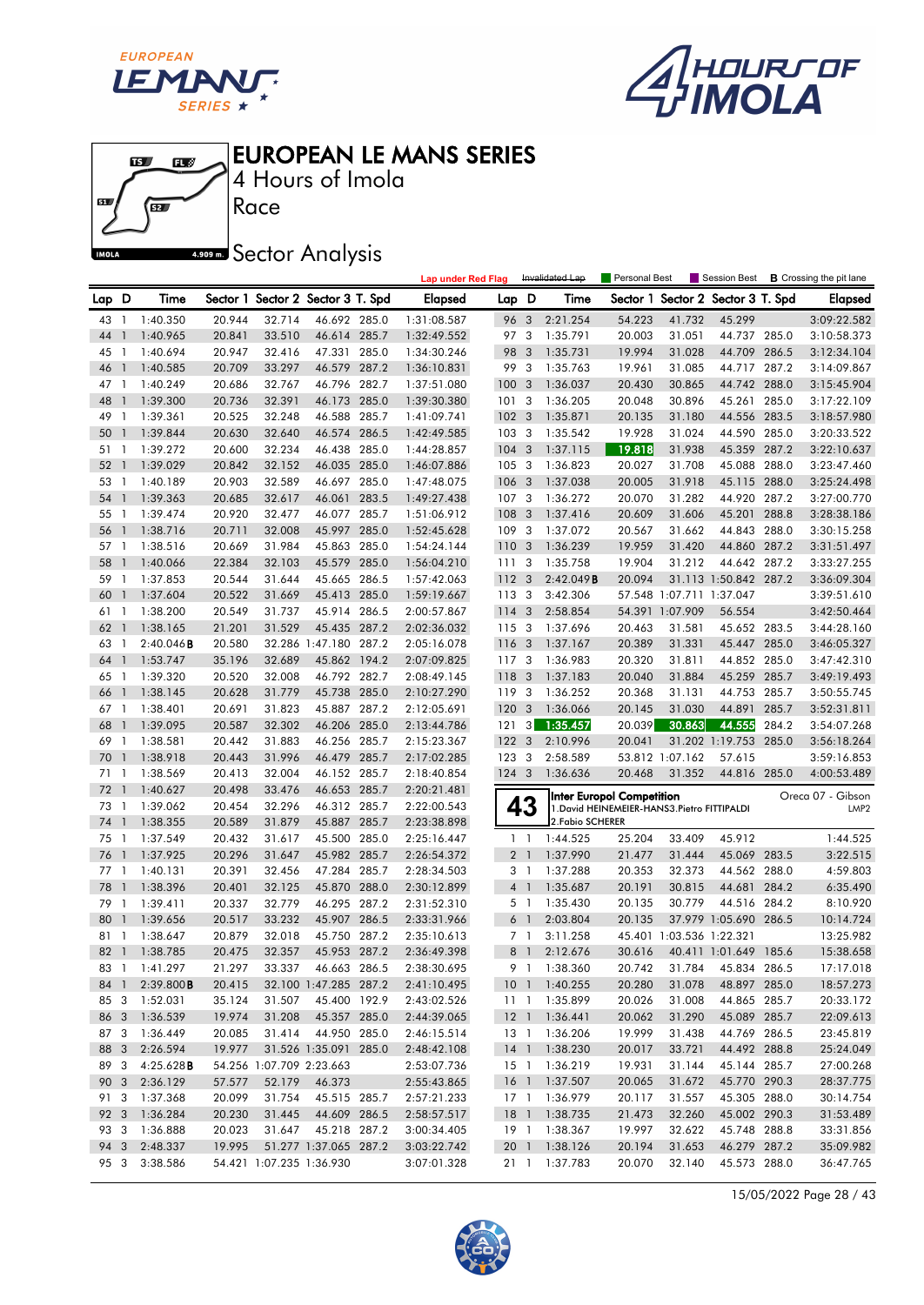# EUROPEAN LE MANS SERIES

4 Hours of Imola

Race

## Sector Analysis

Lap under Red Flag | Invalidated Lap | Personal Best | Session Best | **B** Crossing the pit lane

| Lap | D | Time | Sector 1 | Sector 2 | Sector 3 | T. Spd | Elapsed |
|---|---|---|---|---|---|---|---|
| 43 | 1 | 1:40.350 | 20.944 | 32.714 | 46.692 | 285.0 | 1:31:08.587 |
| 44 | 1 | 1:40.965 | 20.841 | 33.510 | 46.614 | 285.7 | 1:32:49.552 |
| 45 | 1 | 1:40.694 | 20.947 | 32.416 | 47.331 | 285.0 | 1:34:30.246 |
| 46 | 1 | 1:40.585 | 20.709 | 33.297 | 46.579 | 287.2 | 1:36:10.831 |
| 47 | 1 | 1:40.249 | 20.686 | 32.767 | 46.796 | 282.7 | 1:37:51.080 |
| 48 | 1 | 1:39.300 | 20.736 | 32.391 | 46.173 | 285.0 | 1:39:30.380 |
| 49 | 1 | 1:39.361 | 20.525 | 32.248 | 46.588 | 285.7 | 1:41:09.741 |
| 50 | 1 | 1:39.844 | 20.630 | 32.640 | 46.574 | 286.5 | 1:42:49.585 |
| 51 | 1 | 1:39.272 | 20.600 | 32.234 | 46.438 | 285.0 | 1:44:28.857 |
| 52 | 1 | 1:39.029 | 20.842 | 32.152 | 46.035 | 285.0 | 1:46:07.886 |
| 53 | 1 | 1:40.189 | 20.903 | 32.589 | 46.697 | 285.0 | 1:47:48.075 |
| 54 | 1 | 1:39.363 | 20.685 | 32.617 | 46.061 | 283.5 | 1:49:27.438 |
| 55 | 1 | 1:39.474 | 20.920 | 32.477 | 46.077 | 285.7 | 1:51:06.912 |
| 56 | 1 | 1:38.716 | 20.711 | 32.008 | 45.997 | 285.0 | 1:52:45.628 |
| 57 | 1 | 1:38.516 | 20.669 | 31.984 | 45.863 | 285.0 | 1:54:24.144 |
| 58 | 1 | 1:40.066 | 22.384 | 32.103 | 45.579 | 285.0 | 1:56:04.210 |
| 59 | 1 | 1:37.853 | 20.544 | 31.644 | 45.665 | 286.5 | 1:57:42.063 |
| 60 | 1 | 1:37.604 | 20.522 | 31.669 | 45.413 | 285.0 | 1:59:19.667 |
| 61 | 1 | 1:38.200 | 20.549 | 31.737 | 45.914 | 286.5 | 2:00:57.867 |
| 62 | 1 | 1:38.165 | 21.201 | 31.529 | 45.435 | 287.2 | 2:02:36.032 |
| 63 | 1 | 2:40.046**B** | 20.580 | 32.286 | 1:47.180 | 287.2 | 2:05:16.078 |
| 64 | 1 | 1:53.747 | 35.196 | 32.689 | 45.862 | 194.2 | 2:07:09.825 |
| 65 | 1 | 1:39.320 | 20.520 | 32.008 | 46.792 | 282.7 | 2:08:49.145 |
| 66 | 1 | 1:38.145 | 20.628 | 31.779 | 45.738 | 285.0 | 2:10:27.290 |
| 67 | 1 | 1:38.401 | 20.691 | 31.823 | 45.887 | 287.2 | 2:12:05.691 |
| 68 | 1 | 1:39.095 | 20.587 | 32.302 | 46.206 | 285.0 | 2:13:44.786 |
| 69 | 1 | 1:38.581 | 20.442 | 31.883 | 46.256 | 285.7 | 2:15:23.367 |
| 70 | 1 | 1:38.918 | 20.443 | 31.996 | 46.479 | 285.7 | 2:17:02.285 |
| 71 | 1 | 1:38.569 | 20.413 | 32.004 | 46.152 | 285.7 | 2:18:40.854 |
| 72 | 1 | 1:40.627 | 20.498 | 33.476 | 46.653 | 285.7 | 2:20:21.481 |
| 73 | 1 | 1:39.062 | 20.454 | 32.296 | 46.312 | 285.7 | 2:22:00.543 |
| 74 | 1 | 1:38.355 | 20.589 | 31.879 | 45.887 | 285.7 | 2:23:38.898 |
| 75 | 1 | 1:37.549 | 20.432 | 31.617 | 45.500 | 285.0 | 2:25:16.447 |
| 76 | 1 | 1:37.925 | 20.296 | 31.647 | 45.982 | 285.7 | 2:26:54.372 |
| 77 | 1 | 1:40.131 | 20.391 | 32.456 | 47.284 | 285.7 | 2:28:34.503 |
| 78 | 1 | 1:38.396 | 20.401 | 32.125 | 45.870 | 288.0 | 2:30:12.899 |
| 79 | 1 | 1:39.411 | 20.337 | 32.779 | 46.295 | 287.2 | 2:31:52.310 |
| 80 | 1 | 1:39.656 | 20.517 | 33.232 | 45.907 | 286.5 | 2:33:31.966 |
| 81 | 1 | 1:38.647 | 20.879 | 32.018 | 45.750 | 287.2 | 2:35:10.613 |
| 82 | 1 | 1:38.785 | 20.475 | 32.357 | 45.953 | 287.2 | 2:36:49.398 |
| 83 | 1 | 1:41.297 | 21.297 | 33.337 | 46.663 | 286.5 | 2:38:30.695 |
| 84 | 1 | 2:39.800**B** | 20.415 | 32.100 | 1:47.285 | 287.2 | 2:41:10.495 |
| 85 | 3 | 1:52.031 | 35.124 | 31.507 | 45.400 | 192.9 | 2:43:02.526 |
| 86 | 3 | 1:36.539 | 19.974 | 31.208 | 45.357 | 285.0 | 2:44:39.065 |
| 87 | 3 | 1:36.449 | 20.085 | 31.414 | 44.950 | 285.0 | 2:46:15.514 |
| 88 | 3 | 2:26.594 | 19.977 | 31.526 | 1:35.091 | 285.0 | 2:48:42.108 |
| 89 | 3 | 4:25.628**B** | 54.256 | 1:07.709 | 2:23.663 | | 2:53:07.736 |
| 90 | 3 | 2:36.129 | 57.577 | 52.179 | 46.373 | | 2:55:43.865 |
| 91 | 3 | 1:37.368 | 20.099 | 31.754 | 45.515 | 285.7 | 2:57:21.233 |
| 92 | 3 | 1:36.284 | 20.230 | 31.445 | 44.609 | 286.5 | 2:58:57.517 |
| 93 | 3 | 1:36.888 | 20.023 | 31.647 | 45.218 | 287.2 | 3:00:34.405 |
| 94 | 3 | 2:48.337 | 19.995 | 51.277 | 1:37.065 | 287.2 | 3:03:22.742 |
| 95 | 3 | 3:38.586 | 54.421 | 1:07.235 | 1:36.930 | | 3:07:01.328 |
| 96 | 3 | 2:21.254 | 54.223 | 41.732 | 45.299 | | 3:09:22.582 |
| 97 | 3 | 1:35.791 | 20.003 | 31.051 | 44.737 | 285.0 | 3:10:58.373 |
| 98 | 3 | 1:35.731 | 19.994 | 31.028 | 44.709 | 286.5 | 3:12:34.104 |
| 99 | 3 | 1:35.763 | 19.961 | 31.085 | 44.717 | 287.2 | 3:14:09.867 |
| 100 | 3 | 1:36.037 | 20.430 | 30.865 | 44.742 | 288.0 | 3:15:45.904 |
| 101 | 3 | 1:36.205 | 20.048 | 30.896 | 45.261 | 285.0 | 3:17:22.109 |
| 102 | 3 | 1:35.871 | 20.135 | 31.180 | 44.556 | 283.5 | 3:18:57.980 |
| 103 | 3 | 1:35.542 | 19.928 | 31.024 | 44.590 | 285.0 | 3:20:33.522 |
| 104 | 3 | 1:37.115 | 19.818 | 31.938 | 45.359 | 287.2 | 3:22:10.637 |
| 105 | 3 | 1:36.823 | 20.027 | 31.708 | 45.088 | 288.0 | 3:23:47.460 |
| 106 | 3 | 1:37.038 | 20.005 | 31.918 | 45.115 | 288.0 | 3:25:24.498 |
| 107 | 3 | 1:36.272 | 20.070 | 31.282 | 44.920 | 287.2 | 3:27:00.770 |
| 108 | 3 | 1:37.416 | 20.609 | 31.606 | 45.201 | 288.8 | 3:28:38.186 |
| 109 | 3 | 1:37.072 | 20.567 | 31.662 | 44.843 | 288.0 | 3:30:15.258 |
| 110 | 3 | 1:36.239 | 19.959 | 31.420 | 44.860 | 287.2 | 3:31:51.497 |
| 111 | 3 | 1:35.758 | 19.904 | 31.212 | 44.642 | 287.2 | 3:33:27.255 |
| 112 | 3 | 2:42.049**B** | 20.094 | 31.113 | 1:50.842 | 287.2 | 3:36:09.304 |
| 113 | 3 | 3:42.306 | 57.548 | 1:07.711 | 1:37.047 | | 3:39:51.610 |
| 114 | 3 | 2:58.854 | 54.391 | 1:07.909 | 56.554 | | 3:42:50.464 |
| 115 | 3 | 1:37.696 | 20.463 | 31.581 | 45.652 | 283.5 | 3:44:28.160 |
| 116 | 3 | 1:37.167 | 20.389 | 31.331 | 45.447 | 285.0 | 3:46:05.327 |
| 117 | 3 | 1:36.983 | 20.320 | 31.811 | 44.852 | 285.0 | 3:47:42.310 |
| 118 | 3 | 1:37.183 | 20.040 | 31.884 | 45.259 | 285.7 | 3:49:19.493 |
| 119 | 3 | 1:36.252 | 20.368 | 31.131 | 44.753 | 285.7 | 3:50:55.745 |
| 120 | 3 | 1:36.066 | 20.145 | 31.030 | 44.891 | 285.7 | 3:52:31.811 |
| 121 | 3 | 1:35.457 | 20.039 | 30.863 | 44.555 | 284.2 | 3:54:07.268 |
| 122 | 3 | 2:10.996 | 20.041 | 31.202 | 1:19.753 | 285.0 | 3:56:18.264 |
| 123 | 3 | 2:58.589 | 53.812 | 1:07.162 | 57.615 | | 3:59:16.853 |
| 124 | 3 | 1:36.636 | 20.468 | 31.352 | 44.816 | 285.0 | 4:00:53.489 |

**43** — **Inter Europol Competition** — Oreca 07 - Gibson — LMP2

1.David HEINEMEIER-HANS 3.Pietro FITTIPALDI

2.Fabio SCHERER

| Lap | D | Time | Sector 1 | Sector 2 | Sector 3 | T. Spd | Elapsed |
|---|---|---|---|---|---|---|---|
| 1 | 1 | 1:44.525 | 25.204 | 33.409 | 45.912 | | 1:44.525 |
| 2 | 1 | 1:37.990 | 21.477 | 31.444 | 45.069 | 283.5 | 3:22.515 |
| 3 | 1 | 1:37.288 | 20.353 | 32.373 | 44.562 | 288.0 | 4:59.803 |
| 4 | 1 | 1:35.687 | 20.191 | 30.815 | 44.681 | 284.2 | 6:35.490 |
| 5 | 1 | 1:35.430 | 20.135 | 30.779 | 44.516 | 284.2 | 8:10.920 |
| 6 | 1 | 2:03.804 | 20.135 | 37.979 | 1:05.690 | 286.5 | 10:14.724 |
| 7 | 1 | 3:11.258 | 45.401 | 1:03.536 | 1:22.321 | | 13:25.982 |
| 8 | 1 | 2:12.676 | 30.616 | 40.411 | 1:01.649 | 185.6 | 15:38.658 |
| 9 | 1 | 1:38.360 | 20.742 | 31.784 | 45.834 | 286.5 | 17:17.018 |
| 10 | 1 | 1:40.255 | 20.280 | 31.078 | 48.897 | 285.0 | 18:57.273 |
| 11 | 1 | 1:35.899 | 20.026 | 31.008 | 44.865 | 285.7 | 20:33.172 |
| 12 | 1 | 1:36.441 | 20.062 | 31.290 | 45.089 | 285.7 | 22:09.613 |
| 13 | 1 | 1:36.206 | 19.999 | 31.438 | 44.769 | 286.5 | 23:45.819 |
| 14 | 1 | 1:38.230 | 20.017 | 33.721 | 44.492 | 288.8 | 25:24.049 |
| 15 | 1 | 1:36.219 | 19.931 | 31.144 | 45.144 | 285.7 | 27:00.268 |
| 16 | 1 | 1:37.507 | 20.065 | 31.672 | 45.770 | 290.3 | 28:37.775 |
| 17 | 1 | 1:36.979 | 20.117 | 31.557 | 45.305 | 288.0 | 30:14.754 |
| 18 | 1 | 1:38.735 | 21.473 | 32.260 | 45.002 | 290.3 | 31:53.489 |
| 19 | 1 | 1:38.367 | 19.997 | 32.622 | 45.748 | 288.8 | 33:31.856 |
| 20 | 1 | 1:38.126 | 20.194 | 31.653 | 46.279 | 287.2 | 35:09.982 |
| 21 | 1 | 1:37.783 | 20.070 | 32.140 | 45.573 | 288.0 | 36:47.765 |

15/05/2022 Page 28 / 43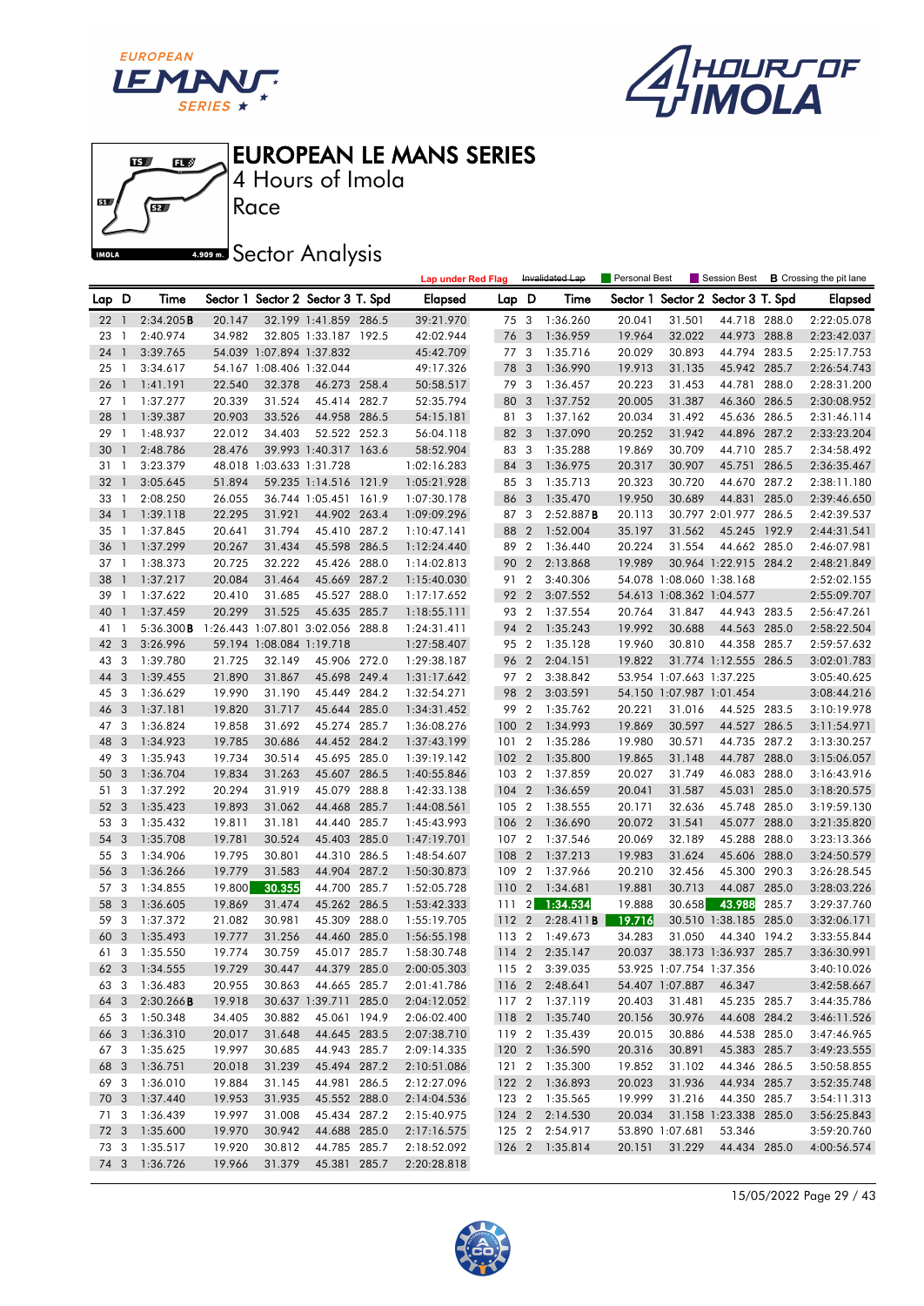# EUROPEAN LE MANS SERIES

4 Hours of Imola

Race

Sector Analysis

Lap under Red Flag | Invalidated Lap | Personal Best | Session Best | B Crossing the pit lane

| Lap | D | Time | Sector 1 | Sector 2 | Sector 3 | T. Spd | Elapsed |
|---|---|---|---|---|---|---|---|
| 22 | 1 | 2:34.205B | 20.147 | 32.199 | 1:41.859 | 286.5 | 39:21.970 |
| 23 | 1 | 2:40.974 | 34.982 | 32.805 | 1:33.187 | 192.5 | 42:02.944 |
| 24 | 1 | 3:39.765 | 54.039 | 1:07.894 | 1:37.832 | | 45:42.709 |
| 25 | 1 | 3:34.617 | 54.167 | 1:08.406 | 1:32.044 | | 49:17.326 |
| 26 | 1 | 1:41.191 | 22.540 | 32.378 | 46.273 | 258.4 | 50:58.517 |
| 27 | 1 | 1:37.277 | 20.339 | 31.524 | 45.414 | 282.7 | 52:35.794 |
| 28 | 1 | 1:39.387 | 20.903 | 33.526 | 44.958 | 286.5 | 54:15.181 |
| 29 | 1 | 1:48.937 | 22.012 | 34.403 | 52.522 | 252.3 | 56:04.118 |
| 30 | 1 | 2:48.786 | 28.476 | 39.993 | 1:40.317 | 163.6 | 58:52.904 |
| 31 | 1 | 3:23.379 | 48.018 | 1:03.633 | 1:31.728 | | 1:02:16.283 |
| 32 | 1 | 3:05.645 | 51.894 | 59.235 | 1:14.516 | 121.9 | 1:05:21.928 |
| 33 | 1 | 2:08.250 | 26.055 | 36.744 | 1:05.451 | 161.9 | 1:07:30.178 |
| 34 | 1 | 1:39.118 | 22.295 | 31.921 | 44.902 | 263.4 | 1:09:09.296 |
| 35 | 1 | 1:37.845 | 20.641 | 31.794 | 45.410 | 287.2 | 1:10:47.141 |
| 36 | 1 | 1:37.299 | 20.267 | 31.434 | 45.598 | 286.5 | 1:12:24.440 |
| 37 | 1 | 1:38.373 | 20.725 | 32.222 | 45.426 | 288.0 | 1:14:02.813 |
| 38 | 1 | 1:37.217 | 20.084 | 31.464 | 45.669 | 287.2 | 1:15:40.030 |
| 39 | 1 | 1:37.622 | 20.410 | 31.685 | 45.527 | 288.0 | 1:17:17.652 |
| 40 | 1 | 1:37.459 | 20.299 | 31.525 | 45.635 | 285.7 | 1:18:55.111 |
| 41 | 1 | 5:36.300B | 1:26.443 | 1:07.801 | 3:02.056 | 288.8 | 1:24:31.411 |
| 42 | 3 | 3:26.996 | 59.194 | 1:08.084 | 1:19.718 | | 1:27:58.407 |
| 43 | 3 | 1:39.780 | 21.725 | 32.149 | 45.906 | 272.0 | 1:29:38.187 |
| 44 | 3 | 1:39.455 | 21.890 | 31.867 | 45.698 | 249.4 | 1:31:17.642 |
| 45 | 3 | 1:36.629 | 19.990 | 31.190 | 45.449 | 284.2 | 1:32:54.271 |
| 46 | 3 | 1:37.181 | 19.820 | 31.717 | 45.644 | 285.0 | 1:34:31.452 |
| 47 | 3 | 1:36.824 | 19.858 | 31.692 | 45.274 | 285.7 | 1:36:08.276 |
| 48 | 3 | 1:34.923 | 19.785 | 30.686 | 44.452 | 284.2 | 1:37:43.199 |
| 49 | 3 | 1:35.943 | 19.734 | 30.514 | 45.695 | 285.0 | 1:39:19.142 |
| 50 | 3 | 1:36.704 | 19.834 | 31.263 | 45.607 | 286.5 | 1:40:55.846 |
| 51 | 3 | 1:37.292 | 20.294 | 31.919 | 45.079 | 288.8 | 1:42:33.138 |
| 52 | 3 | 1:35.423 | 19.893 | 31.062 | 44.468 | 285.7 | 1:44:08.561 |
| 53 | 3 | 1:35.432 | 19.811 | 31.181 | 44.440 | 285.7 | 1:45:43.993 |
| 54 | 3 | 1:35.708 | 19.781 | 30.524 | 45.403 | 285.0 | 1:47:19.701 |
| 55 | 3 | 1:34.906 | 19.795 | 30.801 | 44.310 | 286.5 | 1:48:54.607 |
| 56 | 3 | 1:36.266 | 19.779 | 31.583 | 44.904 | 287.2 | 1:50:30.873 |
| 57 | 3 | 1:34.855 | 19.800 | 30.355 | 44.700 | 285.7 | 1:52:05.728 |
| 58 | 3 | 1:36.605 | 19.869 | 31.474 | 45.262 | 286.5 | 1:53:42.333 |
| 59 | 3 | 1:37.372 | 21.082 | 30.981 | 45.309 | 288.0 | 1:55:19.705 |
| 60 | 3 | 1:35.493 | 19.777 | 31.256 | 44.460 | 285.0 | 1:56:55.198 |
| 61 | 3 | 1:35.550 | 19.774 | 30.759 | 45.017 | 285.7 | 1:58:30.748 |
| 62 | 3 | 1:34.555 | 19.729 | 30.447 | 44.379 | 285.0 | 2:00:05.303 |
| 63 | 3 | 1:36.483 | 20.955 | 30.863 | 44.665 | 285.7 | 2:01:41.786 |
| 64 | 3 | 2:30.266B | 19.918 | 30.637 | 1:39.711 | 285.0 | 2:04:12.052 |
| 65 | 3 | 1:50.348 | 34.405 | 30.882 | 45.061 | 194.9 | 2:06:02.400 |
| 66 | 3 | 1:36.310 | 20.017 | 31.648 | 44.645 | 283.5 | 2:07:38.710 |
| 67 | 3 | 1:35.625 | 19.997 | 30.685 | 44.943 | 285.7 | 2:09:14.335 |
| 68 | 3 | 1:36.751 | 20.018 | 31.239 | 45.494 | 287.2 | 2:10:51.086 |
| 69 | 3 | 1:36.010 | 19.884 | 31.145 | 44.981 | 285.0 | 2:12:27.096 |
| 70 | 3 | 1:37.440 | 19.953 | 31.935 | 45.552 | 288.0 | 2:14:04.536 |
| 71 | 3 | 1:36.439 | 19.997 | 31.008 | 45.434 | 287.2 | 2:15:40.975 |
| 72 | 3 | 1:35.600 | 19.970 | 30.942 | 44.688 | 285.0 | 2:17:16.575 |
| 73 | 3 | 1:35.517 | 19.920 | 30.812 | 44.785 | 285.7 | 2:18:52.092 |
| 74 | 3 | 1:36.726 | 19.966 | 31.379 | 45.381 | 285.7 | 2:20:28.818 |
| 75 | 3 | 1:36.260 | 20.041 | 31.501 | 44.718 | 288.0 | 2:22:05.078 |
| 76 | 3 | 1:36.959 | 19.964 | 32.022 | 44.973 | 288.8 | 2:23:42.037 |
| 77 | 3 | 1:35.716 | 20.029 | 30.893 | 44.794 | 283.5 | 2:25:17.753 |
| 78 | 3 | 1:36.990 | 19.913 | 31.135 | 45.942 | 285.7 | 2:26:54.743 |
| 79 | 3 | 1:36.457 | 20.223 | 31.453 | 44.781 | 288.0 | 2:28:31.200 |
| 80 | 3 | 1:37.752 | 20.005 | 31.387 | 46.360 | 286.5 | 2:30:08.952 |
| 81 | 3 | 1:37.162 | 20.034 | 31.492 | 45.636 | 286.5 | 2:31:46.114 |
| 82 | 3 | 1:37.090 | 20.252 | 31.942 | 44.896 | 287.2 | 2:33:23.204 |
| 83 | 3 | 1:35.288 | 19.869 | 30.709 | 44.710 | 285.7 | 2:34:58.492 |
| 84 | 3 | 1:36.975 | 20.317 | 30.907 | 45.751 | 286.5 | 2:36:35.467 |
| 85 | 3 | 1:35.713 | 20.323 | 30.720 | 44.670 | 287.2 | 2:38:11.180 |
| 86 | 3 | 1:35.470 | 19.950 | 30.689 | 44.831 | 285.0 | 2:39:46.650 |
| 87 | 3 | 2:52.887B | 20.113 | 30.797 | 2:01.977 | 286.5 | 2:42:39.537 |
| 88 | 2 | 1:52.004 | 35.197 | 31.562 | 45.245 | 192.9 | 2:44:31.541 |
| 89 | 2 | 1:36.440 | 20.224 | 31.554 | 44.662 | 285.0 | 2:46:07.981 |
| 90 | 2 | 2:13.868 | 19.989 | 30.964 | 1:22.915 | 284.2 | 2:48:21.849 |
| 91 | 2 | 3:40.306 | 54.078 | 1:08.060 | 1:38.168 | | 2:52:02.155 |
| 92 | 2 | 3:07.552 | 54.613 | 1:08.362 | 1:04.577 | | 2:55:09.707 |
| 93 | 2 | 1:37.554 | 20.764 | 31.847 | 44.943 | 283.5 | 2:56:47.261 |
| 94 | 2 | 1:35.243 | 19.992 | 30.688 | 44.563 | 285.0 | 2:58:22.504 |
| 95 | 2 | 1:35.128 | 19.960 | 30.810 | 44.358 | 285.7 | 2:59:57.632 |
| 96 | 2 | 2:04.151 | 19.822 | 31.774 | 1:12.555 | 286.5 | 3:02:01.783 |
| 97 | 2 | 3:38.842 | 53.954 | 1:07.663 | 1:37.225 | | 3:05:40.625 |
| 98 | 2 | 3:03.591 | 54.150 | 1:07.987 | 1:01.454 | | 3:08:44.216 |
| 99 | 2 | 1:35.762 | 20.221 | 31.016 | 44.525 | 283.5 | 3:10:19.978 |
| 100 | 2 | 1:34.993 | 19.869 | 30.597 | 44.527 | 286.5 | 3:11:54.971 |
| 101 | 2 | 1:35.286 | 19.980 | 30.571 | 44.735 | 287.2 | 3:13:30.257 |
| 102 | 2 | 1:35.800 | 19.865 | 31.148 | 44.787 | 288.0 | 3:15:06.057 |
| 103 | 2 | 1:37.859 | 20.027 | 31.749 | 46.083 | 288.0 | 3:16:43.916 |
| 104 | 2 | 1:36.659 | 20.041 | 31.587 | 45.031 | 285.0 | 3:18:20.575 |
| 105 | 2 | 1:38.555 | 20.171 | 32.636 | 45.748 | 285.0 | 3:19:59.130 |
| 106 | 2 | 1:36.690 | 20.072 | 31.541 | 45.077 | 288.0 | 3:21:35.820 |
| 107 | 2 | 1:37.546 | 20.069 | 32.189 | 45.288 | 288.0 | 3:23:13.366 |
| 108 | 2 | 1:37.213 | 19.983 | 31.624 | 45.606 | 288.0 | 3:24:50.579 |
| 109 | 2 | 1:37.966 | 20.210 | 32.456 | 45.300 | 290.3 | 3:26:28.545 |
| 110 | 2 | 1:34.681 | 19.881 | 30.713 | 44.087 | 285.0 | 3:28:03.226 |
| 111 | 2 | 1:34.534 | 19.888 | 30.658 | 43.988 | 285.7 | 3:29:37.760 |
| 112 | 2 | 2:28.411B | 19.716 | 30.510 | 1:38.185 | 285.0 | 3:32:06.171 |
| 113 | 2 | 1:49.673 | 34.283 | 31.050 | 44.340 | 194.2 | 3:33:55.844 |
| 114 | 2 | 2:35.147 | 20.037 | 38.173 | 1:36.937 | 285.7 | 3:36:30.991 |
| 115 | 2 | 3:39.035 | 53.925 | 1:07.754 | 1:37.356 | | 3:40:10.026 |
| 116 | 2 | 2:48.641 | 54.407 | 1:07.887 | 46.347 | | 3:42:58.667 |
| 117 | 2 | 1:37.119 | 20.403 | 31.481 | 45.235 | 285.7 | 3:44:35.786 |
| 118 | 2 | 1:35.740 | 20.156 | 30.976 | 44.608 | 284.2 | 3:46:11.526 |
| 119 | 2 | 1:35.439 | 20.015 | 30.886 | 44.538 | 285.0 | 3:47:46.965 |
| 120 | 2 | 1:36.590 | 20.316 | 30.891 | 45.383 | 285.7 | 3:49:23.555 |
| 121 | 2 | 1:35.300 | 19.852 | 31.102 | 44.346 | 286.5 | 3:50:58.855 |
| 122 | 2 | 1:36.893 | 20.023 | 31.936 | 44.934 | 285.7 | 3:52:35.748 |
| 123 | 2 | 1:35.565 | 19.999 | 31.216 | 44.350 | 285.7 | 3:54:11.313 |
| 124 | 2 | 2:14.530 | 20.034 | 31.158 | 1:23.338 | 285.0 | 3:56:25.843 |
| 125 | 2 | 2:54.917 | 53.890 | 1:07.681 | 53.346 | | 3:59:20.760 |
| 126 | 2 | 1:35.814 | 20.151 | 31.229 | 44.434 | 285.0 | 4:00:56.574 |

15/05/2022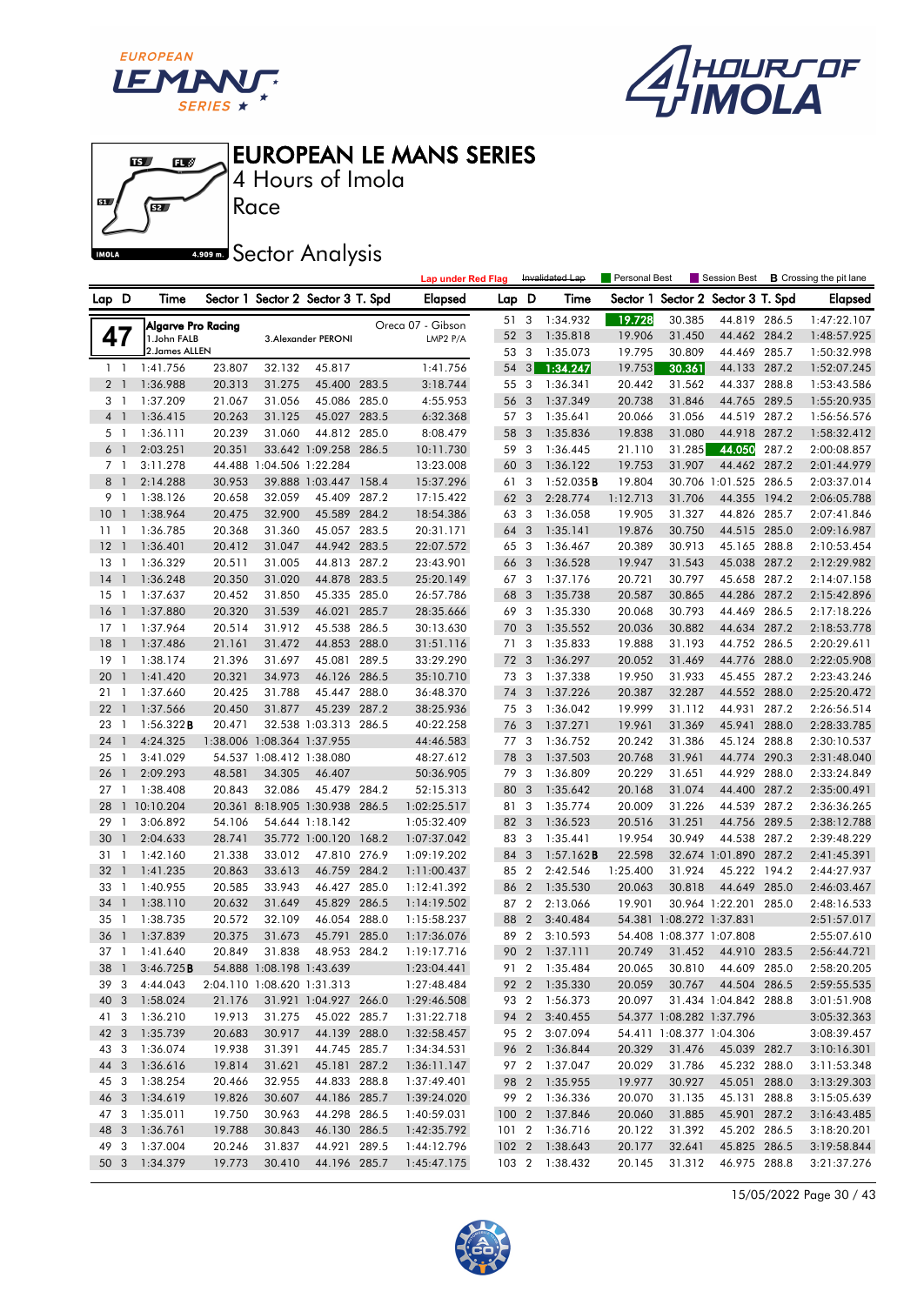# EUROPEAN LE MANS SERIES

4 Hours of Imola

Race

## Sector Analysis

Lap under Red Flag | Invalidated Lap | Personal Best | Session Best | **B** Crossing the pit lane

**47** — Algarve Pro Racing — Oreca 07 - Gibson — LMP2 P/A
1. John FALB
2. James ALLEN
3. Alexander PERONI

| Lap | D | Time | Sector 1 | Sector 2 | Sector 3 | T. Spd | Elapsed |
|---|---|---|---|---|---|---|---|
| 1 | 1 | 1:41.756 | 23.807 | 32.132 | 45.817 | | 1:41.756 |
| 2 | 1 | 1:36.988 | 20.313 | 31.275 | 45.400 | 283.5 | 3:18.744 |
| 3 | 1 | 1:37.209 | 21.067 | 31.056 | 45.086 | 285.0 | 4:55.953 |
| 4 | 1 | 1:36.415 | 20.263 | 31.125 | 45.027 | 283.5 | 6:32.368 |
| 5 | 1 | 1:36.111 | 20.239 | 31.060 | 44.812 | 285.0 | 8:08.479 |
| 6 | 1 | 2:03.251 | 20.351 | 33.642 | 1:09.258 | 286.5 | 10:11.730 |
| 7 | 1 | 3:11.278 | 44.488 | 1:04.506 | 1:22.284 | | 13:23.008 |
| 8 | 1 | 2:14.288 | 30.953 | 39.888 | 1:03.447 | 158.4 | 15:37.296 |
| 9 | 1 | 1:38.126 | 20.658 | 32.059 | 45.409 | 287.2 | 17:15.422 |
| 10 | 1 | 1:38.964 | 20.475 | 32.900 | 45.589 | 284.2 | 18:54.386 |
| 11 | 1 | 1:36.785 | 20.368 | 31.360 | 45.057 | 283.5 | 20:31.171 |
| 12 | 1 | 1:36.401 | 20.412 | 31.047 | 44.942 | 283.5 | 22:07.572 |
| 13 | 1 | 1:36.329 | 20.511 | 31.005 | 44.813 | 287.2 | 23:43.901 |
| 14 | 1 | 1:36.248 | 20.350 | 31.020 | 44.878 | 283.5 | 25:20.149 |
| 15 | 1 | 1:37.637 | 20.452 | 31.850 | 45.335 | 285.0 | 26:57.786 |
| 16 | 1 | 1:37.880 | 20.320 | 31.539 | 46.021 | 285.7 | 28:35.666 |
| 17 | 1 | 1:37.964 | 20.514 | 31.912 | 45.538 | 286.5 | 30:13.630 |
| 18 | 1 | 1:37.486 | 21.161 | 31.472 | 44.853 | 288.0 | 31:51.116 |
| 19 | 1 | 1:38.174 | 21.396 | 31.697 | 45.081 | 289.5 | 33:29.290 |
| 20 | 1 | 1:41.420 | 20.321 | 34.973 | 46.126 | 286.5 | 35:10.710 |
| 21 | 1 | 1:37.660 | 20.425 | 31.788 | 45.447 | 288.0 | 36:48.370 |
| 22 | 1 | 1:37.566 | 20.450 | 31.877 | 45.239 | 287.2 | 38:25.936 |
| 23 | 1 | 1:56.322 **B** | 20.471 | 32.538 | 1:03.313 | 286.5 | 40:22.258 |
| 24 | 1 | 4:24.325 | 1:38.006 | 1:08.364 | 1:37.955 | | 44:46.583 |
| 25 | 1 | 3:41.029 | 54.537 | 1:08.412 | 1:38.080 | | 48:27.612 |
| 26 | 1 | 2:09.293 | 48.581 | 34.305 | 46.407 | | 50:36.905 |
| 27 | 1 | 1:38.408 | 20.843 | 32.086 | 45.479 | 284.2 | 52:15.313 |
| 28 | 1 | 10:10.204 | 20.361 | 8:18.905 | 1:30.938 | 286.5 | 1:02:25.517 |
| 29 | 1 | 3:06.892 | 54.106 | 54.644 | 1:18.142 | | 1:05:32.409 |
| 30 | 1 | 2:04.633 | 28.741 | 35.772 | 1:00.120 | 168.2 | 1:07:37.042 |
| 31 | 1 | 1:42.160 | 21.338 | 33.012 | 47.810 | 276.9 | 1:09:19.202 |
| 32 | 1 | 1:41.235 | 20.863 | 33.613 | 46.759 | 284.2 | 1:11:00.437 |
| 33 | 1 | 1:40.955 | 20.585 | 33.943 | 46.427 | 285.0 | 1:12:41.392 |
| 34 | 1 | 1:38.110 | 20.632 | 31.649 | 45.829 | 286.5 | 1:14:19.502 |
| 35 | 1 | 1:38.735 | 20.572 | 32.109 | 46.054 | 288.0 | 1:15:58.237 |
| 36 | 1 | 1:37.839 | 20.375 | 31.673 | 45.791 | 285.0 | 1:17:36.076 |
| 37 | 1 | 1:41.640 | 20.849 | 31.838 | 48.953 | 284.2 | 1:19:17.716 |
| 38 | 1 | 3:46.725 **B** | 54.888 | 1:08.198 | 1:43.639 | | 1:23:04.441 |
| 39 | 3 | 4:44.043 | 2:04.110 | 1:08.620 | 1:31.313 | | 1:27:48.484 |
| 40 | 3 | 1:58.024 | 21.176 | 31.921 | 1:04.927 | 266.0 | 1:29:46.508 |
| 41 | 3 | 1:36.210 | 19.913 | 31.275 | 45.022 | 285.7 | 1:31:22.718 |
| 42 | 3 | 1:35.739 | 20.683 | 30.917 | 44.139 | 288.0 | 1:32:58.457 |
| 43 | 3 | 1:36.074 | 19.938 | 31.391 | 44.745 | 285.7 | 1:34:34.531 |
| 44 | 3 | 1:36.616 | 19.814 | 31.621 | 45.181 | 287.2 | 1:36:11.147 |
| 45 | 3 | 1:38.254 | 20.466 | 32.955 | 44.833 | 288.8 | 1:37:49.401 |
| 46 | 3 | 1:34.619 | 19.826 | 30.607 | 44.186 | 285.7 | 1:39:24.020 |
| 47 | 3 | 1:35.011 | 19.750 | 30.963 | 44.298 | 286.5 | 1:40:59.031 |
| 48 | 3 | 1:36.761 | 19.788 | 30.843 | 46.130 | 286.5 | 1:42:35.792 |
| 49 | 3 | 1:37.004 | 20.246 | 31.837 | 44.921 | 289.5 | 1:44:12.796 |
| 50 | 3 | 1:34.379 | 19.773 | 30.410 | 44.196 | 285.7 | 1:45:47.175 |
| 51 | 3 | 1:34.932 | 19.728 | 30.385 | 44.819 | 286.5 | 1:47:22.107 |
| 52 | 3 | 1:35.818 | 19.906 | 31.450 | 44.462 | 284.2 | 1:48:57.925 |
| 53 | 3 | 1:35.073 | 19.795 | 30.809 | 44.469 | 285.7 | 1:50:32.998 |
| 54 | 3 | 1:34.247 | 19.753 | 30.361 | 44.133 | 287.2 | 1:52:07.245 |
| 55 | 3 | 1:36.341 | 20.442 | 31.562 | 44.337 | 288.8 | 1:53:43.586 |
| 56 | 3 | 1:37.349 | 20.738 | 31.846 | 44.765 | 289.5 | 1:55:20.935 |
| 57 | 3 | 1:35.641 | 20.066 | 31.056 | 44.519 | 287.2 | 1:56:56.576 |
| 58 | 3 | 1:35.836 | 19.838 | 31.080 | 44.918 | 287.2 | 1:58:32.412 |
| 59 | 3 | 1:36.445 | 21.110 | 31.285 | 44.050 | 287.2 | 2:00:08.857 |
| 60 | 3 | 1:36.122 | 19.753 | 31.907 | 44.462 | 287.2 | 2:01:44.979 |
| 61 | 3 | 1:52.035 **B** | 19.804 | 30.706 | 1:01.525 | 286.5 | 2:03:37.014 |
| 62 | 3 | 2:28.774 | 1:12.713 | 31.706 | 44.355 | 194.2 | 2:06:05.788 |
| 63 | 3 | 1:36.058 | 19.905 | 31.327 | 44.826 | 285.7 | 2:07:41.846 |
| 64 | 3 | 1:35.141 | 19.876 | 30.750 | 44.515 | 285.0 | 2:09:16.987 |
| 65 | 3 | 1:36.467 | 20.389 | 30.913 | 45.165 | 288.8 | 2:10:53.454 |
| 66 | 3 | 1:36.528 | 19.947 | 31.543 | 45.038 | 287.2 | 2:12:29.982 |
| 67 | 3 | 1:37.176 | 20.721 | 30.797 | 45.658 | 287.2 | 2:14:07.158 |
| 68 | 3 | 1:35.738 | 20.587 | 30.865 | 44.286 | 287.2 | 2:15:42.896 |
| 69 | 3 | 1:35.330 | 20.068 | 30.793 | 44.469 | 286.5 | 2:17:18.226 |
| 70 | 3 | 1:35.552 | 20.036 | 30.882 | 44.634 | 287.2 | 2:18:53.778 |
| 71 | 3 | 1:35.833 | 19.888 | 31.193 | 44.752 | 286.5 | 2:20:29.611 |
| 72 | 3 | 1:36.297 | 20.052 | 31.469 | 44.776 | 288.0 | 2:22:05.908 |
| 73 | 3 | 1:37.338 | 19.950 | 31.933 | 45.455 | 287.2 | 2:23:43.246 |
| 74 | 3 | 1:37.226 | 20.387 | 32.287 | 44.552 | 288.0 | 2:25:20.472 |
| 75 | 3 | 1:36.042 | 19.999 | 31.112 | 44.931 | 287.2 | 2:26:56.514 |
| 76 | 3 | 1:37.271 | 19.961 | 31.369 | 45.941 | 288.0 | 2:28:33.785 |
| 77 | 3 | 1:36.752 | 20.242 | 31.386 | 45.124 | 288.8 | 2:30:10.537 |
| 78 | 3 | 1:37.503 | 20.768 | 31.961 | 44.774 | 290.3 | 2:31:48.040 |
| 79 | 3 | 1:36.809 | 20.229 | 31.651 | 44.929 | 288.0 | 2:33:24.849 |
| 80 | 3 | 1:35.642 | 20.168 | 31.074 | 44.400 | 287.2 | 2:35:00.491 |
| 81 | 3 | 1:35.774 | 20.009 | 31.226 | 44.539 | 287.2 | 2:36:36.265 |
| 82 | 3 | 1:36.523 | 20.516 | 31.251 | 44.756 | 289.5 | 2:38:12.788 |
| 83 | 3 | 1:35.441 | 19.954 | 30.949 | 44.538 | 287.2 | 2:39:48.229 |
| 84 | 3 | 1:57.162 **B** | 22.598 | 32.674 | 1:01.890 | 287.2 | 2:41:45.391 |
| 85 | 2 | 2:42.546 | 1:25.400 | 31.924 | 45.222 | 194.2 | 2:44:27.937 |
| 86 | 2 | 1:35.530 | 20.063 | 30.818 | 44.649 | 285.0 | 2:46:03.467 |
| 87 | 2 | 2:13.066 | 19.901 | 30.964 | 1:22.201 | 285.0 | 2:48:16.533 |
| 88 | 2 | 3:40.484 | 54.381 | 1:08.272 | 1:37.831 | | 2:51:57.017 |
| 89 | 2 | 3:10.593 | 54.408 | 1:08.377 | 1:07.808 | | 2:55:07.610 |
| 90 | 2 | 1:37.111 | 20.749 | 31.452 | 44.910 | 283.5 | 2:56:44.721 |
| 91 | 2 | 1:35.484 | 20.065 | 30.810 | 44.609 | 285.0 | 2:58:20.205 |
| 92 | 2 | 1:35.330 | 20.059 | 30.767 | 44.504 | 286.5 | 2:59:55.535 |
| 93 | 2 | 1:56.373 | 20.097 | 31.434 | 1:04.842 | 288.8 | 3:01:51.908 |
| 94 | 2 | 3:40.455 | 54.377 | 1:08.282 | 1:37.796 | | 3:05:32.363 |
| 95 | 2 | 3:07.094 | 54.411 | 1:08.377 | 1:04.306 | | 3:08:39.457 |
| 96 | 2 | 1:36.844 | 20.329 | 31.476 | 45.039 | 282.7 | 3:10:16.301 |
| 97 | 2 | 1:37.047 | 20.029 | 31.786 | 45.232 | 288.0 | 3:11:53.348 |
| 98 | 2 | 1:35.955 | 19.977 | 30.927 | 45.051 | 288.0 | 3:13:29.303 |
| 99 | 2 | 1:36.336 | 20.070 | 31.135 | 45.131 | 288.8 | 3:15:05.639 |
| 100 | 2 | 1:37.846 | 20.060 | 31.885 | 45.901 | 287.2 | 3:16:43.485 |
| 101 | 2 | 1:36.716 | 20.122 | 31.392 | 45.202 | 286.5 | 3:18:20.201 |
| 102 | 2 | 1:38.643 | 20.177 | 32.641 | 45.825 | 286.5 | 3:19:58.844 |
| 103 | 2 | 1:38.432 | 20.145 | 31.312 | 46.975 | 288.8 | 3:21:37.276 |

15/05/2022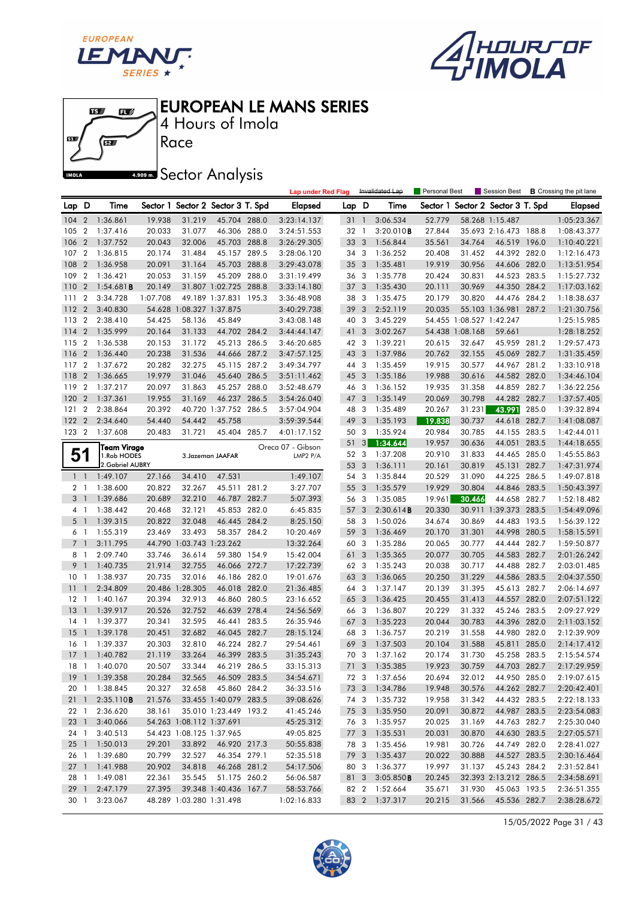# EUROPEAN LE MANS SERIES

4 Hours of Imola

Race

## Sector Analysis

Lap under Red Flag | Invalidated Lap | Personal Best | Session Best | **B** Crossing the pit lane

| Lap | D | Time | Sector 1 | Sector 2 | Sector 3 | T. Spd | Elapsed |
|---|---|---|---|---|---|---|---|
| 104 | 2 | 1:36.861 | 19.938 | 31.219 | 45.704 | 288.0 | 3:23:14.137 |
| 105 | 2 | 1:37.416 | 20.033 | 31.077 | 46.306 | 288.0 | 3:24:51.553 |
| 106 | 2 | 1:37.752 | 20.043 | 32.006 | 45.703 | 288.8 | 3:26:29.305 |
| 107 | 2 | 1:36.815 | 20.174 | 31.484 | 45.157 | 289.5 | 3:28:06.120 |
| 108 | 2 | 1:36.958 | 20.091 | 31.164 | 45.703 | 288.8 | 3:29:43.078 |
| 109 | 2 | 1:36.421 | 20.053 | 31.159 | 45.209 | 288.0 | 3:31:19.499 |
| 110 | 2 | 1:54.681 **B** | 20.149 | 31.807 | 1:02.725 | 288.8 | 3:33:14.180 |
| 111 | 2 | 3:34.728 | 1:07.708 | 49.189 | 1:37.831 | 195.3 | 3:36:48.908 |
| 112 | 2 | 3:40.830 | 54.628 | 1:08.327 | 1:37.875 | | 3:40:29.738 |
| 113 | 2 | 2:38.410 | 54.425 | 58.136 | 45.849 | | 3:43:08.148 |
| 114 | 2 | 1:35.999 | 20.164 | 31.133 | 44.702 | 284.2 | 3:44:44.147 |
| 115 | 2 | 1:36.538 | 20.153 | 31.172 | 45.213 | 286.5 | 3:46:20.685 |
| 116 | 2 | 1:36.440 | 20.238 | 31.536 | 44.666 | 287.2 | 3:47:57.125 |
| 117 | 2 | 1:37.672 | 20.282 | 32.275 | 45.115 | 287.2 | 3:49:34.797 |
| 118 | 2 | 1:36.665 | 19.979 | 31.046 | 45.640 | 286.5 | 3:51:11.462 |
| 119 | 2 | 1:37.217 | 20.097 | 31.863 | 45.257 | 288.0 | 3:52:48.679 |
| 120 | 2 | 1:37.361 | 19.955 | 31.169 | 46.237 | 286.5 | 3:54:26.040 |
| 121 | 2 | 2:38.864 | 20.392 | 40.720 | 1:37.752 | 286.5 | 3:57:04.904 |
| 122 | 2 | 2:34.640 | 54.440 | 54.442 | 45.758 | | 3:59:39.544 |
| 123 | 2 | 1:37.608 | 20.483 | 31.721 | 45.404 | 285.7 | 4:01:17.152 |

**51** Team Virage — Oreca 07 - Gibson — LMP2 P/A
1.Rob HODES
2.Gabriel AUBRY
3.Jazeman JAAFAR

| Lap | D | Time | Sector 1 | Sector 2 | Sector 3 | T. Spd | Elapsed |
|---|---|---|---|---|---|---|---|
| 1 | 1 | 1:49.107 | 27.166 | 34.410 | 47.531 | | 1:49.107 |
| 2 | 1 | 1:38.600 | 20.822 | 32.267 | 45.511 | 281.2 | 3:27.707 |
| 3 | 1 | 1:39.686 | 20.689 | 32.210 | 46.787 | 282.7 | 5:07.393 |
| 4 | 1 | 1:38.442 | 20.468 | 32.121 | 45.853 | 282.0 | 6:45.835 |
| 5 | 1 | 1:39.315 | 20.822 | 32.048 | 46.445 | 284.2 | 8:25.150 |
| 6 | 1 | 1:55.319 | 23.469 | 33.493 | 58.357 | 284.2 | 10:20.469 |
| 7 | 1 | 3:11.795 | 44.790 | 1:03.743 | 1:23.262 | | 13:32.264 |
| 8 | 1 | 2:09.740 | 33.746 | 36.614 | 59.380 | 154.9 | 15:42.004 |
| 9 | 1 | 1:40.735 | 21.914 | 32.755 | 46.066 | 272.7 | 17:22.739 |
| 10 | 1 | 1:38.937 | 20.735 | 32.016 | 46.186 | 282.0 | 19:01.676 |
| 11 | 1 | 2:34.809 | 20.486 | 1:28.305 | 46.018 | 282.0 | 21:36.485 |
| 12 | 1 | 1:40.167 | 20.394 | 32.913 | 46.860 | 280.5 | 23:16.652 |
| 13 | 1 | 1:39.917 | 20.526 | 32.752 | 46.639 | 278.4 | 24:56.569 |
| 14 | 1 | 1:39.377 | 20.341 | 32.595 | 46.441 | 283.5 | 26:35.946 |
| 15 | 1 | 1:39.178 | 20.451 | 32.682 | 46.045 | 282.7 | 28:15.124 |
| 16 | 1 | 1:39.337 | 20.303 | 32.810 | 46.224 | 282.7 | 29:54.461 |
| 17 | 1 | 1:40.782 | 21.119 | 33.264 | 46.399 | 283.5 | 31:35.243 |
| 18 | 1 | 1:40.070 | 20.507 | 33.344 | 46.219 | 286.5 | 33:15.313 |
| 19 | 1 | 1:39.358 | 20.284 | 32.565 | 46.509 | 283.5 | 34:54.671 |
| 20 | 1 | 1:38.845 | 20.327 | 32.658 | 45.860 | 284.2 | 36:33.516 |
| 21 | 1 | 2:35.110 **B** | 21.576 | 33.455 | 1:40.079 | 283.5 | 39:08.626 |
| 22 | 1 | 2:36.620 | 38.161 | 35.010 | 1:23.449 | 193.2 | 41:45.246 |
| 23 | 1 | 3:40.066 | 54.263 | 1:08.112 | 1:37.691 | | 45:25.312 |
| 24 | 1 | 3:40.513 | 54.423 | 1:08.125 | 1:37.965 | | 49:05.825 |
| 25 | 1 | 1:50.013 | 29.201 | 33.892 | 46.920 | 217.3 | 50:55.838 |
| 26 | 1 | 1:39.680 | 20.799 | 32.527 | 46.354 | 279.1 | 52:35.518 |
| 27 | 1 | 1:41.988 | 20.902 | 34.818 | 46.268 | 281.2 | 54:17.506 |
| 28 | 1 | 1:49.081 | 22.361 | 35.545 | 51.175 | 260.2 | 56:06.587 |
| 29 | 1 | 2:47.179 | 27.395 | 39.348 | 1:40.436 | 167.7 | 58:53.766 |
| 30 | 1 | 3:23.067 | 48.289 | 1:03.280 | 1:31.498 | | 1:02:16.833 |
| 31 | 1 | 3:06.534 | 52.779 | 58.268 | 1:15.487 | | 1:05:23.367 |
| 32 | 1 | 3:20.010 **B** | 27.844 | 35.693 | 2:16.473 | 188.8 | 1:08:43.377 |
| 33 | 3 | 1:56.844 | 35.561 | 34.764 | 46.519 | 196.0 | 1:10:40.221 |
| 34 | 3 | 1:36.252 | 20.408 | 31.452 | 44.392 | 282.0 | 1:12:16.473 |
| 35 | 3 | 1:35.481 | 19.919 | 30.956 | 44.606 | 282.0 | 1:13:51.954 |
| 36 | 3 | 1:35.778 | 20.424 | 30.831 | 44.523 | 283.5 | 1:15:27.732 |
| 37 | 3 | 1:35.430 | 20.111 | 30.969 | 44.350 | 284.2 | 1:17:03.162 |
| 38 | 3 | 1:35.475 | 20.179 | 30.820 | 44.476 | 284.2 | 1:18:38.637 |
| 39 | 3 | 2:52.119 | 20.035 | 55.103 | 1:36.981 | 287.2 | 1:21:30.756 |
| 40 | 3 | 3:45.229 | 54.455 | 1:08.527 | 1:42.247 | | 1:25:15.985 |
| 41 | 3 | 3:02.267 | 54.438 | 1:08.168 | 59.661 | | 1:28:18.252 |
| 42 | 3 | 1:39.221 | 20.615 | 32.647 | 45.959 | 281.2 | 1:29:57.473 |
| 43 | 3 | 1:37.986 | 20.762 | 32.155 | 45.069 | 282.7 | 1:31:35.459 |
| 44 | 3 | 1:35.459 | 19.915 | 30.577 | 44.967 | 281.2 | 1:33:10.918 |
| 45 | 3 | 1:35.186 | 19.988 | 30.616 | 44.582 | 282.0 | 1:34:46.104 |
| 46 | 3 | 1:36.152 | 19.935 | 31.358 | 44.859 | 282.7 | 1:36:22.256 |
| 47 | 3 | 1:35.149 | 20.069 | 30.798 | 44.282 | 282.7 | 1:37:57.405 |
| 48 | 3 | 1:35.489 | 20.267 | 31.231 | 43.991 | 285.0 | 1:39:32.894 |
| 49 | 3 | 1:35.193 | 19.838 | 30.737 | 44.618 | 282.7 | 1:41:08.087 |
| 50 | 3 | 1:35.924 | 20.984 | 30.785 | 44.155 | 283.5 | 1:42:44.011 |
| 51 | 3 | 1:34.644 | 19.957 | 30.636 | 44.051 | 283.5 | 1:44:18.655 |
| 52 | 3 | 1:37.208 | 20.910 | 31.833 | 44.465 | 285.0 | 1:45:55.863 |
| 53 | 3 | 1:36.111 | 20.161 | 30.819 | 45.131 | 282.7 | 1:47:31.974 |
| 54 | 3 | 1:35.844 | 20.529 | 31.090 | 44.225 | 286.5 | 1:49:07.818 |
| 55 | 3 | 1:35.579 | 19.929 | 30.804 | 44.846 | 283.5 | 1:50:43.397 |
| 56 | 3 | 1:35.085 | 19.961 | 30.466 | 44.658 | 282.7 | 1:52:18.482 |
| 57 | 3 | 2:30.614 **B** | 20.330 | 30.911 | 1:39.373 | 283.5 | 1:54:49.096 |
| 58 | 3 | 1:50.026 | 34.674 | 30.869 | 44.483 | 193.5 | 1:56:39.122 |
| 59 | 3 | 1:36.469 | 20.170 | 31.301 | 44.998 | 280.5 | 1:58:15.591 |
| 60 | 3 | 1:35.286 | 20.065 | 30.777 | 44.444 | 282.7 | 1:59:50.877 |
| 61 | 3 | 1:35.365 | 20.077 | 30.705 | 44.583 | 282.7 | 2:01:26.242 |
| 62 | 3 | 1:35.243 | 20.038 | 30.717 | 44.488 | 282.7 | 2:03:01.485 |
| 63 | 3 | 1:36.065 | 20.250 | 31.229 | 44.586 | 283.5 | 2:04:37.550 |
| 64 | 3 | 1:37.147 | 20.139 | 31.395 | 45.613 | 282.7 | 2:06:14.697 |
| 65 | 3 | 1:36.425 | 20.455 | 31.413 | 44.557 | 282.0 | 2:07:51.122 |
| 66 | 3 | 1:36.807 | 20.229 | 31.332 | 45.246 | 283.5 | 2:09:27.929 |
| 67 | 3 | 1:35.223 | 20.044 | 30.783 | 44.396 | 282.0 | 2:11:03.152 |
| 68 | 3 | 1:36.757 | 20.219 | 31.558 | 44.980 | 282.0 | 2:12:39.909 |
| 69 | 3 | 1:37.503 | 20.104 | 31.588 | 45.811 | 285.0 | 2:14:17.412 |
| 70 | 3 | 1:37.162 | 20.174 | 31.730 | 45.258 | 283.5 | 2:15:54.574 |
| 71 | 3 | 1:35.385 | 19.923 | 30.759 | 44.703 | 282.7 | 2:17:29.959 |
| 72 | 3 | 1:37.656 | 20.694 | 32.012 | 44.950 | 285.0 | 2:19:07.615 |
| 73 | 3 | 1:34.786 | 19.948 | 30.576 | 44.262 | 282.7 | 2:20:42.401 |
| 74 | 3 | 1:35.732 | 19.958 | 31.342 | 44.432 | 283.5 | 2:22:18.133 |
| 75 | 3 | 1:35.950 | 20.091 | 30.872 | 44.987 | 283.5 | 2:23:54.083 |
| 76 | 3 | 1:35.957 | 20.025 | 31.169 | 44.763 | 282.7 | 2:25:30.040 |
| 77 | 3 | 1:35.531 | 20.031 | 30.870 | 44.630 | 283.5 | 2:27:05.571 |
| 78 | 3 | 1:35.456 | 19.981 | 30.726 | 44.749 | 282.0 | 2:28:41.027 |
| 79 | 3 | 1:35.437 | 20.022 | 30.888 | 44.527 | 283.5 | 2:30:16.464 |
| 80 | 3 | 1:36.377 | 19.997 | 31.137 | 45.243 | 284.2 | 2:31:52.841 |
| 81 | 3 | 3:05.850 **B** | 20.245 | 32.393 | 2:13.212 | 286.5 | 2:34:58.691 |
| 82 | 2 | 1:52.664 | 35.671 | 31.930 | 45.063 | 193.5 | 2:36:51.355 |
| 83 | 2 | 1:37.317 | 20.215 | 31.566 | 45.536 | 282.7 | 2:38:28.672 |

15/05/2022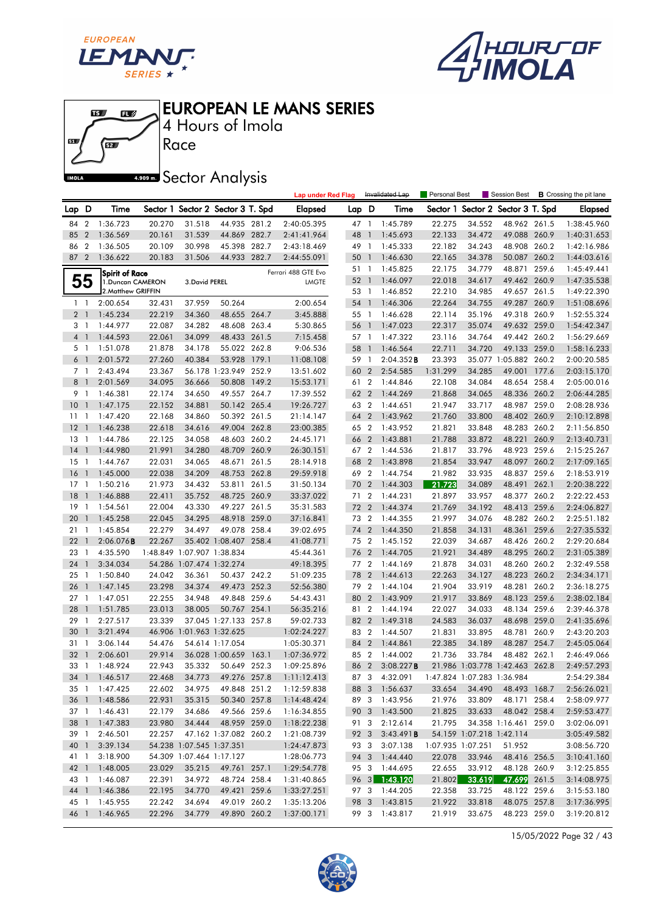# EUROPEAN LE MANS SERIES

4 Hours of Imola

Race

Sector Analysis

Lap under Red Flag | Invalidated Lap | Personal Best | Session Best | **B** Crossing the pit lane

| Lap | D | Time | Sector 1 | Sector 2 | Sector 3 | T. Spd | Elapsed |
|---|---|---|---|---|---|---|---|
| 84 | 2 | 1:36.723 | 20.270 | 31.518 | 44.935 | 281.2 | 2:40:05.395 |
| 85 | 2 | 1:36.569 | 20.161 | 31.539 | 44.869 | 282.7 | 2:41:41.964 |
| 86 | 2 | 1:36.505 | 20.109 | 30.998 | 45.398 | 282.7 | 2:43:18.469 |
| 87 | 2 | 1:36.622 | 20.183 | 31.506 | 44.933 | 282.7 | 2:44:55.091 |

**55** Spirit of Race — Ferrari 488 GTE Evo — LMGTE
1.Duncan CAMERON, 2.Matthew GRIFFIN, 3.David PEREL

| Lap | D | Time | Sector 1 | Sector 2 | Sector 3 | T. Spd | Elapsed |
|---|---|---|---|---|---|---|---|
| 1 | 1 | 2:00.654 | 32.431 | 37.959 | 50.264 | | 2:00.654 |
| 2 | 1 | 1:45.234 | 22.219 | 34.360 | 48.655 | 264.7 | 3:45.888 |
| 3 | 1 | 1:44.977 | 22.087 | 34.282 | 48.608 | 263.4 | 5:30.865 |
| 4 | 1 | 1:44.593 | 22.061 | 34.099 | 48.433 | 261.5 | 7:15.458 |
| 5 | 1 | 1:51.078 | 21.878 | 34.178 | 55.022 | 262.8 | 9:06.536 |
| 6 | 1 | 2:01.572 | 27.260 | 40.384 | 53.928 | 179.1 | 11:08.108 |
| 7 | 1 | 2:43.494 | 23.367 | 56.178 | 1:23.949 | 252.9 | 13:51.602 |
| 8 | 1 | 2:01.569 | 34.095 | 36.666 | 50.808 | 149.2 | 15:53.171 |
| 9 | 1 | 1:46.381 | 22.174 | 34.650 | 49.557 | 264.7 | 17:39.552 |
| 10 | 1 | 1:47.175 | 22.152 | 34.881 | 50.142 | 265.4 | 19:26.727 |
| 11 | 1 | 1:47.420 | 22.168 | 34.860 | 50.392 | 261.5 | 21:14.147 |
| 12 | 1 | 1:46.238 | 22.618 | 34.616 | 49.004 | 262.8 | 23:00.385 |
| 13 | 1 | 1:44.786 | 22.125 | 34.058 | 48.603 | 260.2 | 24:45.171 |
| 14 | 1 | 1:44.980 | 21.991 | 34.280 | 48.709 | 260.9 | 26:30.151 |
| 15 | 1 | 1:44.767 | 22.031 | 34.065 | 48.671 | 261.5 | 28:14.918 |
| 16 | 1 | 1:45.000 | 22.038 | 34.209 | 48.753 | 262.8 | 29:59.918 |
| 17 | 1 | 1:50.216 | 21.973 | 34.432 | 53.811 | 261.5 | 31:50.134 |
| 18 | 1 | 1:46.888 | 22.411 | 35.752 | 48.725 | 260.9 | 33:37.022 |
| 19 | 1 | 1:54.561 | 22.004 | 43.330 | 49.227 | 261.5 | 35:31.583 |
| 20 | 1 | 1:45.258 | 22.045 | 34.295 | 48.918 | 259.0 | 37:16.841 |
| 21 | 1 | 1:45.854 | 22.279 | 34.497 | 49.078 | 258.4 | 39:02.695 |
| 22 | 1 | 2:06.076 **B** | 22.267 | 35.402 | 1:08.407 | 258.4 | 41:08.771 |
| 23 | 1 | 4:35.590 | 1:48.849 | 1:07.907 | 1:38.834 | | 45:44.361 |
| 24 | 1 | 3:34.034 | 54.286 | 1:07.474 | 1:32.274 | | 49:18.395 |
| 25 | 1 | 1:50.840 | 24.042 | 36.361 | 50.437 | 242.2 | 51:09.235 |
| 26 | 1 | 1:47.145 | 23.298 | 34.374 | 49.473 | 252.3 | 52:56.380 |
| 27 | 1 | 1:47.051 | 22.255 | 34.948 | 49.848 | 259.6 | 54:43.431 |
| 28 | 1 | 1:51.785 | 23.013 | 38.005 | 50.767 | 254.1 | 56:35.216 |
| 29 | 1 | 2:27.517 | 23.339 | 37.045 | 1:27.133 | 257.8 | 59:02.733 |
| 30 | 1 | 3:21.494 | 46.906 | 1:01.963 | 1:32.625 | | 1:02:24.227 |
| 31 | 1 | 3:06.144 | 54.476 | 54.614 | 1:17.054 | | 1:05:30.371 |
| 32 | 1 | 2:06.601 | 29.914 | 36.028 | 1:00.659 | 163.1 | 1:07:36.972 |
| 33 | 1 | 1:48.924 | 22.943 | 35.332 | 50.649 | 252.3 | 1:09:25.896 |
| 34 | 1 | 1:46.517 | 22.468 | 34.773 | 49.276 | 257.8 | 1:11:12.413 |
| 35 | 1 | 1:47.425 | 22.602 | 34.975 | 49.848 | 251.2 | 1:12:59.838 |
| 36 | 1 | 1:48.586 | 22.931 | 35.315 | 50.340 | 257.8 | 1:14:48.424 |
| 37 | 1 | 1:46.431 | 22.179 | 34.686 | 49.566 | 259.6 | 1:16:34.855 |
| 38 | 1 | 1:47.383 | 23.980 | 34.444 | 48.959 | 259.0 | 1:18:22.238 |
| 39 | 1 | 2:46.501 | 22.257 | 47.162 | 1:37.082 | 260.2 | 1:21:08.739 |
| 40 | 1 | 3:39.134 | 54.238 | 1:07.545 | 1:37.351 | | 1:24:47.873 |
| 41 | 1 | 3:18.900 | 54.309 | 1:07.464 | 1:17.127 | | 1:28:06.773 |
| 42 | 1 | 1:48.005 | 23.029 | 35.215 | 49.761 | 257.1 | 1:29:54.778 |
| 43 | 1 | 1:46.087 | 22.391 | 34.972 | 48.724 | 258.4 | 1:31:40.865 |
| 44 | 1 | 1:46.386 | 22.195 | 34.770 | 49.421 | 259.6 | 1:33:27.251 |
| 45 | 1 | 1:45.955 | 22.242 | 34.694 | 49.019 | 260.2 | 1:35:13.206 |
| 46 | 1 | 1:46.965 | 22.296 | 34.779 | 49.890 | 260.2 | 1:37:00.171 |
| 47 | 1 | 1:45.789 | 22.275 | 34.552 | 48.962 | 261.5 | 1:38:45.960 |
| 48 | 1 | 1:45.693 | 22.133 | 34.472 | 49.088 | 260.9 | 1:40:31.653 |
| 49 | 1 | 1:45.333 | 22.182 | 34.243 | 48.908 | 260.2 | 1:42:16.986 |
| 50 | 1 | 1:46.630 | 22.165 | 34.378 | 50.087 | 260.2 | 1:44:03.616 |
| 51 | 1 | 1:45.825 | 22.175 | 34.779 | 48.871 | 259.6 | 1:45:49.441 |
| 52 | 1 | 1:46.097 | 22.018 | 34.617 | 49.462 | 260.9 | 1:47:35.538 |
| 53 | 1 | 1:46.852 | 22.210 | 34.985 | 49.657 | 261.5 | 1:49:22.390 |
| 54 | 1 | 1:46.306 | 22.264 | 34.755 | 49.287 | 260.9 | 1:51:08.696 |
| 55 | 1 | 1:46.628 | 22.114 | 35.196 | 49.318 | 260.9 | 1:52:55.324 |
| 56 | 1 | 1:47.023 | 22.317 | 35.074 | 49.632 | 259.0 | 1:54:42.347 |
| 57 | 1 | 1:47.322 | 23.116 | 34.764 | 49.442 | 260.2 | 1:56:29.669 |
| 58 | 1 | 1:46.564 | 22.711 | 34.720 | 49.133 | 259.0 | 1:58:16.233 |
| 59 | 1 | 2:04.352 **B** | 23.393 | 35.077 | 1:05.882 | 260.2 | 2:00:20.585 |
| 60 | 2 | 2:54.585 | 1:31.299 | 34.285 | 49.001 | 177.6 | 2:03:15.170 |
| 61 | 2 | 1:44.846 | 22.108 | 34.084 | 48.654 | 258.4 | 2:05:00.016 |
| 62 | 2 | 1:44.269 | 21.868 | 34.065 | 48.336 | 260.2 | 2:06:44.285 |
| 63 | 2 | 1:44.651 | 21.947 | 33.717 | 48.987 | 259.0 | 2:08:28.936 |
| 64 | 2 | 1:43.962 | 21.760 | 33.800 | 48.402 | 260.9 | 2:10:12.898 |
| 65 | 2 | 1:43.952 | 21.821 | 33.848 | 48.283 | 260.2 | 2:11:56.850 |
| 66 | 2 | 1:43.881 | 21.788 | 33.872 | 48.221 | 260.9 | 2:13:40.731 |
| 67 | 2 | 1:44.536 | 21.817 | 33.796 | 48.923 | 259.6 | 2:15:25.267 |
| 68 | 2 | 1:43.898 | 21.854 | 33.947 | 48.097 | 260.2 | 2:17:09.165 |
| 69 | 2 | 1:44.754 | 21.982 | 33.935 | 48.837 | 259.6 | 2:18:53.919 |
| 70 | 2 | 1:44.303 | 21.723 | 34.089 | 48.491 | 262.1 | 2:20:38.222 |
| 71 | 2 | 1:44.231 | 21.897 | 33.957 | 48.377 | 260.2 | 2:22:22.453 |
| 72 | 2 | 1:44.374 | 21.769 | 34.192 | 48.413 | 259.6 | 2:24:06.827 |
| 73 | 2 | 1:44.355 | 21.997 | 34.076 | 48.282 | 260.2 | 2:25:51.182 |
| 74 | 2 | 1:44.350 | 21.858 | 34.131 | 48.361 | 259.6 | 2:27:35.532 |
| 75 | 2 | 1:45.152 | 22.039 | 34.687 | 48.426 | 260.2 | 2:29:20.684 |
| 76 | 2 | 1:44.705 | 21.921 | 34.489 | 48.295 | 260.2 | 2:31:05.389 |
| 77 | 2 | 1:44.169 | 21.878 | 34.031 | 48.260 | 260.2 | 2:32:49.558 |
| 78 | 2 | 1:44.613 | 22.263 | 34.127 | 48.223 | 260.2 | 2:34:34.171 |
| 79 | 2 | 1:44.104 | 21.904 | 33.919 | 48.281 | 260.2 | 2:36:18.275 |
| 80 | 2 | 1:43.909 | 21.917 | 33.869 | 48.123 | 259.6 | 2:38:02.184 |
| 81 | 2 | 1:44.194 | 22.027 | 34.033 | 48.134 | 259.6 | 2:39:46.378 |
| 82 | 2 | 1:49.318 | 24.583 | 36.037 | 48.698 | 259.0 | 2:41:35.696 |
| 83 | 2 | 1:44.507 | 21.831 | 33.895 | 48.781 | 260.9 | 2:43:20.203 |
| 84 | 2 | 1:44.861 | 22.385 | 34.189 | 48.287 | 254.7 | 2:45:05.064 |
| 85 | 2 | 1:44.002 | 21.736 | 33.784 | 48.482 | 262.1 | 2:46:49.066 |
| 86 | 2 | 3:08.227 **B** | 21.986 | 1:03.778 | 1:42.463 | 262.8 | 2:49:57.293 |
| 87 | 3 | 4:32.091 | 1:47.824 | 1:07.283 | 1:36.984 | | 2:54:29.384 |
| 88 | 3 | 1:56.637 | 33.654 | 34.490 | 48.493 | 168.7 | 2:56:26.021 |
| 89 | 3 | 1:43.956 | 21.976 | 33.809 | 48.171 | 258.4 | 2:58:09.977 |
| 90 | 3 | 1:43.500 | 21.825 | 33.633 | 48.042 | 258.4 | 2:59:53.477 |
| 91 | 3 | 2:12.614 | 21.795 | 34.358 | 1:16.461 | 259.0 | 3:02:06.091 |
| 92 | 3 | 3:43.491 **B** | 54.159 | 1:07.218 | 1:42.114 | | 3:05:49.582 |
| 93 | 3 | 3:07.138 | 1:07.935 | 1:07.251 | 51.952 | | 3:08:56.720 |
| 94 | 3 | 1:44.440 | 22.078 | 33.946 | 48.416 | 256.5 | 3:10:41.160 |
| 95 | 3 | 1:44.695 | 22.655 | 33.912 | 48.128 | 260.9 | 3:12:25.855 |
| 96 | 3 | 1:43.120 | 21.802 | 33.619 | 47.699 | 261.5 | 3:14:08.975 |
| 97 | 3 | 1:44.205 | 22.358 | 33.725 | 48.122 | 259.6 | 3:15:53.180 |
| 98 | 3 | 1:43.815 | 21.922 | 33.818 | 48.075 | 257.8 | 3:17:36.995 |
| 99 | 3 | 1:43.817 | 21.919 | 33.675 | 48.223 | 259.0 | 3:19:20.812 |

15/05/2022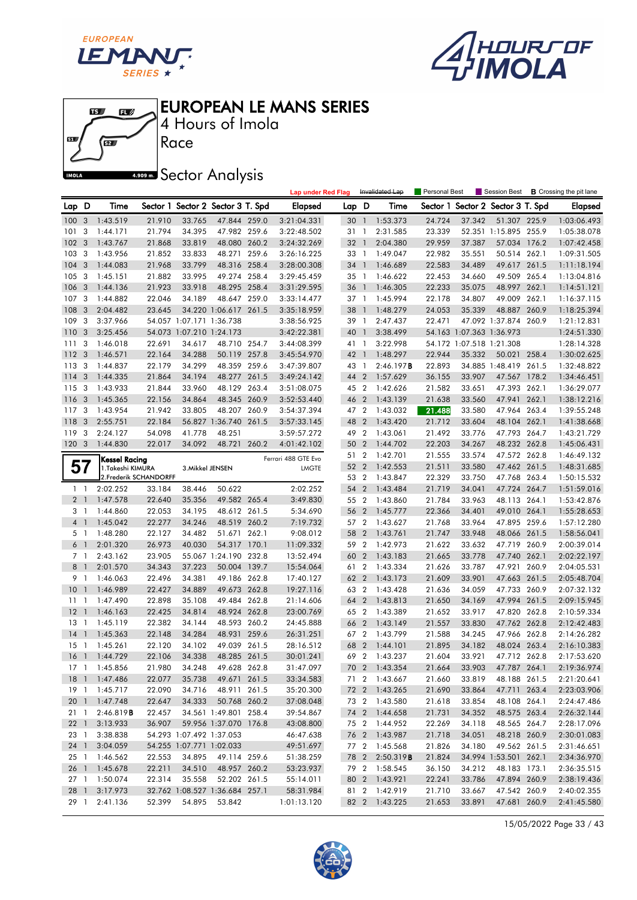# EUROPEAN LE MANS SERIES

4 Hours of Imola

Race

## Sector Analysis

Lap under Red Flag | Invalidated Lap | Personal Best | Session Best | **B** Crossing the pit lane

| Lap | D | Time | Sector 1 | Sector 2 | Sector 3 | T. Spd | Elapsed |
|---|---|---|---|---|---|---|---|
| 100 | 3 | 1:43.519 | 21.910 | 33.765 | 47.844 | 259.0 | 3:21:04.331 |
| 101 | 3 | 1:44.171 | 21.794 | 34.395 | 47.982 | 259.6 | 3:22:48.502 |
| 102 | 3 | 1:43.767 | 21.868 | 33.819 | 48.080 | 260.2 | 3:24:32.269 |
| 103 | 3 | 1:43.956 | 21.852 | 33.833 | 48.271 | 259.6 | 3:26:16.225 |
| 104 | 3 | 1:44.083 | 21.968 | 33.799 | 48.316 | 258.4 | 3:28:00.308 |
| 105 | 3 | 1:45.151 | 21.882 | 33.995 | 49.274 | 258.4 | 3:29:45.459 |
| 106 | 3 | 1:44.136 | 21.923 | 33.918 | 48.295 | 258.4 | 3:31:29.595 |
| 107 | 3 | 1:44.882 | 22.046 | 34.189 | 48.647 | 259.0 | 3:33:14.477 |
| 108 | 3 | 2:04.482 | 23.645 | 34.220 | 1:06.617 | 261.5 | 3:35:18.959 |
| 109 | 3 | 3:37.966 | 54.057 | 1:07.171 | 1:36.738 | | 3:38:56.925 |
| 110 | 3 | 3:25.456 | 54.073 | 1:07.210 | 1:24.173 | | 3:42:22.381 |
| 111 | 3 | 1:46.018 | 22.691 | 34.617 | 48.710 | 254.7 | 3:44:08.399 |
| 112 | 3 | 1:46.571 | 22.164 | 34.288 | 50.119 | 257.8 | 3:45:54.970 |
| 113 | 3 | 1:44.837 | 22.179 | 34.299 | 48.359 | 259.6 | 3:47:39.807 |
| 114 | 3 | 1:44.335 | 21.864 | 34.194 | 48.277 | 261.5 | 3:49:24.142 |
| 115 | 3 | 1:43.933 | 21.844 | 33.960 | 48.129 | 263.4 | 3:51:08.075 |
| 116 | 3 | 1:45.365 | 22.156 | 34.864 | 48.345 | 260.9 | 3:52:53.440 |
| 117 | 3 | 1:43.954 | 21.942 | 33.805 | 48.207 | 260.9 | 3:54:37.394 |
| 118 | 3 | 2:55.751 | 22.184 | 56.827 | 1:36.740 | 261.5 | 3:57:33.145 |
| 119 | 3 | 2:24.127 | 54.098 | 41.778 | 48.251 | | 3:59:57.272 |
| 120 | 3 | 1:44.830 | 22.017 | 34.092 | 48.721 | 260.2 | 4:01:42.102 |

**57** — **Kessel Racing** — Ferrari 488 GTE Evo — LMGTE
1.Takeshi KIMURA, 2.Frederik SCHANDORFF, 3.Mikkel JENSEN

| Lap | D | Time | Sector 1 | Sector 2 | Sector 3 | T. Spd | Elapsed |
|---|---|---|---|---|---|---|---|
| 1 | 1 | 2:02.252 | 33.184 | 38.446 | 50.622 | | 2:02.252 |
| 2 | 1 | 1:47.578 | 22.640 | 35.356 | 49.582 | 265.4 | 3:49.830 |
| 3 | 1 | 1:44.860 | 22.053 | 34.195 | 48.612 | 261.5 | 5:34.690 |
| 4 | 1 | 1:45.042 | 22.277 | 34.246 | 48.519 | 260.2 | 7:19.732 |
| 5 | 1 | 1:48.280 | 22.127 | 34.482 | 51.671 | 262.1 | 9:08.012 |
| 6 | 1 | 2:01.320 | 26.973 | 40.030 | 54.317 | 170.1 | 11:09.332 |
| 7 | 1 | 2:43.162 | 23.905 | 55.067 | 1:24.190 | 232.8 | 13:52.494 |
| 8 | 1 | 2:01.570 | 34.343 | 37.223 | 50.004 | 139.7 | 15:54.064 |
| 9 | 1 | 1:46.063 | 22.496 | 34.381 | 49.186 | 262.8 | 17:40.127 |
| 10 | 1 | 1:46.989 | 22.427 | 34.889 | 49.673 | 262.8 | 19:27.116 |
| 11 | 1 | 1:47.490 | 22.898 | 35.108 | 49.484 | 262.8 | 21:14.606 |
| 12 | 1 | 1:46.163 | 22.425 | 34.814 | 48.924 | 262.8 | 23:00.769 |
| 13 | 1 | 1:45.119 | 22.382 | 34.144 | 48.593 | 260.2 | 24:45.888 |
| 14 | 1 | 1:45.363 | 22.148 | 34.284 | 48.931 | 259.6 | 26:31.251 |
| 15 | 1 | 1:45.261 | 22.120 | 34.102 | 49.039 | 261.5 | 28:16.512 |
| 16 | 1 | 1:44.729 | 22.106 | 34.338 | 48.285 | 261.5 | 30:01.241 |
| 17 | 1 | 1:45.856 | 21.980 | 34.248 | 49.628 | 262.8 | 31:47.097 |
| 18 | 1 | 1:47.486 | 22.077 | 35.738 | 49.671 | 261.5 | 33:34.583 |
| 19 | 1 | 1:45.717 | 22.090 | 34.716 | 48.911 | 261.5 | 35:20.300 |
| 20 | 1 | 1:47.748 | 22.647 | 34.333 | 50.768 | 260.2 | 37:08.048 |
| 21 | 1 | 2:46.819**B** | 22.457 | 34.561 | 1:49.801 | 258.4 | 39:54.867 |
| 22 | 1 | 3:13.933 | 36.907 | 59.956 | 1:37.070 | 176.8 | 43:08.800 |
| 23 | 1 | 3:38.838 | 54.293 | 1:07.492 | 1:37.053 | | 46:47.638 |
| 24 | 1 | 3:04.059 | 54.255 | 1:07.771 | 1:02.033 | | 49:51.697 |
| 25 | 1 | 1:46.562 | 22.553 | 34.895 | 49.114 | 259.6 | 51:38.259 |
| 26 | 1 | 1:45.678 | 22.211 | 34.510 | 48.957 | 260.2 | 53:23.937 |
| 27 | 1 | 1:50.074 | 22.314 | 35.558 | 52.202 | 261.5 | 55:14.011 |
| 28 | 1 | 3:17.973 | 32.762 | 1:08.527 | 1:36.684 | 257.1 | 58:31.984 |
| 29 | 1 | 2:41.136 | 52.399 | 54.895 | 53.842 | | 1:01:13.120 |
| 30 | 1 | 1:53.373 | 24.724 | 37.342 | 51.307 | 225.9 | 1:03:06.493 |
| 31 | 1 | 2:31.585 | 23.339 | 52.351 | 1:15.895 | 255.9 | 1:05:38.078 |
| 32 | 1 | 2:04.380 | 29.959 | 37.387 | 57.034 | 176.2 | 1:07:42.458 |
| 33 | 1 | 1:49.047 | 22.982 | 35.551 | 50.514 | 262.1 | 1:09:31.505 |
| 34 | 1 | 1:46.689 | 22.583 | 34.489 | 49.617 | 261.5 | 1:11:18.194 |
| 35 | 1 | 1:46.622 | 22.453 | 34.660 | 49.509 | 265.4 | 1:13:04.816 |
| 36 | 1 | 1:46.305 | 22.233 | 35.075 | 48.997 | 262.1 | 1:14:51.121 |
| 37 | 1 | 1:45.994 | 22.178 | 34.807 | 49.009 | 262.1 | 1:16:37.115 |
| 38 | 1 | 1:48.279 | 24.053 | 35.339 | 48.887 | 260.9 | 1:18:25.394 |
| 39 | 1 | 2:47.437 | 22.471 | 47.092 | 1:37.874 | 260.9 | 1:21:12.831 |
| 40 | 1 | 3:38.499 | 54.163 | 1:07.363 | 1:36.973 | | 1:24:51.330 |
| 41 | 1 | 3:22.998 | 54.172 | 1:07.518 | 1:21.308 | | 1:28:14.328 |
| 42 | 1 | 1:48.297 | 22.944 | 35.332 | 50.021 | 258.4 | 1:30:02.625 |
| 43 | 1 | 2:46.197**B** | 22.893 | 34.885 | 1:48.419 | 261.5 | 1:32:48.822 |
| 44 | 2 | 1:57.629 | 36.155 | 33.907 | 47.567 | 178.2 | 1:34:46.451 |
| 45 | 2 | 1:42.626 | 21.582 | 33.651 | 47.393 | 262.1 | 1:36:29.077 |
| 46 | 2 | 1:43.139 | 21.638 | 33.560 | 47.941 | 262.1 | 1:38:12.216 |
| 47 | 2 | 1:43.032 | 21.488 | 33.580 | 47.964 | 263.4 | 1:39:55.248 |
| 48 | 2 | 1:43.420 | 21.712 | 33.604 | 48.104 | 262.1 | 1:41:38.668 |
| 49 | 2 | 1:43.061 | 21.492 | 33.776 | 47.793 | 264.7 | 1:43:21.729 |
| 50 | 2 | 1:44.702 | 22.203 | 34.267 | 48.232 | 262.8 | 1:45:06.431 |
| 51 | 2 | 1:42.701 | 21.555 | 33.574 | 47.572 | 262.8 | 1:46:49.132 |
| 52 | 2 | 1:42.553 | 21.511 | 33.580 | 47.462 | 261.5 | 1:48:31.685 |
| 53 | 2 | 1:43.847 | 22.329 | 33.750 | 47.768 | 263.4 | 1:50:15.532 |
| 54 | 2 | 1:43.484 | 21.719 | 34.041 | 47.724 | 264.7 | 1:51:59.016 |
| 55 | 2 | 1:43.860 | 21.784 | 33.963 | 48.113 | 264.1 | 1:53:42.876 |
| 56 | 2 | 1:45.777 | 22.366 | 34.401 | 49.010 | 264.1 | 1:55:28.653 |
| 57 | 2 | 1:43.627 | 21.768 | 33.964 | 47.895 | 259.6 | 1:57:12.280 |
| 58 | 2 | 1:43.761 | 21.747 | 33.948 | 48.066 | 261.5 | 1:58:56.041 |
| 59 | 2 | 1:42.973 | 21.622 | 33.632 | 47.719 | 260.9 | 2:00:39.014 |
| 60 | 2 | 1:43.183 | 21.665 | 33.778 | 47.740 | 262.1 | 2:02:22.197 |
| 61 | 2 | 1:43.334 | 21.626 | 33.787 | 47.921 | 260.9 | 2:04:05.531 |
| 62 | 2 | 1:43.173 | 21.609 | 33.901 | 47.663 | 261.5 | 2:05:48.704 |
| 63 | 2 | 1:43.428 | 21.636 | 34.059 | 47.733 | 260.9 | 2:07:32.132 |
| 64 | 2 | 1:43.813 | 21.650 | 34.169 | 47.994 | 261.5 | 2:09:15.945 |
| 65 | 2 | 1:43.389 | 21.652 | 33.917 | 47.820 | 262.8 | 2:10:59.334 |
| 66 | 2 | 1:43.149 | 21.557 | 33.830 | 47.762 | 262.8 | 2:12:42.483 |
| 67 | 2 | 1:43.799 | 21.588 | 34.245 | 47.966 | 262.8 | 2:14:26.282 |
| 68 | 2 | 1:44.101 | 21.895 | 34.182 | 48.024 | 263.4 | 2:16:10.383 |
| 69 | 2 | 1:43.237 | 21.604 | 33.921 | 47.712 | 262.8 | 2:17:53.620 |
| 70 | 2 | 1:43.354 | 21.664 | 33.903 | 47.787 | 264.1 | 2:19:36.974 |
| 71 | 2 | 1:43.667 | 21.660 | 33.819 | 48.188 | 261.5 | 2:21:20.641 |
| 72 | 2 | 1:43.265 | 21.690 | 33.864 | 47.711 | 263.4 | 2:23:03.906 |
| 73 | 2 | 1:43.580 | 21.618 | 33.854 | 48.108 | 264.1 | 2:24:47.486 |
| 74 | 2 | 1:44.658 | 21.731 | 34.352 | 48.575 | 263.4 | 2:26:32.144 |
| 75 | 2 | 1:44.952 | 22.269 | 34.118 | 48.565 | 264.7 | 2:28:17.096 |
| 76 | 2 | 1:43.987 | 21.718 | 34.051 | 48.218 | 260.9 | 2:30:01.083 |
| 77 | 2 | 1:45.568 | 21.826 | 34.180 | 49.562 | 261.5 | 2:31:46.651 |
| 78 | 2 | 2:50.319**B** | 21.824 | 34.994 | 1:53.501 | 262.1 | 2:34:36.970 |
| 79 | 2 | 1:58.545 | 36.150 | 34.212 | 48.183 | 173.1 | 2:36:35.515 |
| 80 | 2 | 1:43.921 | 22.241 | 33.786 | 47.894 | 260.9 | 2:38:19.436 |
| 81 | 2 | 1:42.919 | 21.710 | 33.667 | 47.542 | 260.9 | 2:40:02.355 |
| 82 | 2 | 1:43.225 | 21.653 | 33.891 | 47.681 | 260.9 | 2:41:45.580 |

15/05/2022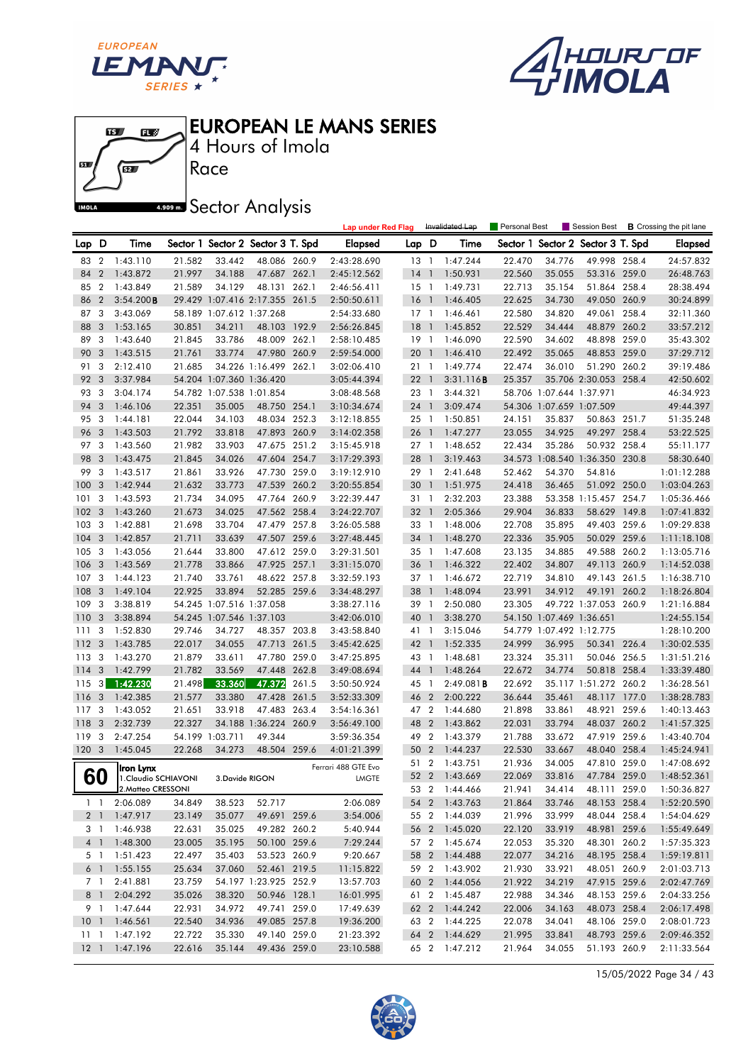# EUROPEAN LE MANS SERIES

4 Hours of Imola

Race

## Sector Analysis

Lap under Red Flag | Invalidated Lap | Personal Best | Session Best | **B** Crossing the pit lane

| Lap | D | Time | Sector 1 | Sector 2 | Sector 3 | T. Spd | Elapsed |
|---|---|---|---|---|---|---|---|
| 83 | 2 | 1:43.110 | 21.582 | 33.442 | 48.086 | 260.9 | 2:43:28.690 |
| 84 | 2 | 1:43.872 | 21.997 | 34.188 | 47.687 | 262.1 | 2:45:12.562 |
| 85 | 2 | 1:43.849 | 21.589 | 34.129 | 48.131 | 262.1 | 2:46:56.411 |
| 86 | 2 | 3:54.200**B** | 29.429 | 1:07.416 | 2:17.355 | 261.5 | 2:50:50.611 |
| 87 | 3 | 3:43.069 | 58.189 | 1:07.612 | 1:37.268 | | 2:54:33.680 |
| 88 | 3 | 1:53.165 | 30.851 | 34.211 | 48.103 | 192.9 | 2:56:26.845 |
| 89 | 3 | 1:43.640 | 21.845 | 33.786 | 48.009 | 262.1 | 2:58:10.485 |
| 90 | 3 | 1:43.515 | 21.761 | 33.774 | 47.980 | 260.9 | 2:59:54.000 |
| 91 | 3 | 2:12.410 | 21.685 | 34.226 | 1:16.499 | 262.1 | 3:02:06.410 |
| 92 | 3 | 3:37.984 | 54.204 | 1:07.360 | 1:36.420 | | 3:05:44.394 |
| 93 | 3 | 3:04.174 | 54.782 | 1:07.538 | 1:01.854 | | 3:08:48.568 |
| 94 | 3 | 1:46.106 | 22.351 | 35.005 | 48.750 | 254.1 | 3:10:34.674 |
| 95 | 3 | 1:44.181 | 22.044 | 34.103 | 48.034 | 252.3 | 3:12:18.855 |
| 96 | 3 | 1:43.503 | 21.792 | 33.818 | 47.893 | 260.9 | 3:14:02.358 |
| 97 | 3 | 1:43.560 | 21.982 | 33.903 | 47.675 | 251.2 | 3:15:45.918 |
| 98 | 3 | 1:43.475 | 21.845 | 34.026 | 47.604 | 254.7 | 3:17:29.393 |
| 99 | 3 | 1:43.517 | 21.861 | 33.926 | 47.730 | 259.0 | 3:19:12.910 |
| 100 | 3 | 1:42.944 | 21.632 | 33.773 | 47.539 | 260.2 | 3:20:55.854 |
| 101 | 3 | 1:43.593 | 21.734 | 34.095 | 47.764 | 260.9 | 3:22:39.447 |
| 102 | 3 | 1:43.260 | 21.673 | 34.025 | 47.562 | 258.4 | 3:24:22.707 |
| 103 | 3 | 1:42.881 | 21.698 | 33.704 | 47.479 | 257.8 | 3:26:05.588 |
| 104 | 3 | 1:42.857 | 21.711 | 33.639 | 47.507 | 259.6 | 3:27:48.445 |
| 105 | 3 | 1:43.056 | 21.644 | 33.800 | 47.612 | 259.0 | 3:29:31.501 |
| 106 | 3 | 1:43.569 | 21.778 | 33.866 | 47.925 | 257.1 | 3:31:15.070 |
| 107 | 3 | 1:44.123 | 21.740 | 33.761 | 48.622 | 257.8 | 3:32:59.193 |
| 108 | 3 | 1:49.104 | 22.925 | 33.894 | 52.285 | 259.6 | 3:34:48.297 |
| 109 | 3 | 3:38.819 | 54.245 | 1:07.516 | 1:37.058 | | 3:38:27.116 |
| 110 | 3 | 3:38.894 | 54.245 | 1:07.546 | 1:37.103 | | 3:42:06.010 |
| 111 | 3 | 1:52.830 | 29.746 | 34.727 | 48.357 | 203.8 | 3:43:58.840 |
| 112 | 3 | 1:43.785 | 22.017 | 34.055 | 47.713 | 261.5 | 3:45:42.625 |
| 113 | 3 | 1:43.270 | 21.879 | 33.611 | 47.780 | 259.0 | 3:47:25.895 |
| 114 | 3 | 1:42.799 | 21.782 | 33.569 | 47.448 | 262.8 | 3:49:08.694 |
| 115 | 3 | 1:42.230 | 21.498 | 33.360 | 47.372 | 261.5 | 3:50:50.924 |
| 116 | 3 | 1:42.385 | 21.577 | 33.380 | 47.428 | 261.5 | 3:52:33.309 |
| 117 | 3 | 1:43.052 | 21.651 | 33.918 | 47.483 | 263.4 | 3:54:16.361 |
| 118 | 3 | 2:32.739 | 22.327 | 34.188 | 1:36.224 | 260.9 | 3:56:49.100 |
| 119 | 3 | 2:47.254 | 54.199 | 1:03.711 | 49.344 | | 3:59:36.354 |
| 120 | 3 | 1:45.045 | 22.268 | 34.273 | 48.504 | 259.6 | 4:01:21.399 |

**60** — Iron Lynx — Ferrari 488 GTE Evo — LMGTE
1.Claudio SCHIAVONI, 2.Matteo CRESSONI, 3.Davide RIGON

| Lap | D | Time | Sector 1 | Sector 2 | Sector 3 | T. Spd | Elapsed |
|---|---|---|---|---|---|---|---|
| 1 | 1 | 2:06.089 | 34.849 | 38.523 | 52.717 | | 2:06.089 |
| 2 | 1 | 1:47.917 | 23.149 | 35.077 | 49.691 | 259.6 | 3:54.006 |
| 3 | 1 | 1:46.938 | 22.631 | 35.025 | 49.282 | 260.2 | 5:40.944 |
| 4 | 1 | 1:48.300 | 23.005 | 35.195 | 50.100 | 259.6 | 7:29.244 |
| 5 | 1 | 1:51.423 | 22.497 | 35.403 | 53.523 | 260.9 | 9:20.667 |
| 6 | 1 | 1:55.155 | 25.634 | 37.060 | 52.461 | 219.5 | 11:15.822 |
| 7 | 1 | 2:41.881 | 23.759 | 54.197 | 1:23.925 | 252.9 | 13:57.703 |
| 8 | 1 | 2:04.292 | 35.026 | 38.320 | 50.946 | 128.1 | 16:01.995 |
| 9 | 1 | 1:47.644 | 22.931 | 34.972 | 49.741 | 259.0 | 17:49.639 |
| 10 | 1 | 1:46.561 | 22.540 | 34.936 | 49.085 | 257.8 | 19:36.200 |
| 11 | 1 | 1:47.192 | 22.722 | 35.330 | 49.140 | 259.0 | 21:23.392 |
| 12 | 1 | 1:47.196 | 22.616 | 35.144 | 49.436 | 259.0 | 23:10.588 |
| 13 | 1 | 1:47.244 | 22.470 | 34.776 | 49.998 | 258.4 | 24:57.832 |
| 14 | 1 | 1:50.931 | 22.560 | 35.055 | 53.316 | 259.0 | 26:48.763 |
| 15 | 1 | 1:49.731 | 22.713 | 35.154 | 51.864 | 258.4 | 28:38.494 |
| 16 | 1 | 1:46.405 | 22.625 | 34.730 | 49.050 | 260.9 | 30:24.899 |
| 17 | 1 | 1:46.461 | 22.580 | 34.820 | 49.061 | 258.4 | 32:11.360 |
| 18 | 1 | 1:45.852 | 22.529 | 34.444 | 48.879 | 260.2 | 33:57.212 |
| 19 | 1 | 1:46.090 | 22.590 | 34.602 | 48.898 | 259.0 | 35:43.302 |
| 20 | 1 | 1:46.410 | 22.492 | 35.065 | 48.853 | 259.0 | 37:29.712 |
| 21 | 1 | 1:49.774 | 22.474 | 36.010 | 51.290 | 260.2 | 39:19.486 |
| 22 | 1 | 3:31.116**B** | 25.357 | 35.706 | 2:30.053 | 258.4 | 42:50.602 |
| 23 | 1 | 3:44.321 | 58.706 | 1:07.644 | 1:37.971 | | 46:34.923 |
| 24 | 1 | 3:09.474 | 54.306 | 1:07.659 | 1:07.509 | | 49:44.397 |
| 25 | 1 | 1:50.851 | 24.151 | 35.837 | 50.863 | 251.7 | 51:35.248 |
| 26 | 1 | 1:47.277 | 23.055 | 34.925 | 49.297 | 258.4 | 53:22.525 |
| 27 | 1 | 1:48.652 | 22.434 | 35.286 | 50.932 | 258.4 | 55:11.177 |
| 28 | 1 | 3:19.463 | 34.573 | 1:08.540 | 1:36.350 | 230.8 | 58:30.640 |
| 29 | 1 | 2:41.648 | 52.462 | 54.370 | 54.816 | | 1:01:12.288 |
| 30 | 1 | 1:51.975 | 24.418 | 36.465 | 51.092 | 250.0 | 1:03:04.263 |
| 31 | 1 | 2:32.203 | 23.388 | 53.358 | 1:15.457 | 254.7 | 1:05:36.466 |
| 32 | 1 | 2:05.366 | 29.904 | 36.833 | 58.629 | 149.8 | 1:07:41.832 |
| 33 | 1 | 1:48.006 | 22.708 | 35.895 | 49.403 | 259.6 | 1:09:29.838 |
| 34 | 1 | 1:48.270 | 22.336 | 35.905 | 50.029 | 259.6 | 1:11:18.108 |
| 35 | 1 | 1:47.608 | 23.135 | 34.885 | 49.588 | 260.2 | 1:13:05.716 |
| 36 | 1 | 1:46.322 | 22.402 | 34.807 | 49.113 | 260.9 | 1:14:52.038 |
| 37 | 1 | 1:46.672 | 22.719 | 34.810 | 49.143 | 261.5 | 1:16:38.710 |
| 38 | 1 | 1:48.094 | 23.991 | 34.912 | 49.191 | 260.2 | 1:18:26.804 |
| 39 | 1 | 2:50.080 | 23.305 | 49.722 | 1:37.053 | 260.9 | 1:21:16.884 |
| 40 | 1 | 3:38.270 | 54.150 | 1:07.469 | 1:36.651 | | 1:24:55.154 |
| 41 | 1 | 3:15.046 | 54.779 | 1:07.492 | 1:12.775 | | 1:28:10.200 |
| 42 | 1 | 1:52.335 | 24.999 | 36.995 | 50.341 | 226.4 | 1:30:02.535 |
| 43 | 1 | 1:48.681 | 23.324 | 35.311 | 50.046 | 256.5 | 1:31:51.216 |
| 44 | 1 | 1:48.264 | 22.672 | 34.774 | 50.818 | 258.4 | 1:33:39.480 |
| 45 | 1 | 2:49.081**B** | 22.692 | 35.117 | 1:51.272 | 260.2 | 1:36:28.561 |
| 46 | 2 | 2:00.222 | 36.644 | 35.461 | 48.117 | 177.0 | 1:38:28.783 |
| 47 | 2 | 1:44.680 | 21.898 | 33.861 | 48.921 | 259.6 | 1:40:13.463 |
| 48 | 2 | 1:43.862 | 22.031 | 33.794 | 48.037 | 260.2 | 1:41:57.325 |
| 49 | 2 | 1:43.379 | 21.788 | 33.672 | 47.919 | 259.6 | 1:43:40.704 |
| 50 | 2 | 1:44.237 | 22.530 | 33.667 | 48.040 | 258.4 | 1:45:24.941 |
| 51 | 2 | 1:43.751 | 21.936 | 34.005 | 47.810 | 259.0 | 1:47:08.692 |
| 52 | 2 | 1:43.669 | 22.069 | 33.816 | 47.784 | 259.0 | 1:48:52.361 |
| 53 | 2 | 1:44.466 | 21.941 | 34.414 | 48.111 | 259.0 | 1:50:36.827 |
| 54 | 2 | 1:43.763 | 21.864 | 33.746 | 48.153 | 258.4 | 1:52:20.590 |
| 55 | 2 | 1:44.039 | 21.996 | 33.999 | 48.044 | 258.4 | 1:54:04.629 |
| 56 | 2 | 1:45.020 | 22.120 | 33.919 | 48.981 | 259.6 | 1:55:49.649 |
| 57 | 2 | 1:45.674 | 22.053 | 35.320 | 48.301 | 260.2 | 1:57:35.323 |
| 58 | 2 | 1:44.488 | 22.077 | 34.216 | 48.195 | 258.4 | 1:59:19.811 |
| 59 | 2 | 1:43.902 | 21.930 | 33.921 | 48.051 | 260.9 | 2:01:03.713 |
| 60 | 2 | 1:44.056 | 21.922 | 34.219 | 47.915 | 259.6 | 2:02:47.769 |
| 61 | 2 | 1:45.487 | 22.988 | 34.346 | 48.153 | 259.6 | 2:04:33.256 |
| 62 | 2 | 1:44.242 | 22.006 | 34.163 | 48.073 | 258.4 | 2:06:17.498 |
| 63 | 2 | 1:44.225 | 22.078 | 34.041 | 48.106 | 259.0 | 2:08:01.723 |
| 64 | 2 | 1:44.629 | 21.995 | 33.841 | 48.793 | 259.6 | 2:09:46.352 |
| 65 | 2 | 1:47.212 | 21.964 | 34.055 | 51.193 | 260.9 | 2:11:33.564 |

15/05/2022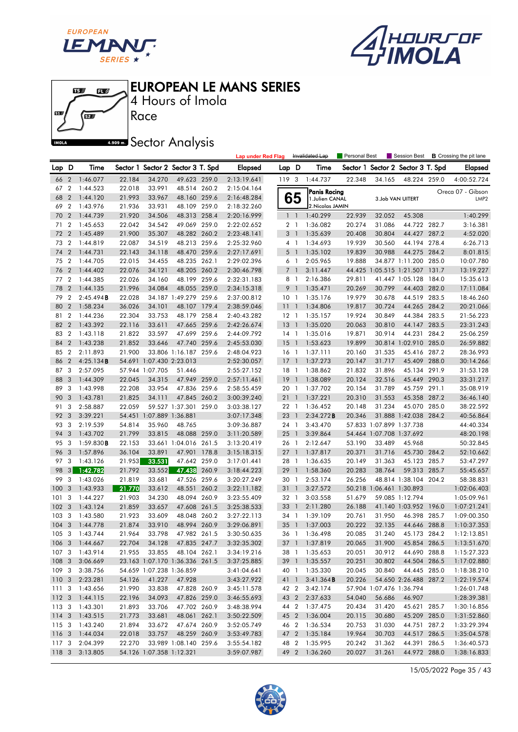# EUROPEAN LE MANS SERIES

4 Hours of Imola

Race

Sector Analysis

Lap under Red Flag | Invalidated Lap | Personal Best | Session Best | B Crossing the pit lane

| Lap | D | Time | Sector 1 | Sector 2 | Sector 3 | T. Spd | Elapsed |
|---|---|---|---|---|---|---|---|
| 66 | 2 | 1:46.077 | 22.184 | 34.270 | 49.623 | 259.0 | 2:13:19.641 |
| 67 | 2 | 1:44.523 | 22.018 | 33.991 | 48.514 | 260.2 | 2:15:04.164 |
| 68 | 2 | 1:44.120 | 21.993 | 33.967 | 48.160 | 259.6 | 2:16:48.284 |
| 69 | 2 | 1:43.976 | 21.936 | 33.931 | 48.109 | 259.0 | 2:18:32.260 |
| 70 | 2 | 1:44.739 | 21.920 | 34.506 | 48.313 | 258.4 | 2:20:16.999 |
| 71 | 2 | 1:45.653 | 22.042 | 34.542 | 49.069 | 259.0 | 2:22:02.652 |
| 72 | 2 | 1:45.489 | 21.900 | 35.307 | 48.282 | 260.2 | 2:23:48.141 |
| 73 | 2 | 1:44.819 | 22.087 | 34.519 | 48.213 | 259.6 | 2:25:32.960 |
| 74 | 2 | 1:44.731 | 22.143 | 34.118 | 48.470 | 259.6 | 2:27:17.691 |
| 75 | 2 | 1:44.705 | 22.015 | 34.455 | 48.235 | 262.1 | 2:29:02.396 |
| 76 | 2 | 1:44.402 | 22.076 | 34.121 | 48.205 | 260.2 | 2:30:46.798 |
| 77 | 2 | 1:44.385 | 22.026 | 34.160 | 48.199 | 259.6 | 2:32:31.183 |
| 78 | 2 | 1:44.135 | 21.996 | 34.084 | 48.055 | 259.0 | 2:34:15.318 |
| 79 | 2 | 2:45.494B | 22.028 | 34.187 | 1:49.279 | 259.6 | 2:37:00.812 |
| 80 | 2 | 1:58.234 | 36.026 | 34.101 | 48.107 | 179.4 | 2:38:59.046 |
| 81 | 2 | 1:44.236 | 22.304 | 33.753 | 48.179 | 258.4 | 2:40:43.282 |
| 82 | 2 | 1:43.392 | 22.116 | 33.611 | 47.665 | 259.6 | 2:42:26.674 |
| 83 | 2 | 1:43.118 | 21.822 | 33.597 | 47.699 | 259.6 | 2:44:09.792 |
| 84 | 2 | 1:43.238 | 21.852 | 33.646 | 47.740 | 259.6 | 2:45:53.030 |
| 85 | 2 | 2:11.893 | 21.900 | 33.806 | 1:16.187 | 259.6 | 2:48:04.923 |
| 86 | 2 | 4:25.134B | 54.691 | 1:07.430 | 2:23.013 | | 2:52:30.057 |
| 87 | 3 | 2:57.095 | 57.944 | 1:07.705 | 51.446 | | 2:55:27.152 |
| 88 | 3 | 1:44.309 | 22.045 | 34.315 | 47.949 | 259.0 | 2:57:11.461 |
| 89 | 3 | 1:43.998 | 22.208 | 33.954 | 47.836 | 259.6 | 2:58:55.459 |
| 90 | 3 | 1:43.781 | 21.825 | 34.111 | 47.845 | 260.2 | 3:00:39.240 |
| 91 | 3 | 2:58.887 | 22.059 | 59.527 | 1:37.301 | 259.0 | 3:03:38.127 |
| 92 | 3 | 3:39.221 | 54.451 | 1:07.889 | 1:36.881 | | 3:07:17.348 |
| 93 | 3 | 2:19.539 | 54.814 | 35.960 | 48.765 | | 3:09:36.887 |
| 94 | 3 | 1:43.702 | 21.799 | 33.815 | 48.088 | 259.0 | 3:11:20.589 |
| 95 | 3 | 1:59.830B | 22.153 | 33.661 | 1:04.016 | 261.5 | 3:13:20.419 |
| 96 | 3 | 1:57.896 | 36.104 | 33.891 | 47.901 | 178.8 | 3:15:18.315 |
| 97 | 3 | 1:43.126 | 21.953 | 33.531 | 47.642 | 259.0 | 3:17:01.441 |
| 98 | 3 | 1:42.782 | 21.792 | 33.552 | 47.438 | 260.9 | 3:18:44.223 |
| 99 | 3 | 1:43.026 | 21.819 | 33.681 | 47.526 | 259.6 | 3:20:27.249 |
| 100 | 3 | 1:43.933 | 21.770 | 33.612 | 48.551 | 260.2 | 3:22:11.182 |
| 101 | 3 | 1:44.227 | 21.903 | 34.230 | 48.094 | 260.9 | 3:23:55.409 |
| 102 | 3 | 1:43.124 | 21.859 | 33.657 | 47.608 | 261.5 | 3:25:38.533 |
| 103 | 3 | 1:43.580 | 21.923 | 33.609 | 48.048 | 260.2 | 3:27:22.113 |
| 104 | 3 | 1:44.778 | 21.874 | 33.910 | 48.994 | 260.9 | 3:29:06.891 |
| 105 | 3 | 1:43.744 | 21.964 | 33.798 | 47.982 | 261.5 | 3:30:50.635 |
| 106 | 3 | 1:44.667 | 22.704 | 34.128 | 47.835 | 247.7 | 3:32:35.302 |
| 107 | 3 | 1:43.914 | 21.955 | 33.855 | 48.104 | 262.1 | 3:34:19.216 |
| 108 | 3 | 3:06.669 | 23.163 | 1:07.170 | 1:36.336 | 261.5 | 3:37:25.885 |
| 109 | 3 | 3:38.756 | 54.659 | 1:07.238 | 1:36.859 | | 3:41:04.641 |
| 110 | 3 | 2:23.281 | 54.126 | 41.227 | 47.928 | | 3:43:27.922 |
| 111 | 3 | 1:43.656 | 21.990 | 33.838 | 47.828 | 260.9 | 3:45:11.578 |
| 112 | 3 | 1:44.115 | 22.196 | 34.093 | 47.826 | 259.0 | 3:46:55.693 |
| 113 | 3 | 1:43.301 | 21.893 | 33.706 | 47.702 | 260.9 | 3:48:38.994 |
| 114 | 3 | 1:43.515 | 21.773 | 33.681 | 48.061 | 262.1 | 3:50:22.509 |
| 115 | 3 | 1:43.240 | 21.894 | 33.672 | 47.674 | 260.9 | 3:52:05.749 |
| 116 | 3 | 1:44.034 | 22.018 | 33.757 | 48.259 | 260.9 | 3:53:49.783 |
| 117 | 3 | 2:04.399 | 22.270 | 33.989 | 1:08.140 | 259.6 | 3:55:54.182 |
| 118 | 3 | 3:13.805 | 54.126 | 1:07.358 | 1:12.321 | | 3:59:07.987 |
| 119 | 3 | 1:44.737 | 22.348 | 34.165 | 48.224 | 259.0 | 4:00:52.724 |

**65 — Panis Racing** — Oreca 07 - Gibson — LMP2
1. Julien CANAL
2. Nicolas JAMIN
3. Job VAN UITERT

| Lap | D | Time | Sector 1 | Sector 2 | Sector 3 | T. Spd | Elapsed |
|---|---|---|---|---|---|---|---|
| 1 | 1 | 1:40.299 | 22.939 | 32.052 | 45.308 | | 1:40.299 |
| 2 | 1 | 1:36.082 | 20.274 | 31.086 | 44.722 | 282.7 | 3:16.381 |
| 3 | 1 | 1:35.639 | 20.408 | 30.804 | 44.427 | 287.2 | 4:52.020 |
| 4 | 1 | 1:34.693 | 19.939 | 30.560 | 44.194 | 278.4 | 6:26.713 |
| 5 | 1 | 1:35.102 | 19.839 | 30.988 | 44.275 | 284.2 | 8:01.815 |
| 6 | 1 | 2:05.965 | 19.888 | 34.877 | 1:11.200 | 285.0 | 10:07.780 |
| 7 | 1 | 3:11.447 | 44.425 | 1:05.515 | 1:21.507 | 131.7 | 13:19.227 |
| 8 | 1 | 2:16.386 | 29.811 | 41.447 | 1:05.128 | 184.0 | 15:35.613 |
| 9 | 1 | 1:35.471 | 20.269 | 30.799 | 44.403 | 282.0 | 17:11.084 |
| 10 | 1 | 1:35.176 | 19.979 | 30.678 | 44.519 | 283.5 | 18:46.260 |
| 11 | 1 | 1:34.806 | 19.817 | 30.724 | 44.265 | 284.2 | 20:21.066 |
| 12 | 1 | 1:35.157 | 19.924 | 30.849 | 44.384 | 283.5 | 21:56.223 |
| 13 | 1 | 1:35.020 | 20.063 | 30.810 | 44.147 | 283.5 | 23:31.243 |
| 14 | 1 | 1:35.016 | 19.871 | 30.914 | 44.231 | 284.2 | 25:06.259 |
| 15 | 1 | 1:53.623 | 19.899 | 30.814 | 1:02.910 | 285.0 | 26:59.882 |
| 16 | 1 | 1:37.111 | 20.160 | 31.535 | 45.416 | 287.2 | 28:36.993 |
| 17 | 1 | 1:37.273 | 20.147 | 31.717 | 45.409 | 288.0 | 30:14.266 |
| 18 | 1 | 1:38.862 | 21.832 | 31.896 | 45.134 | 291.9 | 31:53.128 |
| 19 | 1 | 1:38.089 | 20.124 | 32.516 | 45.449 | 290.3 | 33:31.217 |
| 20 | 1 | 1:37.702 | 20.154 | 31.789 | 45.759 | 291.1 | 35:08.919 |
| 21 | 1 | 1:37.221 | 20.310 | 31.553 | 45.358 | 287.2 | 36:46.140 |
| 22 | 1 | 1:36.452 | 20.148 | 31.234 | 45.070 | 285.0 | 38:22.592 |
| 23 | 1 | 2:34.272B | 20.346 | 31.888 | 1:42.038 | 284.2 | 40:56.864 |
| 24 | 1 | 3:43.470 | 57.833 | 1:07.899 | 1:37.738 | | 44:40.334 |
| 25 | 1 | 3:39.864 | 54.464 | 1:07.708 | 1:37.692 | | 48:20.198 |
| 26 | 1 | 2:12.647 | 53.190 | 33.489 | 45.968 | | 50:32.845 |
| 27 | 1 | 1:37.817 | 20.371 | 31.716 | 45.730 | 284.2 | 52:10.662 |
| 28 | 1 | 1:36.635 | 20.149 | 31.363 | 45.123 | 285.7 | 53:47.297 |
| 29 | 1 | 1:58.360 | 20.283 | 38.764 | 59.313 | 285.7 | 55:45.657 |
| 30 | 1 | 2:53.174 | 26.256 | 48.814 | 1:38.104 | 204.2 | 58:38.831 |
| 31 | 1 | 3:27.572 | 50.218 | 1:06.461 | 1:30.893 | | 1:02:06.403 |
| 32 | 1 | 3:03.558 | 51.679 | 59.085 | 1:12.794 | | 1:05:09.961 |
| 33 | 1 | 2:11.280 | 26.188 | 41.140 | 1:03.952 | 196.0 | 1:07:21.241 |
| 34 | 1 | 1:39.109 | 20.761 | 31.950 | 46.398 | 285.7 | 1:09:00.350 |
| 35 | 1 | 1:37.003 | 20.222 | 32.135 | 44.646 | 288.8 | 1:10:37.353 |
| 36 | 1 | 1:36.498 | 20.085 | 31.240 | 45.173 | 284.2 | 1:12:13.851 |
| 37 | 1 | 1:37.819 | 20.065 | 31.900 | 45.854 | 286.5 | 1:13:51.670 |
| 38 | 1 | 1:35.653 | 20.051 | 30.912 | 44.690 | 288.8 | 1:15:27.323 |
| 39 | 1 | 1:35.557 | 20.251 | 30.802 | 44.504 | 286.5 | 1:17:02.880 |
| 40 | 1 | 1:35.330 | 20.045 | 30.840 | 44.445 | 285.0 | 1:18:38.210 |
| 41 | 1 | 3:41.364B | 20.226 | 54.650 | 2:26.488 | 287.2 | 1:22:19.574 |
| 42 | 2 | 3:42.174 | 57.904 | 1:07.476 | 1:36.794 | | 1:26:01.748 |
| 43 | 2 | 2:37.633 | 54.040 | 56.686 | 46.907 | | 1:28:39.381 |
| 44 | 2 | 1:37.475 | 20.434 | 31.420 | 45.621 | 285.7 | 1:30:16.856 |
| 45 | 2 | 1:36.004 | 20.115 | 30.680 | 45.209 | 285.0 | 1:31:52.860 |
| 46 | 2 | 1:36.534 | 20.753 | 31.030 | 44.751 | 287.2 | 1:33:29.394 |
| 47 | 2 | 1:35.184 | 19.964 | 30.703 | 44.517 | 286.5 | 1:35:04.578 |
| 48 | 2 | 1:35.995 | 20.242 | 31.362 | 44.391 | 286.5 | 1:36:40.573 |
| 49 | 2 | 1:36.260 | 20.027 | 31.261 | 44.972 | 288.0 | 1:38:16.833 |

15/05/2022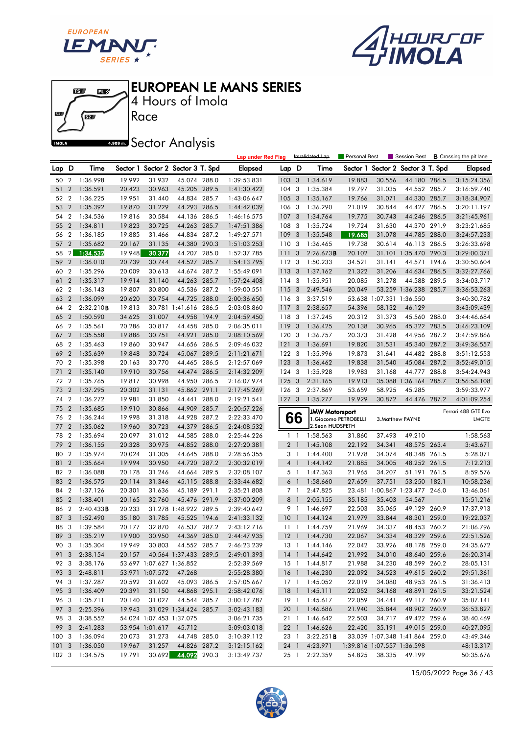# EUROPEAN LE MANS SERIES

4 Hours of Imola

Race

Sector Analysis

Lap under Red Flag | Invalidated Lap | Personal Best | Session Best | **B** Crossing the pit lane

| Lap | D | Time | Sector 1 | Sector 2 | Sector 3 | T. Spd | Elapsed |
|---|---|---|---|---|---|---|---|
| 50 | 2 | 1:36.998 | 19.992 | 31.932 | 45.074 | 288.0 | 1:39:53.831 |
| 51 | 2 | 1:36.591 | 20.423 | 30.963 | 45.205 | 289.5 | 1:41:30.422 |
| 52 | 2 | 1:36.225 | 19.951 | 31.440 | 44.834 | 285.7 | 1:43:06.647 |
| 53 | 2 | 1:35.392 | 19.870 | 31.229 | 44.293 | 286.5 | 1:44:42.039 |
| 54 | 2 | 1:34.536 | 19.816 | 30.584 | 44.136 | 286.5 | 1:46:16.575 |
| 55 | 2 | 1:34.811 | 19.823 | 30.725 | 44.263 | 285.7 | 1:47:51.386 |
| 56 | 2 | 1:36.185 | 19.885 | 31.466 | 44.834 | 287.2 | 1:49:27.571 |
| 57 | 2 | 1:35.682 | 20.167 | 31.135 | 44.380 | 290.3 | 1:51:03.253 |
| 58 | 2 | 1:34.532 | 19.948 | 30.377 | 44.207 | 285.0 | 1:52:37.785 |
| 59 | 2 | 1:36.010 | 20.739 | 30.744 | 44.527 | 285.7 | 1:54:13.795 |
| 60 | 2 | 1:35.296 | 20.009 | 30.613 | 44.674 | 287.2 | 1:55:49.091 |
| 61 | 2 | 1:35.317 | 19.914 | 31.140 | 44.263 | 285.7 | 1:57:24.408 |
| 62 | 2 | 1:36.143 | 19.807 | 30.800 | 45.536 | 287.2 | 1:59:00.551 |
| 63 | 2 | 1:36.099 | 20.620 | 30.754 | 44.725 | 288.0 | 2:00:36.650 |
| 64 | 2 | 2:32.210 **B** | 19.813 | 30.781 | 1:41.616 | 286.5 | 2:03:08.860 |
| 65 | 2 | 1:50.590 | 34.625 | 31.007 | 44.958 | 194.9 | 2:04:59.450 |
| 66 | 2 | 1:35.561 | 20.286 | 30.817 | 44.458 | 285.0 | 2:06:35.011 |
| 67 | 2 | 1:35.558 | 19.886 | 30.751 | 44.921 | 285.0 | 2:08:10.569 |
| 68 | 2 | 1:35.463 | 19.860 | 30.947 | 44.656 | 286.5 | 2:09:46.032 |
| 69 | 2 | 1:35.639 | 19.848 | 30.724 | 45.067 | 289.5 | 2:11:21.671 |
| 70 | 2 | 1:35.398 | 20.163 | 30.770 | 44.465 | 286.5 | 2:12:57.069 |
| 71 | 2 | 1:35.140 | 19.910 | 30.756 | 44.474 | 286.5 | 2:14:32.209 |
| 72 | 2 | 1:35.765 | 19.817 | 30.998 | 44.950 | 286.5 | 2:16:07.974 |
| 73 | 2 | 1:37.295 | 20.302 | 31.131 | 45.862 | 291.1 | 2:17:45.269 |
| 74 | 2 | 1:36.272 | 19.981 | 31.850 | 44.441 | 288.0 | 2:19:21.541 |
| 75 | 2 | 1:35.685 | 19.910 | 30.866 | 44.909 | 285.7 | 2:20:57.226 |
| 76 | 2 | 1:36.244 | 19.998 | 31.318 | 44.928 | 287.2 | 2:22:33.470 |
| 77 | 2 | 1:35.062 | 19.960 | 30.723 | 44.379 | 286.5 | 2:24:08.532 |
| 78 | 2 | 1:35.694 | 20.097 | 31.012 | 44.585 | 288.0 | 2:25:44.226 |
| 79 | 2 | 1:36.155 | 20.328 | 30.975 | 44.852 | 288.0 | 2:27:20.381 |
| 80 | 2 | 1:35.974 | 20.024 | 31.305 | 44.645 | 288.0 | 2:28:56.355 |
| 81 | 2 | 1:35.664 | 19.994 | 30.950 | 44.720 | 287.2 | 2:30:32.019 |
| 82 | 2 | 1:36.088 | 20.178 | 31.246 | 44.664 | 289.5 | 2:32:08.107 |
| 83 | 2 | 1:36.575 | 20.114 | 31.346 | 45.115 | 288.8 | 2:33:44.682 |
| 84 | 2 | 1:37.126 | 20.301 | 31.636 | 45.189 | 291.1 | 2:35:21.808 |
| 85 | 2 | 1:38.401 | 20.165 | 32.760 | 45.476 | 291.9 | 2:37:00.209 |
| 86 | 2 | 2:40.433 **B** | 20.233 | 31.278 | 1:48.922 | 289.5 | 2:39:40.642 |
| 87 | 3 | 1:52.490 | 35.180 | 31.785 | 45.525 | 194.6 | 2:41:33.132 |
| 88 | 3 | 1:39.584 | 20.177 | 32.870 | 46.537 | 287.2 | 2:43:12.716 |
| 89 | 3 | 1:35.219 | 19.900 | 30.950 | 44.369 | 285.0 | 2:44:47.935 |
| 90 | 3 | 1:35.304 | 19.949 | 30.803 | 44.552 | 285.7 | 2:46:23.239 |
| 91 | 3 | 2:38.154 | 20.157 | 40.564 | 1:37.433 | 289.5 | 2:49:01.393 |
| 92 | 3 | 3:38.176 | 53.697 | 1:07.627 | 1:36.852 | | 2:52:39.569 |
| 93 | 3 | 2:48.811 | 53.971 | 1:07.572 | 47.268 | | 2:55:28.380 |
| 94 | 3 | 1:37.287 | 20.592 | 31.602 | 45.093 | 286.5 | 2:57:05.667 |
| 95 | 3 | 1:36.409 | 20.391 | 31.150 | 44.868 | 295.1 | 2:58:42.076 |
| 96 | 3 | 1:35.711 | 20.140 | 31.027 | 44.544 | 285.7 | 3:00:17.787 |
| 97 | 3 | 2:25.396 | 19.943 | 31.029 | 1:34.424 | 285.7 | 3:02:43.183 |
| 98 | 3 | 3:38.552 | 54.024 | 1:07.453 | 1:37.075 | | 3:06:21.735 |
| 99 | 3 | 2:41.283 | 53.954 | 1:01.617 | 45.712 | | 3:09:03.018 |
| 100 | 3 | 1:36.094 | 20.073 | 31.273 | 44.748 | 285.0 | 3:10:39.112 |
| 101 | 3 | 1:36.050 | 19.967 | 31.257 | 44.826 | 287.2 | 3:12:15.162 |
| 102 | 3 | 1:34.575 | 19.791 | 30.692 | 44.092 | 290.3 | 3:13:49.737 |
| 103 | 3 | 1:34.619 | 19.883 | 30.556 | 44.180 | 286.5 | 3:15:24.356 |
| 104 | 3 | 1:35.384 | 19.797 | 31.035 | 44.552 | 285.7 | 3:16:59.740 |
| 105 | 3 | 1:35.167 | 19.766 | 31.071 | 44.330 | 285.7 | 3:18:34.907 |
| 106 | 3 | 1:36.290 | 21.019 | 30.844 | 44.427 | 286.5 | 3:20:11.197 |
| 107 | 3 | 1:34.764 | 19.775 | 30.743 | 44.246 | 286.5 | 3:21:45.961 |
| 108 | 3 | 1:35.724 | 19.724 | 31.630 | 44.370 | 291.9 | 3:23:21.685 |
| 109 | 3 | 1:35.548 | 19.685 | 31.078 | 44.785 | 288.0 | 3:24:57.233 |
| 110 | 3 | 1:36.465 | 19.738 | 30.614 | 46.113 | 286.5 | 3:26:33.698 |
| 111 | 3 | 2:26.673 **B** | 20.102 | 31.101 | 1:35.470 | 290.3 | 3:29:00.371 |
| 112 | 3 | 1:50.233 | 34.521 | 31.141 | 44.571 | 194.6 | 3:30:50.604 |
| 113 | 3 | 1:37.162 | 21.322 | 31.206 | 44.634 | 286.5 | 3:32:27.766 |
| 114 | 3 | 1:35.951 | 20.085 | 31.278 | 44.588 | 289.5 | 3:34:03.717 |
| 115 | 3 | 2:49.546 | 20.049 | 53.259 | 1:36.238 | 285.7 | 3:36:53.263 |
| 116 | 3 | 3:37.519 | 53.638 | 1:07.331 | 1:36.550 | | 3:40:30.782 |
| 117 | 3 | 2:38.657 | 54.396 | 58.132 | 46.129 | | 3:43:09.439 |
| 118 | 3 | 1:37.245 | 20.312 | 31.373 | 45.560 | 288.0 | 3:44:46.684 |
| 119 | 3 | 1:36.425 | 20.138 | 30.965 | 45.322 | 283.5 | 3:46:23.109 |
| 120 | 3 | 1:36.757 | 20.373 | 31.428 | 44.956 | 287.2 | 3:47:59.866 |
| 121 | 3 | 1:36.691 | 19.820 | 31.531 | 45.340 | 287.2 | 3:49:36.557 |
| 122 | 3 | 1:35.996 | 19.873 | 31.641 | 44.482 | 288.8 | 3:51:12.553 |
| 123 | 3 | 1:36.462 | 19.838 | 31.540 | 45.084 | 287.2 | 3:52:49.015 |
| 124 | 3 | 1:35.928 | 19.983 | 31.168 | 44.777 | 288.8 | 3:54:24.943 |
| 125 | 3 | 2:31.165 | 19.913 | 35.088 | 1:36.164 | 285.7 | 3:56:56.108 |
| 126 | 3 | 2:37.869 | 53.659 | 58.925 | 45.285 | | 3:59:33.977 |
| 127 | 3 | 1:35.277 | 19.929 | 30.872 | 44.476 | 287.2 | 4:01:09.254 |

**66** — **JMW Motorsport** — Ferrari 488 GTE Evo — LMGTE
1.Giacomo PETROBELLI / 2.Sean HUDSPETH / 3.Matthew PAYNE

| Lap | D | Time | Sector 1 | Sector 2 | Sector 3 | T. Spd | Elapsed |
|---|---|---|---|---|---|---|---|
| 1 | 1 | 1:58.563 | 31.860 | 37.493 | 49.210 | | 1:58.563 |
| 2 | 1 | 1:45.108 | 22.192 | 34.341 | 48.575 | 263.4 | 3:43.671 |
| 3 | 1 | 1:44.400 | 21.978 | 34.074 | 48.348 | 261.5 | 5:28.071 |
| 4 | 1 | 1:44.142 | 21.885 | 34.005 | 48.252 | 261.5 | 7:12.213 |
| 5 | 1 | 1:47.363 | 21.965 | 34.207 | 51.191 | 261.5 | 8:59.576 |
| 6 | 1 | 1:58.660 | 27.659 | 37.751 | 53.250 | 182.1 | 10:58.236 |
| 7 | 1 | 2:47.825 | 23.481 | 1:00.867 | 1:23.477 | 246.0 | 13:46.061 |
| 8 | 1 | 2:05.155 | 35.185 | 35.403 | 54.567 | | 15:51.216 |
| 9 | 1 | 1:46.697 | 22.503 | 35.065 | 49.129 | 260.9 | 17:37.913 |
| 10 | 1 | 1:44.124 | 21.979 | 33.844 | 48.301 | 259.0 | 19:22.037 |
| 11 | 1 | 1:44.759 | 21.969 | 34.337 | 48.453 | 260.2 | 21:06.796 |
| 12 | 1 | 1:44.730 | 22.067 | 34.334 | 48.329 | 259.6 | 22:51.526 |
| 13 | 1 | 1:44.146 | 22.042 | 33.926 | 48.178 | 259.0 | 24:35.672 |
| 14 | 1 | 1:44.642 | 21.992 | 34.010 | 48.640 | 259.6 | 26:20.314 |
| 15 | 1 | 1:44.817 | 21.988 | 34.230 | 48.599 | 260.2 | 28:05.131 |
| 16 | 1 | 1:46.230 | 22.092 | 34.523 | 49.615 | 260.2 | 29:51.361 |
| 17 | 1 | 1:45.052 | 22.019 | 34.080 | 48.953 | 261.5 | 31:36.413 |
| 18 | 1 | 1:45.111 | 22.052 | 34.168 | 48.891 | 261.5 | 33:21.524 |
| 19 | 1 | 1:45.617 | 22.059 | 34.441 | 49.117 | 260.9 | 35:07.141 |
| 20 | 1 | 1:46.686 | 21.940 | 35.844 | 48.902 | 260.9 | 36:53.827 |
| 21 | 1 | 1:46.642 | 22.503 | 34.717 | 49.422 | 259.6 | 38:40.469 |
| 22 | 1 | 1:46.626 | 22.420 | 35.191 | 49.015 | 259.0 | 40:27.095 |
| 23 | 1 | 3:22.251 **B** | 33.039 | 1:07.348 | 1:41.864 | 259.0 | 43:49.346 |
| 24 | 1 | 4:23.971 | 1:39.816 | 1:07.557 | 1:36.598 | | 48:13.317 |
| 25 | 1 | 2:22.359 | 54.825 | 38.335 | 49.199 | | 50:35.676 |

15/05/2022 Page 36 / 43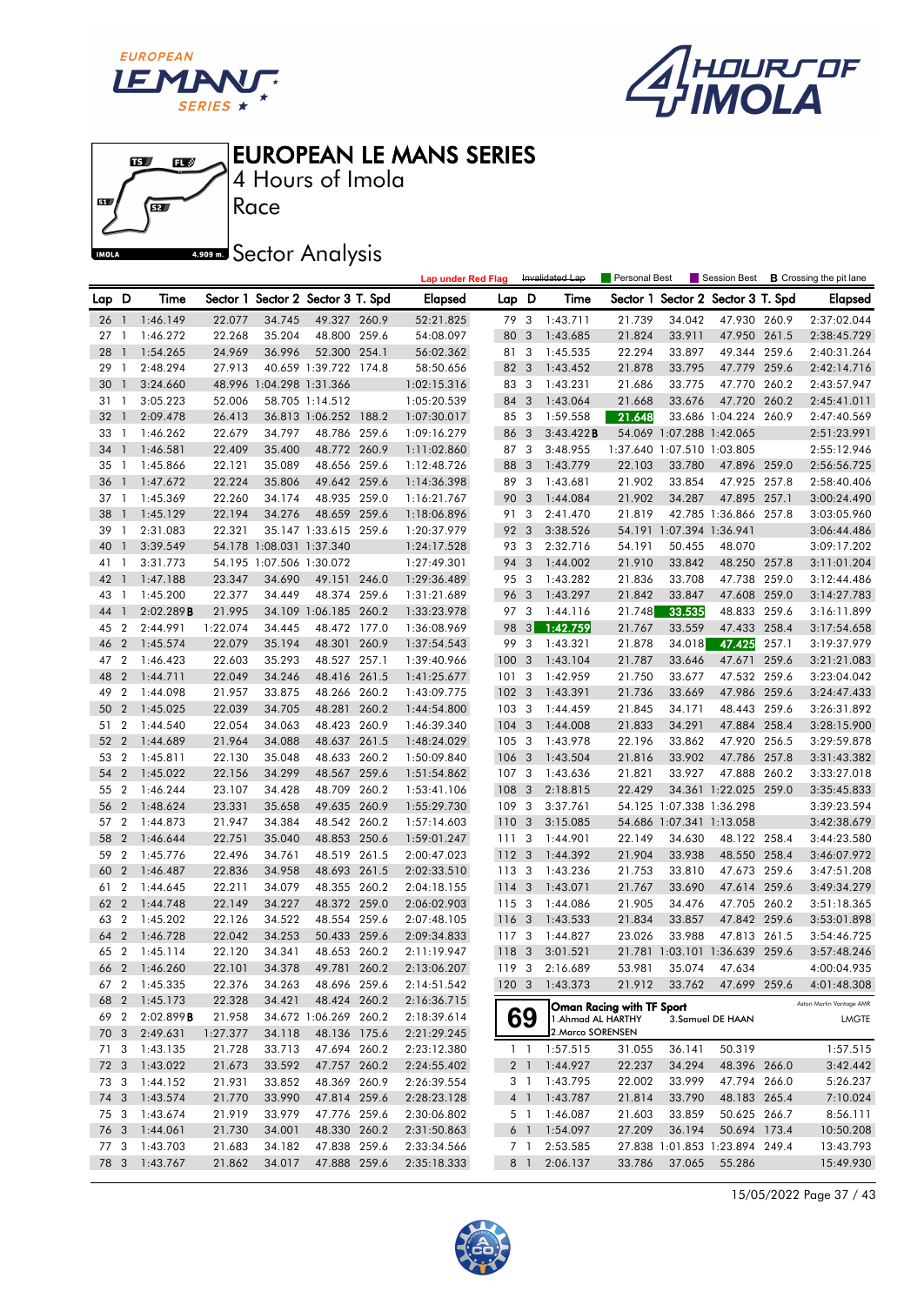# EUROPEAN LE MANS SERIES

4 Hours of Imola

Race

## Sector Analysis

Lap under Red Flag | Invalidated Lap | Personal Best | Session Best | **B** Crossing the pit lane

| Lap | D | Time | Sector 1 | Sector 2 | Sector 3 | T. Spd | Elapsed |
|---|---|---|---|---|---|---|---|
| 26 | 1 | 1:46.149 | 22.077 | 34.745 | 49.327 | 260.9 | 52:21.825 |
| 27 | 1 | 1:46.272 | 22.268 | 35.204 | 48.800 | 259.6 | 54:08.097 |
| 28 | 1 | 1:54.265 | 24.969 | 36.996 | 52.300 | 254.1 | 56:02.362 |
| 29 | 1 | 2:48.294 | 27.913 | 40.659 | 1:39.722 | 174.8 | 58:50.656 |
| 30 | 1 | 3:24.660 | 48.996 | 1:04.298 | 1:31.366 | | 1:02:15.316 |
| 31 | 1 | 3:05.223 | 52.006 | 58.705 | 1:14.512 | | 1:05:20.539 |
| 32 | 1 | 2:09.478 | 26.413 | 36.813 | 1:06.252 | 188.2 | 1:07:30.017 |
| 33 | 1 | 1:46.262 | 22.679 | 34.797 | 48.786 | 259.6 | 1:09:16.279 |
| 34 | 1 | 1:46.581 | 22.409 | 35.400 | 48.772 | 260.9 | 1:11:02.860 |
| 35 | 1 | 1:45.866 | 22.121 | 35.089 | 48.656 | 259.6 | 1:12:48.726 |
| 36 | 1 | 1:47.672 | 22.224 | 35.806 | 49.642 | 259.6 | 1:14:36.398 |
| 37 | 1 | 1:45.369 | 22.260 | 34.174 | 48.935 | 259.0 | 1:16:21.767 |
| 38 | 1 | 1:45.129 | 22.194 | 34.276 | 48.659 | 259.6 | 1:18:06.896 |
| 39 | 1 | 2:31.083 | 22.321 | 35.147 | 1:33.615 | 259.6 | 1:20:37.979 |
| 40 | 1 | 3:39.549 | 54.178 | 1:08.031 | 1:37.340 | | 1:24:17.528 |
| 41 | 1 | 3:31.773 | 54.195 | 1:07.506 | 1:30.072 | | 1:27:49.301 |
| 42 | 1 | 1:47.188 | 23.347 | 34.690 | 49.151 | 246.0 | 1:29:36.489 |
| 43 | 1 | 1:45.200 | 22.377 | 34.449 | 48.374 | 259.6 | 1:31:21.689 |
| 44 | 1 | 2:02.289**B** | 21.995 | 34.109 | 1:06.185 | 260.2 | 1:33:23.978 |
| 45 | 2 | 2:44.991 | 1:22.074 | 34.445 | 48.472 | 177.0 | 1:36:08.969 |
| 46 | 2 | 1:45.574 | 22.079 | 35.194 | 48.301 | 260.9 | 1:37:54.543 |
| 47 | 2 | 1:46.423 | 22.603 | 35.293 | 48.527 | 257.1 | 1:39:40.966 |
| 48 | 2 | 1:44.711 | 22.049 | 34.246 | 48.416 | 261.5 | 1:41:25.677 |
| 49 | 2 | 1:44.098 | 21.957 | 33.875 | 48.266 | 260.2 | 1:43:09.775 |
| 50 | 2 | 1:45.025 | 22.039 | 34.705 | 48.281 | 260.2 | 1:44:54.800 |
| 51 | 2 | 1:44.540 | 22.054 | 34.063 | 48.423 | 260.9 | 1:46:39.340 |
| 52 | 2 | 1:44.689 | 21.964 | 34.088 | 48.637 | 261.5 | 1:48:24.029 |
| 53 | 2 | 1:45.811 | 22.130 | 35.048 | 48.633 | 260.2 | 1:50:09.840 |
| 54 | 2 | 1:45.022 | 22.156 | 34.299 | 48.567 | 259.6 | 1:51:54.862 |
| 55 | 2 | 1:46.244 | 23.107 | 34.428 | 48.709 | 260.2 | 1:53:41.106 |
| 56 | 2 | 1:48.624 | 23.331 | 35.658 | 49.635 | 260.9 | 1:55:29.730 |
| 57 | 2 | 1:44.873 | 21.947 | 34.384 | 48.542 | 260.2 | 1:57:14.603 |
| 58 | 2 | 1:46.644 | 22.751 | 35.040 | 48.853 | 250.6 | 1:59:01.247 |
| 59 | 2 | 1:45.776 | 22.496 | 34.761 | 48.519 | 261.5 | 2:00:47.023 |
| 60 | 2 | 1:46.487 | 22.836 | 34.958 | 48.693 | 261.5 | 2:02:33.510 |
| 61 | 2 | 1:44.645 | 22.211 | 34.079 | 48.355 | 260.2 | 2:04:18.155 |
| 62 | 2 | 1:44.748 | 22.149 | 34.227 | 48.372 | 259.0 | 2:06:02.903 |
| 63 | 2 | 1:45.202 | 22.126 | 34.522 | 48.554 | 259.6 | 2:07:48.105 |
| 64 | 2 | 1:46.728 | 22.042 | 34.253 | 50.433 | 259.6 | 2:09:34.833 |
| 65 | 2 | 1:45.114 | 22.120 | 34.341 | 48.653 | 260.2 | 2:11:19.947 |
| 66 | 2 | 1:46.260 | 22.101 | 34.378 | 49.781 | 260.2 | 2:13:06.207 |
| 67 | 2 | 1:45.335 | 22.376 | 34.263 | 48.696 | 259.6 | 2:14:51.542 |
| 68 | 2 | 1:45.173 | 22.328 | 34.421 | 48.424 | 260.2 | 2:16:36.715 |
| 69 | 2 | 2:02.899**B** | 21.958 | 34.672 | 1:06.269 | 260.2 | 2:18:39.614 |
| 70 | 3 | 2:49.631 | 1:27.377 | 34.118 | 48.136 | 175.6 | 2:21:29.245 |
| 71 | 3 | 1:43.135 | 21.728 | 33.713 | 47.694 | 260.2 | 2:23:12.380 |
| 72 | 3 | 1:43.022 | 21.673 | 33.592 | 47.757 | 260.2 | 2:24:55.402 |
| 73 | 3 | 1:44.152 | 21.931 | 33.852 | 48.369 | 260.9 | 2:26:39.554 |
| 74 | 3 | 1:43.574 | 21.770 | 33.990 | 47.814 | 259.6 | 2:28:23.128 |
| 75 | 3 | 1:43.674 | 21.919 | 33.979 | 47.776 | 259.6 | 2:30:06.802 |
| 76 | 3 | 1:44.061 | 21.730 | 34.001 | 48.330 | 260.2 | 2:31:50.863 |
| 77 | 3 | 1:43.703 | 21.683 | 34.182 | 47.838 | 259.6 | 2:33:34.566 |
| 78 | 3 | 1:43.767 | 21.862 | 34.017 | 47.888 | 259.6 | 2:35:18.333 |
| 79 | 3 | 1:43.711 | 21.739 | 34.042 | 47.930 | 260.9 | 2:37:02.044 |
| 80 | 3 | 1:43.685 | 21.824 | 33.911 | 47.950 | 261.5 | 2:38:45.729 |
| 81 | 3 | 1:45.535 | 22.294 | 33.897 | 49.344 | 259.6 | 2:40:31.264 |
| 82 | 3 | 1:43.452 | 21.878 | 33.795 | 47.779 | 259.6 | 2:42:14.716 |
| 83 | 3 | 1:43.231 | 21.686 | 33.775 | 47.770 | 260.2 | 2:43:57.947 |
| 84 | 3 | 1:43.064 | 21.668 | 33.676 | 47.720 | 260.2 | 2:45:41.011 |
| 85 | 3 | 1:59.558 | 21.648 | 33.686 | 1:04.224 | 260.9 | 2:47:40.569 |
| 86 | 3 | 3:43.422**B** | 54.069 | 1:07.288 | 1:42.065 | | 2:51:23.991 |
| 87 | 3 | 3:48.955 | 1:37.640 | 1:07.510 | 1:03.805 | | 2:55:12.946 |
| 88 | 3 | 1:43.779 | 22.103 | 33.780 | 47.896 | 259.0 | 2:56:56.725 |
| 89 | 3 | 1:43.681 | 21.902 | 33.854 | 47.925 | 257.8 | 2:58:40.406 |
| 90 | 3 | 1:44.084 | 21.902 | 34.287 | 47.895 | 257.1 | 3:00:24.490 |
| 91 | 3 | 2:41.470 | 21.819 | 42.785 | 1:36.866 | 257.8 | 3:03:05.960 |
| 92 | 3 | 3:38.526 | 54.191 | 1:07.394 | 1:36.941 | | 3:06:44.486 |
| 93 | 3 | 2:32.716 | 54.191 | 50.455 | 48.070 | | 3:09:17.202 |
| 94 | 3 | 1:44.002 | 21.910 | 33.842 | 48.250 | 257.8 | 3:11:01.204 |
| 95 | 3 | 1:43.282 | 21.836 | 33.708 | 47.738 | 259.0 | 3:12:44.486 |
| 96 | 3 | 1:43.297 | 21.842 | 33.847 | 47.608 | 259.0 | 3:14:27.783 |
| 97 | 3 | 1:44.116 | 21.748 | 33.535 | 48.833 | 259.6 | 3:16:11.899 |
| 98 | 3 | 1:42.759 | 21.767 | 33.559 | 47.433 | 258.4 | 3:17:54.658 |
| 99 | 3 | 1:43.321 | 21.878 | 34.018 | 47.425 | 257.1 | 3:19:37.979 |
| 100 | 3 | 1:43.104 | 21.787 | 33.646 | 47.671 | 259.6 | 3:21:21.083 |
| 101 | 3 | 1:42.959 | 21.750 | 33.677 | 47.532 | 259.6 | 3:23:04.042 |
| 102 | 3 | 1:43.391 | 21.736 | 33.669 | 47.986 | 259.6 | 3:24:47.433 |
| 103 | 3 | 1:44.459 | 21.845 | 34.171 | 48.443 | 259.6 | 3:26:31.892 |
| 104 | 3 | 1:44.008 | 21.833 | 34.291 | 47.884 | 258.4 | 3:28:15.900 |
| 105 | 3 | 1:43.978 | 22.196 | 33.862 | 47.920 | 256.5 | 3:29:59.878 |
| 106 | 3 | 1:43.504 | 21.816 | 33.902 | 47.786 | 257.8 | 3:31:43.382 |
| 107 | 3 | 1:43.636 | 21.821 | 33.927 | 47.888 | 260.2 | 3:33:27.018 |
| 108 | 3 | 2:18.815 | 22.429 | 34.361 | 1:22.025 | 259.0 | 3:35:45.833 |
| 109 | 3 | 3:37.761 | 54.125 | 1:07.338 | 1:36.298 | | 3:39:23.594 |
| 110 | 3 | 3:15.085 | 54.686 | 1:07.341 | 1:13.058 | | 3:42:38.679 |
| 111 | 3 | 1:44.901 | 22.149 | 34.630 | 48.122 | 258.4 | 3:44:23.580 |
| 112 | 3 | 1:44.392 | 21.904 | 33.938 | 48.550 | 258.4 | 3:46:07.972 |
| 113 | 3 | 1:43.236 | 21.753 | 33.810 | 47.673 | 259.6 | 3:47:51.208 |
| 114 | 3 | 1:43.071 | 21.767 | 33.690 | 47.614 | 259.6 | 3:49:34.279 |
| 115 | 3 | 1:44.086 | 21.905 | 34.476 | 47.705 | 260.2 | 3:51:18.365 |
| 116 | 3 | 1:43.533 | 21.834 | 33.857 | 47.842 | 259.6 | 3:53:01.898 |
| 117 | 3 | 1:44.827 | 23.026 | 33.988 | 47.813 | 261.5 | 3:54:46.725 |
| 118 | 3 | 3:01.521 | 21.781 | 1:03.101 | 1:36.639 | 259.6 | 3:57:48.246 |
| 119 | 3 | 2:16.689 | 53.981 | 35.074 | 47.634 | | 4:00:04.935 |
| 120 | 3 | 1:43.373 | 21.912 | 33.762 | 47.699 | 259.6 | 4:01:48.308 |

**69** Oman Racing with TF Sport — Aston Martin Vantage AMR — LMGTE
1.Ahmad AL HARTHY, 2.Marco SORENSEN, 3.Samuel DE HAAN

| Lap | D | Time | Sector 1 | Sector 2 | Sector 3 | T. Spd | Elapsed |
|---|---|---|---|---|---|---|---|
| 1 | 1 | 1:57.515 | 31.055 | 36.141 | 50.319 | | 1:57.515 |
| 2 | 1 | 1:44.927 | 22.237 | 34.294 | 48.396 | 266.0 | 3:42.442 |
| 3 | 1 | 1:43.795 | 22.002 | 33.999 | 47.794 | 266.0 | 5:26.237 |
| 4 | 1 | 1:43.787 | 21.814 | 33.790 | 48.183 | 265.4 | 7:10.024 |
| 5 | 1 | 1:46.087 | 21.603 | 33.859 | 50.625 | 266.7 | 8:56.111 |
| 6 | 1 | 1:54.097 | 27.209 | 36.194 | 50.694 | 173.4 | 10:50.208 |
| 7 | 1 | 2:53.585 | 27.838 | 1:01.853 | 1:23.894 | 249.4 | 13:43.793 |
| 8 | 1 | 2:06.137 | 33.786 | 37.065 | 55.286 | | 15:49.930 |

15/05/2022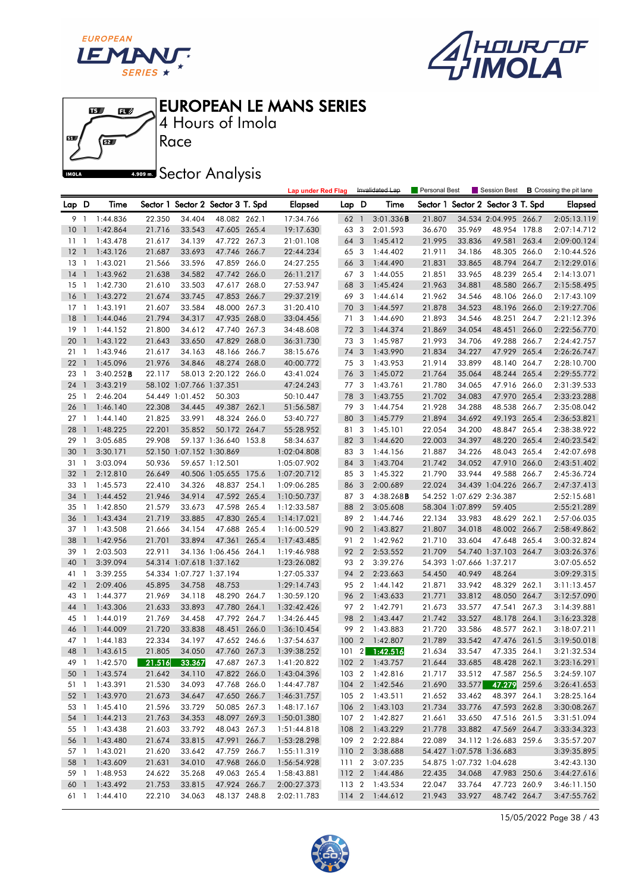# EUROPEAN LE MANS SERIES

4 Hours of Imola

Race

## Sector Analysis

Lap under Red Flag | Invalidated Lap | Personal Best | Session Best | **B** Crossing the pit lane

| Lap | D | Time | Sector 1 | Sector 2 | Sector 3 | T. Spd | Elapsed |
|---|---|---|---|---|---|---|---|
| 9 | 1 | 1:44.836 | 22.350 | 34.404 | 48.082 | 262.1 | 17:34.766 |
| 10 | 1 | 1:42.864 | 21.716 | 33.543 | 47.605 | 265.4 | 19:17.630 |
| 11 | 1 | 1:43.478 | 21.617 | 34.139 | 47.722 | 267.3 | 21:01.108 |
| 12 | 1 | 1:43.126 | 21.687 | 33.693 | 47.746 | 266.7 | 22:44.234 |
| 13 | 1 | 1:43.021 | 21.566 | 33.596 | 47.859 | 266.0 | 24:27.255 |
| 14 | 1 | 1:43.962 | 21.638 | 34.582 | 47.742 | 266.0 | 26:11.217 |
| 15 | 1 | 1:42.730 | 21.610 | 33.503 | 47.617 | 268.0 | 27:53.947 |
| 16 | 1 | 1:43.272 | 21.674 | 33.745 | 47.853 | 266.7 | 29:37.219 |
| 17 | 1 | 1:43.191 | 21.607 | 33.584 | 48.000 | 267.3 | 31:20.410 |
| 18 | 1 | 1:44.046 | 21.794 | 34.317 | 47.935 | 268.0 | 33:04.456 |
| 19 | 1 | 1:44.152 | 21.800 | 34.612 | 47.740 | 267.3 | 34:48.608 |
| 20 | 1 | 1:43.122 | 21.643 | 33.650 | 47.829 | 268.0 | 36:31.730 |
| 21 | 1 | 1:43.946 | 21.617 | 34.163 | 48.166 | 266.7 | 38:15.676 |
| 22 | 1 | 1:45.096 | 21.976 | 34.846 | 48.274 | 268.0 | 40:00.772 |
| 23 | 1 | 3:40.252**B** | 22.117 | 58.013 | 2:20.122 | 266.0 | 43:41.024 |
| 24 | 1 | 3:43.219 | 58.102 | 1:07.766 | 1:37.351 | | 47:24.243 |
| 25 | 1 | 2:46.204 | 54.449 | 1:01.452 | 50.303 | | 50:10.447 |
| 26 | 1 | 1:46.140 | 22.308 | 34.445 | 49.387 | 262.1 | 51:56.587 |
| 27 | 1 | 1:44.140 | 21.825 | 33.991 | 48.324 | 266.0 | 53:40.727 |
| 28 | 1 | 1:48.225 | 22.201 | 35.852 | 50.172 | 264.7 | 55:28.952 |
| 29 | 1 | 3:05.685 | 29.908 | 59.137 | 1:36.640 | 153.8 | 58:34.637 |
| 30 | 1 | 3:30.171 | 52.150 | 1:07.152 | 1:30.869 | | 1:02:04.808 |
| 31 | 1 | 3:03.094 | 50.936 | 59.657 | 1:12.501 | | 1:05:07.902 |
| 32 | 1 | 2:12.810 | 26.649 | 40.506 | 1:05.655 | 175.6 | 1:07:20.712 |
| 33 | 1 | 1:45.573 | 22.410 | 34.326 | 48.837 | 254.1 | 1:09:06.285 |
| 34 | 1 | 1:44.452 | 21.946 | 34.914 | 47.592 | 265.4 | 1:10:50.737 |
| 35 | 1 | 1:42.850 | 21.579 | 33.673 | 47.598 | 265.4 | 1:12:33.587 |
| 36 | 1 | 1:43.434 | 21.719 | 33.885 | 47.830 | 265.4 | 1:14:17.021 |
| 37 | 1 | 1:43.508 | 21.666 | 34.154 | 47.688 | 265.4 | 1:16:00.529 |
| 38 | 1 | 1:42.956 | 21.701 | 33.894 | 47.361 | 265.4 | 1:17:43.485 |
| 39 | 1 | 2:03.503 | 22.911 | 34.136 | 1:06.456 | 264.1 | 1:19:46.988 |
| 40 | 1 | 3:39.094 | 54.314 | 1:07.618 | 1:37.162 | | 1:23:26.082 |
| 41 | 1 | 3:39.255 | 54.334 | 1:07.727 | 1:37.194 | | 1:27:05.337 |
| 42 | 1 | 2:09.406 | 45.895 | 34.758 | 48.753 | | 1:29:14.743 |
| 43 | 1 | 1:44.377 | 21.969 | 34.118 | 48.290 | 264.7 | 1:30:59.120 |
| 44 | 1 | 1:43.306 | 21.633 | 33.893 | 47.780 | 264.1 | 1:32:42.426 |
| 45 | 1 | 1:44.019 | 21.769 | 34.458 | 47.792 | 264.7 | 1:34:26.445 |
| 46 | 1 | 1:44.009 | 21.720 | 33.838 | 48.451 | 266.0 | 1:36:10.454 |
| 47 | 1 | 1:44.183 | 22.334 | 34.197 | 47.652 | 266.0 | 1:37:54.637 |
| 48 | 1 | 1:43.615 | 21.805 | 34.050 | 47.760 | 267.3 | 1:39:38.252 |
| 49 | 1 | 1:42.570 | 21.516 | 33.367 | 47.687 | 267.3 | 1:41:20.822 |
| 50 | 1 | 1:43.574 | 21.642 | 34.110 | 47.822 | 266.0 | 1:43:04.396 |
| 51 | 1 | 1:43.391 | 21.530 | 34.093 | 47.768 | 266.0 | 1:44:47.787 |
| 52 | 1 | 1:43.970 | 21.673 | 34.647 | 47.650 | 266.7 | 1:46:31.757 |
| 53 | 1 | 1:45.410 | 21.596 | 33.729 | 50.085 | 267.3 | 1:48:17.167 |
| 54 | 1 | 1:44.213 | 21.763 | 34.353 | 48.097 | 269.3 | 1:50:01.380 |
| 55 | 1 | 1:43.438 | 21.603 | 33.792 | 48.043 | 267.3 | 1:51:44.818 |
| 56 | 1 | 1:43.480 | 21.674 | 33.815 | 47.991 | 266.7 | 1:53:28.298 |
| 57 | 1 | 1:43.021 | 21.620 | 33.642 | 47.759 | 266.7 | 1:55:11.319 |
| 58 | 1 | 1:43.609 | 21.631 | 34.010 | 47.968 | 266.0 | 1:56:54.928 |
| 59 | 1 | 1:48.953 | 24.622 | 35.268 | 49.063 | 265.4 | 1:58:43.881 |
| 60 | 1 | 1:43.492 | 21.753 | 33.815 | 47.924 | 266.7 | 2:00:27.373 |
| 61 | 1 | 1:44.410 | 22.210 | 34.063 | 48.137 | 248.8 | 2:02:11.783 |

| Lap | D | Time | Sector 1 | Sector 2 | Sector 3 | T. Spd | Elapsed |
|---|---|---|---|---|---|---|---|
| 62 | 1 | 3:01.336**B** | 21.807 | 34.534 | 2:04.995 | 266.7 | 2:05:13.119 |
| 63 | 3 | 2:01.593 | 36.670 | 35.969 | 48.954 | 178.8 | 2:07:14.712 |
| 64 | 3 | 1:45.412 | 21.995 | 33.836 | 49.581 | 263.4 | 2:09:00.124 |
| 65 | 3 | 1:44.402 | 21.911 | 34.186 | 48.305 | 266.0 | 2:10:44.526 |
| 66 | 3 | 1:44.490 | 21.831 | 33.865 | 48.794 | 264.7 | 2:12:29.016 |
| 67 | 3 | 1:44.055 | 21.851 | 33.965 | 48.239 | 265.4 | 2:14:13.071 |
| 68 | 3 | 1:45.424 | 21.963 | 34.881 | 48.580 | 266.7 | 2:15:58.495 |
| 69 | 3 | 1:44.614 | 21.962 | 34.546 | 48.106 | 266.0 | 2:17:43.109 |
| 70 | 3 | 1:44.597 | 21.878 | 34.523 | 48.196 | 266.0 | 2:19:27.706 |
| 71 | 3 | 1:44.690 | 21.893 | 34.546 | 48.251 | 264.7 | 2:21:12.396 |
| 72 | 3 | 1:44.374 | 21.869 | 34.054 | 48.451 | 266.0 | 2:22:56.770 |
| 73 | 3 | 1:45.987 | 21.993 | 34.706 | 49.288 | 266.7 | 2:24:42.757 |
| 74 | 3 | 1:43.990 | 21.834 | 34.227 | 47.929 | 265.4 | 2:26:26.747 |
| 75 | 3 | 1:43.953 | 21.914 | 33.899 | 48.140 | 264.7 | 2:28:10.700 |
| 76 | 3 | 1:45.072 | 21.764 | 35.064 | 48.244 | 265.4 | 2:29:55.772 |
| 77 | 3 | 1:43.761 | 21.780 | 34.065 | 47.916 | 266.0 | 2:31:39.533 |
| 78 | 3 | 1:43.755 | 21.702 | 34.083 | 47.970 | 265.4 | 2:33:23.288 |
| 79 | 3 | 1:44.754 | 21.928 | 34.288 | 48.538 | 266.7 | 2:35:08.042 |
| 80 | 3 | 1:45.779 | 21.894 | 34.692 | 49.193 | 265.4 | 2:36:53.821 |
| 81 | 3 | 1:45.101 | 22.054 | 34.200 | 48.847 | 265.4 | 2:38:38.922 |
| 82 | 3 | 1:44.620 | 22.003 | 34.397 | 48.220 | 265.4 | 2:40:23.542 |
| 83 | 3 | 1:44.156 | 21.887 | 34.226 | 48.043 | 265.4 | 2:42:07.698 |
| 84 | 3 | 1:43.704 | 21.742 | 34.052 | 47.910 | 266.0 | 2:43:51.402 |
| 85 | 3 | 1:45.322 | 21.790 | 33.944 | 49.588 | 266.7 | 2:45:36.724 |
| 86 | 3 | 2:00.689 | 22.024 | 34.439 | 1:04.226 | 266.7 | 2:47:37.413 |
| 87 | 3 | 4:38.268**B** | 54.252 | 1:07.629 | 2:36.387 | | 2:52:15.681 |
| 88 | 2 | 3:05.608 | 58.304 | 1:07.899 | 59.405 | | 2:55:21.289 |
| 89 | 2 | 1:44.746 | 22.134 | 33.983 | 48.629 | 262.1 | 2:57:06.035 |
| 90 | 2 | 1:43.827 | 21.807 | 34.018 | 48.002 | 266.7 | 2:58:49.862 |
| 91 | 2 | 1:42.962 | 21.710 | 33.604 | 47.648 | 265.4 | 3:00:32.824 |
| 92 | 2 | 2:53.552 | 21.709 | 54.740 | 1:37.103 | 264.7 | 3:03:26.376 |
| 93 | 2 | 3:39.276 | 54.393 | 1:07.666 | 1:37.217 | | 3:07:05.652 |
| 94 | 2 | 2:23.663 | 54.450 | 40.949 | 48.264 | | 3:09:29.315 |
| 95 | 2 | 1:44.142 | 21.871 | 33.942 | 48.329 | 262.1 | 3:11:13.457 |
| 96 | 2 | 1:43.633 | 21.771 | 33.812 | 48.050 | 264.7 | 3:12:57.090 |
| 97 | 2 | 1:42.791 | 21.673 | 33.577 | 47.541 | 267.3 | 3:14:39.881 |
| 98 | 2 | 1:43.447 | 21.742 | 33.527 | 48.178 | 264.1 | 3:16:23.328 |
| 99 | 2 | 1:43.883 | 21.720 | 33.586 | 48.577 | 262.1 | 3:18:07.211 |
| 100 | 2 | 1:42.807 | 21.789 | 33.542 | 47.476 | 261.5 | 3:19:50.018 |
| 101 | 2 | 1:42.516 | 21.634 | 33.547 | 47.335 | 264.1 | 3:21:32.534 |
| 102 | 2 | 1:43.757 | 21.644 | 33.685 | 48.428 | 262.1 | 3:23:16.291 |
| 103 | 2 | 1:42.816 | 21.717 | 33.512 | 47.587 | 256.5 | 3:24:59.107 |
| 104 | 2 | 1:42.546 | 21.690 | 33.577 | 47.279 | 259.6 | 3:26:41.653 |
| 105 | 2 | 1:43.511 | 21.652 | 33.462 | 48.397 | 264.1 | 3:28:25.164 |
| 106 | 2 | 1:43.103 | 21.734 | 33.776 | 47.593 | 262.8 | 3:30:08.267 |
| 107 | 2 | 1:42.827 | 21.661 | 33.650 | 47.516 | 261.5 | 3:31:51.094 |
| 108 | 2 | 1:43.229 | 21.778 | 33.882 | 47.569 | 264.7 | 3:33:34.323 |
| 109 | 2 | 2:22.884 | 22.089 | 34.112 | 1:26.683 | 259.6 | 3:35:57.207 |
| 110 | 2 | 3:38.688 | 54.427 | 1:07.578 | 1:36.683 | | 3:39:35.895 |
| 111 | 2 | 3:07.235 | 54.875 | 1:07.732 | 1:04.628 | | 3:42:43.130 |
| 112 | 2 | 1:44.486 | 22.435 | 34.068 | 47.983 | 250.6 | 3:44:27.616 |
| 113 | 2 | 1:43.534 | 22.047 | 33.764 | 47.723 | 260.9 | 3:46:11.150 |
| 114 | 2 | 1:44.612 | 21.943 | 33.927 | 48.742 | 264.7 | 3:47:55.762 |

15/05/2022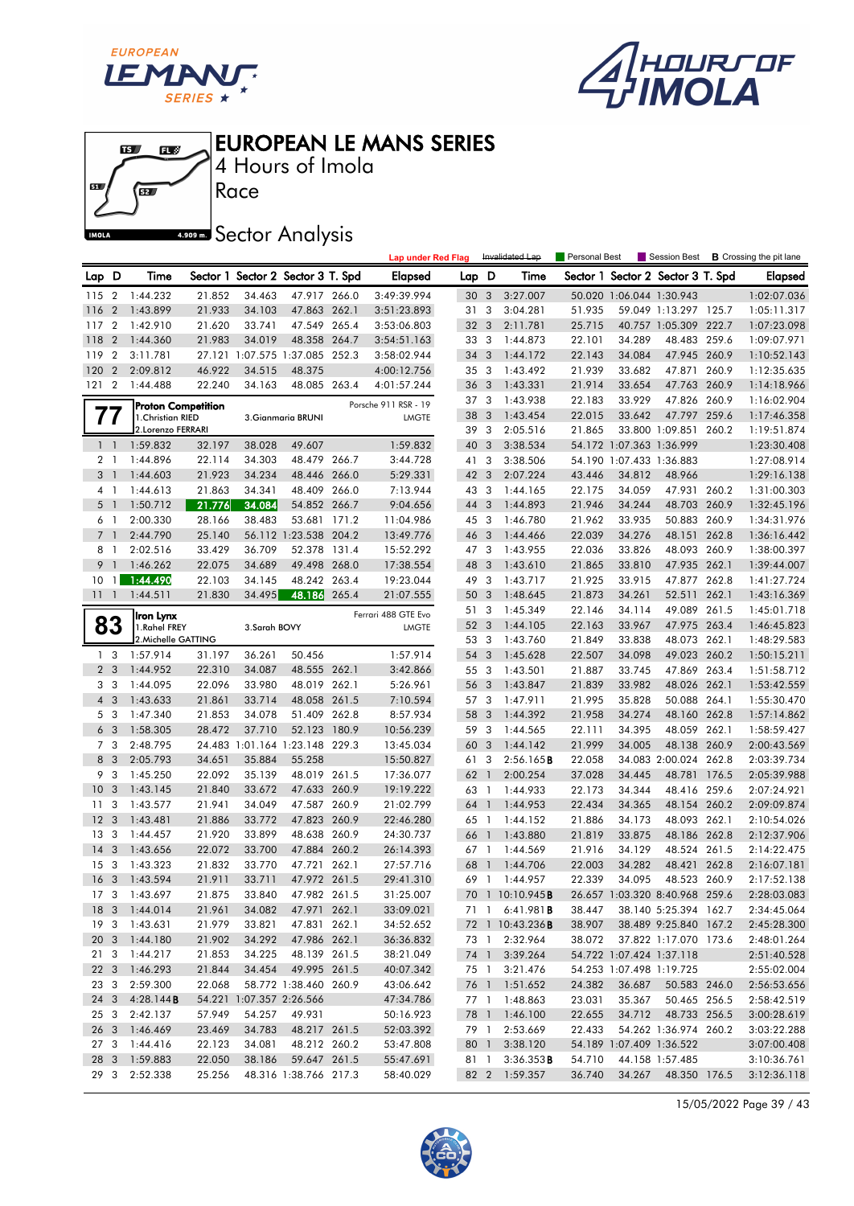# EUROPEAN LE MANS SERIES

4 Hours of Imola

Race

## Sector Analysis

Lap under Red Flag | Invalidated Lap | Personal Best | Session Best | **B** Crossing the pit lane

| Lap | D | Time | Sector 1 | Sector 2 | Sector 3 | T. Spd | Elapsed |
|---|---|---|---|---|---|---|---|
| 115 | 2 | 1:44.232 | 21.852 | 34.463 | 47.917 | 266.0 | 3:49:39.994 |
| 116 | 2 | 1:43.899 | 21.933 | 34.103 | 47.863 | 262.1 | 3:51:23.893 |
| 117 | 2 | 1:42.910 | 21.620 | 33.741 | 47.549 | 265.4 | 3:53:06.803 |
| 118 | 2 | 1:44.360 | 21.983 | 34.019 | 48.358 | 264.7 | 3:54:51.163 |
| 119 | 2 | 3:11.781 | 27.121 | 1:07.575 | 1:37.085 | 252.3 | 3:58:02.944 |
| 120 | 2 | 2:09.812 | 46.922 | 34.515 | 48.375 | | 4:00:12.756 |
| 121 | 2 | 1:44.488 | 22.240 | 34.163 | 48.085 | 263.4 | 4:01:57.244 |

**77 — Proton Competition** — Porsche 911 RSR - 19 — LMGTE
1.Christian RIED, 2.Lorenzo FERRARI, 3.Gianmaria BRUNI

| Lap | D | Time | Sector 1 | Sector 2 | Sector 3 | T. Spd | Elapsed |
|---|---|---|---|---|---|---|---|
| 1 | 1 | 1:59.832 | 32.197 | 38.028 | 49.607 | | 1:59.832 |
| 2 | 1 | 1:44.896 | 22.114 | 34.303 | 48.479 | 266.7 | 3:44.728 |
| 3 | 1 | 1:44.603 | 21.923 | 34.234 | 48.446 | 266.0 | 5:29.331 |
| 4 | 1 | 1:44.613 | 21.863 | 34.341 | 48.409 | 266.0 | 7:13.944 |
| 5 | 1 | 1:50.712 | 21.776 | 34.084 | 54.852 | 266.7 | 9:04.656 |
| 6 | 1 | 2:00.330 | 28.166 | 38.483 | 53.681 | 171.2 | 11:04.986 |
| 7 | 1 | 2:44.790 | 25.140 | 56.112 | 1:23.538 | 204.2 | 13:49.776 |
| 8 | 1 | 2:02.516 | 33.429 | 36.709 | 52.378 | 131.4 | 15:52.292 |
| 9 | 1 | 1:46.262 | 22.075 | 34.689 | 49.498 | 268.0 | 17:38.554 |
| 10 | 1 | 1:44.490 | 22.103 | 34.145 | 48.242 | 263.4 | 19:23.044 |
| 11 | 1 | 1:44.511 | 21.830 | 34.495 | 48.186 | 265.4 | 21:07.555 |

**83 — Iron Lynx** — Ferrari 488 GTE Evo — LMGTE
1.Rahel FREY, 2.Michelle GATTING, 3.Sarah BOVY

| Lap | D | Time | Sector 1 | Sector 2 | Sector 3 | T. Spd | Elapsed |
|---|---|---|---|---|---|---|---|
| 1 | 3 | 1:57.914 | 31.197 | 36.261 | 50.456 | | 1:57.914 |
| 2 | 3 | 1:44.952 | 22.310 | 34.087 | 48.555 | 262.1 | 3:42.866 |
| 3 | 3 | 1:44.095 | 22.096 | 33.980 | 48.019 | 262.1 | 5:26.961 |
| 4 | 3 | 1:43.633 | 21.861 | 33.714 | 48.058 | 261.5 | 7:10.594 |
| 5 | 3 | 1:47.340 | 21.853 | 34.078 | 51.409 | 262.8 | 8:57.934 |
| 6 | 3 | 1:58.305 | 28.472 | 37.710 | 52.123 | 180.9 | 10:56.239 |
| 7 | 3 | 2:48.795 | 24.483 | 1:01.164 | 1:23.148 | 229.3 | 13:45.034 |
| 8 | 3 | 2:05.793 | 34.651 | 35.884 | 55.258 | | 15:50.827 |
| 9 | 3 | 1:45.250 | 22.092 | 35.139 | 48.019 | 261.5 | 17:36.077 |
| 10 | 3 | 1:43.145 | 21.840 | 33.672 | 47.633 | 260.9 | 19:19.222 |
| 11 | 3 | 1:43.577 | 21.941 | 34.049 | 47.587 | 260.9 | 21:02.799 |
| 12 | 3 | 1:43.481 | 21.886 | 33.772 | 47.823 | 260.9 | 22:46.280 |
| 13 | 3 | 1:44.457 | 21.920 | 33.899 | 48.638 | 260.9 | 24:30.737 |
| 14 | 3 | 1:43.656 | 22.072 | 33.700 | 47.884 | 260.2 | 26:14.393 |
| 15 | 3 | 1:43.323 | 21.832 | 33.770 | 47.721 | 262.1 | 27:57.716 |
| 16 | 3 | 1:43.594 | 21.911 | 33.711 | 47.972 | 261.5 | 29:41.310 |
| 17 | 3 | 1:43.697 | 21.875 | 33.840 | 47.982 | 261.5 | 31:25.007 |
| 18 | 3 | 1:44.014 | 21.961 | 34.082 | 47.971 | 262.1 | 33:09.021 |
| 19 | 3 | 1:43.631 | 21.979 | 33.821 | 47.831 | 262.1 | 34:52.652 |
| 20 | 3 | 1:44.180 | 21.902 | 34.292 | 47.986 | 262.1 | 36:36.832 |
| 21 | 3 | 1:44.217 | 21.853 | 34.225 | 48.139 | 261.5 | 38:21.049 |
| 22 | 3 | 1:46.293 | 21.844 | 34.454 | 49.995 | 261.5 | 40:07.342 |
| 23 | 3 | 2:59.300 | 22.068 | 58.772 | 1:38.460 | 260.9 | 43:06.642 |
| 24 | 3 | 4:28.144B | 54.221 | 1:07.357 | 2:26.566 | | 47:34.786 |
| 25 | 3 | 2:42.137 | 57.949 | 54.257 | 49.931 | | 50:16.923 |
| 26 | 3 | 1:46.469 | 23.469 | 34.783 | 48.217 | 261.5 | 52:03.392 |
| 27 | 3 | 1:44.416 | 22.123 | 34.081 | 48.212 | 260.2 | 53:47.808 |
| 28 | 3 | 1:59.883 | 22.050 | 38.186 | 59.647 | 261.5 | 55:47.691 |
| 29 | 3 | 2:52.338 | 25.256 | 48.316 | 1:38.766 | 217.3 | 58:40.029 |
| 30 | 3 | 3:27.007 | 50.020 | 1:06.044 | 1:30.943 | | 1:02:07.036 |
| 31 | 3 | 3:04.281 | 51.935 | 59.049 | 1:13.297 | 125.7 | 1:05:11.317 |
| 32 | 3 | 2:11.781 | 25.715 | 40.757 | 1:05.309 | 222.7 | 1:07:23.098 |
| 33 | 3 | 1:44.873 | 22.101 | 34.289 | 48.483 | 259.6 | 1:09:07.971 |
| 34 | 3 | 1:44.172 | 22.143 | 34.084 | 47.945 | 260.9 | 1:10:52.143 |
| 35 | 3 | 1:43.492 | 21.939 | 33.682 | 47.871 | 260.9 | 1:12:35.635 |
| 36 | 3 | 1:43.331 | 21.914 | 33.654 | 47.763 | 260.9 | 1:14:18.966 |
| 37 | 3 | 1:43.938 | 22.183 | 33.929 | 47.826 | 260.9 | 1:16:02.904 |
| 38 | 3 | 1:43.454 | 22.015 | 33.642 | 47.797 | 259.6 | 1:17:46.358 |
| 39 | 3 | 2:05.516 | 21.865 | 33.800 | 1:09.851 | 260.2 | 1:19:51.874 |
| 40 | 3 | 3:38.534 | 54.172 | 1:07.363 | 1:36.999 | | 1:23:30.408 |
| 41 | 3 | 3:38.506 | 54.190 | 1:07.433 | 1:36.883 | | 1:27:08.914 |
| 42 | 3 | 2:07.224 | 43.446 | 34.812 | 48.966 | | 1:29:16.138 |
| 43 | 3 | 1:44.165 | 22.175 | 34.059 | 47.931 | 260.2 | 1:31:00.303 |
| 44 | 3 | 1:44.893 | 21.946 | 34.244 | 48.703 | 260.9 | 1:32:45.196 |
| 45 | 3 | 1:46.780 | 21.962 | 33.935 | 50.883 | 260.9 | 1:34:31.976 |
| 46 | 3 | 1:44.466 | 22.039 | 34.276 | 48.151 | 262.8 | 1:36:16.442 |
| 47 | 3 | 1:43.955 | 22.036 | 33.826 | 48.093 | 260.9 | 1:38:00.397 |
| 48 | 3 | 1:43.610 | 21.865 | 33.810 | 47.935 | 262.1 | 1:39:44.007 |
| 49 | 3 | 1:43.717 | 21.925 | 33.915 | 47.877 | 262.8 | 1:41:27.724 |
| 50 | 3 | 1:48.645 | 21.873 | 34.261 | 52.511 | 262.1 | 1:43:16.369 |
| 51 | 3 | 1:45.349 | 22.146 | 34.114 | 49.089 | 261.5 | 1:45:01.718 |
| 52 | 3 | 1:44.105 | 22.163 | 33.967 | 47.975 | 263.4 | 1:46:45.823 |
| 53 | 3 | 1:43.760 | 21.849 | 33.838 | 48.073 | 262.1 | 1:48:29.583 |
| 54 | 3 | 1:45.628 | 22.507 | 34.098 | 49.023 | 260.2 | 1:50:15.211 |
| 55 | 3 | 1:43.501 | 21.887 | 33.745 | 47.869 | 263.4 | 1:51:58.712 |
| 56 | 3 | 1:43.847 | 21.839 | 33.982 | 48.026 | 262.1 | 1:53:42.559 |
| 57 | 3 | 1:47.911 | 21.995 | 35.828 | 50.088 | 264.1 | 1:55:30.470 |
| 58 | 3 | 1:44.392 | 21.958 | 34.274 | 48.160 | 262.8 | 1:57:14.862 |
| 59 | 3 | 1:44.565 | 22.111 | 34.395 | 48.059 | 262.1 | 1:58:59.427 |
| 60 | 3 | 1:44.142 | 21.999 | 34.005 | 48.138 | 260.9 | 2:00:43.569 |
| 61 | 3 | 2:56.165B | 22.058 | 34.083 | 2:00.024 | 262.8 | 2:03:39.734 |
| 62 | 1 | 2:00.254 | 37.028 | 34.445 | 48.781 | 176.5 | 2:05:39.988 |
| 63 | 1 | 1:44.933 | 22.173 | 34.344 | 48.416 | 259.6 | 2:07:24.921 |
| 64 | 1 | 1:44.953 | 22.434 | 34.365 | 48.154 | 260.2 | 2:09:09.874 |
| 65 | 1 | 1:44.152 | 21.886 | 34.173 | 48.093 | 262.1 | 2:10:54.026 |
| 66 | 1 | 1:43.880 | 21.819 | 33.875 | 48.186 | 262.8 | 2:12:37.906 |
| 67 | 1 | 1:44.569 | 21.916 | 34.129 | 48.524 | 261.5 | 2:14:22.475 |
| 68 | 1 | 1:44.706 | 22.003 | 34.282 | 48.421 | 262.8 | 2:16:07.181 |
| 69 | 1 | 1:44.957 | 22.339 | 34.095 | 48.523 | 260.9 | 2:17:52.138 |
| 70 | 1 | 10:10.945B | 26.657 | 1:03.320 | 8:40.968 | 259.6 | 2:28:03.083 |
| 71 | 1 | 6:41.981B | 38.447 | 38.140 | 5:25.394 | 162.7 | 2:34:45.064 |
| 72 | 1 | 10:43.236B | 38.907 | 38.489 | 9:25.840 | 167.2 | 2:45:28.300 |
| 73 | 1 | 2:32.964 | 38.072 | 37.822 | 1:17.070 | 173.6 | 2:48:01.264 |
| 74 | 1 | 3:39.264 | 54.722 | 1:07.424 | 1:37.118 | | 2:51:40.528 |
| 75 | 1 | 3:21.476 | 54.253 | 1:07.498 | 1:19.725 | | 2:55:02.004 |
| 76 | 1 | 1:51.652 | 24.382 | 36.687 | 50.583 | 246.0 | 2:56:53.656 |
| 77 | 1 | 1:48.863 | 23.031 | 35.367 | 50.465 | 256.5 | 2:58:42.519 |
| 78 | 1 | 1:46.100 | 22.655 | 34.712 | 48.733 | 256.5 | 3:00:28.619 |
| 79 | 1 | 2:53.669 | 22.433 | 54.262 | 1:36.974 | 260.2 | 3:03:22.288 |
| 80 | 1 | 3:38.120 | 54.189 | 1:07.409 | 1:36.522 | | 3:07:00.408 |
| 81 | 1 | 3:36.353B | 54.710 | 44.158 | 1:57.485 | | 3:10:36.761 |
| 82 | 2 | 1:59.357 | 36.740 | 34.267 | 48.350 | 176.5 | 3:12:36.118 |

15/05/2022 Page 39 / 43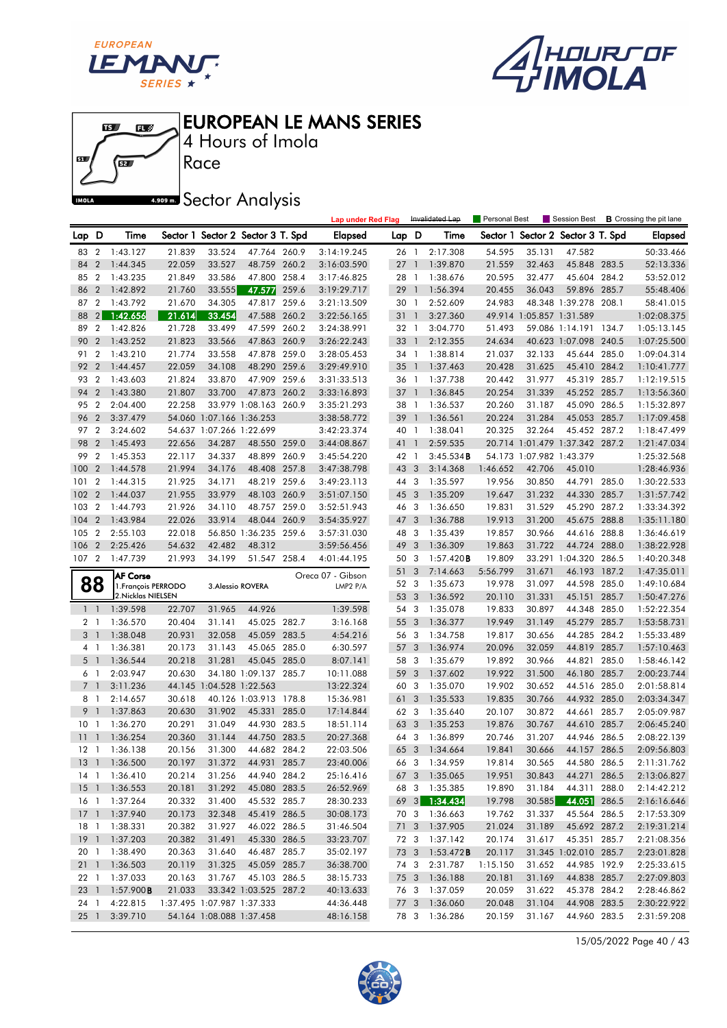# EUROPEAN LE MANS SERIES

4 Hours of Imola

Race

## Sector Analysis

Lap under Red Flag | Invalidated Lap | Personal Best | Session Best | **B** Crossing the pit lane

| Lap | D | Time | Sector 1 | Sector 2 | Sector 3 | T. Spd | Elapsed |
|---|---|---|---|---|---|---|---|
| 83 | 2 | 1:43.127 | 21.839 | 33.524 | 47.764 | 260.9 | 3:14:19.245 |
| 84 | 2 | 1:44.345 | 22.059 | 33.527 | 48.759 | 260.2 | 3:16:03.590 |
| 85 | 2 | 1:43.235 | 21.849 | 33.586 | 47.800 | 258.4 | 3:17:46.825 |
| 86 | 2 | 1:42.892 | 21.760 | 33.555 | 47.577 | 259.6 | 3:19:29.717 |
| 87 | 2 | 1:43.792 | 21.670 | 34.305 | 47.817 | 259.6 | 3:21:13.509 |
| 88 | 2 | 1:42.656 | 21.614 | 33.454 | 47.588 | 260.2 | 3:22:56.165 |
| 89 | 2 | 1:42.826 | 21.728 | 33.499 | 47.599 | 260.2 | 3:24:38.991 |
| 90 | 2 | 1:43.252 | 21.823 | 33.566 | 47.863 | 260.9 | 3:26:22.243 |
| 91 | 2 | 1:43.210 | 21.774 | 33.558 | 47.878 | 259.0 | 3:28:05.453 |
| 92 | 2 | 1:44.457 | 22.059 | 34.108 | 48.290 | 259.6 | 3:29:49.910 |
| 93 | 2 | 1:43.603 | 21.824 | 33.870 | 47.909 | 259.6 | 3:31:33.513 |
| 94 | 2 | 1:43.380 | 21.807 | 33.700 | 47.873 | 260.2 | 3:33:16.893 |
| 95 | 2 | 2:04.400 | 22.258 | 33.979 | 1:08.163 | 260.9 | 3:35:21.293 |
| 96 | 2 | 3:37.479 | 54.060 | 1:07.166 | 1:36.253 | | 3:38:58.772 |
| 97 | 2 | 3:24.602 | 54.637 | 1:07.266 | 1:22.699 | | 3:42:23.374 |
| 98 | 2 | 1:45.493 | 22.656 | 34.287 | 48.550 | 259.0 | 3:44:08.867 |
| 99 | 2 | 1:45.353 | 22.117 | 34.337 | 48.899 | 260.9 | 3:45:54.220 |
| 100 | 2 | 1:44.578 | 21.994 | 34.176 | 48.408 | 257.8 | 3:47:38.798 |
| 101 | 2 | 1:44.315 | 21.925 | 34.171 | 48.219 | 259.6 | 3:49:23.113 |
| 102 | 2 | 1:44.037 | 21.955 | 33.979 | 48.103 | 260.9 | 3:51:07.150 |
| 103 | 2 | 1:44.793 | 21.926 | 34.110 | 48.757 | 259.0 | 3:52:51.943 |
| 104 | 2 | 1:43.984 | 22.026 | 33.914 | 48.044 | 260.9 | 3:54:35.927 |
| 105 | 2 | 2:55.103 | 22.018 | 56.850 | 1:36.235 | 259.6 | 3:57:31.030 |
| 106 | 2 | 2:25.426 | 54.632 | 42.482 | 48.312 | | 3:59:56.456 |
| 107 | 2 | 1:47.739 | 21.993 | 34.199 | 51.547 | 258.4 | 4:01:44.195 |

**88** — **AF Corse** — Oreca 07 - Gibson — LMP2 P/A
1. François PERRODO
2. Nicklas NIELSEN
3. Alessio ROVERA

| Lap | D | Time | Sector 1 | Sector 2 | Sector 3 | T. Spd | Elapsed |
|---|---|---|---|---|---|---|---|
| 1 | 1 | 1:39.598 | 22.707 | 31.965 | 44.926 | | 1:39.598 |
| 2 | 1 | 1:36.570 | 20.404 | 31.141 | 45.025 | 282.7 | 3:16.168 |
| 3 | 1 | 1:38.048 | 20.931 | 32.058 | 45.059 | 283.5 | 4:54.216 |
| 4 | 1 | 1:36.381 | 20.173 | 31.143 | 45.065 | 285.0 | 6:30.597 |
| 5 | 1 | 1:36.544 | 20.218 | 31.281 | 45.045 | 285.0 | 8:07.141 |
| 6 | 1 | 2:03.947 | 20.630 | 34.180 | 1:09.137 | 285.7 | 10:11.088 |
| 7 | 1 | 3:11.236 | 44.145 | 1:04.528 | 1:22.563 | | 13:22.324 |
| 8 | 1 | 2:14.657 | 30.618 | 40.126 | 1:03.913 | 178.8 | 15:36.981 |
| 9 | 1 | 1:37.863 | 20.630 | 31.902 | 45.331 | 285.0 | 17:14.844 |
| 10 | 1 | 1:36.270 | 20.291 | 31.049 | 44.930 | 283.5 | 18:51.114 |
| 11 | 1 | 1:36.254 | 20.360 | 31.144 | 44.750 | 283.5 | 20:27.368 |
| 12 | 1 | 1:36.138 | 20.156 | 31.300 | 44.682 | 284.2 | 22:03.506 |
| 13 | 1 | 1:36.500 | 20.197 | 31.372 | 44.931 | 285.7 | 23:40.006 |
| 14 | 1 | 1:36.410 | 20.214 | 31.256 | 44.940 | 284.2 | 25:16.416 |
| 15 | 1 | 1:36.553 | 20.181 | 31.292 | 45.080 | 283.5 | 26:52.969 |
| 16 | 1 | 1:37.264 | 20.332 | 31.400 | 45.532 | 285.7 | 28:30.233 |
| 17 | 1 | 1:37.940 | 20.173 | 32.348 | 45.419 | 286.5 | 30:08.173 |
| 18 | 1 | 1:38.331 | 20.382 | 31.927 | 46.022 | 286.5 | 31:46.504 |
| 19 | 1 | 1:37.203 | 20.382 | 31.491 | 45.330 | 286.5 | 33:23.707 |
| 20 | 1 | 1:38.490 | 20.363 | 31.640 | 46.487 | 285.7 | 35:02.197 |
| 21 | 1 | 1:36.503 | 20.119 | 31.325 | 45.059 | 285.7 | 36:38.700 |
| 22 | 1 | 1:37.033 | 20.163 | 31.767 | 45.103 | 286.5 | 38:15.733 |
| 23 | 1 | 1:57.900**B** | 21.033 | 33.342 | 1:03.525 | 287.2 | 40:13.633 |
| 24 | 1 | 4:22.815 | 1:37.495 | 1:07.987 | 1:37.333 | | 44:36.448 |
| 25 | 1 | 3:39.710 | 54.164 | 1:08.088 | 1:37.458 | | 48:16.158 |
| 26 | 1 | 2:17.308 | 54.595 | 35.131 | 47.582 | | 50:33.466 |
| 27 | 1 | 1:39.870 | 21.559 | 32.463 | 45.848 | 283.5 | 52:13.336 |
| 28 | 1 | 1:38.676 | 20.595 | 32.477 | 45.604 | 284.2 | 53:52.012 |
| 29 | 1 | 1:56.394 | 20.455 | 36.043 | 59.896 | 285.7 | 55:48.406 |
| 30 | 1 | 2:52.609 | 24.983 | 48.348 | 1:39.278 | 208.1 | 58:41.015 |
| 31 | 1 | 3:27.360 | 49.914 | 1:05.857 | 1:31.589 | | 1:02:08.375 |
| 32 | 1 | 3:04.770 | 51.493 | 59.086 | 1:14.191 | 134.7 | 1:05:13.145 |
| 33 | 1 | 2:12.355 | 24.634 | 40.623 | 1:07.098 | 240.5 | 1:07:25.500 |
| 34 | 1 | 1:38.814 | 21.037 | 32.133 | 45.644 | 285.0 | 1:09:04.314 |
| 35 | 1 | 1:37.463 | 20.428 | 31.625 | 45.410 | 284.2 | 1:10:41.777 |
| 36 | 1 | 1:37.738 | 20.442 | 31.977 | 45.319 | 285.7 | 1:12:19.515 |
| 37 | 1 | 1:36.845 | 20.254 | 31.339 | 45.252 | 285.7 | 1:13:56.360 |
| 38 | 1 | 1:36.537 | 20.260 | 31.187 | 45.090 | 286.5 | 1:15:32.897 |
| 39 | 1 | 1:36.561 | 20.224 | 31.284 | 45.053 | 285.7 | 1:17:09.458 |
| 40 | 1 | 1:38.041 | 20.325 | 32.264 | 45.452 | 287.2 | 1:18:47.499 |
| 41 | 1 | 2:59.535 | 20.714 | 1:01.479 | 1:37.342 | 287.2 | 1:21:47.034 |
| 42 | 1 | 3:45.534**B** | 54.173 | 1:07.982 | 1:43.379 | | 1:25:32.568 |
| 43 | 3 | 3:14.368 | 1:46.652 | 42.706 | 45.010 | | 1:28:46.936 |
| 44 | 3 | 1:35.597 | 19.956 | 30.850 | 44.791 | 285.0 | 1:30:22.533 |
| 45 | 3 | 1:35.209 | 19.647 | 31.232 | 44.330 | 285.7 | 1:31:57.742 |
| 46 | 3 | 1:36.650 | 19.831 | 31.529 | 45.290 | 287.2 | 1:33:34.392 |
| 47 | 3 | 1:36.788 | 19.913 | 31.200 | 45.675 | 288.8 | 1:35:11.180 |
| 48 | 3 | 1:35.439 | 19.857 | 30.966 | 44.616 | 288.8 | 1:36:46.619 |
| 49 | 3 | 1:36.309 | 19.863 | 31.722 | 44.724 | 288.0 | 1:38:22.928 |
| 50 | 3 | 1:57.420**B** | 19.809 | 33.291 | 1:04.320 | 286.5 | 1:40:20.348 |
| 51 | 3 | 7:14.663 | 5:56.799 | 31.671 | 46.193 | 187.2 | 1:47:35.011 |
| 52 | 3 | 1:35.673 | 19.978 | 31.097 | 44.598 | 285.0 | 1:49:10.684 |
| 53 | 3 | 1:36.592 | 20.110 | 31.331 | 45.151 | 285.7 | 1:50:47.276 |
| 54 | 3 | 1:35.078 | 19.833 | 30.897 | 44.348 | 285.0 | 1:52:22.354 |
| 55 | 3 | 1:36.377 | 19.949 | 31.149 | 45.279 | 285.7 | 1:53:58.731 |
| 56 | 3 | 1:34.758 | 19.817 | 30.656 | 44.285 | 284.2 | 1:55:33.489 |
| 57 | 3 | 1:36.974 | 20.096 | 32.059 | 44.819 | 285.7 | 1:57:10.463 |
| 58 | 3 | 1:35.679 | 19.892 | 30.966 | 44.821 | 285.0 | 1:58:46.142 |
| 59 | 3 | 1:37.602 | 19.922 | 31.500 | 46.180 | 285.7 | 2:00:23.744 |
| 60 | 3 | 1:35.070 | 19.902 | 30.652 | 44.516 | 285.0 | 2:01:58.814 |
| 61 | 3 | 1:35.533 | 19.835 | 30.766 | 44.932 | 285.0 | 2:03:34.347 |
| 62 | 3 | 1:35.640 | 20.107 | 30.872 | 44.661 | 285.7 | 2:05:09.987 |
| 63 | 3 | 1:35.253 | 19.876 | 30.767 | 44.610 | 285.7 | 2:06:45.240 |
| 64 | 3 | 1:36.899 | 20.746 | 31.207 | 44.946 | 286.5 | 2:08:22.139 |
| 65 | 3 | 1:34.664 | 19.841 | 30.666 | 44.157 | 286.5 | 2:09:56.803 |
| 66 | 3 | 1:34.959 | 19.814 | 30.565 | 44.580 | 286.5 | 2:11:31.762 |
| 67 | 3 | 1:35.065 | 19.951 | 30.843 | 44.271 | 286.5 | 2:13:06.827 |
| 68 | 3 | 1:35.385 | 19.890 | 31.184 | 44.311 | 288.0 | 2:14:42.212 |
| 69 | 3 | 1:34.434 | 19.798 | 30.585 | 44.051 | 286.5 | 2:16:16.646 |
| 70 | 3 | 1:36.663 | 19.762 | 31.337 | 45.564 | 286.5 | 2:17:53.309 |
| 71 | 3 | 1:37.905 | 21.024 | 31.189 | 45.692 | 287.2 | 2:19:31.214 |
| 72 | 3 | 1:37.142 | 20.174 | 31.617 | 45.351 | 285.7 | 2:21:08.356 |
| 73 | 3 | 1:53.472**B** | 20.117 | 31.345 | 1:02.010 | 285.7 | 2:23:01.828 |
| 74 | 3 | 2:31.787 | 1:15.150 | 31.652 | 44.985 | 192.9 | 2:25:33.615 |
| 75 | 3 | 1:36.188 | 20.181 | 31.169 | 44.838 | 285.7 | 2:27:09.803 |
| 76 | 3 | 1:37.059 | 20.059 | 31.622 | 45.378 | 284.2 | 2:28:46.862 |
| 77 | 3 | 1:36.060 | 20.048 | 31.104 | 44.908 | 283.5 | 2:30:22.922 |
| 78 | 3 | 1:36.286 | 20.159 | 31.167 | 44.960 | 283.5 | 2:31:59.208 |

15/05/2022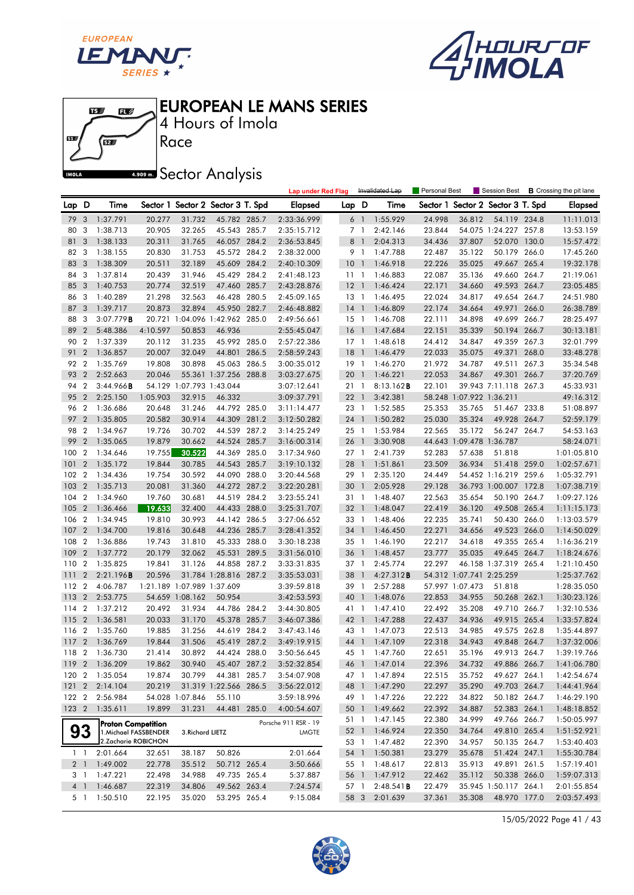# EUROPEAN LE MANS SERIES

4 Hours of Imola

Race

## Sector Analysis

Lap under Red Flag | Invalidated Lap | Personal Best | Session Best | **B** Crossing the pit lane

| Lap | D | Time | Sector 1 | Sector 2 | Sector 3 | T. Spd | Elapsed |
|---|---|---|---|---|---|---|---|
| 79 | 3 | 1:37.791 | 20.277 | 31.732 | 45.782 | 285.7 | 2:33:36.999 |
| 80 | 3 | 1:38.713 | 20.905 | 32.265 | 45.543 | 285.7 | 2:35:15.712 |
| 81 | 3 | 1:38.133 | 20.311 | 31.765 | 46.057 | 284.2 | 2:36:53.845 |
| 82 | 3 | 1:38.155 | 20.830 | 31.753 | 45.572 | 284.2 | 2:38:32.000 |
| 83 | 3 | 1:38.309 | 20.511 | 32.189 | 45.609 | 284.2 | 2:40:10.309 |
| 84 | 3 | 1:37.814 | 20.439 | 31.946 | 45.429 | 284.2 | 2:41:48.123 |
| 85 | 3 | 1:40.753 | 20.774 | 32.519 | 47.460 | 285.7 | 2:43:28.876 |
| 86 | 3 | 1:40.289 | 21.298 | 32.563 | 46.428 | 280.5 | 2:45:09.165 |
| 87 | 3 | 1:39.717 | 20.873 | 32.894 | 45.950 | 282.7 | 2:46:48.882 |
| 88 | 3 | 3:07.779**B** | 20.721 | 1:04.096 | 1:42.962 | 285.0 | 2:49:56.661 |
| 89 | 2 | 5:48.386 | 4:10.597 | 50.853 | 46.936 | | 2:55:45.047 |
| 90 | 2 | 1:37.339 | 20.112 | 31.235 | 45.992 | 285.0 | 2:57:22.386 |
| 91 | 2 | 1:36.857 | 20.007 | 32.049 | 44.801 | 286.5 | 2:58:59.243 |
| 92 | 2 | 1:35.769 | 19.808 | 30.898 | 45.063 | 286.5 | 3:00:35.012 |
| 93 | 2 | 2:52.663 | 20.046 | 55.361 | 1:37.256 | 288.8 | 3:03:27.675 |
| 94 | 2 | 3:44.966**B** | 54.129 | 1:07.793 | 1:43.044 | | 3:07:12.641 |
| 95 | 2 | 2:25.150 | 1:05.903 | 32.915 | 46.332 | | 3:09:37.791 |
| 96 | 2 | 1:36.686 | 20.648 | 31.246 | 44.792 | 285.0 | 3:11:14.477 |
| 97 | 2 | 1:35.805 | 20.582 | 30.914 | 44.309 | 281.2 | 3:12:50.282 |
| 98 | 2 | 1:34.967 | 19.726 | 30.702 | 44.539 | 287.2 | 3:14:25.249 |
| 99 | 2 | 1:35.065 | 19.879 | 30.662 | 44.524 | 285.7 | 3:16:00.314 |
| 100 | 2 | 1:34.646 | 19.755 | 30.522 | 44.369 | 285.0 | 3:17:34.960 |
| 101 | 2 | 1:35.172 | 19.844 | 30.785 | 44.543 | 285.7 | 3:19:10.132 |
| 102 | 2 | 1:34.436 | 19.754 | 30.592 | 44.090 | 288.0 | 3:20:44.568 |
| 103 | 2 | 1:35.713 | 20.081 | 31.360 | 44.272 | 287.2 | 3:22:20.281 |
| 104 | 2 | 1:34.960 | 19.760 | 30.681 | 44.519 | 284.2 | 3:23:55.241 |
| 105 | 2 | 1:36.466 | 19.633 | 32.400 | 44.433 | 288.0 | 3:25:31.707 |
| 106 | 2 | 1:34.945 | 19.810 | 30.993 | 44.142 | 286.5 | 3:27:06.652 |
| 107 | 2 | 1:34.700 | 19.816 | 30.648 | 44.236 | 285.7 | 3:28:41.352 |
| 108 | 2 | 1:36.886 | 19.743 | 31.810 | 45.333 | 288.0 | 3:30:18.238 |
| 109 | 2 | 1:37.772 | 20.179 | 32.062 | 45.531 | 289.5 | 3:31:56.010 |
| 110 | 2 | 1:35.825 | 19.841 | 31.126 | 44.858 | 287.2 | 3:33:31.835 |
| 111 | 2 | 2:21.196**B** | 20.596 | 31.784 | 1:28.816 | 287.2 | 3:35:53.031 |
| 112 | 2 | 4:06.787 | 1:21.189 | 1:07.989 | 1:37.609 | | 3:39:59.818 |
| 113 | 2 | 2:53.775 | 54.659 | 1:08.162 | 50.954 | | 3:42:53.593 |
| 114 | 2 | 1:37.212 | 20.492 | 31.934 | 44.786 | 284.2 | 3:44:30.805 |
| 115 | 2 | 1:36.581 | 20.033 | 31.170 | 45.378 | 285.7 | 3:46:07.386 |
| 116 | 2 | 1:35.760 | 19.885 | 31.256 | 44.619 | 284.2 | 3:47:43.146 |
| 117 | 2 | 1:36.769 | 19.844 | 31.506 | 45.419 | 287.2 | 3:49:19.915 |
| 118 | 2 | 1:36.730 | 21.414 | 30.892 | 44.424 | 288.0 | 3:50:56.645 |
| 119 | 2 | 1:36.209 | 19.862 | 30.940 | 45.407 | 287.2 | 3:52:32.854 |
| 120 | 2 | 1:35.054 | 19.874 | 30.799 | 44.381 | 285.7 | 3:54:07.908 |
| 121 | 2 | 2:14.104 | 20.219 | 31.319 | 1:22.566 | 286.5 | 3:56:22.012 |
| 122 | 2 | 2:56.984 | 54.028 | 1:07.846 | 55.110 | | 3:59:18.996 |
| 123 | 2 | 1:35.611 | 19.899 | 31.231 | 44.481 | 285.0 | 4:00:54.607 |

**93** — **Proton Competition** — Porsche 911 RSR - 19 — LMGTE
1.Michael FASSBENDER, 2.Zacharie ROBICHON, 3.Richard LIETZ

| Lap | D | Time | Sector 1 | Sector 2 | Sector 3 | T. Spd | Elapsed |
|---|---|---|---|---|---|---|---|
| 1 | 1 | 2:01.664 | 32.651 | 38.187 | 50.826 | | 2:01.664 |
| 2 | 1 | 1:49.002 | 22.778 | 35.512 | 50.712 | 265.4 | 3:50.666 |
| 3 | 1 | 1:47.221 | 22.498 | 34.988 | 49.735 | 265.4 | 5:37.887 |
| 4 | 1 | 1:46.687 | 22.319 | 34.806 | 49.562 | 263.4 | 7:24.574 |
| 5 | 1 | 1:50.510 | 22.195 | 35.020 | 53.295 | 265.4 | 9:15.084 |
| 6 | 1 | 1:55.929 | 24.998 | 36.812 | 54.119 | 234.8 | 11:11.013 |
| 7 | 1 | 2:42.146 | 23.844 | 54.075 | 1:24.227 | 257.8 | 13:53.159 |
| 8 | 1 | 2:04.313 | 34.436 | 37.807 | 52.070 | 130.0 | 15:57.472 |
| 9 | 1 | 1:47.788 | 22.487 | 35.122 | 50.179 | 266.0 | 17:45.260 |
| 10 | 1 | 1:46.918 | 22.226 | 35.025 | 49.667 | 265.4 | 19:32.178 |
| 11 | 1 | 1:46.883 | 22.087 | 35.136 | 49.660 | 264.7 | 21:19.061 |
| 12 | 1 | 1:46.424 | 22.171 | 34.660 | 49.593 | 264.7 | 23:05.485 |
| 13 | 1 | 1:46.495 | 22.024 | 34.817 | 49.654 | 264.7 | 24:51.980 |
| 14 | 1 | 1:46.809 | 22.174 | 34.664 | 49.971 | 266.0 | 26:38.789 |
| 15 | 1 | 1:46.708 | 22.111 | 34.898 | 49.699 | 266.7 | 28:25.497 |
| 16 | 1 | 1:47.684 | 22.151 | 35.339 | 50.194 | 266.7 | 30:13.181 |
| 17 | 1 | 1:48.618 | 24.412 | 34.847 | 49.359 | 267.3 | 32:01.799 |
| 18 | 1 | 1:46.479 | 22.033 | 35.075 | 49.371 | 268.0 | 33:48.278 |
| 19 | 1 | 1:46.270 | 21.972 | 34.787 | 49.511 | 267.3 | 35:34.548 |
| 20 | 1 | 1:46.221 | 22.053 | 34.867 | 49.301 | 266.7 | 37:20.769 |
| 21 | 1 | 8:13.162**B** | 22.101 | 39.943 | 7:11.118 | 267.3 | 45:33.931 |
| 22 | 1 | 3:42.381 | 58.248 | 1:07.922 | 1:36.211 | | 49:16.312 |
| 23 | 1 | 1:52.585 | 25.353 | 35.765 | 51.467 | 233.8 | 51:08.897 |
| 24 | 1 | 1:50.282 | 25.030 | 35.324 | 49.928 | 264.7 | 52:59.179 |
| 25 | 1 | 1:53.984 | 22.565 | 35.172 | 56.247 | 264.7 | 54:53.163 |
| 26 | 1 | 3:30.908 | 44.643 | 1:09.478 | 1:36.787 | | 58:24.071 |
| 27 | 1 | 2:41.739 | 52.283 | 57.638 | 51.818 | | 1:01:05.810 |
| 28 | 1 | 1:51.861 | 23.509 | 36.934 | 51.418 | 259.0 | 1:02:57.671 |
| 29 | 1 | 2:35.120 | 24.449 | 54.452 | 1:16.219 | 259.6 | 1:05:32.791 |
| 30 | 1 | 2:05.928 | 29.128 | 36.793 | 1:00.007 | 172.8 | 1:07:38.719 |
| 31 | 1 | 1:48.407 | 22.563 | 35.654 | 50.190 | 264.7 | 1:09:27.126 |
| 32 | 1 | 1:48.047 | 22.419 | 36.120 | 49.508 | 265.4 | 1:11:15.173 |
| 33 | 1 | 1:48.406 | 22.235 | 35.741 | 50.430 | 266.0 | 1:13:03.579 |
| 34 | 1 | 1:46.450 | 22.271 | 34.656 | 49.523 | 266.0 | 1:14:50.029 |
| 35 | 1 | 1:46.190 | 22.217 | 34.618 | 49.355 | 265.4 | 1:16:36.219 |
| 36 | 1 | 1:48.457 | 23.777 | 35.035 | 49.645 | 264.7 | 1:18:24.676 |
| 37 | 1 | 2:45.774 | 22.297 | 46.158 | 1:37.319 | 265.4 | 1:21:10.450 |
| 38 | 1 | 4:27.312**B** | 54.312 | 1:07.741 | 2:25.259 | | 1:25:37.762 |
| 39 | 1 | 2:57.288 | 57.997 | 1:07.473 | 51.818 | | 1:28:35.050 |
| 40 | 1 | 1:48.076 | 22.853 | 34.955 | 50.268 | 262.1 | 1:30:23.126 |
| 41 | 1 | 1:47.410 | 22.492 | 35.208 | 49.710 | 266.7 | 1:32:10.536 |
| 42 | 1 | 1:47.288 | 22.437 | 34.936 | 49.915 | 265.4 | 1:33:57.824 |
| 43 | 1 | 1:47.073 | 22.513 | 34.985 | 49.575 | 262.8 | 1:35:44.897 |
| 44 | 1 | 1:47.109 | 22.318 | 34.943 | 49.848 | 264.7 | 1:37:32.006 |
| 45 | 1 | 1:47.760 | 22.651 | 35.196 | 49.913 | 264.7 | 1:39:19.766 |
| 46 | 1 | 1:47.014 | 22.396 | 34.732 | 49.886 | 266.7 | 1:41:06.780 |
| 47 | 1 | 1:47.894 | 22.515 | 35.752 | 49.627 | 264.1 | 1:42:54.674 |
| 48 | 1 | 1:47.290 | 22.297 | 35.290 | 49.703 | 264.7 | 1:44:41.964 |
| 49 | 1 | 1:47.226 | 22.222 | 34.822 | 50.182 | 264.7 | 1:46:29.190 |
| 50 | 1 | 1:49.662 | 22.392 | 34.887 | 52.383 | 264.1 | 1:48:18.852 |
| 51 | 1 | 1:47.145 | 22.380 | 34.999 | 49.766 | 266.7 | 1:50:05.997 |
| 52 | 1 | 1:46.924 | 22.350 | 34.764 | 49.810 | 265.4 | 1:51:52.921 |
| 53 | 1 | 1:47.482 | 22.390 | 34.957 | 50.135 | 264.7 | 1:53:40.403 |
| 54 | 1 | 1:50.381 | 23.279 | 35.678 | 51.424 | 247.1 | 1:55:30.784 |
| 55 | 1 | 1:48.617 | 22.813 | 35.913 | 49.891 | 261.5 | 1:57:19.401 |
| 56 | 1 | 1:47.912 | 22.462 | 35.112 | 50.338 | 266.0 | 1:59:07.313 |
| 57 | 1 | 2:48.541**B** | 22.479 | 35.945 | 1:50.117 | 264.1 | 2:01:55.854 |
| 58 | 3 | 2:01.639 | 37.361 | 35.308 | 48.970 | 177.0 | 2:03:57.493 |

15/05/2022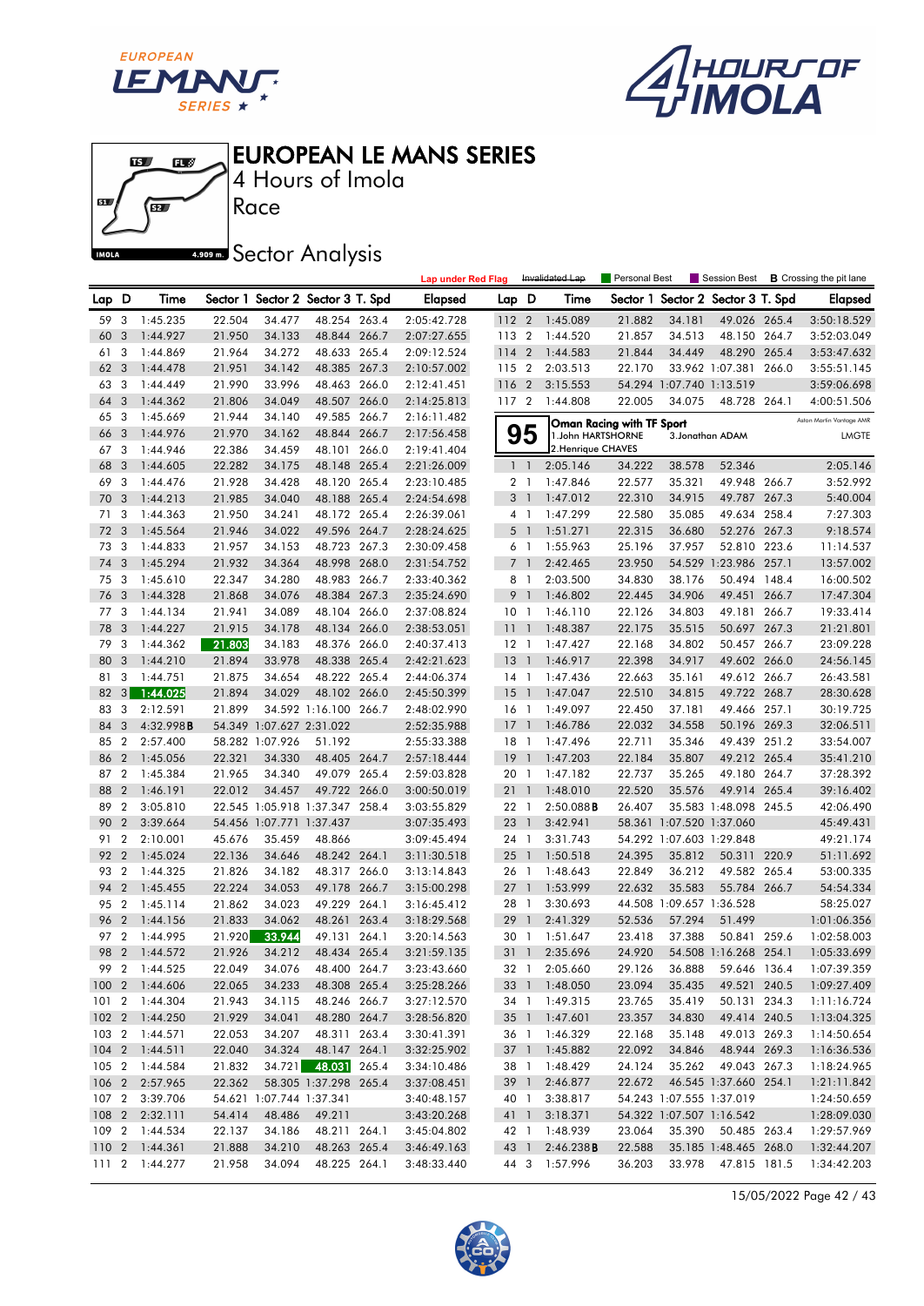# EUROPEAN LE MANS SERIES

4 Hours of Imola

Race

Sector Analysis

Lap under Red Flag | Invalidated Lap | Personal Best | Session Best | **B** Crossing the pit lane

| Lap | D | Time | Sector 1 | Sector 2 | Sector 3 | T. Spd | Elapsed |
|---|---|---|---|---|---|---|---|
| 59 | 3 | 1:45.235 | 22.504 | 34.477 | 48.254 | 263.4 | 2:05:42.728 |
| 60 | 3 | 1:44.927 | 21.950 | 34.133 | 48.844 | 266.7 | 2:07:27.655 |
| 61 | 3 | 1:44.869 | 21.964 | 34.272 | 48.633 | 265.4 | 2:09:12.524 |
| 62 | 3 | 1:44.478 | 21.951 | 34.142 | 48.385 | 267.3 | 2:10:57.002 |
| 63 | 3 | 1:44.449 | 21.990 | 33.996 | 48.463 | 266.0 | 2:12:41.451 |
| 64 | 3 | 1:44.362 | 21.806 | 34.049 | 48.507 | 266.0 | 2:14:25.813 |
| 65 | 3 | 1:45.669 | 21.944 | 34.140 | 49.585 | 266.7 | 2:16:11.482 |
| 66 | 3 | 1:44.976 | 21.970 | 34.162 | 48.844 | 266.7 | 2:17:56.458 |
| 67 | 3 | 1:44.946 | 22.386 | 34.459 | 48.101 | 266.0 | 2:19:41.404 |
| 68 | 3 | 1:44.605 | 22.282 | 34.175 | 48.148 | 265.4 | 2:21:26.009 |
| 69 | 3 | 1:44.476 | 21.928 | 34.428 | 48.120 | 265.4 | 2:23:10.485 |
| 70 | 3 | 1:44.213 | 21.985 | 34.040 | 48.188 | 265.4 | 2:24:54.698 |
| 71 | 3 | 1:44.363 | 21.950 | 34.241 | 48.172 | 265.4 | 2:26:39.061 |
| 72 | 3 | 1:45.564 | 21.946 | 34.022 | 49.596 | 264.7 | 2:28:24.625 |
| 73 | 3 | 1:44.833 | 21.957 | 34.153 | 48.723 | 267.3 | 2:30:09.458 |
| 74 | 3 | 1:45.294 | 21.932 | 34.364 | 48.998 | 268.0 | 2:31:54.752 |
| 75 | 3 | 1:45.610 | 22.347 | 34.280 | 48.983 | 266.7 | 2:33:40.362 |
| 76 | 3 | 1:44.328 | 21.868 | 34.076 | 48.384 | 267.3 | 2:35:24.690 |
| 77 | 3 | 1:44.134 | 21.941 | 34.089 | 48.104 | 266.0 | 2:37:08.824 |
| 78 | 3 | 1:44.227 | 21.915 | 34.178 | 48.134 | 266.0 | 2:38:53.051 |
| 79 | 3 | 1:44.362 | 21.803 | 34.183 | 48.376 | 266.0 | 2:40:37.413 |
| 80 | 3 | 1:44.210 | 21.894 | 33.978 | 48.338 | 265.4 | 2:42:21.623 |
| 81 | 3 | 1:44.751 | 21.875 | 34.654 | 48.222 | 265.4 | 2:44:06.374 |
| 82 | 3 | 1:44.025 | 21.894 | 34.029 | 48.102 | 266.0 | 2:45:50.399 |
| 83 | 3 | 2:12.591 | 21.899 | 34.592 | 1:16.100 | 266.7 | 2:48:02.990 |
| 84 | 3 | 4:32.998 **B** | 54.349 | 1:07.627 | 2:31.022 | | 2:52:35.988 |
| 85 | 2 | 2:57.400 | 58.282 | 1:07.926 | 51.192 | | 2:55:33.388 |
| 86 | 2 | 1:45.056 | 22.321 | 34.330 | 48.405 | 264.7 | 2:57:18.444 |
| 87 | 2 | 1:45.384 | 21.965 | 34.340 | 49.079 | 265.4 | 2:59:03.828 |
| 88 | 2 | 1:46.191 | 22.012 | 34.457 | 49.722 | 266.0 | 3:00:50.019 |
| 89 | 2 | 3:05.810 | 22.545 | 1:05.918 | 1:37.347 | 258.4 | 3:03:55.829 |
| 90 | 2 | 3:39.664 | 54.456 | 1:07.771 | 1:37.437 | | 3:07:35.493 |
| 91 | 2 | 2:10.001 | 45.676 | 35.459 | 48.866 | | 3:09:45.494 |
| 92 | 2 | 1:45.024 | 22.136 | 34.646 | 48.242 | 264.1 | 3:11:30.518 |
| 93 | 2 | 1:44.325 | 21.826 | 34.182 | 48.317 | 266.0 | 3:13:14.843 |
| 94 | 2 | 1:45.455 | 22.224 | 34.053 | 49.178 | 266.7 | 3:15:00.298 |
| 95 | 2 | 1:45.114 | 21.862 | 34.023 | 49.229 | 264.1 | 3:16:45.412 |
| 96 | 2 | 1:44.156 | 21.833 | 34.062 | 48.261 | 263.4 | 3:18:29.568 |
| 97 | 2 | 1:44.995 | 21.920 | 33.944 | 49.131 | 264.1 | 3:20:14.563 |
| 98 | 2 | 1:44.572 | 21.926 | 34.212 | 48.434 | 265.4 | 3:21:59.135 |
| 99 | 2 | 1:44.525 | 22.049 | 34.076 | 48.400 | 264.7 | 3:23:43.660 |
| 100 | 2 | 1:44.606 | 22.065 | 34.233 | 48.308 | 265.4 | 3:25:28.266 |
| 101 | 2 | 1:44.304 | 21.943 | 34.115 | 48.246 | 266.7 | 3:27:12.570 |
| 102 | 2 | 1:44.250 | 21.929 | 34.041 | 48.280 | 264.7 | 3:28:56.820 |
| 103 | 2 | 1:44.571 | 22.053 | 34.207 | 48.311 | 263.4 | 3:30:41.391 |
| 104 | 2 | 1:44.511 | 22.040 | 34.324 | 48.147 | 264.1 | 3:32:25.902 |
| 105 | 2 | 1:44.584 | 21.832 | 34.721 | 48.031 | 265.4 | 3:34:10.486 |
| 106 | 2 | 2:57.965 | 22.362 | 58.305 | 1:37.298 | 265.4 | 3:37:08.451 |
| 107 | 2 | 3:39.706 | 54.621 | 1:07.744 | 1:37.341 | | 3:40:48.157 |
| 108 | 2 | 2:32.111 | 54.414 | 48.486 | 49.211 | | 3:43:20.268 |
| 109 | 2 | 1:44.534 | 22.137 | 34.186 | 48.211 | 264.1 | 3:45:04.802 |
| 110 | 2 | 1:44.361 | 21.888 | 34.210 | 48.263 | 265.4 | 3:46:49.163 |
| 111 | 2 | 1:44.277 | 21.958 | 34.094 | 48.225 | 264.1 | 3:48:33.440 |
| 112 | 2 | 1:45.089 | 21.882 | 34.181 | 49.026 | 265.4 | 3:50:18.529 |
| 113 | 2 | 1:44.520 | 21.857 | 34.513 | 48.150 | 264.7 | 3:52:03.049 |
| 114 | 2 | 1:44.583 | 21.844 | 34.449 | 48.290 | 265.4 | 3:53:47.632 |
| 115 | 2 | 2:03.513 | 22.170 | 33.962 | 1:07.381 | 266.0 | 3:55:51.145 |
| 116 | 2 | 3:15.553 | 54.294 | 1:07.740 | 1:13.519 | | 3:59:06.698 |
| 117 | 2 | 1:44.808 | 22.005 | 34.075 | 48.728 | 264.1 | 4:00:51.506 |

**95** — Oman Racing with TF Sport — Aston Martin Vantage AMR — LMGTE

1.John HARTSHORNE, 2.Henrique CHAVES, 3.Jonathan ADAM

| Lap | D | Time | Sector 1 | Sector 2 | Sector 3 | T. Spd | Elapsed |
|---|---|---|---|---|---|---|---|
| 1 | 1 | 2:05.146 | 34.222 | 38.578 | 52.346 | | 2:05.146 |
| 2 | 1 | 1:47.846 | 22.577 | 35.321 | 49.948 | 266.7 | 3:52.992 |
| 3 | 1 | 1:47.012 | 22.310 | 34.915 | 49.787 | 267.3 | 5:40.004 |
| 4 | 1 | 1:47.299 | 22.580 | 35.085 | 49.634 | 258.4 | 7:27.303 |
| 5 | 1 | 1:51.271 | 22.315 | 36.680 | 52.276 | 267.3 | 9:18.574 |
| 6 | 1 | 1:55.963 | 25.196 | 37.957 | 52.810 | 223.6 | 11:14.537 |
| 7 | 1 | 2:42.465 | 23.950 | 54.529 | 1:23.986 | 257.1 | 13:57.002 |
| 8 | 1 | 2:03.500 | 34.830 | 38.176 | 50.494 | 148.4 | 16:00.502 |
| 9 | 1 | 1:46.802 | 22.445 | 34.906 | 49.451 | 266.7 | 17:47.304 |
| 10 | 1 | 1:46.110 | 22.126 | 34.803 | 49.181 | 266.7 | 19:33.414 |
| 11 | 1 | 1:48.387 | 22.175 | 35.515 | 50.697 | 267.3 | 21:21.801 |
| 12 | 1 | 1:47.427 | 22.168 | 34.802 | 50.457 | 266.7 | 23:09.228 |
| 13 | 1 | 1:46.917 | 22.398 | 34.917 | 49.602 | 266.0 | 24:56.145 |
| 14 | 1 | 1:47.436 | 22.663 | 35.161 | 49.612 | 266.7 | 26:43.581 |
| 15 | 1 | 1:47.047 | 22.510 | 34.815 | 49.722 | 268.7 | 28:30.628 |
| 16 | 1 | 1:49.097 | 22.450 | 37.181 | 49.466 | 257.1 | 30:19.725 |
| 17 | 1 | 1:46.786 | 22.032 | 34.558 | 50.196 | 269.3 | 32:06.511 |
| 18 | 1 | 1:47.496 | 22.711 | 35.346 | 49.439 | 251.2 | 33:54.007 |
| 19 | 1 | 1:47.203 | 22.184 | 35.807 | 49.212 | 265.4 | 35:41.210 |
| 20 | 1 | 1:47.182 | 22.737 | 35.265 | 49.180 | 264.7 | 37:28.392 |
| 21 | 1 | 1:48.010 | 22.520 | 35.576 | 49.914 | 265.4 | 39:16.402 |
| 22 | 1 | 2:50.088 **B** | 26.407 | 35.583 | 1:48.098 | 245.5 | 42:06.490 |
| 23 | 1 | 3:42.941 | 58.361 | 1:07.520 | 1:48.060 | | 45:49.431 |
| 24 | 1 | 3:31.743 | 54.292 | 1:07.603 | 1:29.848 | | 49:21.174 |
| 25 | 1 | 1:50.518 | 24.395 | 35.812 | 50.311 | 220.9 | 51:11.692 |
| 26 | 1 | 1:48.643 | 22.849 | 36.212 | 49.582 | 265.4 | 53:00.335 |
| 27 | 1 | 1:53.999 | 22.632 | 35.583 | 55.784 | 266.7 | 54:54.334 |
| 28 | 1 | 3:30.693 | 44.508 | 1:09.657 | 1:36.528 | | 58:25.027 |
| 29 | 1 | 2:41.329 | 52.536 | 57.294 | 51.499 | | 1:01:06.356 |
| 30 | 1 | 1:51.647 | 23.418 | 37.388 | 50.841 | 259.6 | 1:02:58.003 |
| 31 | 1 | 2:35.696 | 24.920 | 54.508 | 1:16.268 | 254.1 | 1:05:33.699 |
| 32 | 1 | 2:05.660 | 29.126 | 36.888 | 59.646 | 136.4 | 1:07:39.359 |
| 33 | 1 | 1:48.050 | 23.094 | 35.435 | 49.521 | 240.5 | 1:09:27.409 |
| 34 | 1 | 1:49.315 | 23.765 | 35.419 | 50.131 | 234.3 | 1:11:16.724 |
| 35 | 1 | 1:47.601 | 23.357 | 34.830 | 49.414 | 240.5 | 1:13:04.325 |
| 36 | 1 | 1:46.329 | 22.168 | 35.148 | 49.013 | 269.3 | 1:14:50.654 |
| 37 | 1 | 1:45.882 | 22.092 | 34.846 | 48.944 | 269.3 | 1:16:36.536 |
| 38 | 1 | 1:48.429 | 24.124 | 35.262 | 49.043 | 267.3 | 1:18:24.965 |
| 39 | 1 | 2:46.877 | 22.672 | 46.545 | 1:37.660 | 254.1 | 1:21:11.842 |
| 40 | 1 | 3:38.817 | 54.243 | 1:07.555 | 1:37.019 | | 1:24:50.659 |
| 41 | 1 | 3:18.371 | 54.322 | 1:07.507 | 1:16.542 | | 1:28:09.030 |
| 42 | 1 | 1:48.939 | 23.064 | 35.390 | 50.485 | 263.4 | 1:29:57.969 |
| 43 | 1 | 2:46.238 **B** | 22.588 | 35.185 | 1:48.465 | 268.0 | 1:32:44.207 |
| 44 | 3 | 1:57.996 | 36.203 | 33.978 | 47.815 | 181.5 | 1:34:42.203 |

15/05/2022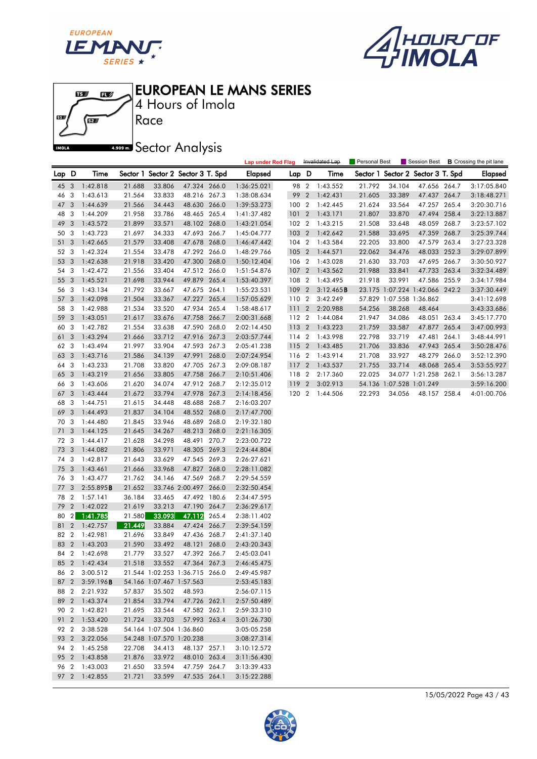# EUROPEAN LE MANS SERIES

4 Hours of Imola

Race

Sector Analysis

Lap under Red Flag | Invalidated Lap | Personal Best | Session Best | **B** Crossing the pit lane

| Lap | D | Time | Sector 1 | Sector 2 | Sector 3 | T. Spd | Elapsed |
|---|---|---|---|---|---|---|---|
| 45 | 3 | 1:42.818 | 21.688 | 33.806 | 47.324 | 266.0 | 1:36:25.021 |
| 46 | 3 | 1:43.613 | 21.564 | 33.833 | 48.216 | 267.3 | 1:38:08.634 |
| 47 | 3 | 1:44.639 | 21.566 | 34.443 | 48.630 | 266.0 | 1:39:53.273 |
| 48 | 3 | 1:44.209 | 21.958 | 33.786 | 48.465 | 265.4 | 1:41:37.482 |
| 49 | 3 | 1:43.572 | 21.899 | 33.571 | 48.102 | 268.0 | 1:43:21.054 |
| 50 | 3 | 1:43.723 | 21.697 | 34.333 | 47.693 | 266.7 | 1:45:04.777 |
| 51 | 3 | 1:42.665 | 21.579 | 33.408 | 47.678 | 268.0 | 1:46:47.442 |
| 52 | 3 | 1:42.324 | 21.554 | 33.478 | 47.292 | 266.0 | 1:48:29.766 |
| 53 | 3 | 1:42.638 | 21.918 | 33.420 | 47.300 | 268.0 | 1:50:12.404 |
| 54 | 3 | 1:42.472 | 21.556 | 33.404 | 47.512 | 266.0 | 1:51:54.876 |
| 55 | 3 | 1:45.521 | 21.698 | 33.944 | 49.879 | 265.4 | 1:53:40.397 |
| 56 | 3 | 1:43.134 | 21.792 | 33.667 | 47.675 | 264.1 | 1:55:23.531 |
| 57 | 3 | 1:42.098 | 21.504 | 33.367 | 47.227 | 265.4 | 1:57:05.629 |
| 58 | 3 | 1:42.988 | 21.534 | 33.520 | 47.934 | 265.4 | 1:58:48.617 |
| 59 | 3 | 1:43.051 | 21.617 | 33.676 | 47.758 | 266.7 | 2:00:31.668 |
| 60 | 3 | 1:42.782 | 21.554 | 33.638 | 47.590 | 268.0 | 2:02:14.450 |
| 61 | 3 | 1:43.294 | 21.666 | 33.712 | 47.916 | 267.3 | 2:03:57.744 |
| 62 | 3 | 1:43.494 | 21.997 | 33.904 | 47.593 | 267.3 | 2:05:41.238 |
| 63 | 3 | 1:43.716 | 21.586 | 34.139 | 47.991 | 268.0 | 2:07:24.954 |
| 64 | 3 | 1:43.233 | 21.708 | 33.820 | 47.705 | 267.3 | 2:09:08.187 |
| 65 | 3 | 1:43.219 | 21.656 | 33.805 | 47.758 | 266.7 | 2:10:51.406 |
| 66 | 3 | 1:43.606 | 21.620 | 34.074 | 47.912 | 268.7 | 2:12:35.012 |
| 67 | 3 | 1:43.444 | 21.672 | 33.794 | 47.978 | 267.3 | 2:14:18.456 |
| 68 | 3 | 1:44.751 | 21.615 | 34.448 | 48.688 | 268.7 | 2:16:03.207 |
| 69 | 3 | 1:44.493 | 21.837 | 34.104 | 48.552 | 268.0 | 2:17:47.700 |
| 70 | 3 | 1:44.480 | 21.845 | 33.946 | 48.689 | 268.0 | 2:19:32.180 |
| 71 | 3 | 1:44.125 | 21.645 | 34.267 | 48.213 | 268.0 | 2:21:16.305 |
| 72 | 3 | 1:44.417 | 21.628 | 34.298 | 48.491 | 270.7 | 2:23:00.722 |
| 73 | 3 | 1:44.082 | 21.806 | 33.971 | 48.305 | 269.3 | 2:24:44.804 |
| 74 | 3 | 1:42.817 | 21.643 | 33.629 | 47.545 | 269.3 | 2:26:27.621 |
| 75 | 3 | 1:43.461 | 21.666 | 33.968 | 47.827 | 268.0 | 2:28:11.082 |
| 76 | 3 | 1:43.477 | 21.762 | 34.146 | 47.569 | 268.7 | 2:29:54.559 |
| 77 | 3 | 2:55.895**B** | 21.652 | 33.746 | 2:00.497 | 266.0 | 2:32:50.454 |
| 78 | 2 | 1:57.141 | 36.184 | 33.465 | 47.492 | 180.6 | 2:34:47.595 |
| 79 | 2 | 1:42.022 | 21.619 | 33.213 | 47.190 | 264.7 | 2:36:29.617 |
| 80 | 2 | 1:41.785 | 21.580 | 33.093 | 47.112 | 265.4 | 2:38:11.402 |
| 81 | 2 | 1:42.757 | 21.449 | 33.884 | 47.424 | 266.7 | 2:39:54.159 |
| 82 | 2 | 1:42.981 | 21.696 | 33.849 | 47.436 | 268.7 | 2:41:37.140 |
| 83 | 2 | 1:43.203 | 21.590 | 33.492 | 48.121 | 268.0 | 2:43:20.343 |
| 84 | 2 | 1:42.698 | 21.779 | 33.527 | 47.392 | 266.7 | 2:45:03.041 |
| 85 | 2 | 1:42.434 | 21.518 | 33.552 | 47.364 | 267.3 | 2:46:45.475 |
| 86 | 2 | 3:00.512 | 21.544 | 1:02.253 | 1:36.715 | 266.0 | 2:49:45.987 |
| 87 | 2 | 3:59.196**B** | 54.166 | 1:07.467 | 1:57.563 | | 2:53:45.183 |
| 88 | 2 | 2:21.932 | 57.837 | 35.502 | 48.593 | | 2:56:07.115 |
| 89 | 2 | 1:43.374 | 21.854 | 33.794 | 47.726 | 262.1 | 2:57:50.489 |
| 90 | 2 | 1:42.821 | 21.695 | 33.544 | 47.582 | 262.1 | 2:59:33.310 |
| 91 | 2 | 1:53.420 | 21.724 | 33.703 | 57.993 | 263.4 | 3:01:26.730 |
| 92 | 2 | 3:38.528 | 54.164 | 1:07.504 | 1:36.860 | | 3:05:05.258 |
| 93 | 2 | 3:22.056 | 54.248 | 1:07.570 | 1:20.238 | | 3:08:27.314 |
| 94 | 2 | 1:45.258 | 22.708 | 34.413 | 48.137 | 257.1 | 3:10:12.572 |
| 95 | 2 | 1:43.858 | 21.876 | 33.972 | 48.010 | 263.4 | 3:11:56.430 |
| 96 | 2 | 1:43.003 | 21.650 | 33.594 | 47.759 | 264.7 | 3:13:39.433 |
| 97 | 2 | 1:42.855 | 21.721 | 33.599 | 47.535 | 264.1 | 3:15:22.288 |
| 98 | 2 | 1:43.552 | 21.792 | 34.104 | 47.656 | 264.7 | 3:17:05.840 |
| 99 | 2 | 1:42.431 | 21.605 | 33.389 | 47.437 | 264.7 | 3:18:48.271 |
| 100 | 2 | 1:42.445 | 21.624 | 33.564 | 47.257 | 265.4 | 3:20:30.716 |
| 101 | 2 | 1:43.171 | 21.807 | 33.870 | 47.494 | 258.4 | 3:22:13.887 |
| 102 | 2 | 1:43.215 | 21.508 | 33.648 | 48.059 | 268.7 | 3:23:57.102 |
| 103 | 2 | 1:42.642 | 21.588 | 33.695 | 47.359 | 268.7 | 3:25:39.744 |
| 104 | 2 | 1:43.584 | 22.205 | 33.800 | 47.579 | 263.4 | 3:27:23.328 |
| 105 | 2 | 1:44.571 | 22.062 | 34.476 | 48.033 | 252.3 | 3:29:07.899 |
| 106 | 2 | 1:43.028 | 21.630 | 33.703 | 47.695 | 266.7 | 3:30:50.927 |
| 107 | 2 | 1:43.562 | 21.988 | 33.841 | 47.733 | 263.4 | 3:32:34.489 |
| 108 | 2 | 1:43.495 | 21.918 | 33.991 | 47.586 | 255.9 | 3:34:17.984 |
| 109 | 2 | 3:12.465**B** | 23.175 | 1:07.224 | 1:42.066 | 242.2 | 3:37:30.449 |
| 110 | 2 | 3:42.249 | 57.829 | 1:07.558 | 1:36.862 | | 3:41:12.698 |
| 111 | 2 | 2:20.988 | 54.256 | 38.268 | 48.464 | | 3:43:33.686 |
| 112 | 2 | 1:44.084 | 21.947 | 34.086 | 48.051 | 263.4 | 3:45:17.770 |
| 113 | 2 | 1:43.223 | 21.759 | 33.587 | 47.877 | 265.4 | 3:47:00.993 |
| 114 | 2 | 1:43.998 | 22.798 | 33.719 | 47.481 | 264.1 | 3:48:44.991 |
| 115 | 2 | 1:43.485 | 21.706 | 33.836 | 47.943 | 265.4 | 3:50:28.476 |
| 116 | 2 | 1:43.914 | 21.708 | 33.927 | 48.279 | 266.0 | 3:52:12.390 |
| 117 | 2 | 1:43.537 | 21.755 | 33.714 | 48.068 | 265.4 | 3:53:55.927 |
| 118 | 2 | 2:17.360 | 22.025 | 34.077 | 1:21.258 | 262.1 | 3:56:13.287 |
| 119 | 2 | 3:02.913 | 54.136 | 1:07.528 | 1:01.249 | | 3:59:16.200 |
| 120 | 2 | 1:44.506 | 22.293 | 34.056 | 48.157 | 258.4 | 4:01:00.706 |

15/05/2022